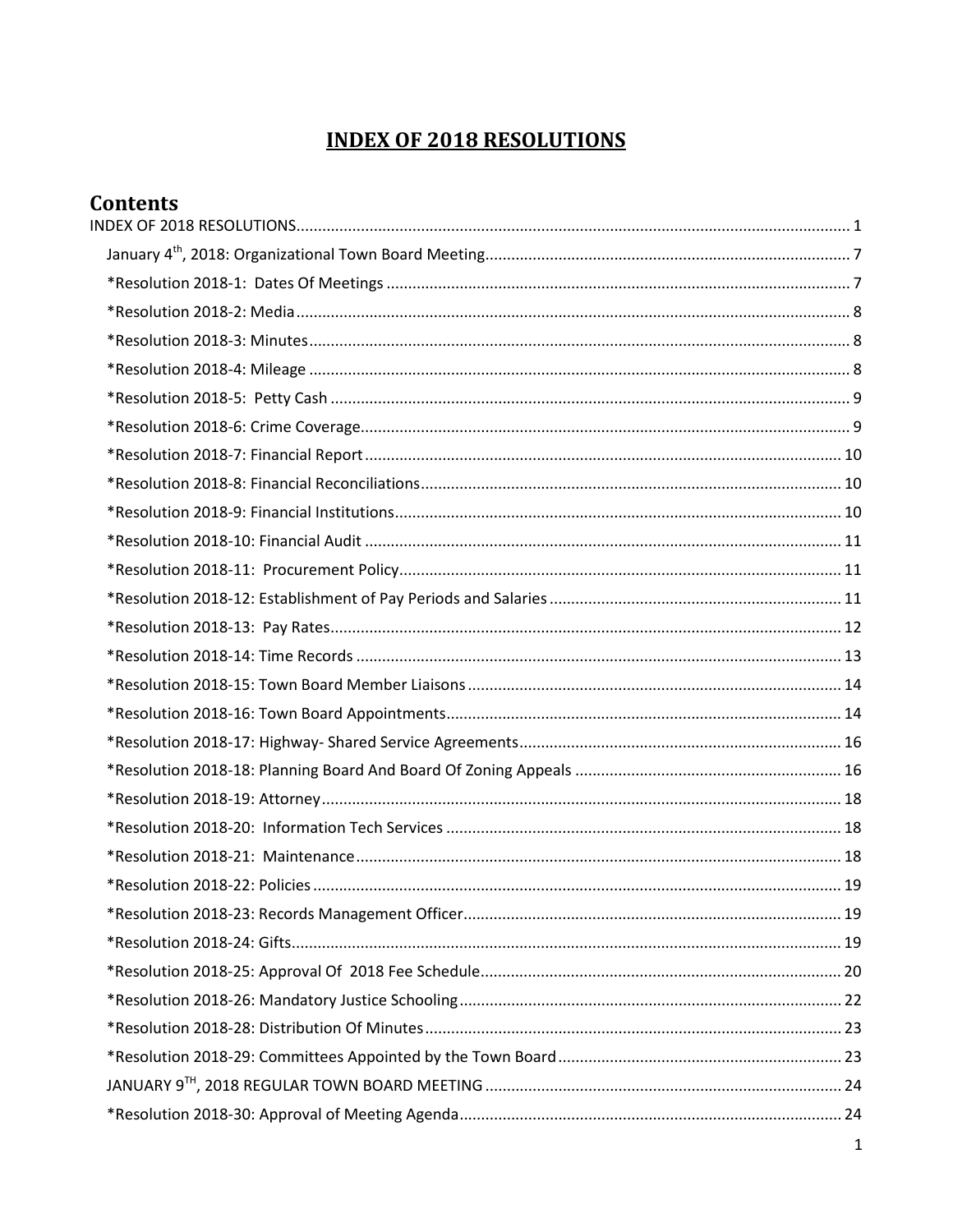# INDEX OF 2018 RESOLUTIONS

## Contents

INDEX OF 2018 RESOLUTIONS ........ 1

- January 4th, 2018: Organizational Town Board Meeting ........ 7
- *Resolution 2018-1: Dates Of Meetings ........ 7
- *Resolution 2018-2: Media ........ 8
- *Resolution 2018-3: Minutes ........ 8
- *Resolution 2018-4: Mileage ........ 8
- *Resolution 2018-5: Petty Cash ........ 9
- *Resolution 2018-6: Crime Coverage ........ 9
- *Resolution 2018-7: Financial Report ........ 10
- *Resolution 2018-8: Financial Reconciliations ........ 10
- *Resolution 2018-9: Financial Institutions ........ 10
- *Resolution 2018-10: Financial Audit ........ 11
- *Resolution 2018-11: Procurement Policy ........ 11
- *Resolution 2018-12: Establishment of Pay Periods and Salaries ........ 11
- *Resolution 2018-13: Pay Rates ........ 12
- *Resolution 2018-14: Time Records ........ 13
- *Resolution 2018-15: Town Board Member Liaisons ........ 14
- *Resolution 2018-16: Town Board Appointments ........ 14
- *Resolution 2018-17: Highway- Shared Service Agreements ........ 16
- *Resolution 2018-18: Planning Board And Board Of Zoning Appeals ........ 16
- *Resolution 2018-19: Attorney ........ 18
- *Resolution 2018-20: Information Tech Services ........ 18
- *Resolution 2018-21: Maintenance ........ 18
- *Resolution 2018-22: Policies ........ 19
- *Resolution 2018-23: Records Management Officer ........ 19
- *Resolution 2018-24: Gifts ........ 19
- *Resolution 2018-25: Approval Of 2018 Fee Schedule ........ 20
- *Resolution 2018-26: Mandatory Justice Schooling ........ 22
- *Resolution 2018-28: Distribution Of Minutes ........ 23
- *Resolution 2018-29: Committees Appointed by the Town Board ........ 23
- JANUARY 9TH, 2018 REGULAR TOWN BOARD MEETING ........ 24
- *Resolution 2018-30: Approval of Meeting Agenda ........ 24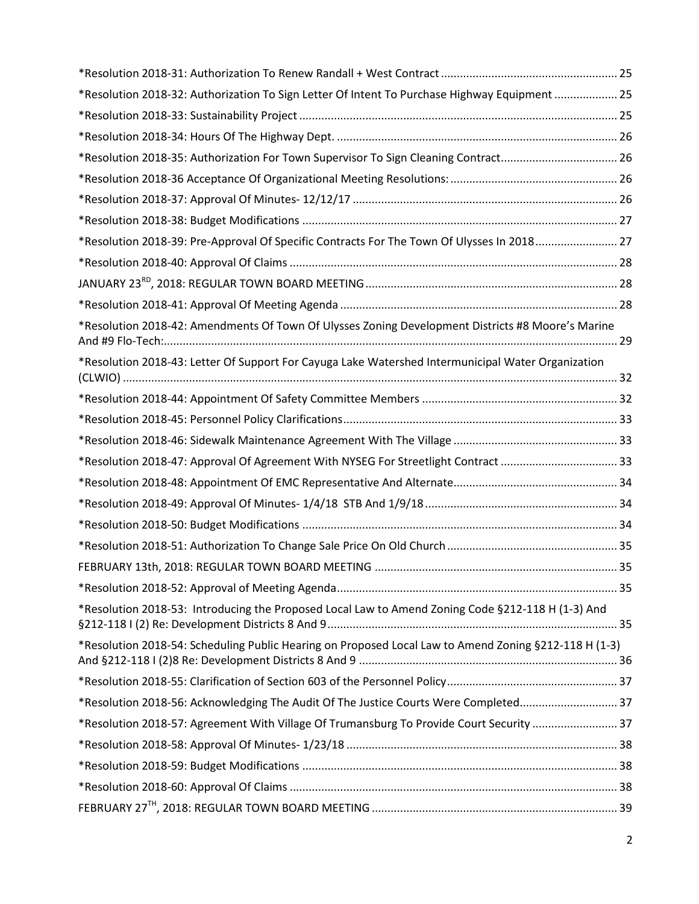*Resolution 2018-31: Authorization To Renew Randall + West Contract ........................................................ 25

*Resolution 2018-32: Authorization To Sign Letter Of Intent To Purchase Highway Equipment .................... 25

*Resolution 2018-33: Sustainability Project .................................................................................................... 25

*Resolution 2018-34: Hours Of The Highway Dept. ........................................................................................ 26

*Resolution 2018-35: Authorization For Town Supervisor To Sign Cleaning Contract..................................... 26

*Resolution 2018-36 Acceptance Of Organizational Meeting Resolutions: .................................................... 26

*Resolution 2018-37: Approval Of Minutes- 12/12/17 ................................................................................... 26

*Resolution 2018-38: Budget Modifications ................................................................................................... 27

*Resolution 2018-39: Pre-Approval Of Specific Contracts For The Town Of Ulysses In 2018.......................... 27

*Resolution 2018-40: Approval Of Claims ....................................................................................................... 28

JANUARY 23RD, 2018: REGULAR TOWN BOARD MEETING ............................................................................... 28

*Resolution 2018-41: Approval Of Meeting Agenda ....................................................................................... 28

*Resolution 2018-42: Amendments Of Town Of Ulysses Zoning Development Districts #8 Moore's Marine And #9 Flo-Tech:............................................................................................................................................ 29

*Resolution 2018-43: Letter Of Support For Cayuga Lake Watershed Intermunicipal Water Organization (CLWIO) .......................................................................................................................................................... 32

*Resolution 2018-44: Appointment Of Safety Committee Members ............................................................. 32

*Resolution 2018-45: Personnel Policy Clarifications...................................................................................... 33

*Resolution 2018-46: Sidewalk Maintenance Agreement With The Village ................................................... 33

*Resolution 2018-47: Approval Of Agreement With NYSEG For Streetlight Contract ..................................... 33

*Resolution 2018-48: Appointment Of EMC Representative And Alternate................................................... 34

*Resolution 2018-49: Approval Of Minutes- 1/4/18 STB And 1/9/18 ............................................................ 34

*Resolution 2018-50: Budget Modifications ................................................................................................... 34

*Resolution 2018-51: Authorization To Change Sale Price On Old Church ...................................................... 35

FEBRUARY 13th, 2018: REGULAR TOWN BOARD MEETING ............................................................................ 35

*Resolution 2018-52: Approval of Meeting Agenda......................................................................................... 35

*Resolution 2018-53: Introducing the Proposed Local Law to Amend Zoning Code §212-118 H (1-3) And §212-118 I (2) Re: Development Districts 8 And 9............................................................................................ 35

*Resolution 2018-54: Scheduling Public Hearing on Proposed Local Law to Amend Zoning §212-118 H (1-3) And §212-118 I (2)8 Re: Development Districts 8 And 9 ................................................................................. 36

*Resolution 2018-55: Clarification of Section 603 of the Personnel Policy...................................................... 37

*Resolution 2018-56: Acknowledging The Audit Of The Justice Courts Were Completed............................... 37

*Resolution 2018-57: Agreement With Village Of Trumansburg To Provide Court Security ........................... 37

*Resolution 2018-58: Approval Of Minutes- 1/23/18 ..................................................................................... 38

*Resolution 2018-59: Budget Modifications ................................................................................................... 38

*Resolution 2018-60: Approval Of Claims ....................................................................................................... 38

FEBRUARY 27TH, 2018: REGULAR TOWN BOARD MEETING ............................................................................. 39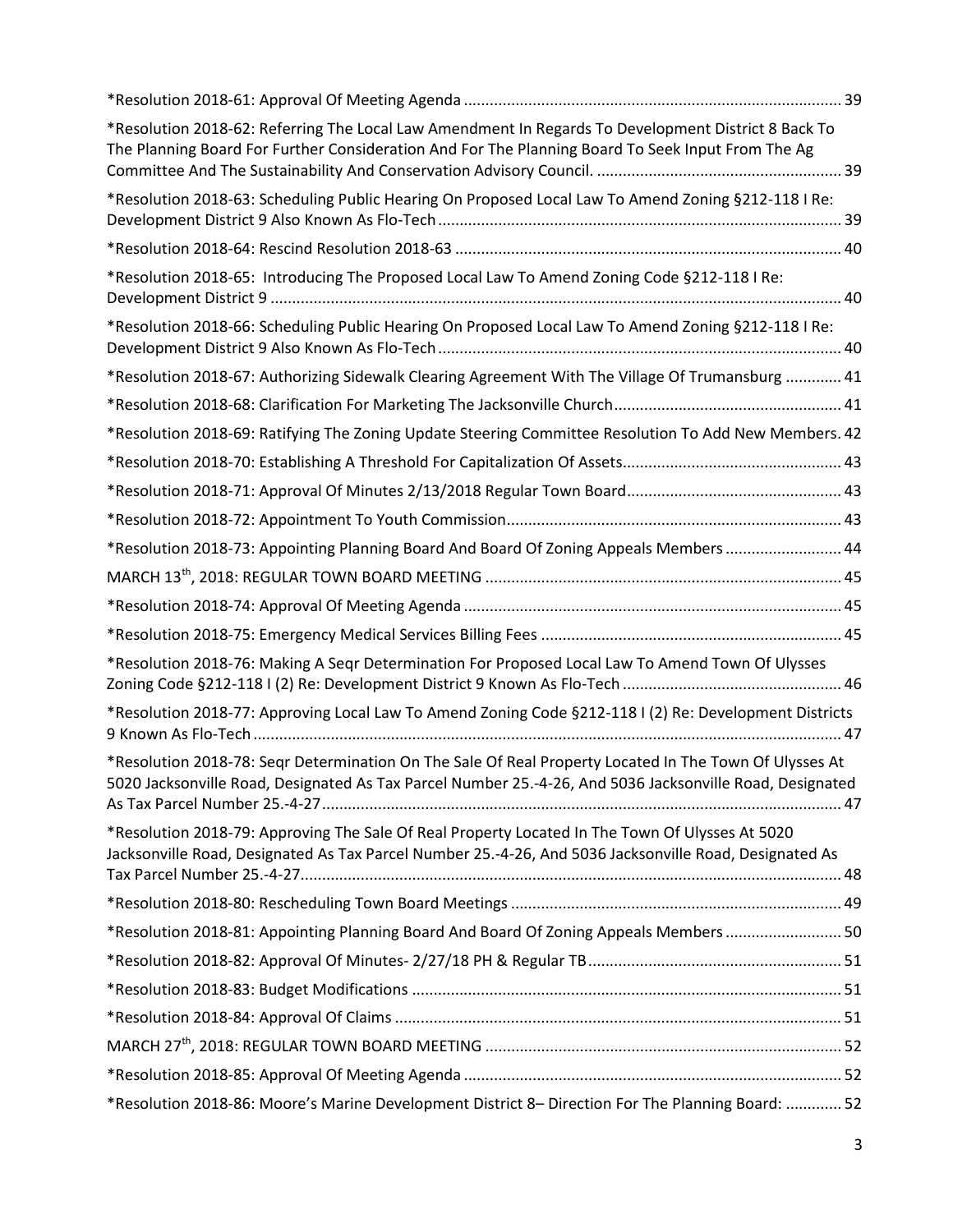*Resolution 2018-61: Approval Of Meeting Agenda ........................................................................................ 39

*Resolution 2018-62: Referring The Local Law Amendment In Regards To Development District 8 Back To The Planning Board For Further Consideration And For The Planning Board To Seek Input From The Ag Committee And The Sustainability And Conservation Advisory Council. ......................................................... 39

*Resolution 2018-63: Scheduling Public Hearing On Proposed Local Law To Amend Zoning §212-118 I Re: Development District 9 Also Known As Flo-Tech ............................................................................................ 39

*Resolution 2018-64: Rescind Resolution 2018-63 ......................................................................................... 40

*Resolution 2018-65: Introducing The Proposed Local Law To Amend Zoning Code §212-118 I Re: Development District 9 ................................................................................................................................... 40

*Resolution 2018-66: Scheduling Public Hearing On Proposed Local Law To Amend Zoning §212-118 I Re: Development District 9 Also Known As Flo-Tech ............................................................................................ 40

*Resolution 2018-67: Authorizing Sidewalk Clearing Agreement With The Village Of Trumansburg ............. 41

*Resolution 2018-68: Clarification For Marketing The Jacksonville Church..................................................... 41

*Resolution 2018-69: Ratifying The Zoning Update Steering Committee Resolution To Add New Members. 42

*Resolution 2018-70: Establishing A Threshold For Capitalization Of Assets.................................................. 43

*Resolution 2018-71: Approval Of Minutes 2/13/2018 Regular Town Board.................................................. 43

*Resolution 2018-72: Appointment To Youth Commission............................................................................. 43

*Resolution 2018-73: Appointing Planning Board And Board Of Zoning Appeals Members ........................... 44

MARCH 13th, 2018: REGULAR TOWN BOARD MEETING .................................................................................. 45

*Resolution 2018-74: Approval Of Meeting Agenda ....................................................................................... 45

*Resolution 2018-75: Emergency Medical Services Billing Fees ..................................................................... 45

*Resolution 2018-76: Making A Seqr Determination For Proposed Local Law To Amend Town Of Ulysses Zoning Code §212-118 I (2) Re: Development District 9 Known As Flo-Tech .................................................. 46

*Resolution 2018-77: Approving Local Law To Amend Zoning Code §212-118 I (2) Re: Development Districts 9 Known As Flo-Tech ....................................................................................................................................... 47

*Resolution 2018-78: Seqr Determination On The Sale Of Real Property Located In The Town Of Ulysses At 5020 Jacksonville Road, Designated As Tax Parcel Number 25.-4-26, And 5036 Jacksonville Road, Designated As Tax Parcel Number 25.-4-27....................................................................................................................... 47

*Resolution 2018-79: Approving The Sale Of Real Property Located In The Town Of Ulysses At 5020 Jacksonville Road, Designated As Tax Parcel Number 25.-4-26, And 5036 Jacksonville Road, Designated As Tax Parcel Number 25.-4-27............................................................................................................................ 48

*Resolution 2018-80: Rescheduling Town Board Meetings ............................................................................ 49

*Resolution 2018-81: Appointing Planning Board And Board Of Zoning Appeals Members ........................... 50

*Resolution 2018-82: Approval Of Minutes- 2/27/18 PH & Regular TB........................................................... 51

*Resolution 2018-83: Budget Modifications ................................................................................................... 51

*Resolution 2018-84: Approval Of Claims ....................................................................................................... 51

MARCH 27th, 2018: REGULAR TOWN BOARD MEETING .................................................................................. 52

*Resolution 2018-85: Approval Of Meeting Agenda ....................................................................................... 52

*Resolution 2018-86: Moore's Marine Development District 8– Direction For The Planning Board: ............. 52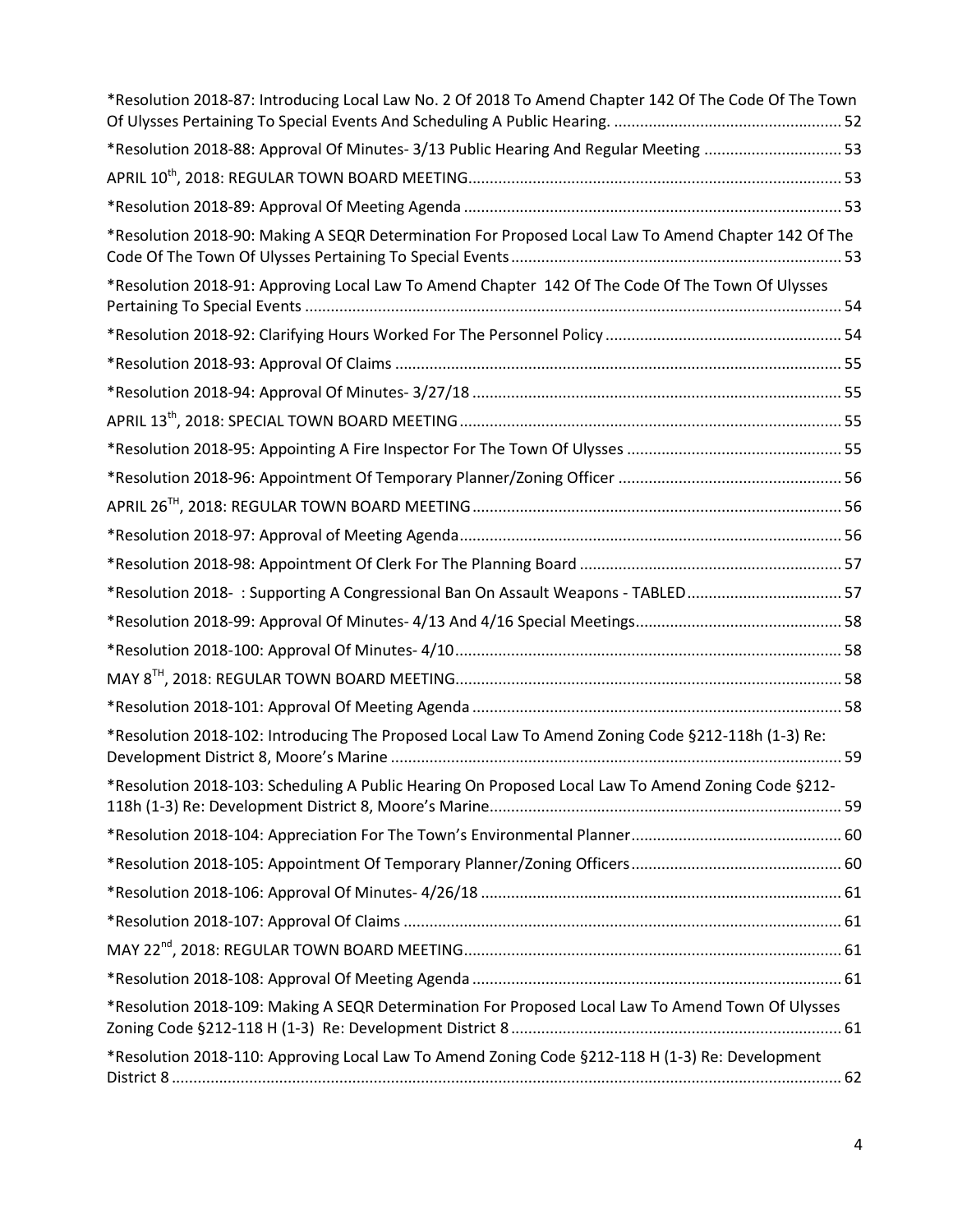*Resolution 2018-87: Introducing Local Law No. 2 Of 2018 To Amend Chapter 142 Of The Code Of The Town Of Ulysses Pertaining To Special Events And Scheduling A Public Hearing. .................................................... 52

*Resolution 2018-88: Approval Of Minutes- 3/13 Public Hearing And Regular Meeting ............................... 53

APRIL 10th, 2018: REGULAR TOWN BOARD MEETING...................................................................................... 53

*Resolution 2018-89: Approval Of Meeting Agenda ....................................................................................... 53

*Resolution 2018-90: Making A SEQR Determination For Proposed Local Law To Amend Chapter 142 Of The Code Of The Town Of Ulysses Pertaining To Special Events ............................................................................ 53

*Resolution 2018-91: Approving Local Law To Amend Chapter 142 Of The Code Of The Town Of Ulysses Pertaining To Special Events ............................................................................................................................ 54

*Resolution 2018-92: Clarifying Hours Worked For The Personnel Policy ...................................................... 54

*Resolution 2018-93: Approval Of Claims ....................................................................................................... 55

*Resolution 2018-94: Approval Of Minutes- 3/27/18 ..................................................................................... 55

APRIL 13th, 2018: SPECIAL TOWN BOARD MEETING ......................................................................................... 55

*Resolution 2018-95: Appointing A Fire Inspector For The Town Of Ulysses .................................................. 55

*Resolution 2018-96: Appointment Of Temporary Planner/Zoning Officer .................................................... 56

APRIL 26TH, 2018: REGULAR TOWN BOARD MEETING ..................................................................................... 56

*Resolution 2018-97: Approval of Meeting Agenda ......................................................................................... 56

*Resolution 2018-98: Appointment Of Clerk For The Planning Board ............................................................. 57

*Resolution 2018- : Supporting A Congressional Ban On Assault Weapons - TABLED.................................... 57

*Resolution 2018-99: Approval Of Minutes- 4/13 And 4/16 Special Meetings................................................ 58

*Resolution 2018-100: Approval Of Minutes- 4/10......................................................................................... 58

MAY 8TH, 2018: REGULAR TOWN BOARD MEETING......................................................................................... 58

*Resolution 2018-101: Approval Of Meeting Agenda ..................................................................................... 58

*Resolution 2018-102: Introducing The Proposed Local Law To Amend Zoning Code §212-118h (1-3) Re: Development District 8, Moore's Marine ........................................................................................................ 59

*Resolution 2018-103: Scheduling A Public Hearing On Proposed Local Law To Amend Zoning Code §212-118h (1-3) Re: Development District 8, Moore's Marine.................................................................................. 59

*Resolution 2018-104: Appreciation For The Town's Environmental Planner................................................. 60

*Resolution 2018-105: Appointment Of Temporary Planner/Zoning Officers................................................. 60

*Resolution 2018-106: Approval Of Minutes- 4/26/18 .................................................................................... 61

*Resolution 2018-107: Approval Of Claims ..................................................................................................... 61

MAY 22nd, 2018: REGULAR TOWN BOARD MEETING........................................................................................ 61

*Resolution 2018-108: Approval Of Meeting Agenda ..................................................................................... 61

*Resolution 2018-109: Making A SEQR Determination For Proposed Local Law To Amend Town Of Ulysses Zoning Code §212-118 H (1-3) Re: Development District 8 ............................................................................. 61

*Resolution 2018-110: Approving Local Law To Amend Zoning Code §212-118 H (1-3) Re: Development District 8 ........................................................................................................................................................... 62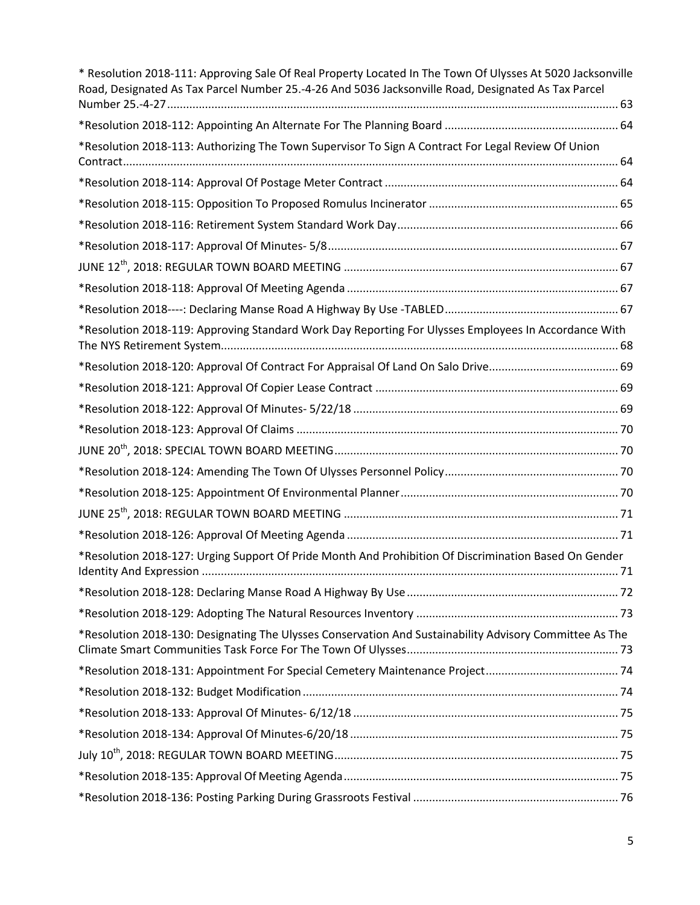* Resolution 2018-111: Approving Sale Of Real Property Located In The Town Of Ulysses At 5020 Jacksonville Road, Designated As Tax Parcel Number 25.-4-26 And 5036 Jacksonville Road, Designated As Tax Parcel Number 25.-4-27 ........ 63

*Resolution 2018-112: Appointing An Alternate For The Planning Board ........ 64

*Resolution 2018-113: Authorizing The Town Supervisor To Sign A Contract For Legal Review Of Union Contract ........ 64

*Resolution 2018-114: Approval Of Postage Meter Contract ........ 64

*Resolution 2018-115: Opposition To Proposed Romulus Incinerator ........ 65

*Resolution 2018-116: Retirement System Standard Work Day ........ 66

*Resolution 2018-117: Approval Of Minutes- 5/8 ........ 67

JUNE 12th, 2018: REGULAR TOWN BOARD MEETING ........ 67

*Resolution 2018-118: Approval Of Meeting Agenda ........ 67

*Resolution 2018----: Declaring Manse Road A Highway By Use -TABLED ........ 67

*Resolution 2018-119: Approving Standard Work Day Reporting For Ulysses Employees In Accordance With The NYS Retirement System ........ 68

*Resolution 2018-120: Approval Of Contract For Appraisal Of Land On Salo Drive ........ 69

*Resolution 2018-121: Approval Of Copier Lease Contract ........ 69

*Resolution 2018-122: Approval Of Minutes- 5/22/18 ........ 69

*Resolution 2018-123: Approval Of Claims ........ 70

JUNE 20th, 2018: SPECIAL TOWN BOARD MEETING ........ 70

*Resolution 2018-124: Amending The Town Of Ulysses Personnel Policy ........ 70

*Resolution 2018-125: Appointment Of Environmental Planner ........ 70

JUNE 25th, 2018: REGULAR TOWN BOARD MEETING ........ 71

*Resolution 2018-126: Approval Of Meeting Agenda ........ 71

*Resolution 2018-127: Urging Support Of Pride Month And Prohibition Of Discrimination Based On Gender Identity And Expression ........ 71

*Resolution 2018-128: Declaring Manse Road A Highway By Use ........ 72

*Resolution 2018-129: Adopting The Natural Resources Inventory ........ 73

*Resolution 2018-130: Designating The Ulysses Conservation And Sustainability Advisory Committee As The Climate Smart Communities Task Force For The Town Of Ulysses ........ 73

*Resolution 2018-131: Appointment For Special Cemetery Maintenance Project ........ 74

*Resolution 2018-132: Budget Modification ........ 74

*Resolution 2018-133: Approval Of Minutes- 6/12/18 ........ 75

*Resolution 2018-134: Approval Of Minutes-6/20/18 ........ 75

July 10th, 2018: REGULAR TOWN BOARD MEETING ........ 75

*Resolution 2018-135: Approval Of Meeting Agenda ........ 75

*Resolution 2018-136: Posting Parking During Grassroots Festival ........ 76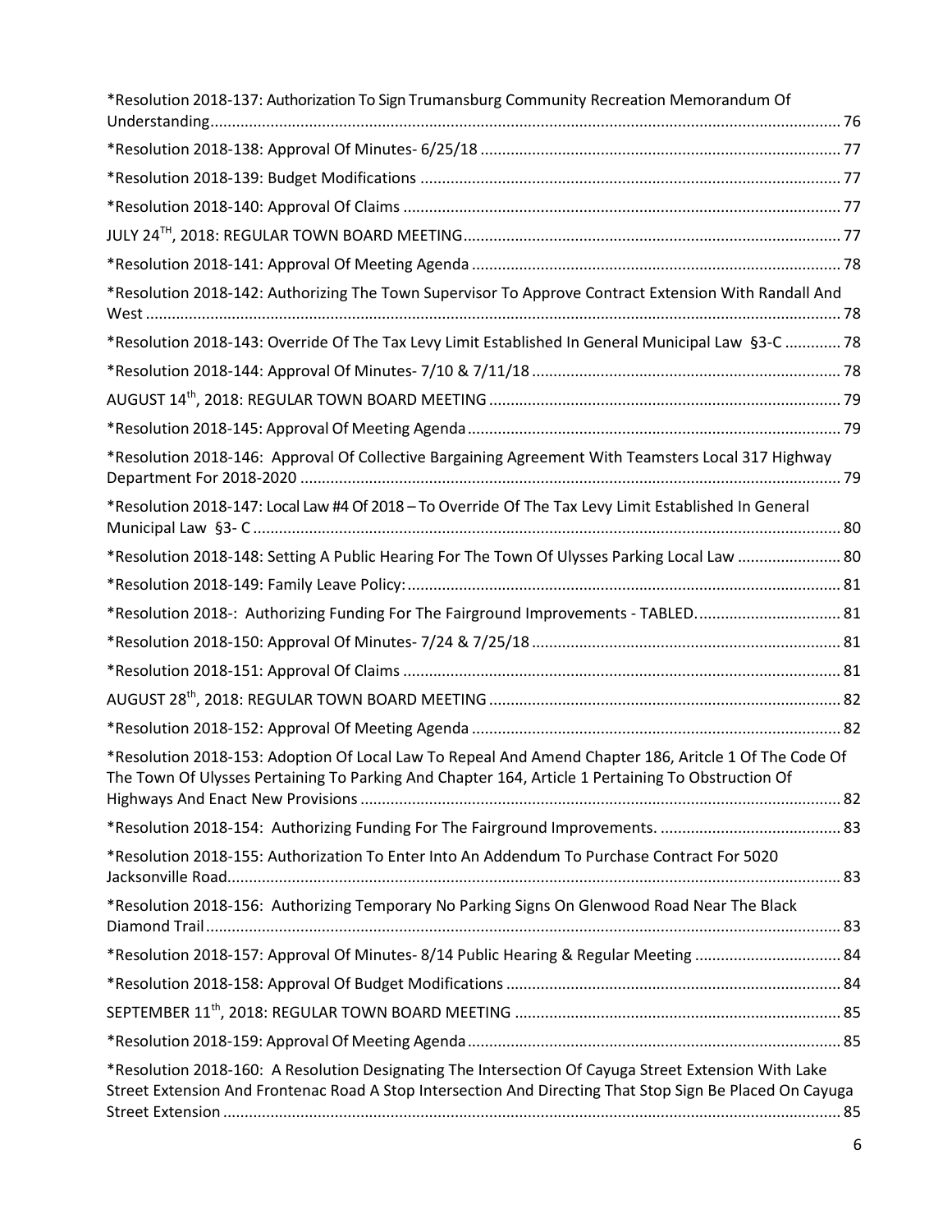*Resolution 2018-137: Authorization To Sign Trumansburg Community Recreation Memorandum Of Understanding ........ 76

*Resolution 2018-138: Approval Of Minutes- 6/25/18 ........ 77

*Resolution 2018-139: Budget Modifications ........ 77

*Resolution 2018-140: Approval Of Claims ........ 77

JULY 24TH, 2018: REGULAR TOWN BOARD MEETING ........ 77

*Resolution 2018-141: Approval Of Meeting Agenda ........ 78

*Resolution 2018-142: Authorizing The Town Supervisor To Approve Contract Extension With Randall And West ........ 78

*Resolution 2018-143: Override Of The Tax Levy Limit Established In General Municipal Law §3-C ........ 78

*Resolution 2018-144: Approval Of Minutes- 7/10 & 7/11/18 ........ 78

AUGUST 14th, 2018: REGULAR TOWN BOARD MEETING ........ 79

*Resolution 2018-145: Approval Of Meeting Agenda ........ 79

*Resolution 2018-146: Approval Of Collective Bargaining Agreement With Teamsters Local 317 Highway Department For 2018-2020 ........ 79

*Resolution 2018-147: Local Law #4 Of 2018 – To Override Of The Tax Levy Limit Established In General Municipal Law §3- C ........ 80

*Resolution 2018-148: Setting A Public Hearing For The Town Of Ulysses Parking Local Law ........ 80

*Resolution 2018-149: Family Leave Policy: ........ 81

*Resolution 2018-: Authorizing Funding For The Fairground Improvements - TABLED. ........ 81

*Resolution 2018-150: Approval Of Minutes- 7/24 & 7/25/18 ........ 81

*Resolution 2018-151: Approval Of Claims ........ 81

AUGUST 28th, 2018: REGULAR TOWN BOARD MEETING ........ 82

*Resolution 2018-152: Approval Of Meeting Agenda ........ 82

*Resolution 2018-153: Adoption Of Local Law To Repeal And Amend Chapter 186, Aritcle 1 Of The Code Of The Town Of Ulysses Pertaining To Parking And Chapter 164, Article 1 Pertaining To Obstruction Of Highways And Enact New Provisions ........ 82

*Resolution 2018-154: Authorizing Funding For The Fairground Improvements. ........ 83

*Resolution 2018-155: Authorization To Enter Into An Addendum To Purchase Contract For 5020 Jacksonville Road ........ 83

*Resolution 2018-156: Authorizing Temporary No Parking Signs On Glenwood Road Near The Black Diamond Trail ........ 83

*Resolution 2018-157: Approval Of Minutes- 8/14 Public Hearing & Regular Meeting ........ 84

*Resolution 2018-158: Approval Of Budget Modifications ........ 84

SEPTEMBER 11th, 2018: REGULAR TOWN BOARD MEETING ........ 85

*Resolution 2018-159: Approval Of Meeting Agenda ........ 85

*Resolution 2018-160: A Resolution Designating The Intersection Of Cayuga Street Extension With Lake Street Extension And Frontenac Road A Stop Intersection And Directing That Stop Sign Be Placed On Cayuga Street Extension ........ 85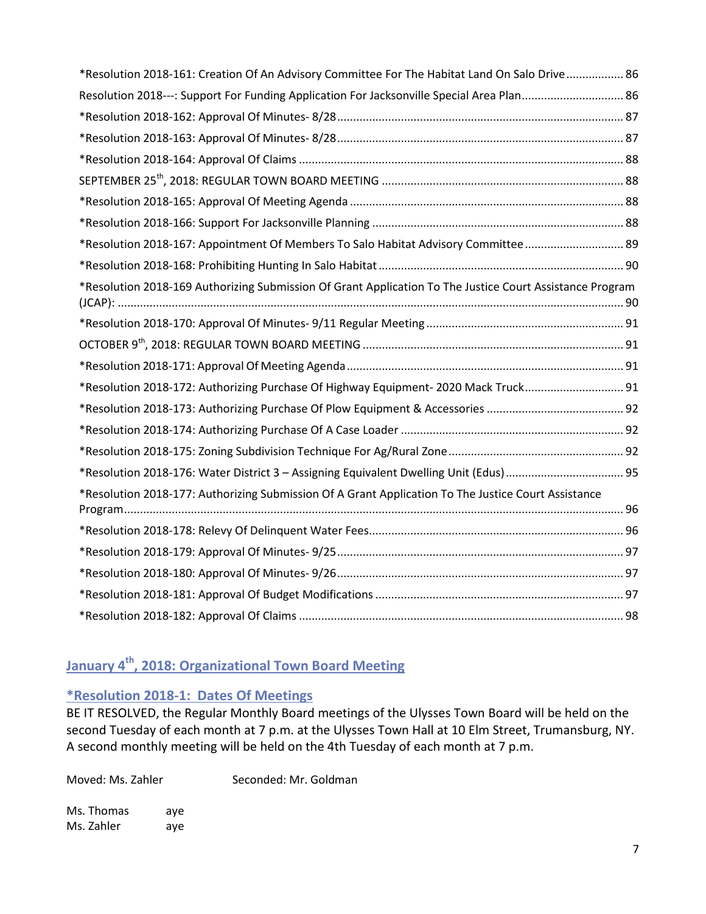*Resolution 2018-161: Creation Of An Advisory Committee For The Habitat Land On Salo Drive .................. 86
Resolution 2018---: Support For Funding Application For Jacksonville Special Area Plan ................................ 86
*Resolution 2018-162: Approval Of Minutes- 8/28 ......................................................................................... 87
*Resolution 2018-163: Approval Of Minutes- 8/28 ......................................................................................... 87
*Resolution 2018-164: Approval Of Claims ..................................................................................................... 88
SEPTEMBER 25th, 2018: REGULAR TOWN BOARD MEETING ........................................................................... 88
*Resolution 2018-165: Approval Of Meeting Agenda ..................................................................................... 88
*Resolution 2018-166: Support For Jacksonville Planning .............................................................................. 88
*Resolution 2018-167: Appointment Of Members To Salo Habitat Advisory Committee ............................... 89
*Resolution 2018-168: Prohibiting Hunting In Salo Habitat ............................................................................ 90
*Resolution 2018-169 Authorizing Submission Of Grant Application To The Justice Court Assistance Program (JCAP): ............................................................................................................................................. 90
*Resolution 2018-170: Approval Of Minutes- 9/11 Regular Meeting ............................................................. 91
OCTOBER 9th, 2018: REGULAR TOWN BOARD MEETING ................................................................................. 91
*Resolution 2018-171: Approval Of Meeting Agenda ...................................................................................... 91
*Resolution 2018-172: Authorizing Purchase Of Highway Equipment- 2020 Mack Truck ............................... 91
*Resolution 2018-173: Authorizing Purchase Of Plow Equipment & Accessories ........................................... 92
*Resolution 2018-174: Authorizing Purchase Of A Case Loader ..................................................................... 92
*Resolution 2018-175: Zoning Subdivision Technique For Ag/Rural Zone ...................................................... 92
*Resolution 2018-176: Water District 3 – Assigning Equivalent Dwelling Unit (Edus) ..................................... 95
*Resolution 2018-177: Authorizing Submission Of A Grant Application To The Justice Court Assistance Program ........................................................................................................................................... 96
*Resolution 2018-178: Relevy Of Delinquent Water Fees ............................................................................... 96
*Resolution 2018-179: Approval Of Minutes- 9/25 ......................................................................................... 97
*Resolution 2018-180: Approval Of Minutes- 9/26 ......................................................................................... 97
*Resolution 2018-181: Approval Of Budget Modifications ............................................................................. 97
*Resolution 2018-182: Approval Of Claims ..................................................................................................... 98

## January 4th, 2018: Organizational Town Board Meeting

### *Resolution 2018-1: Dates Of Meetings

BE IT RESOLVED, the Regular Monthly Board meetings of the Ulysses Town Board will be held on the second Tuesday of each month at 7 p.m. at the Ulysses Town Hall at 10 Elm Street, Trumansburg, NY. A second monthly meeting will be held on the 4th Tuesday of each month at 7 p.m.

Moved: Ms. Zahler Seconded: Mr. Goldman

Ms. Thomas aye
Ms. Zahler aye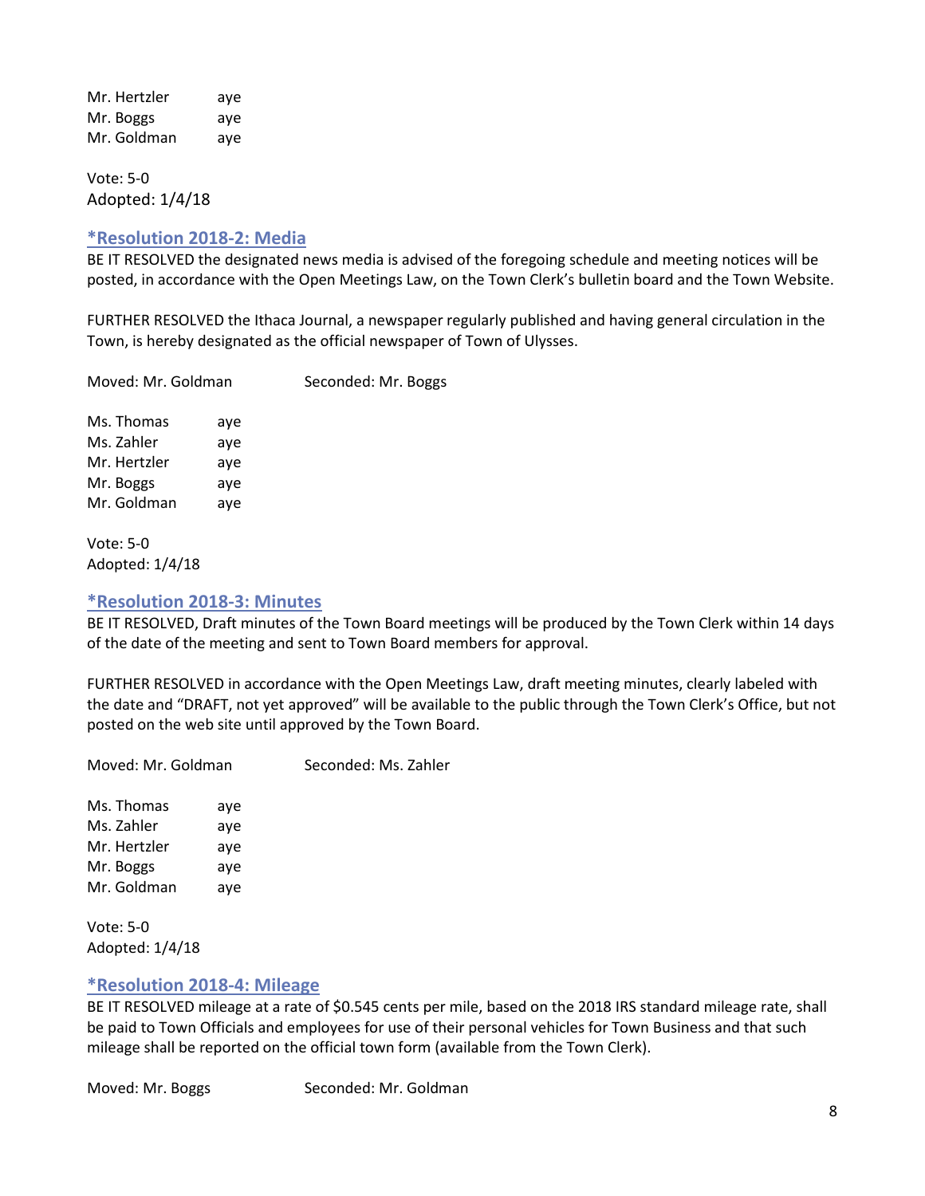Mr. Hertzler aye
Mr. Boggs aye
Mr. Goldman aye

Vote: 5-0
Adopted: 1/4/18

### *Resolution 2018-2: Media

BE IT RESOLVED the designated news media is advised of the foregoing schedule and meeting notices will be posted, in accordance with the Open Meetings Law, on the Town Clerk's bulletin board and the Town Website.

FURTHER RESOLVED the Ithaca Journal, a newspaper regularly published and having general circulation in the Town, is hereby designated as the official newspaper of Town of Ulysses.

Moved: Mr. Goldman Seconded: Mr. Boggs

Ms. Thomas aye
Ms. Zahler aye
Mr. Hertzler aye
Mr. Boggs aye
Mr. Goldman aye

Vote: 5-0
Adopted: 1/4/18

### *Resolution 2018-3: Minutes

BE IT RESOLVED, Draft minutes of the Town Board meetings will be produced by the Town Clerk within 14 days of the date of the meeting and sent to Town Board members for approval.

FURTHER RESOLVED in accordance with the Open Meetings Law, draft meeting minutes, clearly labeled with the date and "DRAFT, not yet approved" will be available to the public through the Town Clerk's Office, but not posted on the web site until approved by the Town Board.

Moved: Mr. Goldman Seconded: Ms. Zahler

Ms. Thomas aye
Ms. Zahler aye
Mr. Hertzler aye
Mr. Boggs aye
Mr. Goldman aye

Vote: 5-0
Adopted: 1/4/18

### *Resolution 2018-4: Mileage

BE IT RESOLVED mileage at a rate of $0.545 cents per mile, based on the 2018 IRS standard mileage rate, shall be paid to Town Officials and employees for use of their personal vehicles for Town Business and that such mileage shall be reported on the official town form (available from the Town Clerk).

Moved: Mr. Boggs Seconded: Mr. Goldman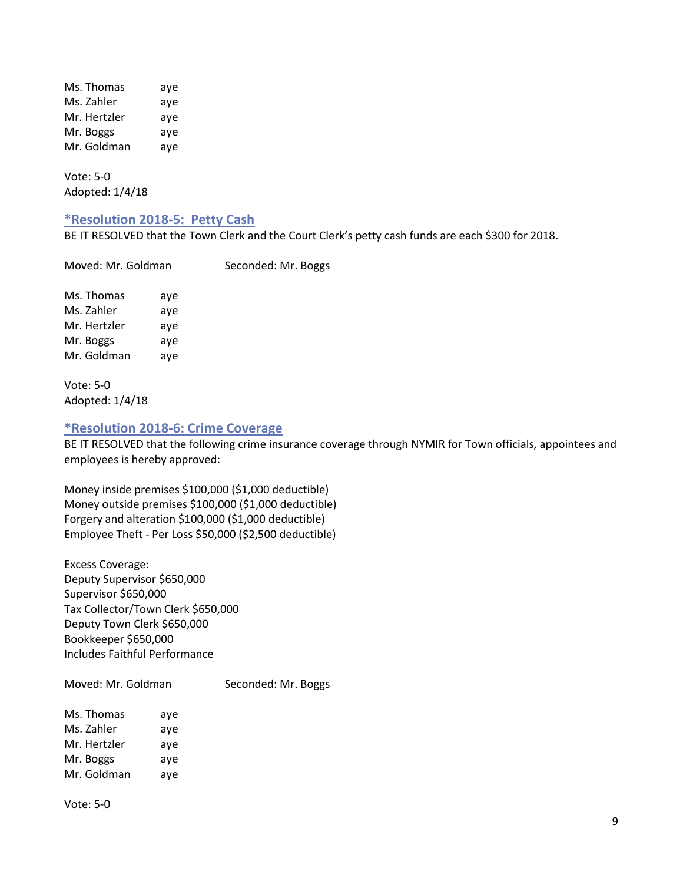Ms. Thomas aye
Ms. Zahler aye
Mr. Hertzler aye
Mr. Boggs aye
Mr. Goldman aye

Vote: 5-0
Adopted: 1/4/18

### *Resolution 2018-5: Petty Cash

BE IT RESOLVED that the Town Clerk and the Court Clerk's petty cash funds are each $300 for 2018.

Moved: Mr. Goldman Seconded: Mr. Boggs

Ms. Thomas aye
Ms. Zahler aye
Mr. Hertzler aye
Mr. Boggs aye
Mr. Goldman aye

Vote: 5-0
Adopted: 1/4/18

### *Resolution 2018-6: Crime Coverage

BE IT RESOLVED that the following crime insurance coverage through NYMIR for Town officials, appointees and employees is hereby approved:

Money inside premises $100,000 ($1,000 deductible)
Money outside premises $100,000 ($1,000 deductible)
Forgery and alteration $100,000 ($1,000 deductible)
Employee Theft - Per Loss $50,000 ($2,500 deductible)

Excess Coverage:
Deputy Supervisor $650,000
Supervisor $650,000
Tax Collector/Town Clerk $650,000
Deputy Town Clerk $650,000
Bookkeeper $650,000
Includes Faithful Performance

Moved: Mr. Goldman Seconded: Mr. Boggs

Ms. Thomas aye
Ms. Zahler aye
Mr. Hertzler aye
Mr. Boggs aye
Mr. Goldman aye

Vote: 5-0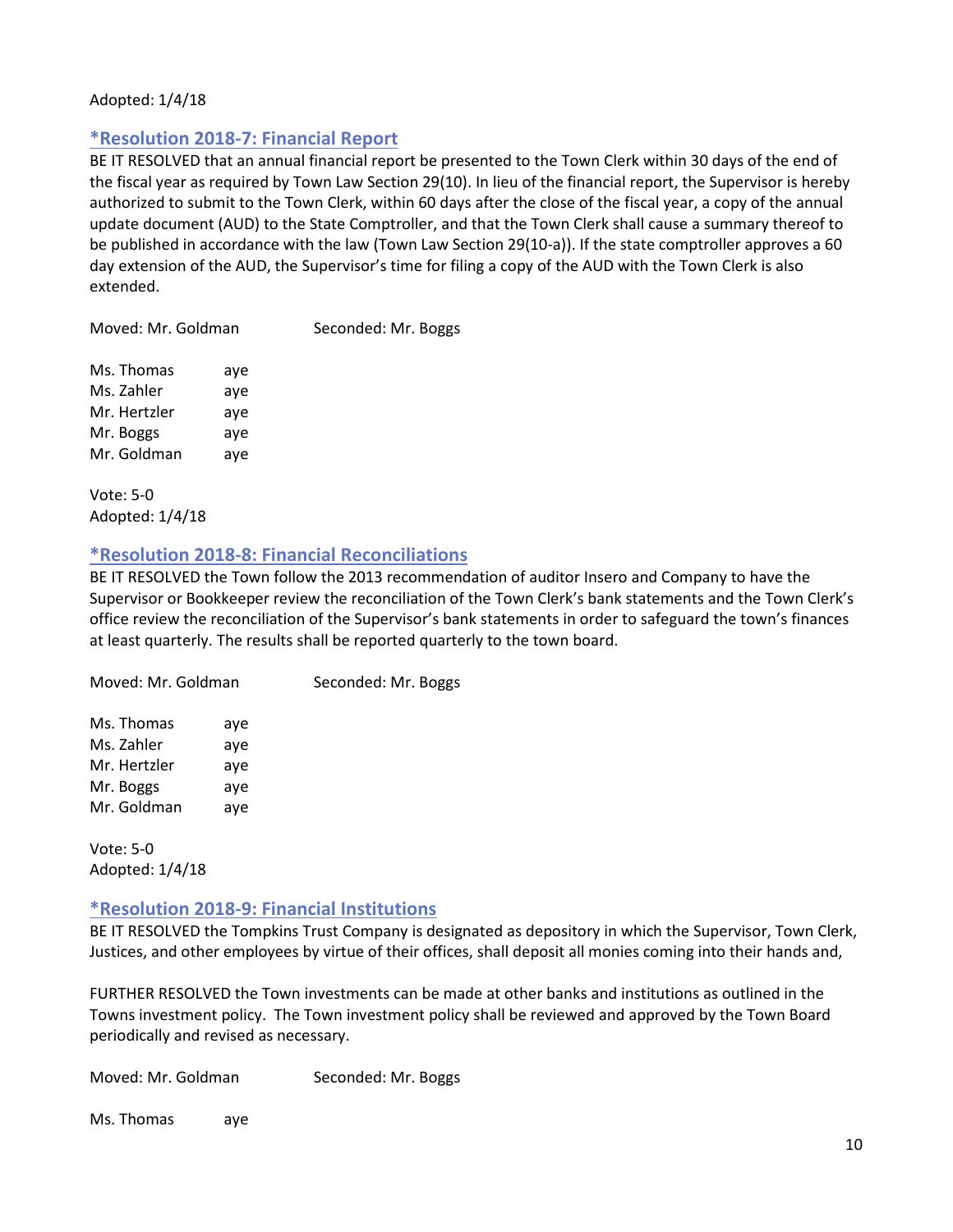Adopted: 1/4/18

### *Resolution 2018-7: Financial Report

BE IT RESOLVED that an annual financial report be presented to the Town Clerk within 30 days of the end of the fiscal year as required by Town Law Section 29(10). In lieu of the financial report, the Supervisor is hereby authorized to submit to the Town Clerk, within 60 days after the close of the fiscal year, a copy of the annual update document (AUD) to the State Comptroller, and that the Town Clerk shall cause a summary thereof to be published in accordance with the law (Town Law Section 29(10-a)). If the state comptroller approves a 60 day extension of the AUD, the Supervisor's time for filing a copy of the AUD with the Town Clerk is also extended.

Moved: Mr. Goldman Seconded: Mr. Boggs

Ms. Thomas aye
Ms. Zahler aye
Mr. Hertzler aye
Mr. Boggs aye
Mr. Goldman aye

Vote: 5-0
Adopted: 1/4/18

### *Resolution 2018-8: Financial Reconciliations

BE IT RESOLVED the Town follow the 2013 recommendation of auditor Insero and Company to have the Supervisor or Bookkeeper review the reconciliation of the Town Clerk's bank statements and the Town Clerk's office review the reconciliation of the Supervisor's bank statements in order to safeguard the town's finances at least quarterly. The results shall be reported quarterly to the town board.

Moved: Mr. Goldman Seconded: Mr. Boggs

Ms. Thomas aye
Ms. Zahler aye
Mr. Hertzler aye
Mr. Boggs aye
Mr. Goldman aye

Vote: 5-0
Adopted: 1/4/18

### *Resolution 2018-9: Financial Institutions

BE IT RESOLVED the Tompkins Trust Company is designated as depository in which the Supervisor, Town Clerk, Justices, and other employees by virtue of their offices, shall deposit all monies coming into their hands and,

FURTHER RESOLVED the Town investments can be made at other banks and institutions as outlined in the Towns investment policy. The Town investment policy shall be reviewed and approved by the Town Board periodically and revised as necessary.

Moved: Mr. Goldman Seconded: Mr. Boggs

Ms. Thomas aye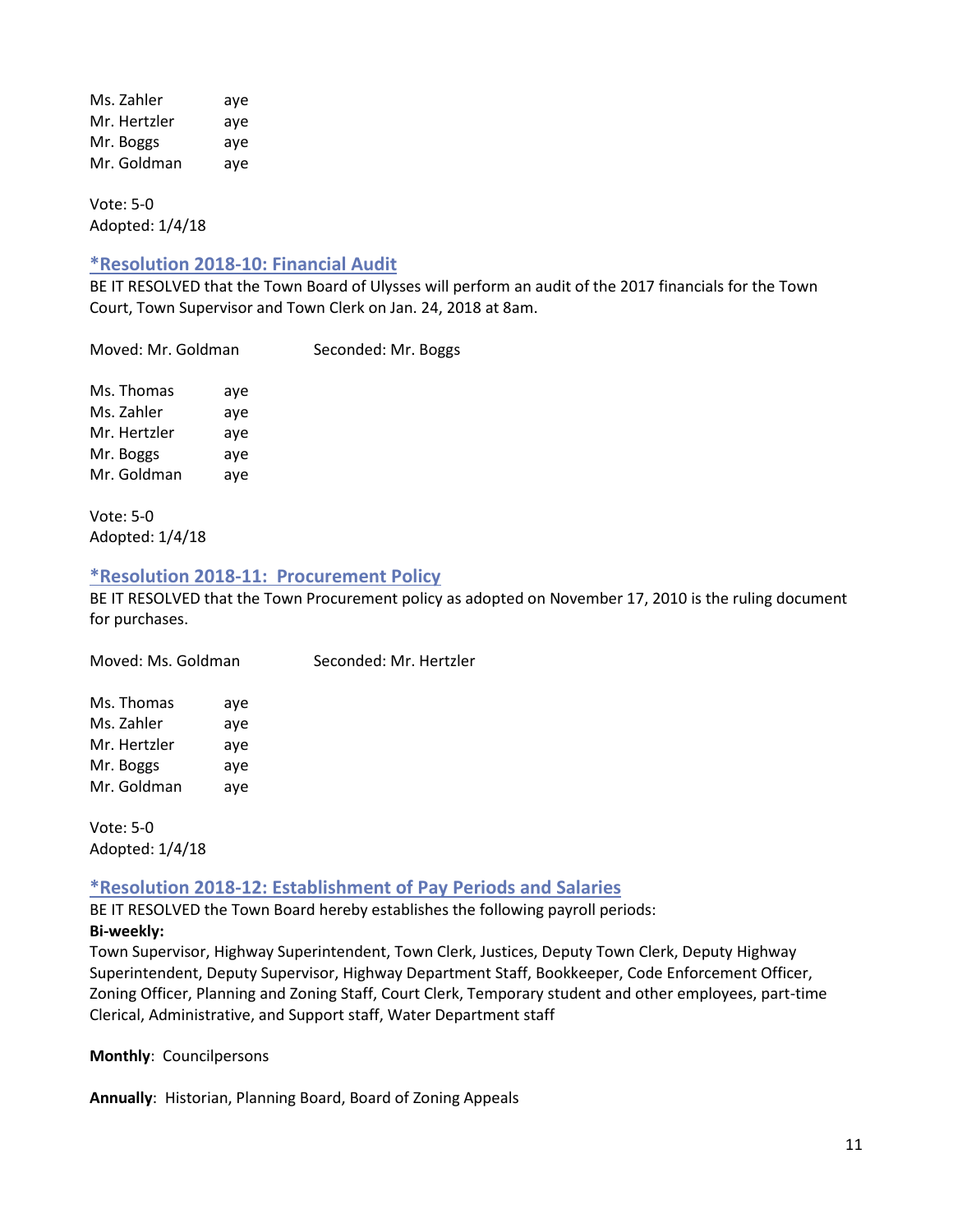Ms. Zahler aye
Mr. Hertzler aye
Mr. Boggs aye
Mr. Goldman aye

Vote: 5-0
Adopted: 1/4/18

### *Resolution 2018-10: Financial Audit

BE IT RESOLVED that the Town Board of Ulysses will perform an audit of the 2017 financials for the Town Court, Town Supervisor and Town Clerk on Jan. 24, 2018 at 8am.

Moved: Mr. Goldman Seconded: Mr. Boggs

Ms. Thomas aye
Ms. Zahler aye
Mr. Hertzler aye
Mr. Boggs aye
Mr. Goldman aye

Vote: 5-0
Adopted: 1/4/18

### *Resolution 2018-11: Procurement Policy

BE IT RESOLVED that the Town Procurement policy as adopted on November 17, 2010 is the ruling document for purchases.

Moved: Ms. Goldman Seconded: Mr. Hertzler

Ms. Thomas aye
Ms. Zahler aye
Mr. Hertzler aye
Mr. Boggs aye
Mr. Goldman aye

Vote: 5-0
Adopted: 1/4/18

### *Resolution 2018-12: Establishment of Pay Periods and Salaries

BE IT RESOLVED the Town Board hereby establishes the following payroll periods:

**Bi-weekly:**
Town Supervisor, Highway Superintendent, Town Clerk, Justices, Deputy Town Clerk, Deputy Highway Superintendent, Deputy Supervisor, Highway Department Staff, Bookkeeper, Code Enforcement Officer, Zoning Officer, Planning and Zoning Staff, Court Clerk, Temporary student and other employees, part-time Clerical, Administrative, and Support staff, Water Department staff

**Monthly**: Councilpersons

**Annually**: Historian, Planning Board, Board of Zoning Appeals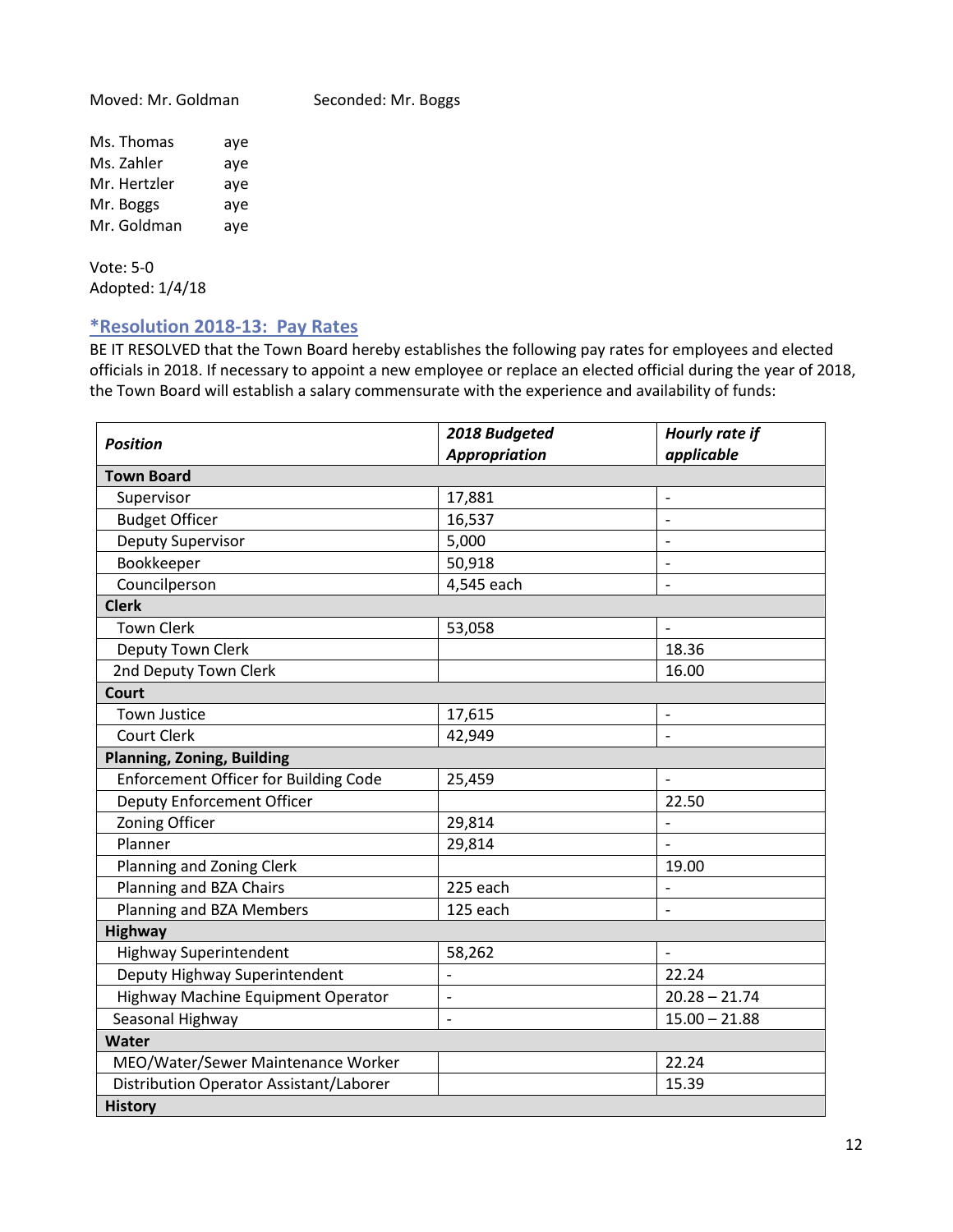Moved: Mr. Goldman          Seconded: Mr. Boggs

Ms. Thomas aye
Ms. Zahler aye
Mr. Hertzler aye
Mr. Boggs aye
Mr. Goldman aye

Vote: 5-0
Adopted: 1/4/18

## *Resolution 2018-13: Pay Rates

BE IT RESOLVED that the Town Board hereby establishes the following pay rates for employees and elected officials in 2018. If necessary to appoint a new employee or replace an elected official during the year of 2018, the Town Board will establish a salary commensurate with the experience and availability of funds:

| ***Position*** | ***2018 Budgeted Appropriation*** | ***Hourly rate if applicable*** |
|---|---|---|
| **Town Board** | | |
| Supervisor | 17,881 | - |
| Budget Officer | 16,537 | - |
| Deputy Supervisor | 5,000 | - |
| Bookkeeper | 50,918 | - |
| Councilperson | 4,545 each | - |
| **Clerk** | | |
| Town Clerk | 53,058 | - |
| Deputy Town Clerk | | 18.36 |
| 2nd Deputy Town Clerk | | 16.00 |
| **Court** | | |
| Town Justice | 17,615 | - |
| Court Clerk | 42,949 | - |
| **Planning, Zoning, Building** | | |
| Enforcement Officer for Building Code | 25,459 | - |
| Deputy Enforcement Officer | | 22.50 |
| Zoning Officer | 29,814 | - |
| Planner | 29,814 | - |
| Planning and Zoning Clerk | | 19.00 |
| Planning and BZA Chairs | 225 each | - |
| Planning and BZA Members | 125 each | - |
| **Highway** | | |
| Highway Superintendent | 58,262 | - |
| Deputy Highway Superintendent | - | 22.24 |
| Highway Machine Equipment Operator | - | 20.28 – 21.74 |
| Seasonal Highway | - | 15.00 – 21.88 |
| **Water** | | |
| MEO/Water/Sewer Maintenance Worker | | 22.24 |
| Distribution Operator Assistant/Laborer | | 15.39 |
| **History** | | |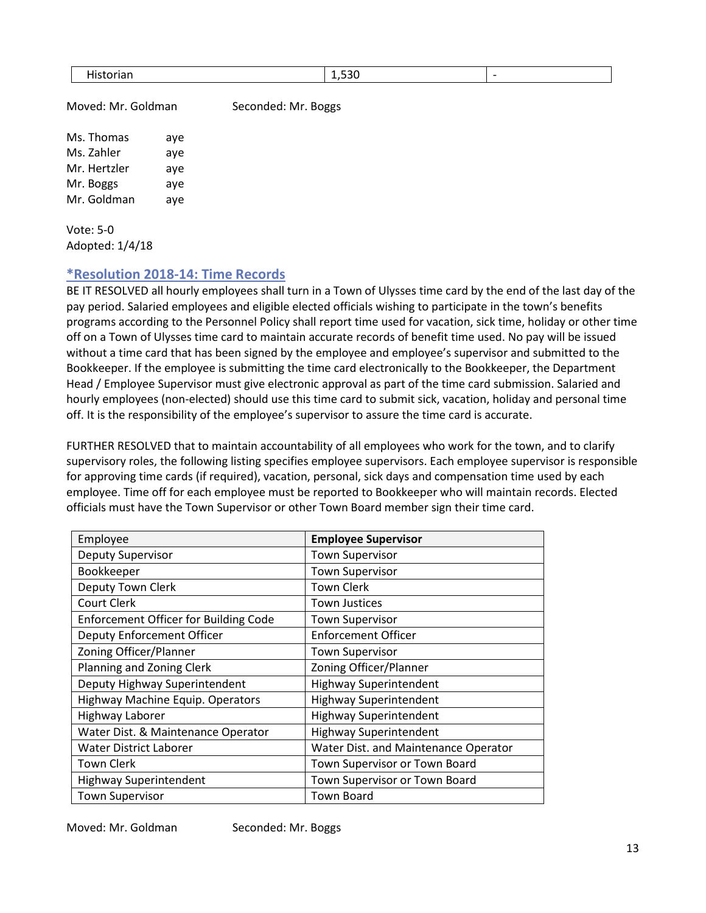| Historian | 1,530 | - |
|---|---|---|

Moved: Mr. Goldman    Seconded: Mr. Boggs

Ms. Thomas aye
Ms. Zahler aye
Mr. Hertzler aye
Mr. Boggs aye
Mr. Goldman aye

Vote: 5-0
Adopted: 1/4/18

### *Resolution 2018-14: Time Records

BE IT RESOLVED all hourly employees shall turn in a Town of Ulysses time card by the end of the last day of the pay period. Salaried employees and eligible elected officials wishing to participate in the town's benefits programs according to the Personnel Policy shall report time used for vacation, sick time, holiday or other time off on a Town of Ulysses time card to maintain accurate records of benefit time used. No pay will be issued without a time card that has been signed by the employee and employee's supervisor and submitted to the Bookkeeper. If the employee is submitting the time card electronically to the Bookkeeper, the Department Head / Employee Supervisor must give electronic approval as part of the time card submission. Salaried and hourly employees (non-elected) should use this time card to submit sick, vacation, holiday and personal time off. It is the responsibility of the employee's supervisor to assure the time card is accurate.

FURTHER RESOLVED that to maintain accountability of all employees who work for the town, and to clarify supervisory roles, the following listing specifies employee supervisors. Each employee supervisor is responsible for approving time cards (if required), vacation, personal, sick days and compensation time used by each employee. Time off for each employee must be reported to Bookkeeper who will maintain records. Elected officials must have the Town Supervisor or other Town Board member sign their time card.

| Employee | **Employee Supervisor** |
|---|---|
| Deputy Supervisor | Town Supervisor |
| Bookkeeper | Town Supervisor |
| Deputy Town Clerk | Town Clerk |
| Court Clerk | Town Justices |
| Enforcement Officer for Building Code | Town Supervisor |
| Deputy Enforcement Officer | Enforcement Officer |
| Zoning Officer/Planner | Town Supervisor |
| Planning and Zoning Clerk | Zoning Officer/Planner |
| Deputy Highway Superintendent | Highway Superintendent |
| Highway Machine Equip. Operators | Highway Superintendent |
| Highway Laborer | Highway Superintendent |
| Water Dist. & Maintenance Operator | Highway Superintendent |
| Water District Laborer | Water Dist. and Maintenance Operator |
| Town Clerk | Town Supervisor or Town Board |
| Highway Superintendent | Town Supervisor or Town Board |
| Town Supervisor | Town Board |

Moved: Mr. Goldman    Seconded: Mr. Boggs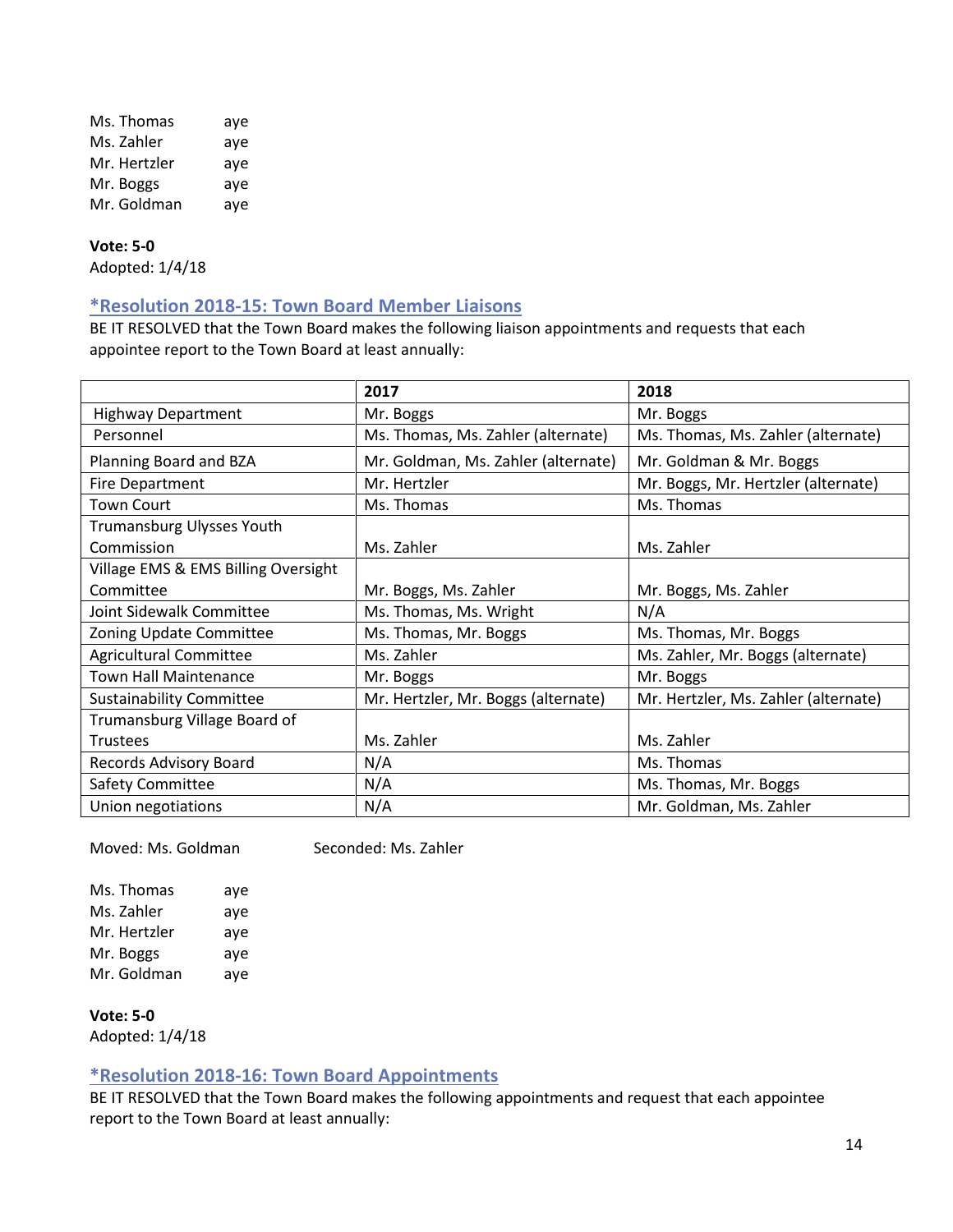Ms. Thomas aye
Ms. Zahler aye
Mr. Hertzler aye
Mr. Boggs aye
Mr. Goldman aye

**Vote: 5-0**
Adopted: 1/4/18

## *Resolution 2018-15: Town Board Member Liaisons

BE IT RESOLVED that the Town Board makes the following liaison appointments and requests that each appointee report to the Town Board at least annually:

| | 2017 | 2018 |
|---|---|---|
| Highway Department | Mr. Boggs | Mr. Boggs |
| Personnel | Ms. Thomas, Ms. Zahler (alternate) | Ms. Thomas, Ms. Zahler (alternate) |
| Planning Board and BZA | Mr. Goldman, Ms. Zahler (alternate) | Mr. Goldman & Mr. Boggs |
| Fire Department | Mr. Hertzler | Mr. Boggs, Mr. Hertzler (alternate) |
| Town Court | Ms. Thomas | Ms. Thomas |
| Trumansburg Ulysses Youth Commission | Ms. Zahler | Ms. Zahler |
| Village EMS & EMS Billing Oversight Committee | Mr. Boggs, Ms. Zahler | Mr. Boggs, Ms. Zahler |
| Joint Sidewalk Committee | Ms. Thomas, Ms. Wright | N/A |
| Zoning Update Committee | Ms. Thomas, Mr. Boggs | Ms. Thomas, Mr. Boggs |
| Agricultural Committee | Ms. Zahler | Ms. Zahler, Mr. Boggs (alternate) |
| Town Hall Maintenance | Mr. Boggs | Mr. Boggs |
| Sustainability Committee | Mr. Hertzler, Mr. Boggs (alternate) | Mr. Hertzler, Ms. Zahler (alternate) |
| Trumansburg Village Board of Trustees | Ms. Zahler | Ms. Zahler |
| Records Advisory Board | N/A | Ms. Thomas |
| Safety Committee | N/A | Ms. Thomas, Mr. Boggs |
| Union negotiations | N/A | Mr. Goldman, Ms. Zahler |

Moved: Ms. Goldman Seconded: Ms. Zahler

Ms. Thomas aye
Ms. Zahler aye
Mr. Hertzler aye
Mr. Boggs aye
Mr. Goldman aye

**Vote: 5-0**
Adopted: 1/4/18

## *Resolution 2018-16: Town Board Appointments

BE IT RESOLVED that the Town Board makes the following appointments and request that each appointee report to the Town Board at least annually: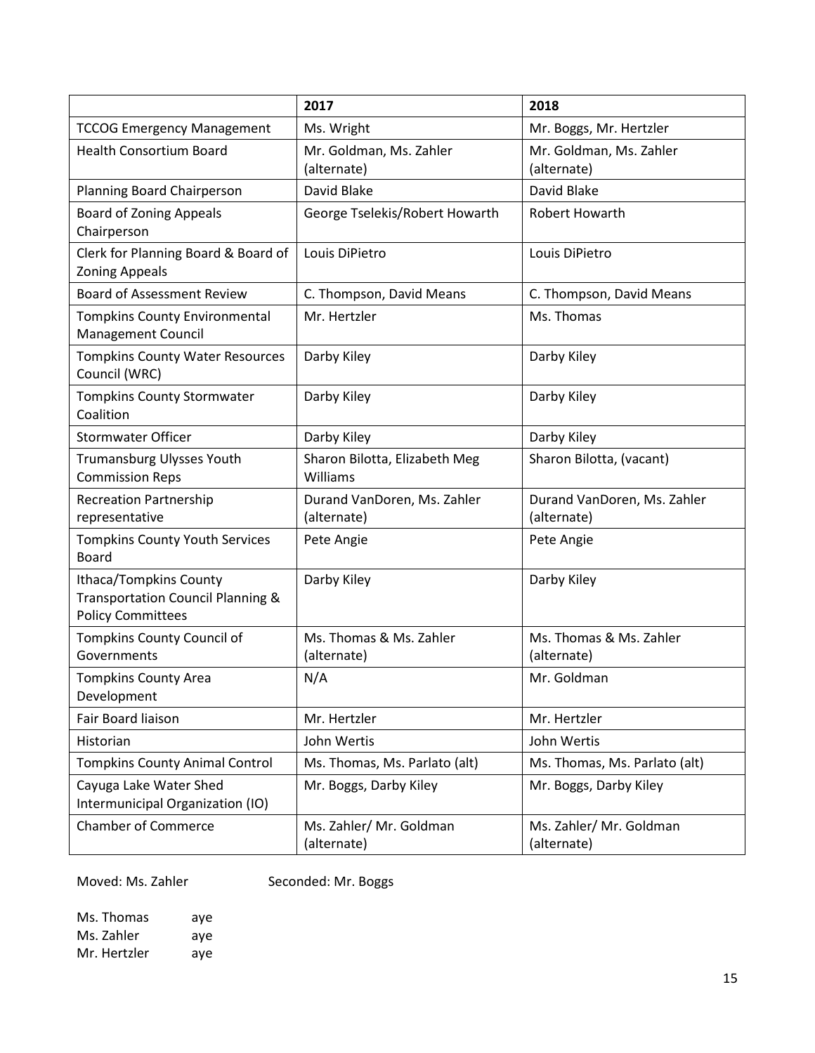| | 2017 | 2018 |
|---|---|---|
| TCCOG Emergency Management | Ms. Wright | Mr. Boggs, Mr. Hertzler |
| Health Consortium Board | Mr. Goldman, Ms. Zahler (alternate) | Mr. Goldman, Ms. Zahler (alternate) |
| Planning Board Chairperson | David Blake | David Blake |
| Board of Zoning Appeals Chairperson | George Tselekis/Robert Howarth | Robert Howarth |
| Clerk for Planning Board & Board of Zoning Appeals | Louis DiPietro | Louis DiPietro |
| Board of Assessment Review | C. Thompson, David Means | C. Thompson, David Means |
| Tompkins County Environmental Management Council | Mr. Hertzler | Ms. Thomas |
| Tompkins County Water Resources Council (WRC) | Darby Kiley | Darby Kiley |
| Tompkins County Stormwater Coalition | Darby Kiley | Darby Kiley |
| Stormwater Officer | Darby Kiley | Darby Kiley |
| Trumansburg Ulysses Youth Commission Reps | Sharon Bilotta, Elizabeth Meg Williams | Sharon Bilotta, (vacant) |
| Recreation Partnership representative | Durand VanDoren, Ms. Zahler (alternate) | Durand VanDoren, Ms. Zahler (alternate) |
| Tompkins County Youth Services Board | Pete Angie | Pete Angie |
| Ithaca/Tompkins County Transportation Council Planning & Policy Committees | Darby Kiley | Darby Kiley |
| Tompkins County Council of Governments | Ms. Thomas & Ms. Zahler (alternate) | Ms. Thomas & Ms. Zahler (alternate) |
| Tompkins County Area Development | N/A | Mr. Goldman |
| Fair Board liaison | Mr. Hertzler | Mr. Hertzler |
| Historian | John Wertis | John Wertis |
| Tompkins County Animal Control | Ms. Thomas, Ms. Parlato (alt) | Ms. Thomas, Ms. Parlato (alt) |
| Cayuga Lake Water Shed Intermunicipal Organization (IO) | Mr. Boggs, Darby Kiley | Mr. Boggs, Darby Kiley |
| Chamber of Commerce | Ms. Zahler/ Mr. Goldman (alternate) | Ms. Zahler/ Mr. Goldman (alternate) |

Moved: Ms. Zahler Seconded: Mr. Boggs

Ms. Thomas aye
Ms. Zahler aye
Mr. Hertzler aye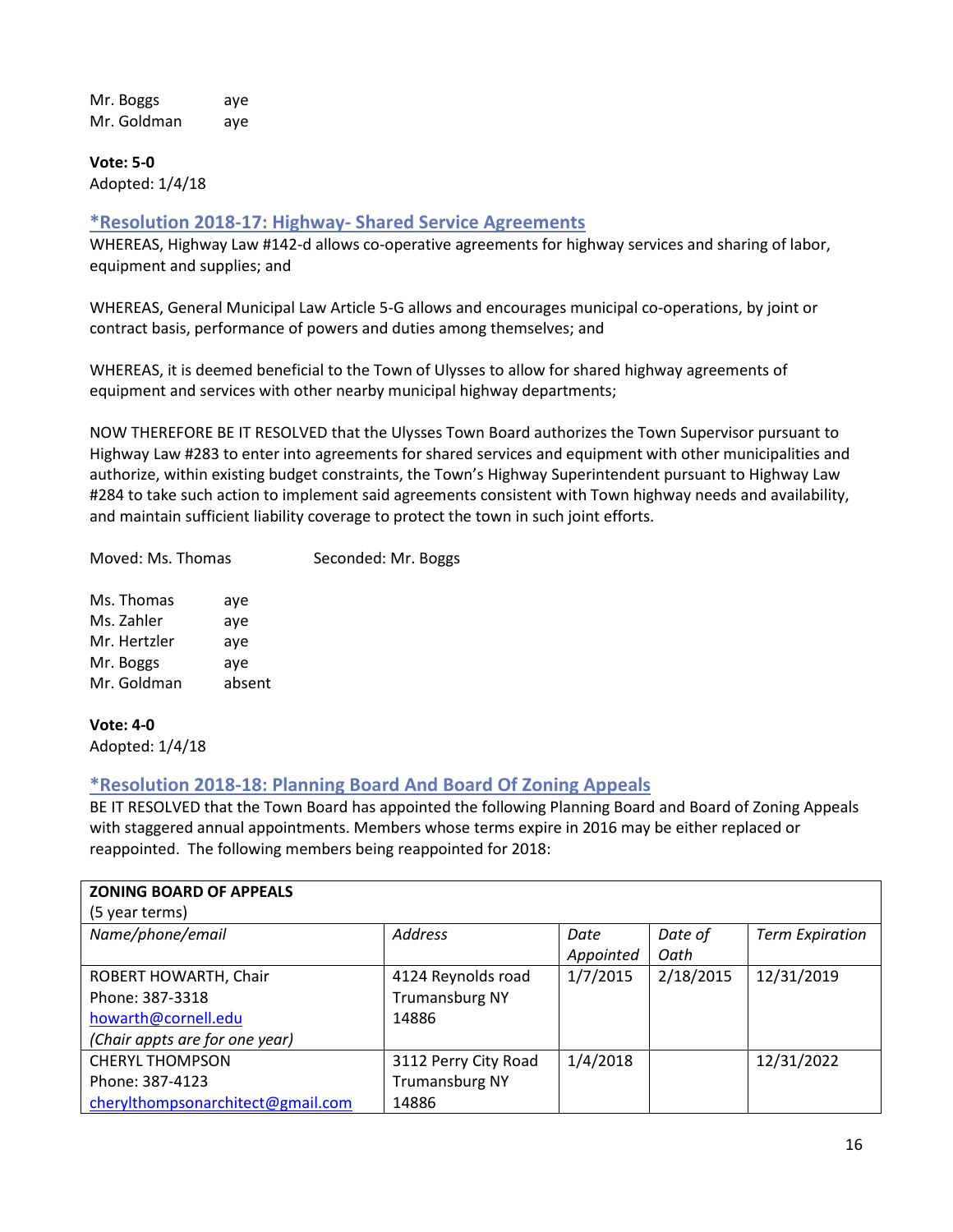Mr. Boggs aye
Mr. Goldman aye

**Vote: 5-0**
Adopted: 1/4/18

### *Resolution 2018-17: Highway- Shared Service Agreements

WHEREAS, Highway Law #142-d allows co-operative agreements for highway services and sharing of labor, equipment and supplies; and

WHEREAS, General Municipal Law Article 5-G allows and encourages municipal co-operations, by joint or contract basis, performance of powers and duties among themselves; and

WHEREAS, it is deemed beneficial to the Town of Ulysses to allow for shared highway agreements of equipment and services with other nearby municipal highway departments;

NOW THEREFORE BE IT RESOLVED that the Ulysses Town Board authorizes the Town Supervisor pursuant to Highway Law #283 to enter into agreements for shared services and equipment with other municipalities and authorize, within existing budget constraints, the Town's Highway Superintendent pursuant to Highway Law #284 to take such action to implement said agreements consistent with Town highway needs and availability, and maintain sufficient liability coverage to protect the town in such joint efforts.

Moved: Ms. Thomas Seconded: Mr. Boggs

Ms. Thomas aye
Ms. Zahler aye
Mr. Hertzler aye
Mr. Boggs aye
Mr. Goldman absent

**Vote: 4-0**
Adopted: 1/4/18

### *Resolution 2018-18: Planning Board And Board Of Zoning Appeals

BE IT RESOLVED that the Town Board has appointed the following Planning Board and Board of Zoning Appeals with staggered annual appointments. Members whose terms expire in 2016 may be either replaced or reappointed. The following members being reappointed for 2018:

| **ZONING BOARD OF APPEALS** (5 year terms) | | | | |
|---|---|---|---|---|
| *Name/phone/email* | *Address* | *Date Appointed* | *Date of Oath* | *Term Expiration* |
| ROBERT HOWARTH, Chair<br>Phone: 387-3318<br>howarth@cornell.edu<br>*(Chair appts are for one year)* | 4124 Reynolds road<br>Trumansburg NY 14886 | 1/7/2015 | 2/18/2015 | 12/31/2019 |
| CHERYL THOMPSON<br>Phone: 387-4123<br>cherylthompsonarchitect@gmail.com | 3112 Perry City Road<br>Trumansburg NY 14886 | 1/4/2018 | | 12/31/2022 |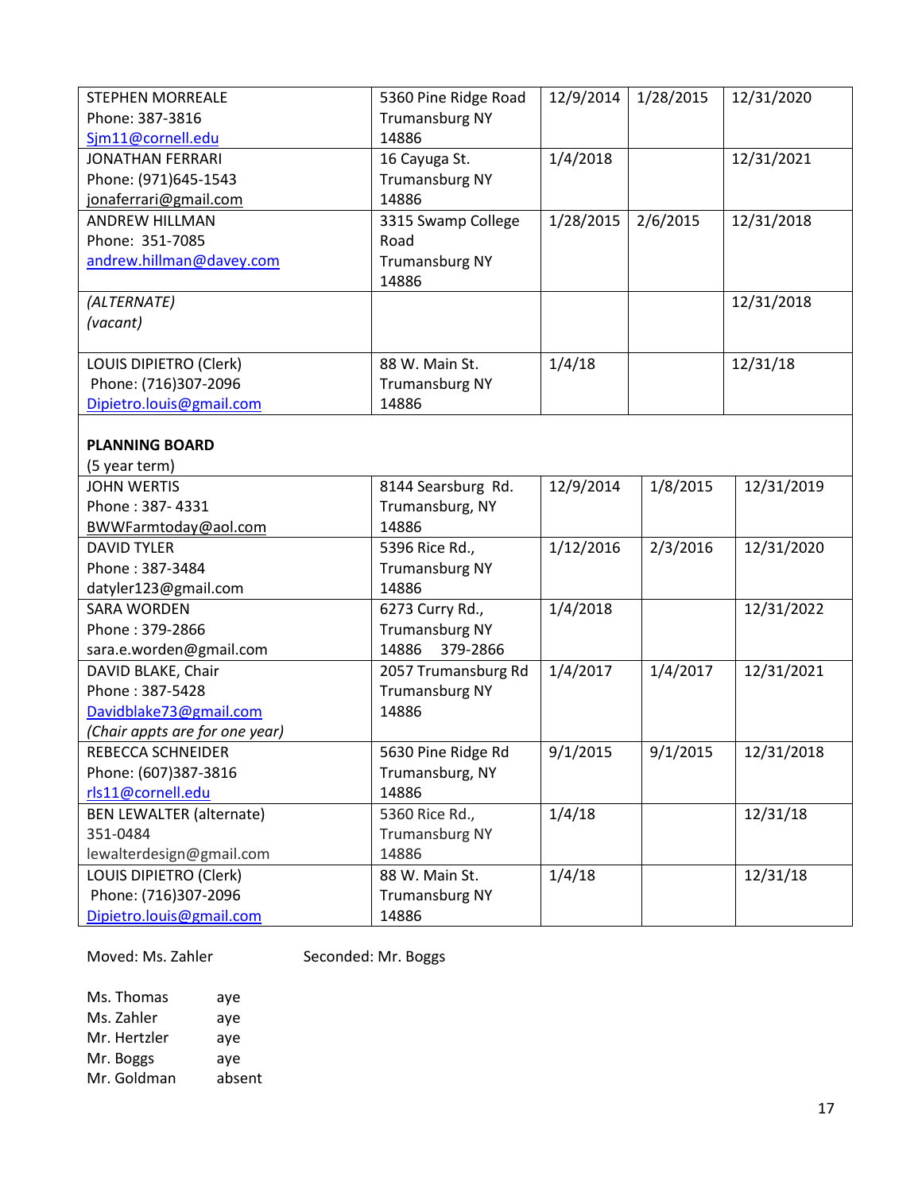| | | | | |
|---|---|---|---|---|
| STEPHEN MORREALE<br>Phone: 387-3816<br>Sjm11@cornell.edu | 5360 Pine Ridge Road<br>Trumansburg NY<br>14886 | 12/9/2014 | 1/28/2015 | 12/31/2020 |
| JONATHAN FERRARI<br>Phone: (971)645-1543<br>jonaferrari@gmail.com | 16 Cayuga St.<br>Trumansburg NY<br>14886 | 1/4/2018 | | 12/31/2021 |
| ANDREW HILLMAN<br>Phone: 351-7085<br>andrew.hillman@davey.com | 3315 Swamp College Road<br>Trumansburg NY<br>14886 | 1/28/2015 | 2/6/2015 | 12/31/2018 |
| *(ALTERNATE)*<br>*(vacant)* | | | | 12/31/2018 |
| LOUIS DIPIETRO (Clerk)<br>Phone: (716)307-2096<br>Dipietro.louis@gmail.com | 88 W. Main St.<br>Trumansburg NY<br>14886 | 1/4/18 | | 12/31/18 |
| **PLANNING BOARD**<br>(5 year term) | | | | |
| JOHN WERTIS<br>Phone : 387- 4331<br>BWWFarmtoday@aol.com | 8144 Searsburg Rd.<br>Trumansburg, NY<br>14886 | 12/9/2014 | 1/8/2015 | 12/31/2019 |
| DAVID TYLER<br>Phone : 387-3484<br>datyler123@gmail.com | 5396 Rice Rd.,<br>Trumansburg NY<br>14886 | 1/12/2016 | 2/3/2016 | 12/31/2020 |
| SARA WORDEN<br>Phone : 379-2866<br>sara.e.worden@gmail.com | 6273 Curry Rd.,<br>Trumansburg NY<br>14886 379-2866 | 1/4/2018 | | 12/31/2022 |
| DAVID BLAKE, Chair<br>Phone : 387-5428<br>Davidblake73@gmail.com<br>*(Chair appts are for one year)* | 2057 Trumansburg Rd<br>Trumansburg NY<br>14886 | 1/4/2017 | 1/4/2017 | 12/31/2021 |
| REBECCA SCHNEIDER<br>Phone: (607)387-3816<br>rls11@cornell.edu | 5630 Pine Ridge Rd<br>Trumansburg, NY<br>14886 | 9/1/2015 | 9/1/2015 | 12/31/2018 |
| BEN LEWALTER (alternate)<br>351-0484<br>lewalterdesign@gmail.com | 5360 Rice Rd.,<br>Trumansburg NY<br>14886 | 1/4/18 | | 12/31/18 |
| LOUIS DIPIETRO (Clerk)<br>Phone: (716)307-2096<br>Dipietro.louis@gmail.com | 88 W. Main St.<br>Trumansburg NY<br>14886 | 1/4/18 | | 12/31/18 |

Moved: Ms. Zahler          Seconded: Mr. Boggs

| | |
|---|---|
| Ms. Thomas | aye |
| Ms. Zahler | aye |
| Mr. Hertzler | aye |
| Mr. Boggs | aye |
| Mr. Goldman | absent |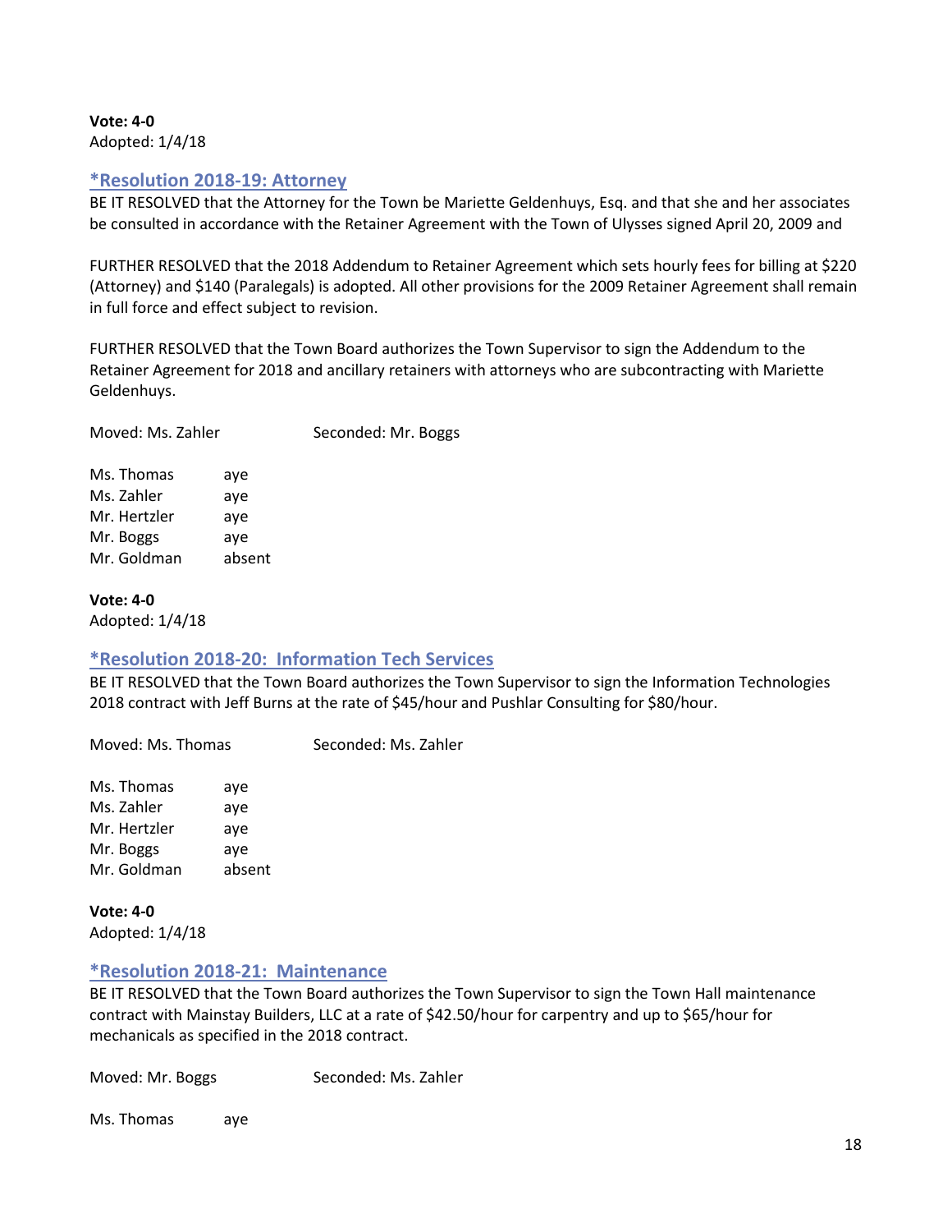**Vote: 4-0**
Adopted: 1/4/18

### *Resolution 2018-19: Attorney

BE IT RESOLVED that the Attorney for the Town be Mariette Geldenhuys, Esq. and that she and her associates be consulted in accordance with the Retainer Agreement with the Town of Ulysses signed April 20, 2009 and

FURTHER RESOLVED that the 2018 Addendum to Retainer Agreement which sets hourly fees for billing at $220 (Attorney) and $140 (Paralegals) is adopted. All other provisions for the 2009 Retainer Agreement shall remain in full force and effect subject to revision.

FURTHER RESOLVED that the Town Board authorizes the Town Supervisor to sign the Addendum to the Retainer Agreement for 2018 and ancillary retainers with attorneys who are subcontracting with Mariette Geldenhuys.

Moved: Ms. Zahler Seconded: Mr. Boggs

Ms. Thomas aye
Ms. Zahler aye
Mr. Hertzler aye
Mr. Boggs aye
Mr. Goldman absent

**Vote: 4-0**
Adopted: 1/4/18

### *Resolution 2018-20: Information Tech Services

BE IT RESOLVED that the Town Board authorizes the Town Supervisor to sign the Information Technologies 2018 contract with Jeff Burns at the rate of $45/hour and Pushlar Consulting for $80/hour.

Moved: Ms. Thomas Seconded: Ms. Zahler

Ms. Thomas aye
Ms. Zahler aye
Mr. Hertzler aye
Mr. Boggs aye
Mr. Goldman absent

**Vote: 4-0**
Adopted: 1/4/18

### *Resolution 2018-21: Maintenance

BE IT RESOLVED that the Town Board authorizes the Town Supervisor to sign the Town Hall maintenance contract with Mainstay Builders, LLC at a rate of $42.50/hour for carpentry and up to $65/hour for mechanicals as specified in the 2018 contract.

Moved: Mr. Boggs Seconded: Ms. Zahler

Ms. Thomas aye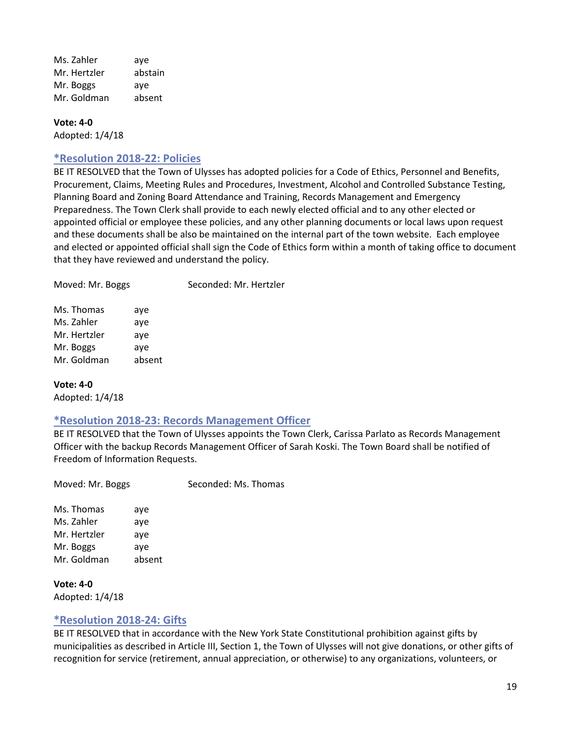Ms. Zahler aye
Mr. Hertzler abstain
Mr. Boggs aye
Mr. Goldman absent

**Vote: 4-0**
Adopted: 1/4/18

### *Resolution 2018-22: Policies

BE IT RESOLVED that the Town of Ulysses has adopted policies for a Code of Ethics, Personnel and Benefits, Procurement, Claims, Meeting Rules and Procedures, Investment, Alcohol and Controlled Substance Testing, Planning Board and Zoning Board Attendance and Training, Records Management and Emergency Preparedness. The Town Clerk shall provide to each newly elected official and to any other elected or appointed official or employee these policies, and any other planning documents or local laws upon request and these documents shall be also be maintained on the internal part of the town website. Each employee and elected or appointed official shall sign the Code of Ethics form within a month of taking office to document that they have reviewed and understand the policy.

Moved: Mr. Boggs Seconded: Mr. Hertzler

Ms. Thomas aye
Ms. Zahler aye
Mr. Hertzler aye
Mr. Boggs aye
Mr. Goldman absent

**Vote: 4-0**
Adopted: 1/4/18

### *Resolution 2018-23: Records Management Officer

BE IT RESOLVED that the Town of Ulysses appoints the Town Clerk, Carissa Parlato as Records Management Officer with the backup Records Management Officer of Sarah Koski. The Town Board shall be notified of Freedom of Information Requests.

Moved: Mr. Boggs Seconded: Ms. Thomas

Ms. Thomas aye
Ms. Zahler aye
Mr. Hertzler aye
Mr. Boggs aye
Mr. Goldman absent

**Vote: 4-0**
Adopted: 1/4/18

### *Resolution 2018-24: Gifts

BE IT RESOLVED that in accordance with the New York State Constitutional prohibition against gifts by municipalities as described in Article III, Section 1, the Town of Ulysses will not give donations, or other gifts of recognition for service (retirement, annual appreciation, or otherwise) to any organizations, volunteers, or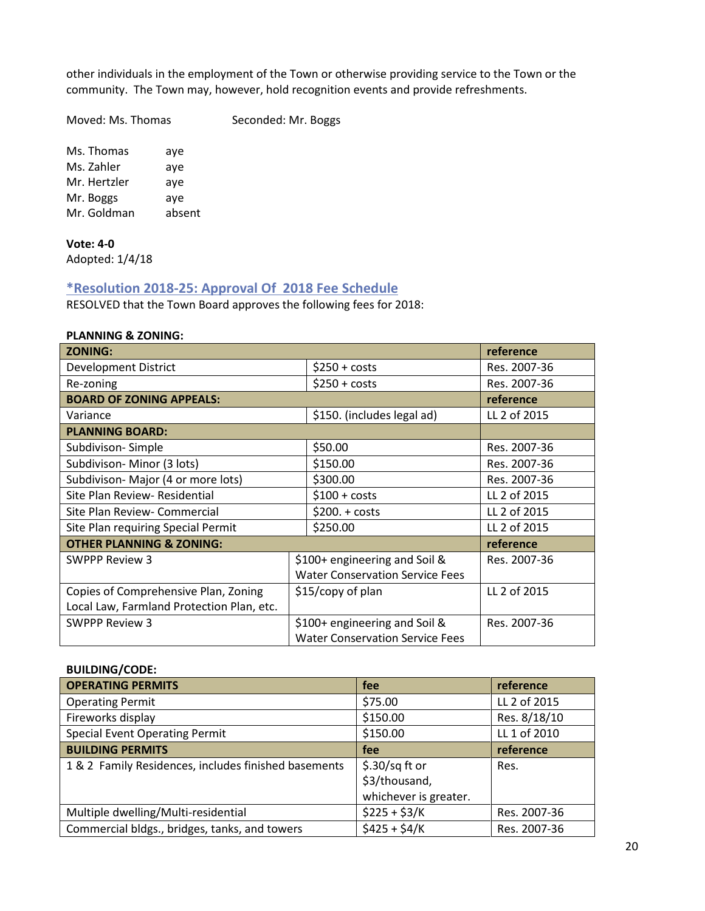other individuals in the employment of the Town or otherwise providing service to the Town or the community. The Town may, however, hold recognition events and provide refreshments.

Moved: Ms. Thomas Seconded: Mr. Boggs

Ms. Thomas aye
Ms. Zahler aye
Mr. Hertzler aye
Mr. Boggs aye
Mr. Goldman absent

**Vote: 4-0**
Adopted: 1/4/18

## *Resolution 2018-25: Approval Of 2018 Fee Schedule

RESOLVED that the Town Board approves the following fees for 2018:

**PLANNING & ZONING:**

| ZONING: | | reference |
|---|---|---|
| Development District | $250 + costs | Res. 2007-36 |
| Re-zoning | $250 + costs | Res. 2007-36 |
| **BOARD OF ZONING APPEALS:** | | **reference** |
| Variance | $150. (includes legal ad) | LL 2 of 2015 |
| **PLANNING BOARD:** | | |
| Subdivison- Simple | $50.00 | Res. 2007-36 |
| Subdivison- Minor (3 lots) | $150.00 | Res. 2007-36 |
| Subdivison- Major (4 or more lots) | $300.00 | Res. 2007-36 |
| Site Plan Review- Residential | $100 + costs | LL 2 of 2015 |
| Site Plan Review- Commercial | $200. + costs | LL 2 of 2015 |
| Site Plan requiring Special Permit | $250.00 | LL 2 of 2015 |
| **OTHER PLANNING & ZONING:** | | **reference** |
| SWPPP Review 3 | $100+ engineering and Soil & Water Conservation Service Fees | Res. 2007-36 |
| Copies of Comprehensive Plan, Zoning Local Law, Farmland Protection Plan, etc. | $15/copy of plan | LL 2 of 2015 |
| SWPPP Review 3 | $100+ engineering and Soil & Water Conservation Service Fees | Res. 2007-36 |

**BUILDING/CODE:**

| OPERATING PERMITS | fee | reference |
|---|---|---|
| Operating Permit | $75.00 | LL 2 of 2015 |
| Fireworks display | $150.00 | Res. 8/18/10 |
| Special Event Operating Permit | $150.00 | LL 1 of 2010 |
| **BUILDING PERMITS** | **fee** | **reference** |
| 1 & 2 Family Residences, includes finished basements | $.30/sq ft or $3/thousand, whichever is greater. | Res. |
| Multiple dwelling/Multi-residential | $225 + $3/K | Res. 2007-36 |
| Commercial bldgs., bridges, tanks, and towers | $425 + $4/K | Res. 2007-36 |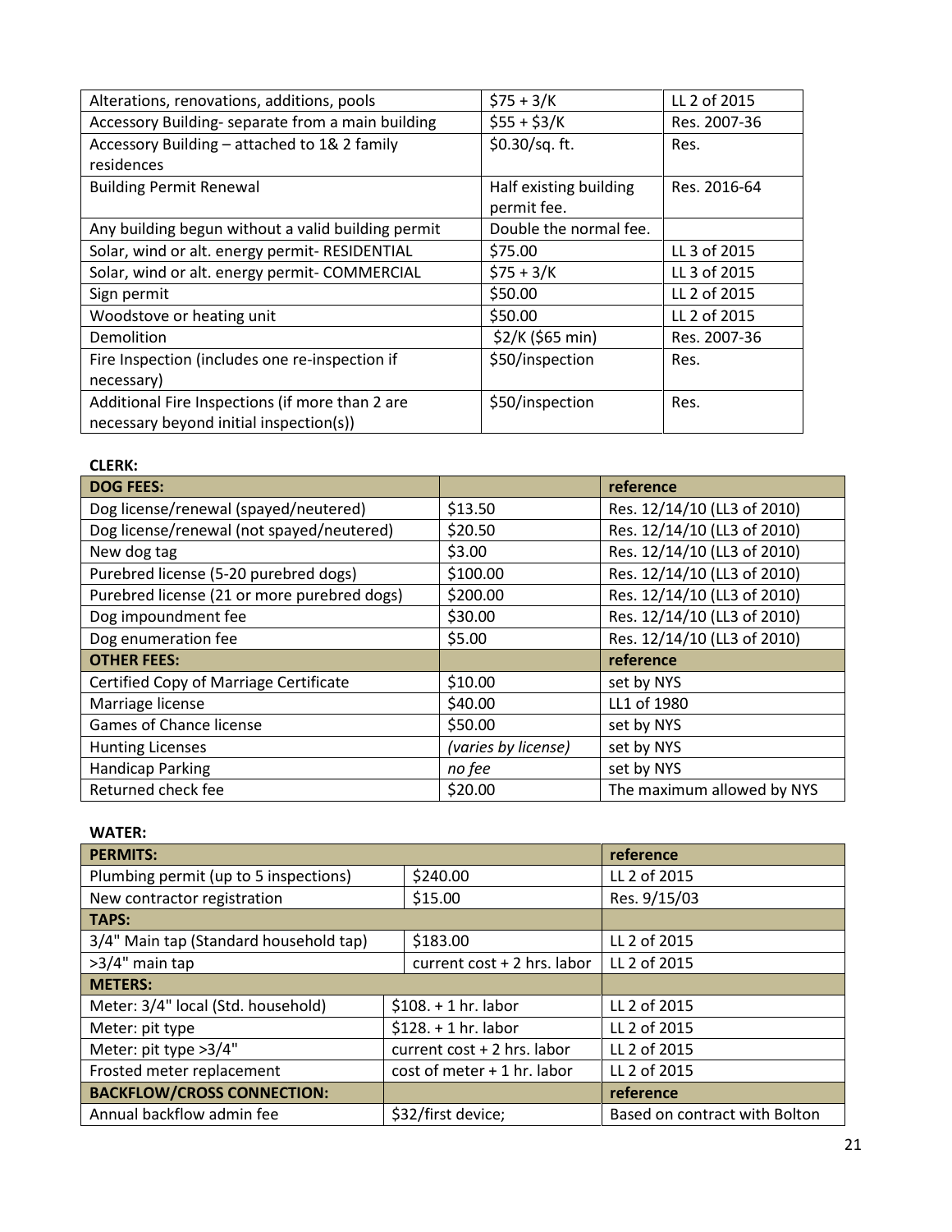| Alterations, renovations, additions, pools | $75 + 3/K | LL 2 of 2015 |
|---|---|---|
| Accessory Building- separate from a main building | $55 + $3/K | Res. 2007-36 |
| Accessory Building – attached to 1& 2 family residences | $0.30/sq. ft. | Res. |
| Building Permit Renewal | Half existing building permit fee. | Res. 2016-64 |
| Any building begun without a valid building permit | Double the normal fee. | |
| Solar, wind or alt. energy permit- RESIDENTIAL | $75.00 | LL 3 of 2015 |
| Solar, wind or alt. energy permit- COMMERCIAL | $75 + 3/K | LL 3 of 2015 |
| Sign permit | $50.00 | LL 2 of 2015 |
| Woodstove or heating unit | $50.00 | LL 2 of 2015 |
| Demolition | $2/K ($65 min) | Res. 2007-36 |
| Fire Inspection (includes one re-inspection if necessary) | $50/inspection | Res. |
| Additional Fire Inspections (if more than 2 are necessary beyond initial inspection(s)) | $50/inspection | Res. |

**CLERK:**

| DOG FEES: | | reference |
|---|---|---|
| Dog license/renewal (spayed/neutered) | $13.50 | Res. 12/14/10 (LL3 of 2010) |
| Dog license/renewal (not spayed/neutered) | $20.50 | Res. 12/14/10 (LL3 of 2010) |
| New dog tag | $3.00 | Res. 12/14/10 (LL3 of 2010) |
| Purebred license (5-20 purebred dogs) | $100.00 | Res. 12/14/10 (LL3 of 2010) |
| Purebred license (21 or more purebred dogs) | $200.00 | Res. 12/14/10 (LL3 of 2010) |
| Dog impoundment fee | $30.00 | Res. 12/14/10 (LL3 of 2010) |
| Dog enumeration fee | $5.00 | Res. 12/14/10 (LL3 of 2010) |
| **OTHER FEES:** | | **reference** |
| Certified Copy of Marriage Certificate | $10.00 | set by NYS |
| Marriage license | $40.00 | LL1 of 1980 |
| Games of Chance license | $50.00 | set by NYS |
| Hunting Licenses | *(varies by license)* | set by NYS |
| Handicap Parking | *no fee* | set by NYS |
| Returned check fee | $20.00 | The maximum allowed by NYS |

**WATER:**

| PERMITS: | | reference |
|---|---|---|
| Plumbing permit (up to 5 inspections) | $240.00 | LL 2 of 2015 |
| New contractor registration | $15.00 | Res. 9/15/03 |
| **TAPS:** | | |
| 3/4" Main tap (Standard household tap) | $183.00 | LL 2 of 2015 |
| >3/4" main tap | current cost + 2 hrs. labor | LL 2 of 2015 |
| **METERS:** | | |
| Meter: 3/4" local (Std. household) | $108. + 1 hr. labor | LL 2 of 2015 |
| Meter: pit type | $128. + 1 hr. labor | LL 2 of 2015 |
| Meter: pit type >3/4" | current cost + 2 hrs. labor | LL 2 of 2015 |
| Frosted meter replacement | cost of meter + 1 hr. labor | LL 2 of 2015 |
| **BACKFLOW/CROSS CONNECTION:** | | **reference** |
| Annual backflow admin fee | $32/first device; | Based on contract with Bolton |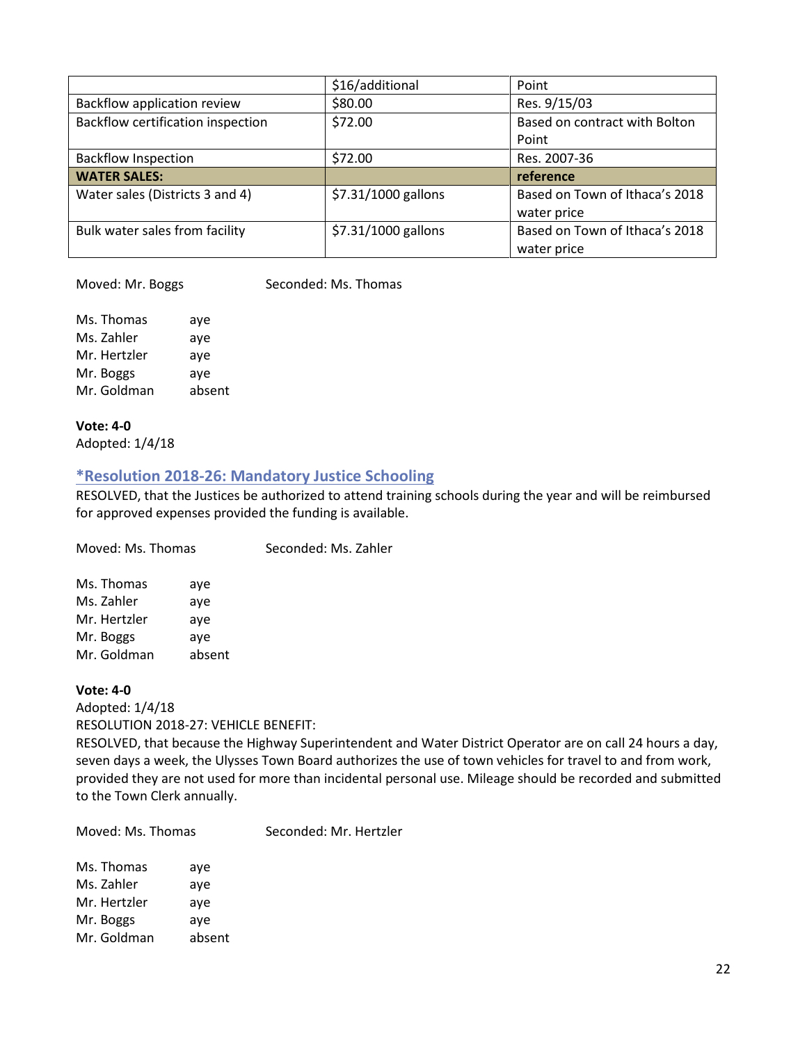| | $16/additional | Point |
|---|---|---|
| Backflow application review | $80.00 | Res. 9/15/03 |
| Backflow certification inspection | $72.00 | Based on contract with Bolton Point |
| Backflow Inspection | $72.00 | Res. 2007-36 |
| **WATER SALES:** | | **reference** |
| Water sales (Districts 3 and 4) | $7.31/1000 gallons | Based on Town of Ithaca's 2018 water price |
| Bulk water sales from facility | $7.31/1000 gallons | Based on Town of Ithaca's 2018 water price |

Moved: Mr. Boggs Seconded: Ms. Thomas

Ms. Thomas aye
Ms. Zahler aye
Mr. Hertzler aye
Mr. Boggs aye
Mr. Goldman absent

**Vote: 4-0**
Adopted: 1/4/18

## *Resolution 2018-26: Mandatory Justice Schooling

RESOLVED, that the Justices be authorized to attend training schools during the year and will be reimbursed for approved expenses provided the funding is available.

Moved: Ms. Thomas Seconded: Ms. Zahler

Ms. Thomas aye
Ms. Zahler aye
Mr. Hertzler aye
Mr. Boggs aye
Mr. Goldman absent

**Vote: 4-0**
Adopted: 1/4/18
RESOLUTION 2018-27: VEHICLE BENEFIT:
RESOLVED, that because the Highway Superintendent and Water District Operator are on call 24 hours a day, seven days a week, the Ulysses Town Board authorizes the use of town vehicles for travel to and from work, provided they are not used for more than incidental personal use. Mileage should be recorded and submitted to the Town Clerk annually.

Moved: Ms. Thomas Seconded: Mr. Hertzler

Ms. Thomas aye
Ms. Zahler aye
Mr. Hertzler aye
Mr. Boggs aye
Mr. Goldman absent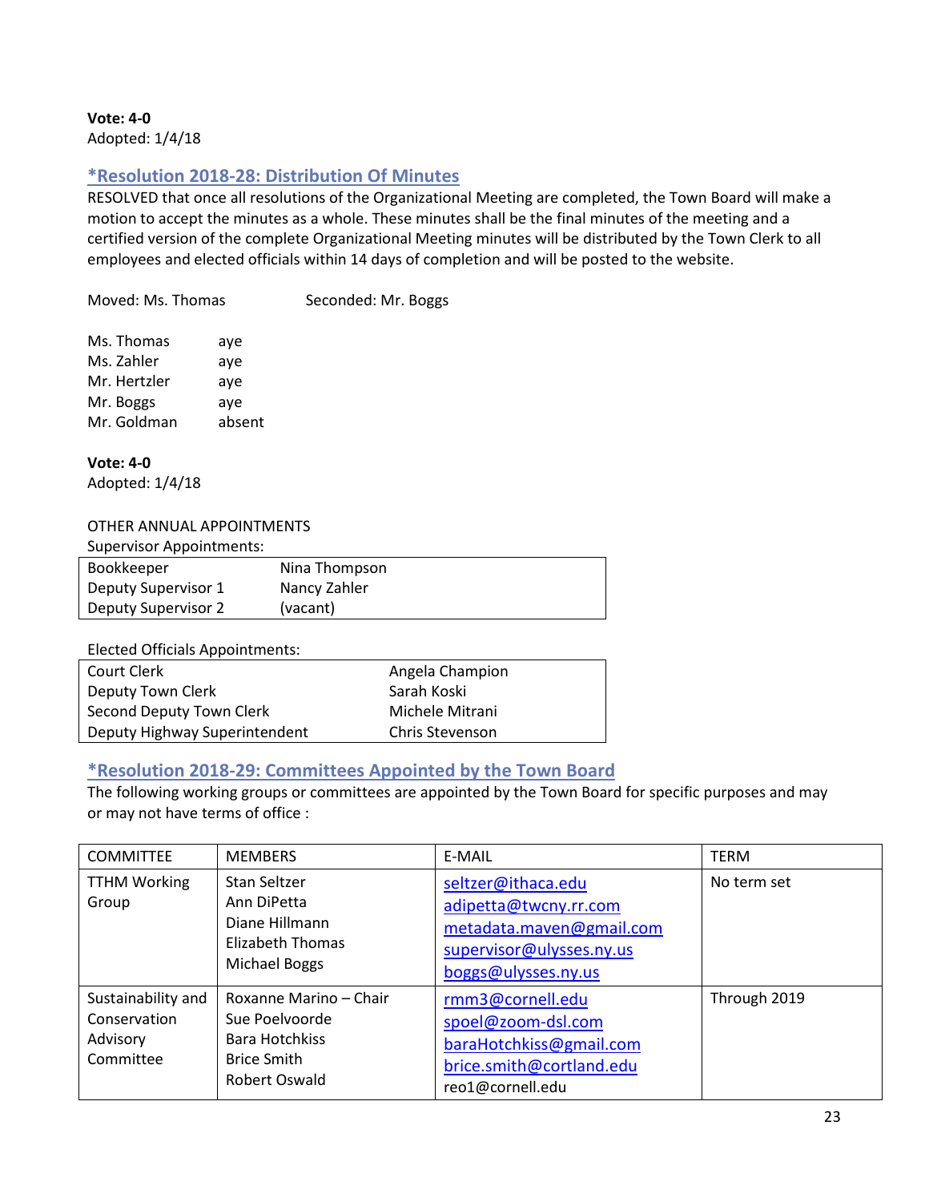**Vote: 4-0**
Adopted: 1/4/18

## *Resolution 2018-28: Distribution Of Minutes

RESOLVED that once all resolutions of the Organizational Meeting are completed, the Town Board will make a motion to accept the minutes as a whole. These minutes shall be the final minutes of the meeting and a certified version of the complete Organizational Meeting minutes will be distributed by the Town Clerk to all employees and elected officials within 14 days of completion and will be posted to the website.

Moved: Ms. Thomas Seconded: Mr. Boggs

Ms. Thomas aye
Ms. Zahler aye
Mr. Hertzler aye
Mr. Boggs aye
Mr. Goldman absent

**Vote: 4-0**
Adopted: 1/4/18

OTHER ANNUAL APPOINTMENTS

Supervisor Appointments:

| | |
|---|---|
| Bookkeeper | Nina Thompson |
| Deputy Supervisor 1 | Nancy Zahler |
| Deputy Supervisor 2 | (vacant) |

Elected Officials Appointments:

| | |
|---|---|
| Court Clerk | Angela Champion |
| Deputy Town Clerk | Sarah Koski |
| Second Deputy Town Clerk | Michele Mitrani |
| Deputy Highway Superintendent | Chris Stevenson |

## *Resolution 2018-29: Committees Appointed by the Town Board

The following working groups or committees are appointed by the Town Board for specific purposes and may or may not have terms of office :

| COMMITTEE | MEMBERS | E-MAIL | TERM |
|---|---|---|---|
| TTHM Working Group | Stan Seltzer<br>Ann DiPetta<br>Diane Hillmann<br>Elizabeth Thomas<br>Michael Boggs | seltzer@ithaca.edu<br>adipetta@twcny.rr.com<br>metadata.maven@gmail.com<br>supervisor@ulysses.ny.us<br>boggs@ulysses.ny.us | No term set |
| Sustainability and Conservation Advisory Committee | Roxanne Marino – Chair<br>Sue Poelvoorde<br>Bara Hotchkiss<br>Brice Smith<br>Robert Oswald | rmm3@cornell.edu<br>spoel@zoom-dsl.com<br>baraHotchkiss@gmail.com<br>brice.smith@cortland.edu<br>reo1@cornell.edu | Through 2019 |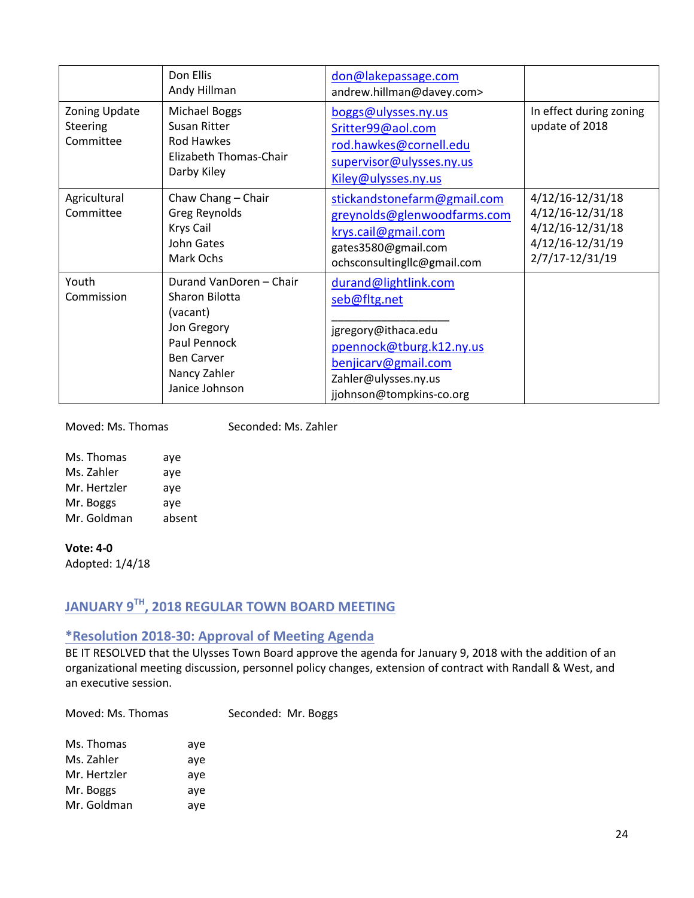|  | Don Ellis<br>Andy Hillman | don@lakepassage.com<br>andrew.hillman@davey.com> |  |
|---|---|---|---|
| Zoning Update Steering Committee | Michael Boggs<br>Susan Ritter<br>Rod Hawkes<br>Elizabeth Thomas-Chair<br>Darby Kiley | boggs@ulysses.ny.us<br>Sritter99@aol.com<br>rod.hawkes@cornell.edu<br>supervisor@ulysses.ny.us<br>Kiley@ulysses.ny.us | In effect during zoning update of 2018 |
| Agricultural Committee | Chaw Chang – Chair<br>Greg Reynolds<br>Krys Cail<br>John Gates<br>Mark Ochs | stickandstonefarm@gmail.com<br>greynolds@glenwoodfarms.com<br>krys.cail@gmail.com<br>gates3580@gmail.com<br>ochsconsultingllc@gmail.com | 4/12/16-12/31/18<br>4/12/16-12/31/18<br>4/12/16-12/31/18<br>4/12/16-12/31/19<br>2/7/17-12/31/19 |
| Youth Commission | Durand VanDoren – Chair<br>Sharon Bilotta<br>(vacant)<br>Jon Gregory<br>Paul Pennock<br>Ben Carver<br>Nancy Zahler<br>Janice Johnson | durand@lightlink.com<br>seb@fltg.net<br>__________________<br>jgregory@ithaca.edu<br>ppennock@tburg.k12.ny.us<br>benjicarv@gmail.com<br>Zahler@ulysses.ny.us<br>jjohnson@tompkins-co.org |  |

Moved: Ms. Thomas Seconded: Ms. Zahler

Ms. Thomas aye
Ms. Zahler aye
Mr. Hertzler aye
Mr. Boggs aye
Mr. Goldman absent

**Vote: 4-0**
Adopted: 1/4/18

## JANUARY 9TH, 2018 REGULAR TOWN BOARD MEETING

### *Resolution 2018-30: Approval of Meeting Agenda

BE IT RESOLVED that the Ulysses Town Board approve the agenda for January 9, 2018 with the addition of an organizational meeting discussion, personnel policy changes, extension of contract with Randall & West, and an executive session.

Moved: Ms. Thomas Seconded: Mr. Boggs

Ms. Thomas aye
Ms. Zahler aye
Mr. Hertzler aye
Mr. Boggs aye
Mr. Goldman aye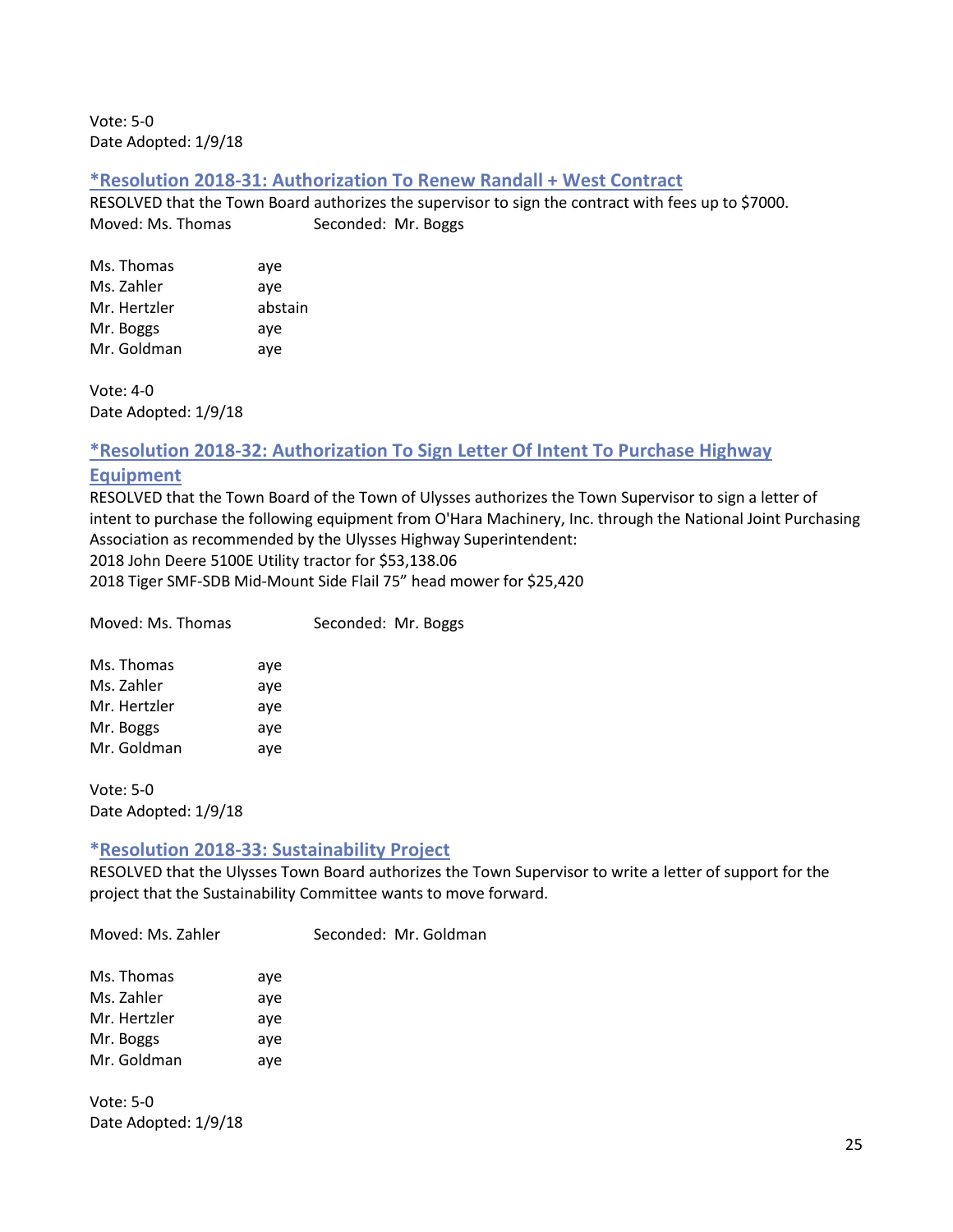Vote: 5-0
Date Adopted: 1/9/18

### *Resolution 2018-31: Authorization To Renew Randall + West Contract

RESOLVED that the Town Board authorizes the supervisor to sign the contract with fees up to $7000.
Moved: Ms. Thomas Seconded: Mr. Boggs

Ms. Thomas aye
Ms. Zahler aye
Mr. Hertzler abstain
Mr. Boggs aye
Mr. Goldman aye

Vote: 4-0
Date Adopted: 1/9/18

### *Resolution 2018-32: Authorization To Sign Letter Of Intent To Purchase Highway Equipment

RESOLVED that the Town Board of the Town of Ulysses authorizes the Town Supervisor to sign a letter of intent to purchase the following equipment from O'Hara Machinery, Inc. through the National Joint Purchasing Association as recommended by the Ulysses Highway Superintendent:
2018 John Deere 5100E Utility tractor for $53,138.06
2018 Tiger SMF-SDB Mid-Mount Side Flail 75" head mower for $25,420

Moved: Ms. Thomas Seconded: Mr. Boggs

Ms. Thomas aye
Ms. Zahler aye
Mr. Hertzler aye
Mr. Boggs aye
Mr. Goldman aye

Vote: 5-0
Date Adopted: 1/9/18

### *Resolution 2018-33: Sustainability Project

RESOLVED that the Ulysses Town Board authorizes the Town Supervisor to write a letter of support for the project that the Sustainability Committee wants to move forward.

Moved: Ms. Zahler Seconded: Mr. Goldman

Ms. Thomas aye
Ms. Zahler aye
Mr. Hertzler aye
Mr. Boggs aye
Mr. Goldman aye

Vote: 5-0
Date Adopted: 1/9/18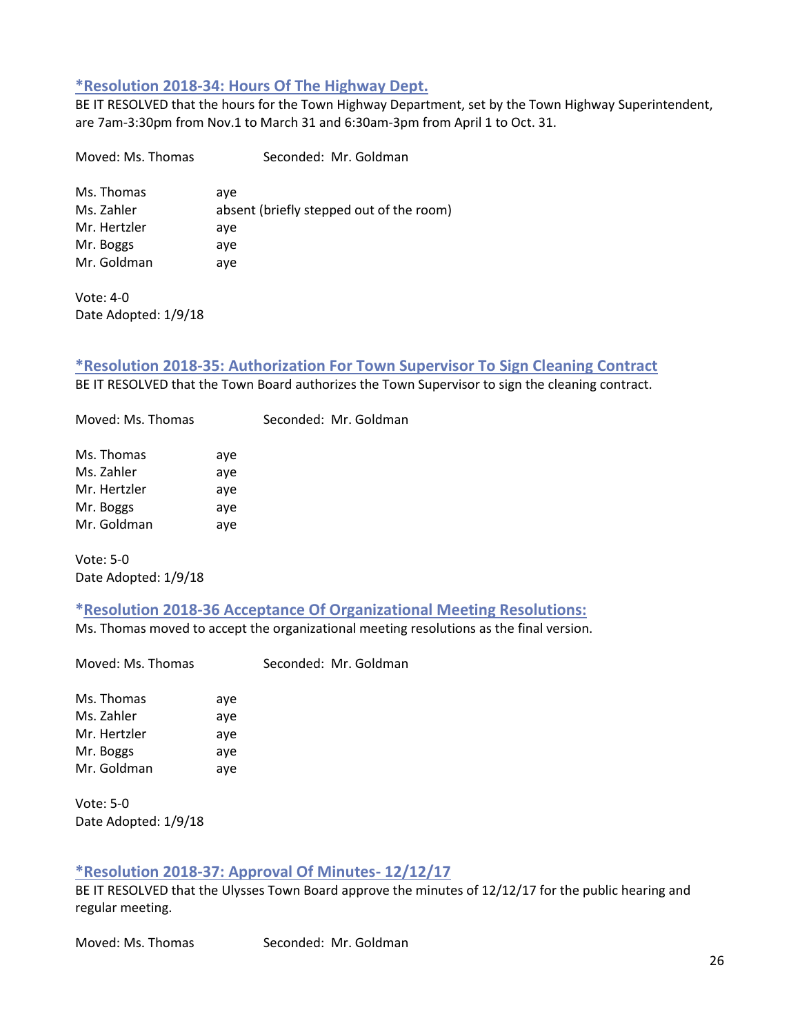### *Resolution 2018-34: Hours Of The Highway Dept.

BE IT RESOLVED that the hours for the Town Highway Department, set by the Town Highway Superintendent, are 7am-3:30pm from Nov.1 to March 31 and 6:30am-3pm from April 1 to Oct. 31.

Moved: Ms. Thomas Seconded: Mr. Goldman

| | |
|---|---|
| Ms. Thomas | aye |
| Ms. Zahler | absent (briefly stepped out of the room) |
| Mr. Hertzler | aye |
| Mr. Boggs | aye |
| Mr. Goldman | aye |

Vote: 4-0
Date Adopted: 1/9/18

### *Resolution 2018-35: Authorization For Town Supervisor To Sign Cleaning Contract

BE IT RESOLVED that the Town Board authorizes the Town Supervisor to sign the cleaning contract.

Moved: Ms. Thomas Seconded: Mr. Goldman

| | |
|---|---|
| Ms. Thomas | aye |
| Ms. Zahler | aye |
| Mr. Hertzler | aye |
| Mr. Boggs | aye |
| Mr. Goldman | aye |

Vote: 5-0
Date Adopted: 1/9/18

### *Resolution 2018-36 Acceptance Of Organizational Meeting Resolutions:

Ms. Thomas moved to accept the organizational meeting resolutions as the final version.

Moved: Ms. Thomas Seconded: Mr. Goldman

| | |
|---|---|
| Ms. Thomas | aye |
| Ms. Zahler | aye |
| Mr. Hertzler | aye |
| Mr. Boggs | aye |
| Mr. Goldman | aye |

Vote: 5-0
Date Adopted: 1/9/18

### *Resolution 2018-37: Approval Of Minutes- 12/12/17

BE IT RESOLVED that the Ulysses Town Board approve the minutes of 12/12/17 for the public hearing and regular meeting.

Moved: Ms. Thomas Seconded: Mr. Goldman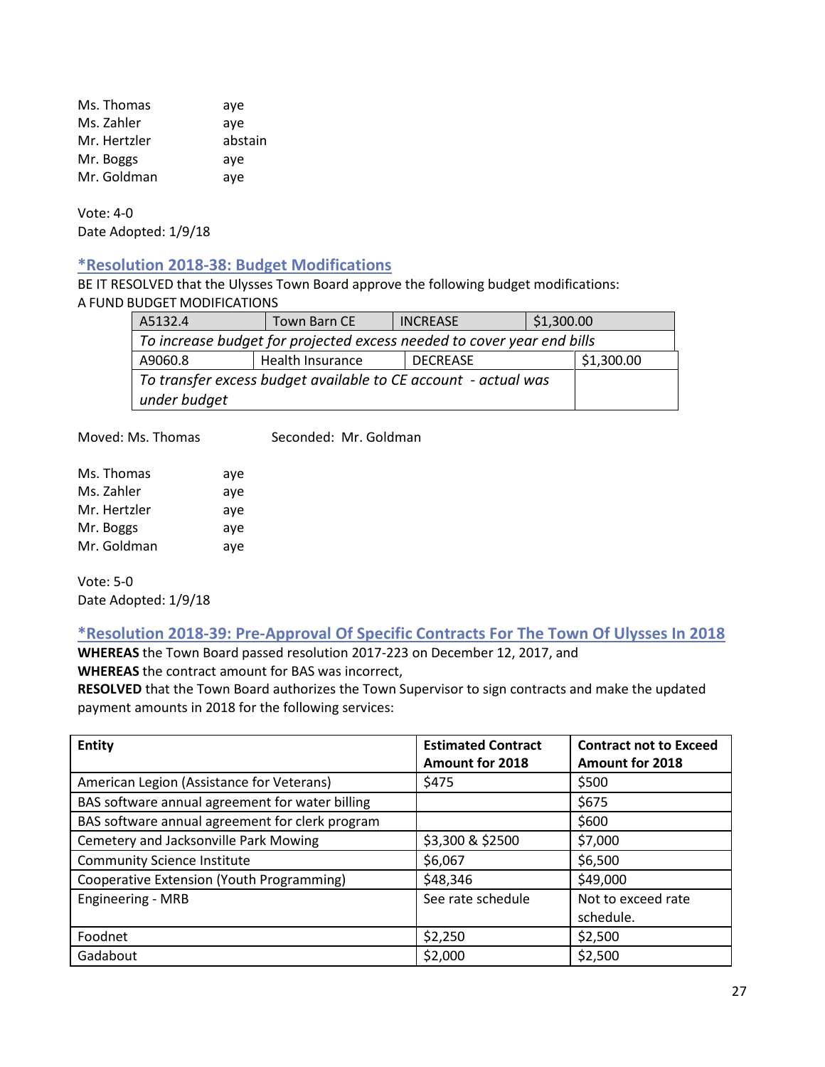| | |
|---|---|
| Ms. Thomas | aye |
| Ms. Zahler | aye |
| Mr. Hertzler | abstain |
| Mr. Boggs | aye |
| Mr. Goldman | aye |

Vote: 4-0
Date Adopted: 1/9/18

## *Resolution 2018-38: Budget Modifications

BE IT RESOLVED that the Ulysses Town Board approve the following budget modifications:
A FUND BUDGET MODIFICATIONS

| | | | | |
|---|---|---|---|---|
| A5132.4 | Town Barn CE | INCREASE | $1,300.00 | |
| *To increase budget for projected excess needed to cover year end bills* | | | | |
| A9060.8 | Health Insurance | DECREASE | | $1,300.00 |
| *To transfer excess budget available to CE account - actual was under budget* | | | | |

Moved: Ms. Thomas Seconded: Mr. Goldman

| | |
|---|---|
| Ms. Thomas | aye |
| Ms. Zahler | aye |
| Mr. Hertzler | aye |
| Mr. Boggs | aye |
| Mr. Goldman | aye |

Vote: 5-0
Date Adopted: 1/9/18

## *Resolution 2018-39: Pre-Approval Of Specific Contracts For The Town Of Ulysses In 2018

**WHEREAS** the Town Board passed resolution 2017-223 on December 12, 2017, and
**WHEREAS** the contract amount for BAS was incorrect,
**RESOLVED** that the Town Board authorizes the Town Supervisor to sign contracts and make the updated payment amounts in 2018 for the following services:

| Entity | Estimated Contract Amount for 2018 | Contract not to Exceed Amount for 2018 |
|---|---|---|
| American Legion (Assistance for Veterans) | $475 | $500 |
| BAS software annual agreement for water billing | | $675 |
| BAS software annual agreement for clerk program | | $600 |
| Cemetery and Jacksonville Park Mowing | $3,300 & $2500 | $7,000 |
| Community Science Institute | $6,067 | $6,500 |
| Cooperative Extension (Youth Programming) | $48,346 | $49,000 |
| Engineering - MRB | See rate schedule | Not to exceed rate schedule. |
| Foodnet | $2,250 | $2,500 |
| Gadabout | $2,000 | $2,500 |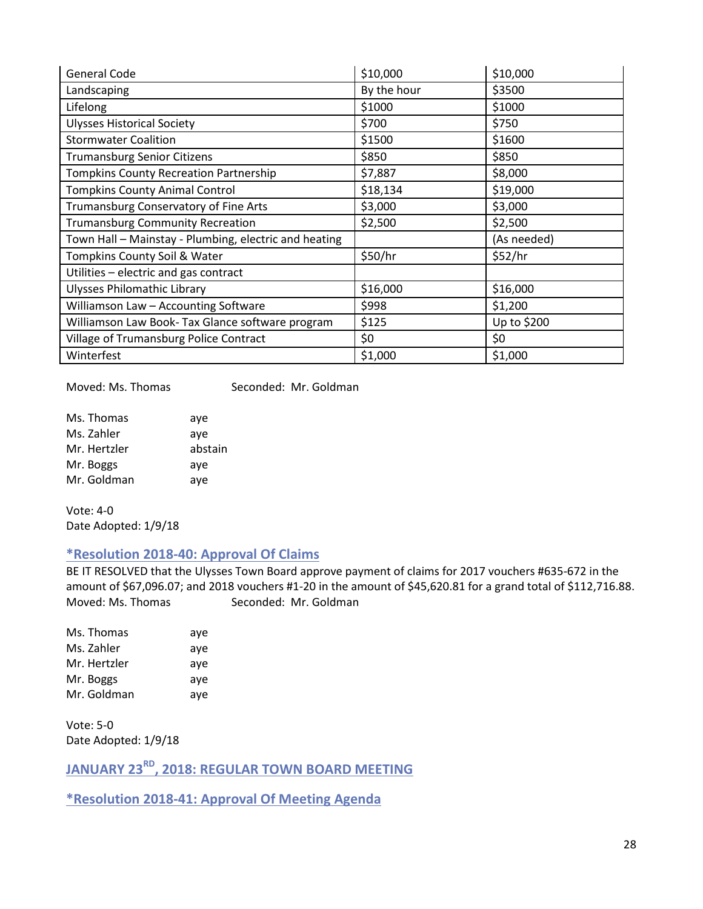| General Code | $10,000 | $10,000 |
|---|---|---|
| Landscaping | By the hour | $3500 |
| Lifelong | $1000 | $1000 |
| Ulysses Historical Society | $700 | $750 |
| Stormwater Coalition | $1500 | $1600 |
| Trumansburg Senior Citizens | $850 | $850 |
| Tompkins County Recreation Partnership | $7,887 | $8,000 |
| Tompkins County Animal Control | $18,134 | $19,000 |
| Trumansburg Conservatory of Fine Arts | $3,000 | $3,000 |
| Trumansburg Community Recreation | $2,500 | $2,500 |
| Town Hall – Mainstay - Plumbing, electric and heating | | (As needed) |
| Tompkins County Soil & Water | $50/hr | $52/hr |
| Utilities – electric and gas contract | | |
| Ulysses Philomathic Library | $16,000 | $16,000 |
| Williamson Law – Accounting Software | $998 | $1,200 |
| Williamson Law Book- Tax Glance software program | $125 | Up to $200 |
| Village of Trumansburg Police Contract | $0 | $0 |
| Winterfest | $1,000 | $1,000 |

Moved: Ms. Thomas Seconded: Mr. Goldman

Ms. Thomas aye
Ms. Zahler aye
Mr. Hertzler abstain
Mr. Boggs aye
Mr. Goldman aye

Vote: 4-0
Date Adopted: 1/9/18

## *Resolution 2018-40: Approval Of Claims

BE IT RESOLVED that the Ulysses Town Board approve payment of claims for 2017 vouchers #635-672 in the amount of $67,096.07; and 2018 vouchers #1-20 in the amount of $45,620.81 for a grand total of $112,716.88.
Moved: Ms. Thomas Seconded: Mr. Goldman

Ms. Thomas aye
Ms. Zahler aye
Mr. Hertzler aye
Mr. Boggs aye
Mr. Goldman aye

Vote: 5-0
Date Adopted: 1/9/18

# JANUARY 23RD, 2018: REGULAR TOWN BOARD MEETING

## *Resolution 2018-41: Approval Of Meeting Agenda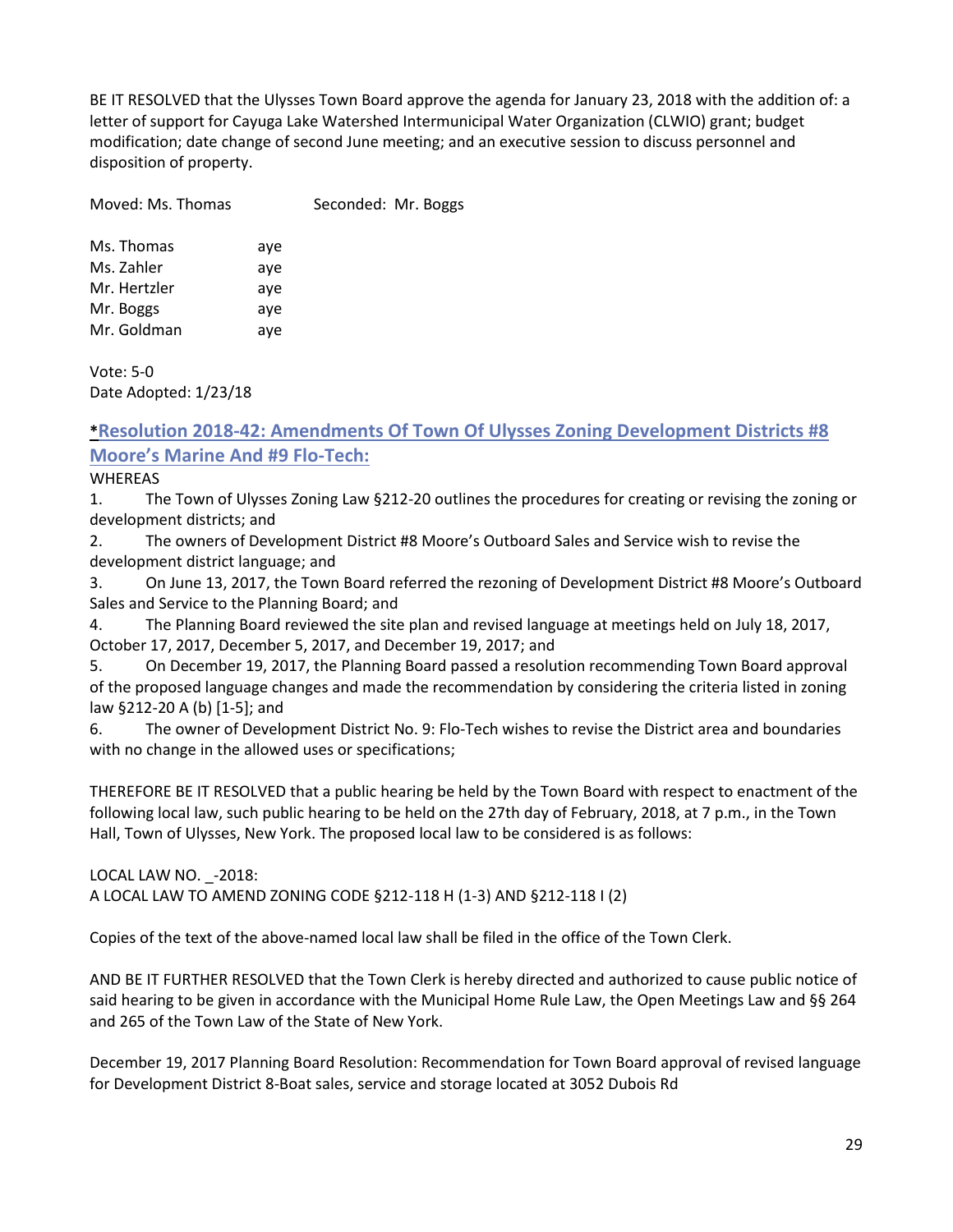BE IT RESOLVED that the Ulysses Town Board approve the agenda for January 23, 2018 with the addition of: a letter of support for Cayuga Lake Watershed Intermunicipal Water Organization (CLWIO) grant; budget modification; date change of second June meeting; and an executive session to discuss personnel and disposition of property.

Moved: Ms. Thomas          Seconded: Mr. Boggs

| | |
|---|---|
| Ms. Thomas | aye |
| Ms. Zahler | aye |
| Mr. Hertzler | aye |
| Mr. Boggs | aye |
| Mr. Goldman | aye |

Vote: 5-0
Date Adopted: 1/23/18

## *Resolution 2018-42: Amendments Of Town Of Ulysses Zoning Development Districts #8 Moore's Marine And #9 Flo-Tech:

WHEREAS

1. The Town of Ulysses Zoning Law §212-20 outlines the procedures for creating or revising the zoning or development districts; and
2. The owners of Development District #8 Moore's Outboard Sales and Service wish to revise the development district language; and
3. On June 13, 2017, the Town Board referred the rezoning of Development District #8 Moore's Outboard Sales and Service to the Planning Board; and
4. The Planning Board reviewed the site plan and revised language at meetings held on July 18, 2017, October 17, 2017, December 5, 2017, and December 19, 2017; and
5. On December 19, 2017, the Planning Board passed a resolution recommending Town Board approval of the proposed language changes and made the recommendation by considering the criteria listed in zoning law §212-20 A (b) [1-5]; and
6. The owner of Development District No. 9: Flo-Tech wishes to revise the District area and boundaries with no change in the allowed uses or specifications;

THEREFORE BE IT RESOLVED that a public hearing be held by the Town Board with respect to enactment of the following local law, such public hearing to be held on the 27th day of February, 2018, at 7 p.m., in the Town Hall, Town of Ulysses, New York. The proposed local law to be considered is as follows:

LOCAL LAW NO. _-2018:
A LOCAL LAW TO AMEND ZONING CODE §212-118 H (1-3) AND §212-118 I (2)

Copies of the text of the above-named local law shall be filed in the office of the Town Clerk.

AND BE IT FURTHER RESOLVED that the Town Clerk is hereby directed and authorized to cause public notice of said hearing to be given in accordance with the Municipal Home Rule Law, the Open Meetings Law and §§ 264 and 265 of the Town Law of the State of New York.

December 19, 2017 Planning Board Resolution: Recommendation for Town Board approval of revised language for Development District 8-Boat sales, service and storage located at 3052 Dubois Rd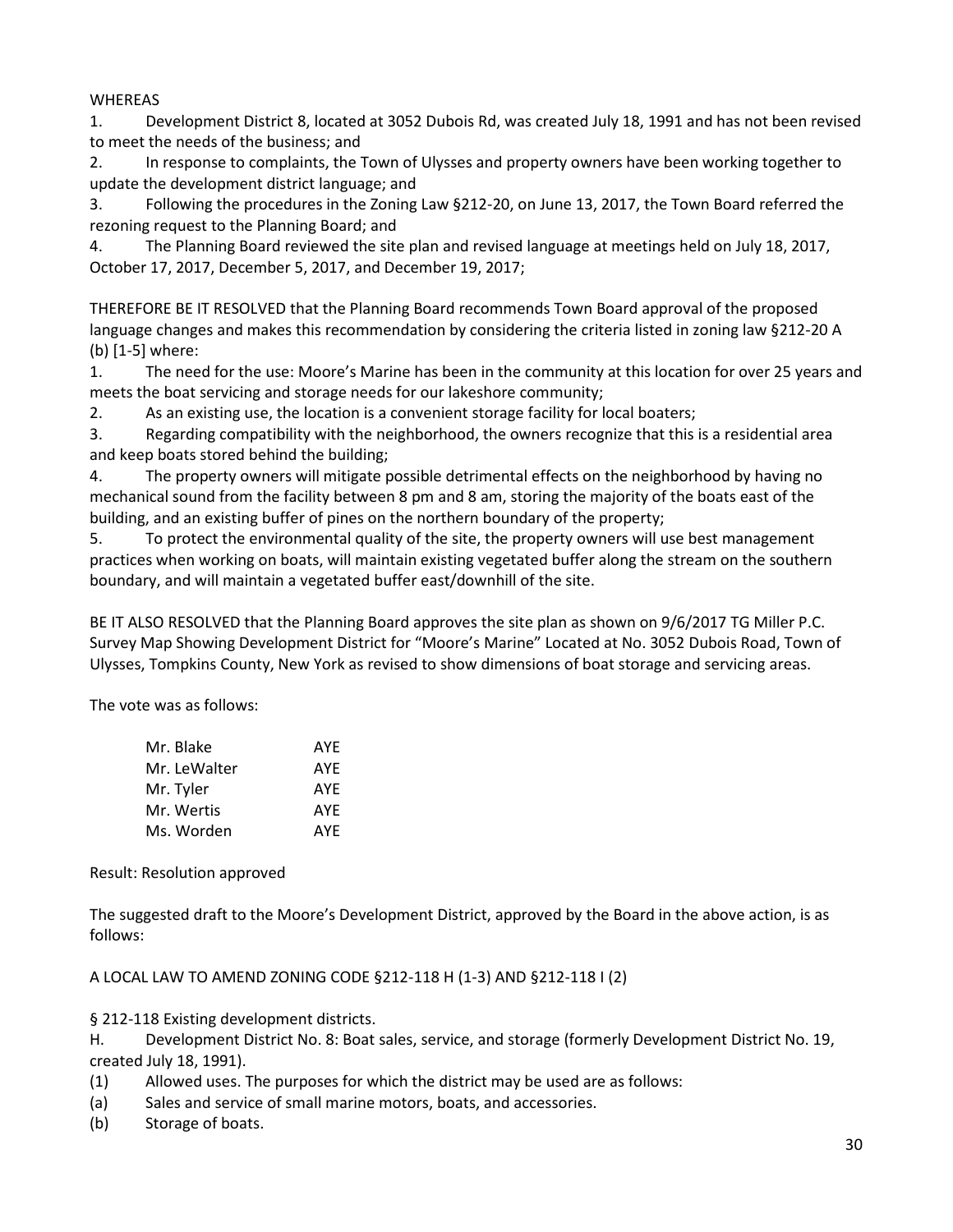WHEREAS

1. Development District 8, located at 3052 Dubois Rd, was created July 18, 1991 and has not been revised to meet the needs of the business; and
2. In response to complaints, the Town of Ulysses and property owners have been working together to update the development district language; and
3. Following the procedures in the Zoning Law §212-20, on June 13, 2017, the Town Board referred the rezoning request to the Planning Board; and
4. The Planning Board reviewed the site plan and revised language at meetings held on July 18, 2017, October 17, 2017, December 5, 2017, and December 19, 2017;

THEREFORE BE IT RESOLVED that the Planning Board recommends Town Board approval of the proposed language changes and makes this recommendation by considering the criteria listed in zoning law §212-20 A (b) [1-5] where:

1. The need for the use: Moore's Marine has been in the community at this location for over 25 years and meets the boat servicing and storage needs for our lakeshore community;
2. As an existing use, the location is a convenient storage facility for local boaters;
3. Regarding compatibility with the neighborhood, the owners recognize that this is a residential area and keep boats stored behind the building;
4. The property owners will mitigate possible detrimental effects on the neighborhood by having no mechanical sound from the facility between 8 pm and 8 am, storing the majority of the boats east of the building, and an existing buffer of pines on the northern boundary of the property;
5. To protect the environmental quality of the site, the property owners will use best management practices when working on boats, will maintain existing vegetated buffer along the stream on the southern boundary, and will maintain a vegetated buffer east/downhill of the site.

BE IT ALSO RESOLVED that the Planning Board approves the site plan as shown on 9/6/2017 TG Miller P.C. Survey Map Showing Development District for "Moore's Marine" Located at No. 3052 Dubois Road, Town of Ulysses, Tompkins County, New York as revised to show dimensions of boat storage and servicing areas.

The vote was as follows:

| | |
|---|---|
| Mr. Blake | AYE |
| Mr. LeWalter | AYE |
| Mr. Tyler | AYE |
| Mr. Wertis | AYE |
| Ms. Worden | AYE |

Result: Resolution approved

The suggested draft to the Moore's Development District, approved by the Board in the above action, is as follows:

A LOCAL LAW TO AMEND ZONING CODE §212-118 H (1-3) AND §212-118 I (2)

§ 212-118 Existing development districts.

H. Development District No. 8: Boat sales, service, and storage (formerly Development District No. 19, created July 18, 1991).

(1) Allowed uses. The purposes for which the district may be used are as follows:

(a) Sales and service of small marine motors, boats, and accessories.

(b) Storage of boats.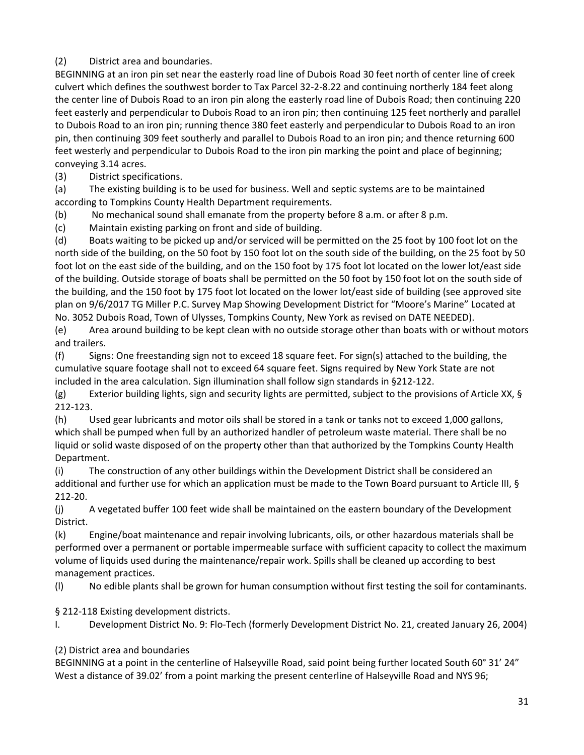(2) District area and boundaries.

BEGINNING at an iron pin set near the easterly road line of Dubois Road 30 feet north of center line of creek culvert which defines the southwest border to Tax Parcel 32-2-8.22 and continuing northerly 184 feet along the center line of Dubois Road to an iron pin along the easterly road line of Dubois Road; then continuing 220 feet easterly and perpendicular to Dubois Road to an iron pin; then continuing 125 feet northerly and parallel to Dubois Road to an iron pin; running thence 380 feet easterly and perpendicular to Dubois Road to an iron pin, then continuing 309 feet southerly and parallel to Dubois Road to an iron pin; and thence returning 600 feet westerly and perpendicular to Dubois Road to the iron pin marking the point and place of beginning; conveying 3.14 acres.

(3) District specifications.

(a) The existing building is to be used for business. Well and septic systems are to be maintained according to Tompkins County Health Department requirements.

(b) No mechanical sound shall emanate from the property before 8 a.m. or after 8 p.m.

(c) Maintain existing parking on front and side of building.

(d) Boats waiting to be picked up and/or serviced will be permitted on the 25 foot by 100 foot lot on the north side of the building, on the 50 foot by 150 foot lot on the south side of the building, on the 25 foot by 50 foot lot on the east side of the building, and on the 150 foot by 175 foot lot located on the lower lot/east side of the building. Outside storage of boats shall be permitted on the 50 foot by 150 foot lot on the south side of the building, and the 150 foot by 175 foot lot located on the lower lot/east side of building (see approved site plan on 9/6/2017 TG Miller P.C. Survey Map Showing Development District for "Moore's Marine" Located at No. 3052 Dubois Road, Town of Ulysses, Tompkins County, New York as revised on DATE NEEDED).

(e) Area around building to be kept clean with no outside storage other than boats with or without motors and trailers.

(f) Signs: One freestanding sign not to exceed 18 square feet. For sign(s) attached to the building, the cumulative square footage shall not to exceed 64 square feet. Signs required by New York State are not included in the area calculation. Sign illumination shall follow sign standards in §212-122.

(g) Exterior building lights, sign and security lights are permitted, subject to the provisions of Article XX, § 212-123.

(h) Used gear lubricants and motor oils shall be stored in a tank or tanks not to exceed 1,000 gallons, which shall be pumped when full by an authorized handler of petroleum waste material. There shall be no liquid or solid waste disposed of on the property other than that authorized by the Tompkins County Health Department.

(i) The construction of any other buildings within the Development District shall be considered an additional and further use for which an application must be made to the Town Board pursuant to Article III, § 212-20.

(j) A vegetated buffer 100 feet wide shall be maintained on the eastern boundary of the Development District.

(k) Engine/boat maintenance and repair involving lubricants, oils, or other hazardous materials shall be performed over a permanent or portable impermeable surface with sufficient capacity to collect the maximum volume of liquids used during the maintenance/repair work. Spills shall be cleaned up according to best management practices.

(l) No edible plants shall be grown for human consumption without first testing the soil for contaminants.

§ 212-118 Existing development districts.

I. Development District No. 9: Flo-Tech (formerly Development District No. 21, created January 26, 2004)

(2) District area and boundaries

BEGINNING at a point in the centerline of Halseyville Road, said point being further located South 60° 31' 24" West a distance of 39.02' from a point marking the present centerline of Halseyville Road and NYS 96;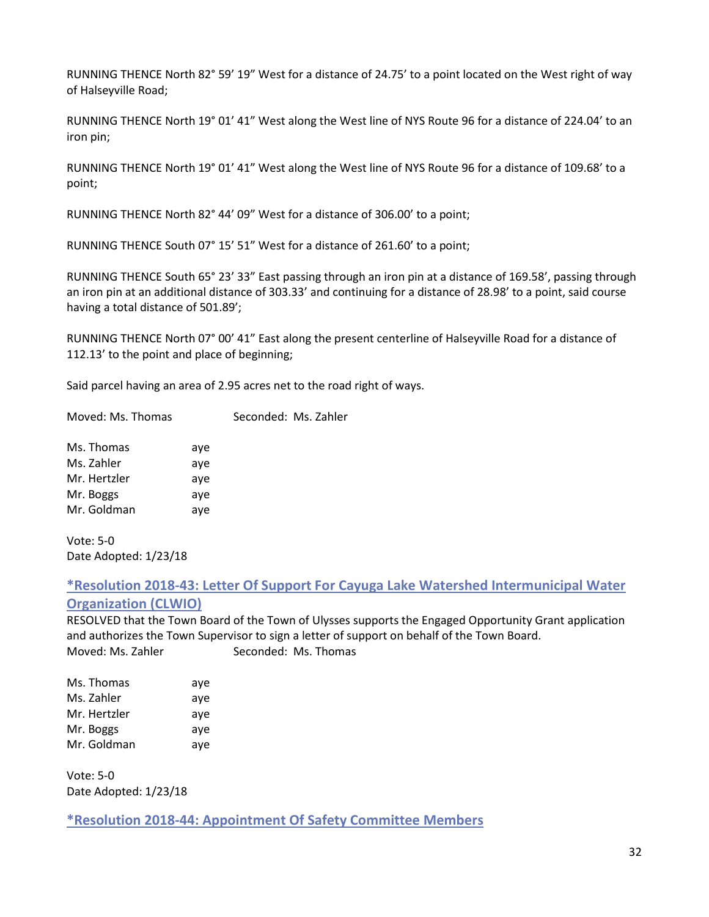RUNNING THENCE North 82° 59' 19" West for a distance of 24.75' to a point located on the West right of way of Halseyville Road;

RUNNING THENCE North 19° 01' 41" West along the West line of NYS Route 96 for a distance of 224.04' to an iron pin;

RUNNING THENCE North 19° 01' 41" West along the West line of NYS Route 96 for a distance of 109.68' to a point;

RUNNING THENCE North 82° 44' 09" West for a distance of 306.00' to a point;

RUNNING THENCE South 07° 15' 51" West for a distance of 261.60' to a point;

RUNNING THENCE South 65° 23' 33" East passing through an iron pin at a distance of 169.58', passing through an iron pin at an additional distance of 303.33' and continuing for a distance of 28.98' to a point, said course having a total distance of 501.89';

RUNNING THENCE North 07° 00' 41" East along the present centerline of Halseyville Road for a distance of 112.13' to the point and place of beginning;

Said parcel having an area of 2.95 acres net to the road right of ways.

Moved: Ms. Thomas Seconded: Ms. Zahler

Ms. Thomas aye
Ms. Zahler aye
Mr. Hertzler aye
Mr. Boggs aye
Mr. Goldman aye

Vote: 5-0
Date Adopted: 1/23/18

## *Resolution 2018-43: Letter Of Support For Cayuga Lake Watershed Intermunicipal Water Organization (CLWIO)

RESOLVED that the Town Board of the Town of Ulysses supports the Engaged Opportunity Grant application and authorizes the Town Supervisor to sign a letter of support on behalf of the Town Board.
Moved: Ms. Zahler Seconded: Ms. Thomas

Ms. Thomas aye
Ms. Zahler aye
Mr. Hertzler aye
Mr. Boggs aye
Mr. Goldman aye

Vote: 5-0
Date Adopted: 1/23/18

## *Resolution 2018-44: Appointment Of Safety Committee Members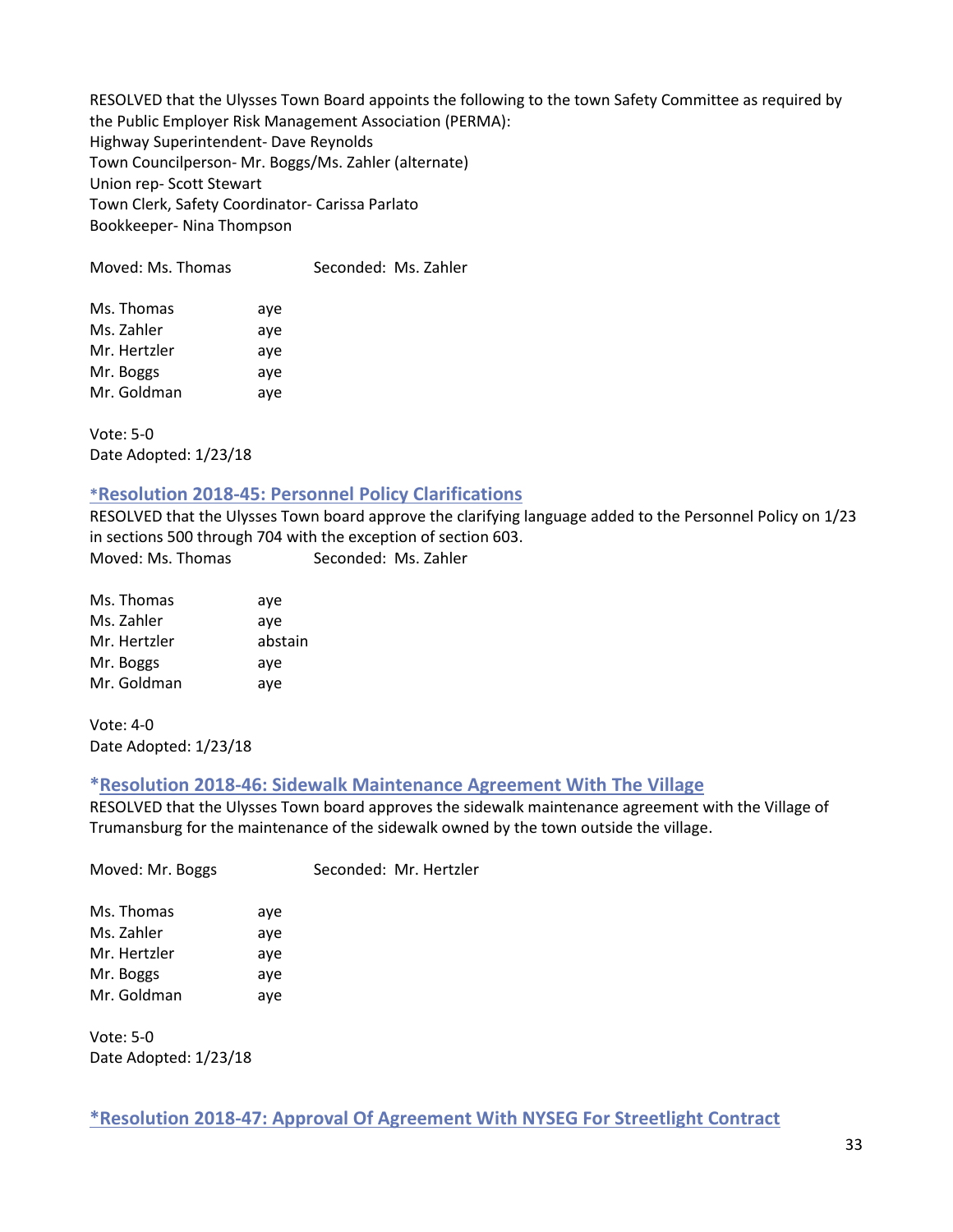RESOLVED that the Ulysses Town Board appoints the following to the town Safety Committee as required by the Public Employer Risk Management Association (PERMA):
Highway Superintendent- Dave Reynolds
Town Councilperson- Mr. Boggs/Ms. Zahler (alternate)
Union rep- Scott Stewart
Town Clerk, Safety Coordinator- Carissa Parlato
Bookkeeper- Nina Thompson

Moved: Ms. Thomas Seconded: Ms. Zahler

| | |
|---|---|
| Ms. Thomas | aye |
| Ms. Zahler | aye |
| Mr. Hertzler | aye |
| Mr. Boggs | aye |
| Mr. Goldman | aye |

Vote: 5-0
Date Adopted: 1/23/18

### *Resolution 2018-45: Personnel Policy Clarifications

RESOLVED that the Ulysses Town board approve the clarifying language added to the Personnel Policy on 1/23 in sections 500 through 704 with the exception of section 603.
Moved: Ms. Thomas Seconded: Ms. Zahler

| | |
|---|---|
| Ms. Thomas | aye |
| Ms. Zahler | aye |
| Mr. Hertzler | abstain |
| Mr. Boggs | aye |
| Mr. Goldman | aye |

Vote: 4-0
Date Adopted: 1/23/18

### *Resolution 2018-46: Sidewalk Maintenance Agreement With The Village

RESOLVED that the Ulysses Town board approves the sidewalk maintenance agreement with the Village of Trumansburg for the maintenance of the sidewalk owned by the town outside the village.

Moved: Mr. Boggs Seconded: Mr. Hertzler

| | |
|---|---|
| Ms. Thomas | aye |
| Ms. Zahler | aye |
| Mr. Hertzler | aye |
| Mr. Boggs | aye |
| Mr. Goldman | aye |

Vote: 5-0
Date Adopted: 1/23/18

### *Resolution 2018-47: Approval Of Agreement With NYSEG For Streetlight Contract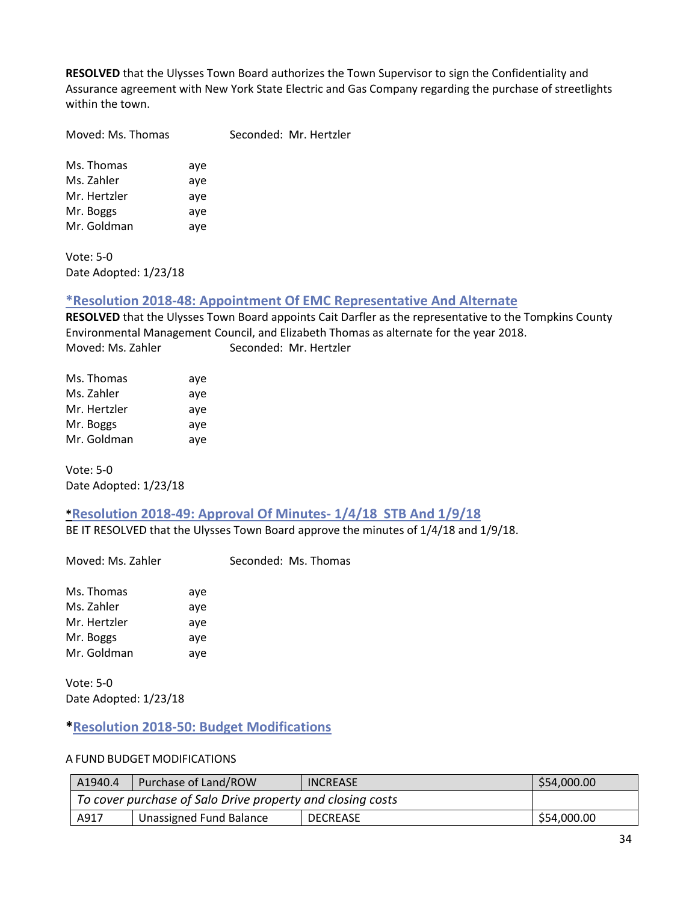**RESOLVED** that the Ulysses Town Board authorizes the Town Supervisor to sign the Confidentiality and Assurance agreement with New York State Electric and Gas Company regarding the purchase of streetlights within the town.

Moved: Ms. Thomas Seconded: Mr. Hertzler

Ms. Thomas aye
Ms. Zahler aye
Mr. Hertzler aye
Mr. Boggs aye
Mr. Goldman aye

Vote: 5-0
Date Adopted: 1/23/18

## *Resolution 2018-48: Appointment Of EMC Representative And Alternate

**RESOLVED** that the Ulysses Town Board appoints Cait Darfler as the representative to the Tompkins County Environmental Management Council, and Elizabeth Thomas as alternate for the year 2018.
Moved: Ms. Zahler Seconded: Mr. Hertzler

Ms. Thomas aye
Ms. Zahler aye
Mr. Hertzler aye
Mr. Boggs aye
Mr. Goldman aye

Vote: 5-0
Date Adopted: 1/23/18

## *Resolution 2018-49: Approval Of Minutes- 1/4/18 STB And 1/9/18

BE IT RESOLVED that the Ulysses Town Board approve the minutes of 1/4/18 and 1/9/18.

Moved: Ms. Zahler Seconded: Ms. Thomas

Ms. Thomas aye
Ms. Zahler aye
Mr. Hertzler aye
Mr. Boggs aye
Mr. Goldman aye

Vote: 5-0
Date Adopted: 1/23/18

## *Resolution 2018-50: Budget Modifications

A FUND BUDGET MODIFICATIONS

| A1940.4 | Purchase of Land/ROW | INCREASE | $54,000.00 |
|---|---|---|---|
| *To cover purchase of Salo Drive property and closing costs* | | | |
| A917 | Unassigned Fund Balance | DECREASE | $54,000.00 |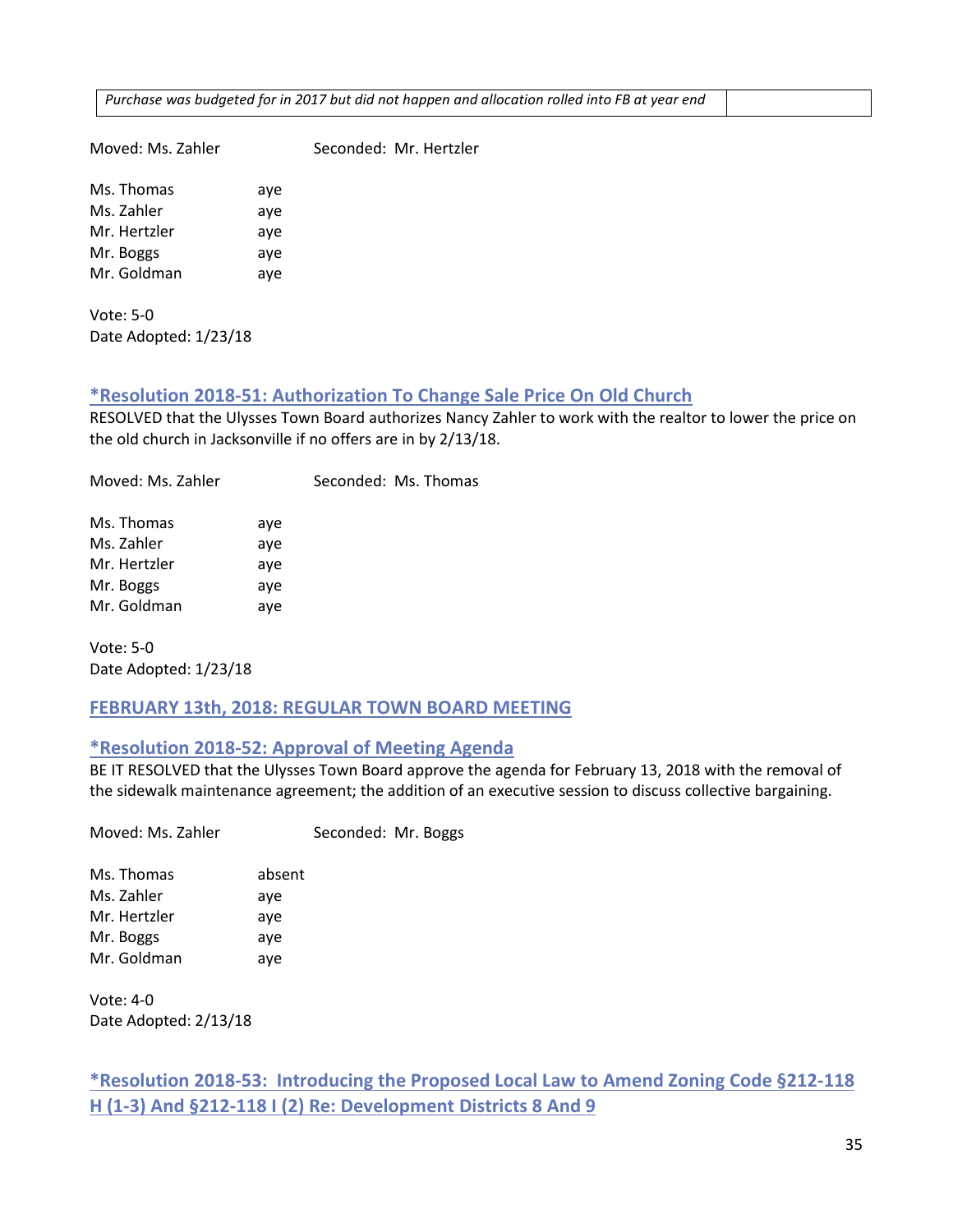| *Purchase was budgeted for in 2017 but did not happen and allocation rolled into FB at year end* | |
|---|---|

Moved: Ms. Zahler Seconded: Mr. Hertzler

Ms. Thomas aye
Ms. Zahler aye
Mr. Hertzler aye
Mr. Boggs aye
Mr. Goldman aye

Vote: 5-0
Date Adopted: 1/23/18

### *Resolution 2018-51: Authorization To Change Sale Price On Old Church

RESOLVED that the Ulysses Town Board authorizes Nancy Zahler to work with the realtor to lower the price on the old church in Jacksonville if no offers are in by 2/13/18.

Moved: Ms. Zahler Seconded: Ms. Thomas

Ms. Thomas aye
Ms. Zahler aye
Mr. Hertzler aye
Mr. Boggs aye
Mr. Goldman aye

Vote: 5-0
Date Adopted: 1/23/18

## FEBRUARY 13th, 2018: REGULAR TOWN BOARD MEETING

### *Resolution 2018-52: Approval of Meeting Agenda

BE IT RESOLVED that the Ulysses Town Board approve the agenda for February 13, 2018 with the removal of the sidewalk maintenance agreement; the addition of an executive session to discuss collective bargaining.

Moved: Ms. Zahler Seconded: Mr. Boggs

Ms. Thomas absent
Ms. Zahler aye
Mr. Hertzler aye
Mr. Boggs aye
Mr. Goldman aye

Vote: 4-0
Date Adopted: 2/13/18

### *Resolution 2018-53: Introducing the Proposed Local Law to Amend Zoning Code §212-118 H (1-3) And §212-118 I (2) Re: Development Districts 8 And 9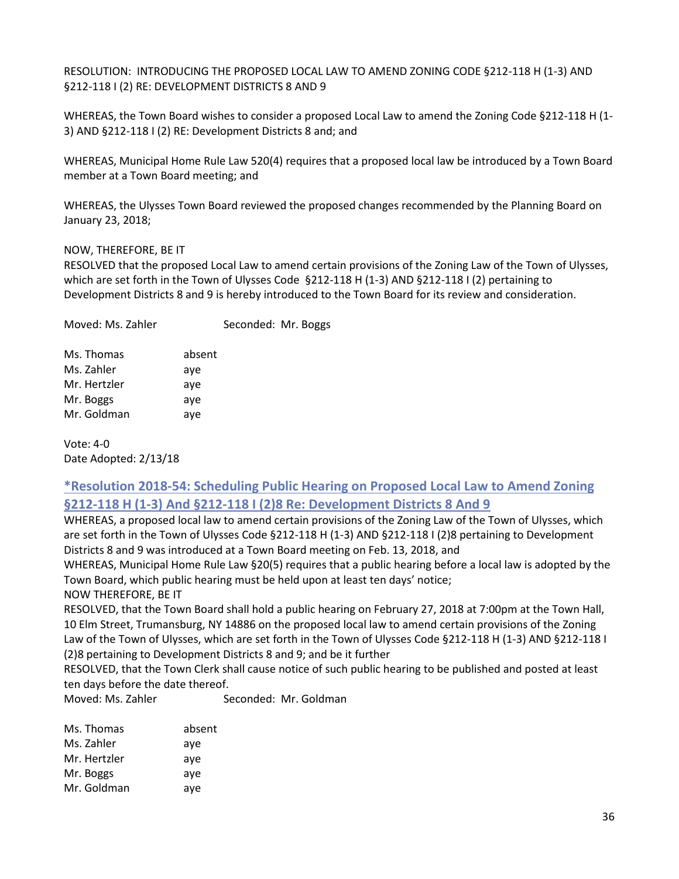RESOLUTION: INTRODUCING THE PROPOSED LOCAL LAW TO AMEND ZONING CODE §212-118 H (1-3) AND §212-118 I (2) RE: DEVELOPMENT DISTRICTS 8 AND 9

WHEREAS, the Town Board wishes to consider a proposed Local Law to amend the Zoning Code §212-118 H (1-3) AND §212-118 I (2) RE: Development Districts 8 and; and

WHEREAS, Municipal Home Rule Law 520(4) requires that a proposed local law be introduced by a Town Board member at a Town Board meeting; and

WHEREAS, the Ulysses Town Board reviewed the proposed changes recommended by the Planning Board on January 23, 2018;

NOW, THEREFORE, BE IT
RESOLVED that the proposed Local Law to amend certain provisions of the Zoning Law of the Town of Ulysses, which are set forth in the Town of Ulysses Code §212-118 H (1-3) AND §212-118 I (2) pertaining to Development Districts 8 and 9 is hereby introduced to the Town Board for its review and consideration.

Moved: Ms. Zahler Seconded: Mr. Boggs

| | |
|---|---|
| Ms. Thomas | absent |
| Ms. Zahler | aye |
| Mr. Hertzler | aye |
| Mr. Boggs | aye |
| Mr. Goldman | aye |

Vote: 4-0
Date Adopted: 2/13/18

## *Resolution 2018-54: Scheduling Public Hearing on Proposed Local Law to Amend Zoning §212-118 H (1-3) And §212-118 I (2)8 Re: Development Districts 8 And 9

WHEREAS, a proposed local law to amend certain provisions of the Zoning Law of the Town of Ulysses, which are set forth in the Town of Ulysses Code §212-118 H (1-3) AND §212-118 I (2)8 pertaining to Development Districts 8 and 9 was introduced at a Town Board meeting on Feb. 13, 2018, and
WHEREAS, Municipal Home Rule Law §20(5) requires that a public hearing before a local law is adopted by the Town Board, which public hearing must be held upon at least ten days' notice;
NOW THEREFORE, BE IT
RESOLVED, that the Town Board shall hold a public hearing on February 27, 2018 at 7:00pm at the Town Hall, 10 Elm Street, Trumansburg, NY 14886 on the proposed local law to amend certain provisions of the Zoning Law of the Town of Ulysses, which are set forth in the Town of Ulysses Code §212-118 H (1-3) AND §212-118 I (2)8 pertaining to Development Districts 8 and 9; and be it further
RESOLVED, that the Town Clerk shall cause notice of such public hearing to be published and posted at least ten days before the date thereof.
Moved: Ms. Zahler Seconded: Mr. Goldman

| | |
|---|---|
| Ms. Thomas | absent |
| Ms. Zahler | aye |
| Mr. Hertzler | aye |
| Mr. Boggs | aye |
| Mr. Goldman | aye |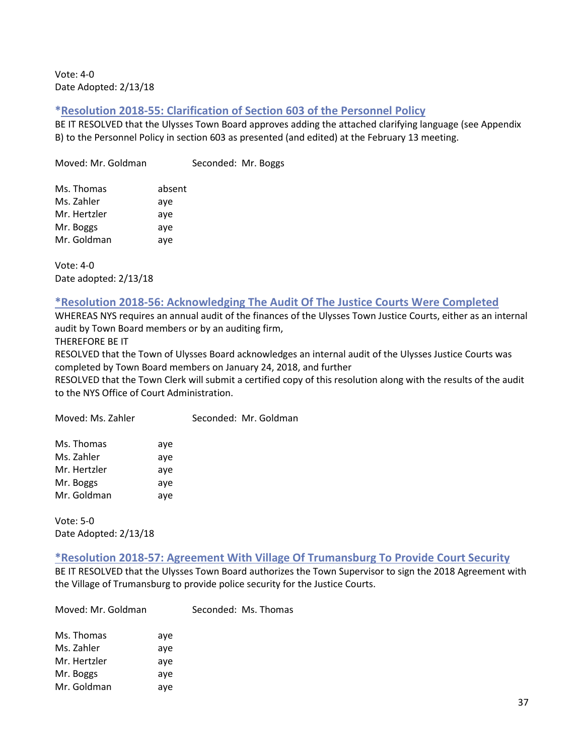Vote: 4-0
Date Adopted: 2/13/18

### *Resolution 2018-55: Clarification of Section 603 of the Personnel Policy

BE IT RESOLVED that the Ulysses Town Board approves adding the attached clarifying language (see Appendix B) to the Personnel Policy in section 603 as presented (and edited) at the February 13 meeting.

Moved: Mr. Goldman Seconded: Mr. Boggs

| | |
|---|---|
| Ms. Thomas | absent |
| Ms. Zahler | aye |
| Mr. Hertzler | aye |
| Mr. Boggs | aye |
| Mr. Goldman | aye |

Vote: 4-0
Date adopted: 2/13/18

### *Resolution 2018-56: Acknowledging The Audit Of The Justice Courts Were Completed

WHEREAS NYS requires an annual audit of the finances of the Ulysses Town Justice Courts, either as an internal audit by Town Board members or by an auditing firm,
THEREFORE BE IT
RESOLVED that the Town of Ulysses Board acknowledges an internal audit of the Ulysses Justice Courts was completed by Town Board members on January 24, 2018, and further
RESOLVED that the Town Clerk will submit a certified copy of this resolution along with the results of the audit to the NYS Office of Court Administration.

Moved: Ms. Zahler Seconded: Mr. Goldman

| | |
|---|---|
| Ms. Thomas | aye |
| Ms. Zahler | aye |
| Mr. Hertzler | aye |
| Mr. Boggs | aye |
| Mr. Goldman | aye |

Vote: 5-0
Date Adopted: 2/13/18

### *Resolution 2018-57: Agreement With Village Of Trumansburg To Provide Court Security

BE IT RESOLVED that the Ulysses Town Board authorizes the Town Supervisor to sign the 2018 Agreement with the Village of Trumansburg to provide police security for the Justice Courts.

Moved: Mr. Goldman Seconded: Ms. Thomas

| | |
|---|---|
| Ms. Thomas | aye |
| Ms. Zahler | aye |
| Mr. Hertzler | aye |
| Mr. Boggs | aye |
| Mr. Goldman | aye |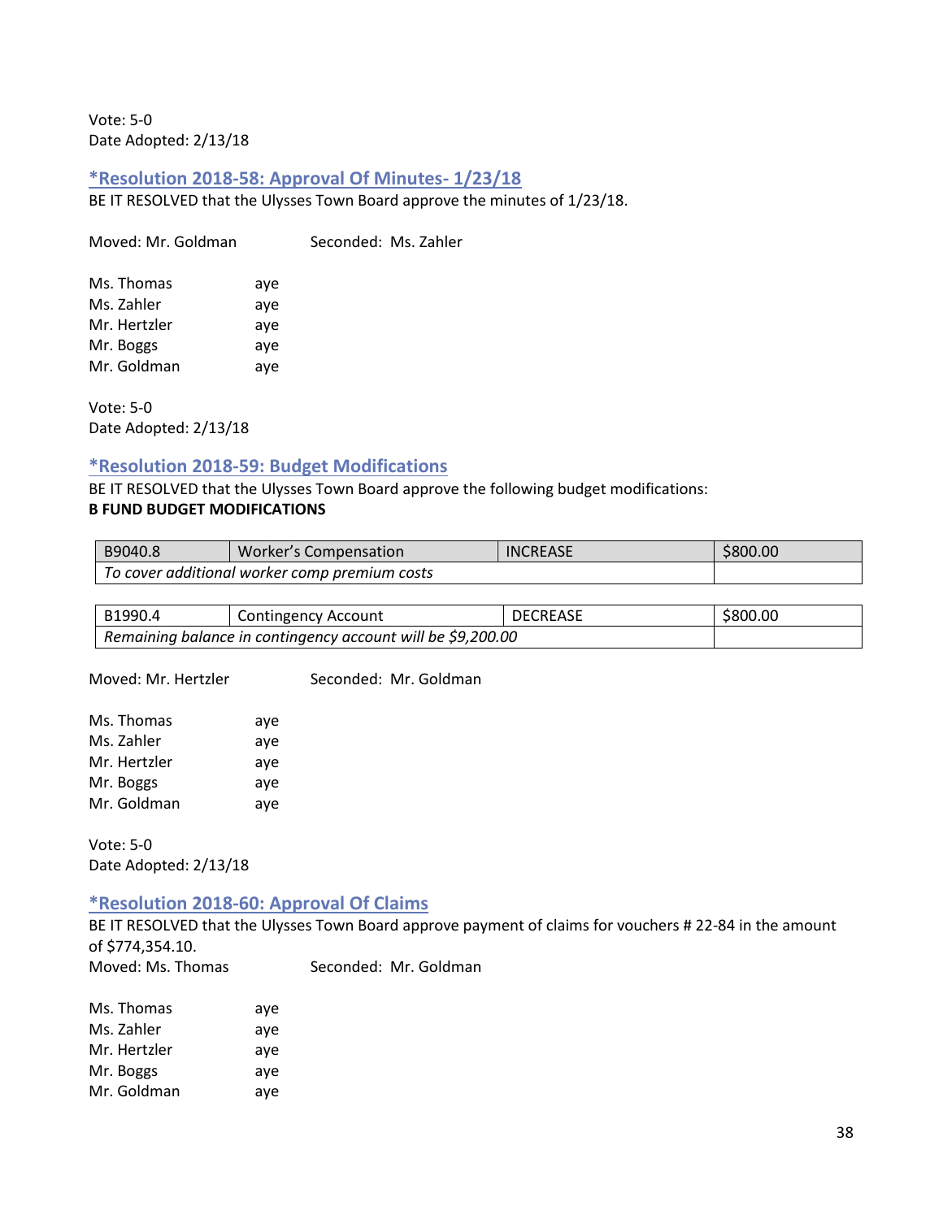Vote: 5-0
Date Adopted: 2/13/18

### *Resolution 2018-58: Approval Of Minutes- 1/23/18

BE IT RESOLVED that the Ulysses Town Board approve the minutes of 1/23/18.

Moved: Mr. Goldman　　　　Seconded: Ms. Zahler

| | |
|---|---|
| Ms. Thomas | aye |
| Ms. Zahler | aye |
| Mr. Hertzler | aye |
| Mr. Boggs | aye |
| Mr. Goldman | aye |

Vote: 5-0
Date Adopted: 2/13/18

### *Resolution 2018-59: Budget Modifications

BE IT RESOLVED that the Ulysses Town Board approve the following budget modifications:

**B FUND BUDGET MODIFICATIONS**

| B9040.8 | Worker's Compensation | INCREASE | $800.00 |
|---|---|---|---|
| *To cover additional worker comp premium costs* | | | |

| B1990.4 | Contingency Account | DECREASE | $800.00 |
|---|---|---|---|
| *Remaining balance in contingency account will be $9,200.00* | | | |

Moved: Mr. Hertzler　　　　Seconded: Mr. Goldman

| | |
|---|---|
| Ms. Thomas | aye |
| Ms. Zahler | aye |
| Mr. Hertzler | aye |
| Mr. Boggs | aye |
| Mr. Goldman | aye |

Vote: 5-0
Date Adopted: 2/13/18

### *Resolution 2018-60: Approval Of Claims

BE IT RESOLVED that the Ulysses Town Board approve payment of claims for vouchers # 22-84 in the amount of $774,354.10.

Moved: Ms. Thomas　　　　Seconded: Mr. Goldman

| | |
|---|---|
| Ms. Thomas | aye |
| Ms. Zahler | aye |
| Mr. Hertzler | aye |
| Mr. Boggs | aye |
| Mr. Goldman | aye |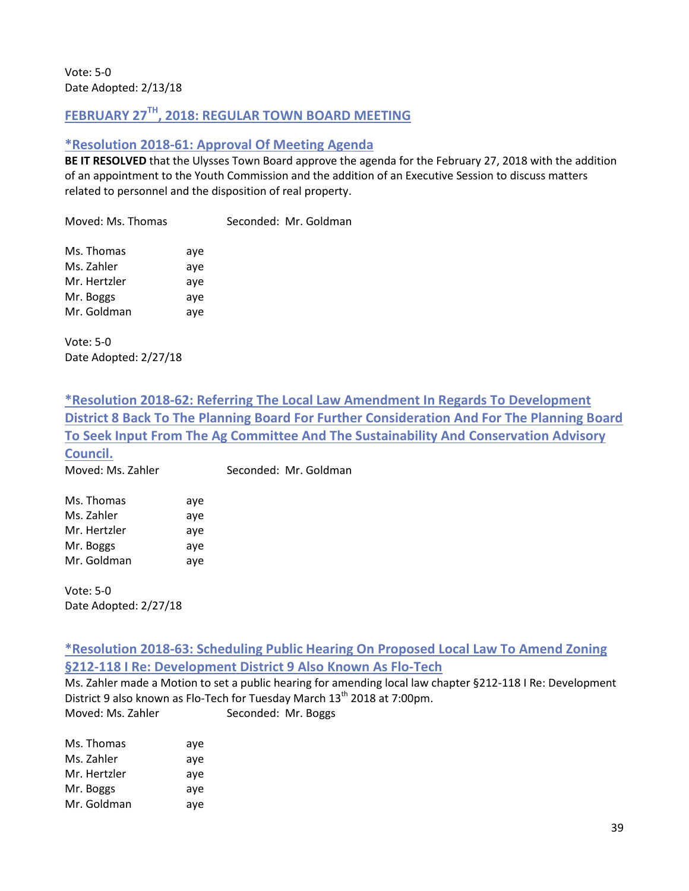Vote: 5-0
Date Adopted: 2/13/18

## FEBRUARY 27TH, 2018: REGULAR TOWN BOARD MEETING

### *Resolution 2018-61: Approval Of Meeting Agenda

**BE IT RESOLVED** that the Ulysses Town Board approve the agenda for the February 27, 2018 with the addition of an appointment to the Youth Commission and the addition of an Executive Session to discuss matters related to personnel and the disposition of real property.

Moved: Ms. Thomas Seconded: Mr. Goldman

| | |
|---|---|
| Ms. Thomas | aye |
| Ms. Zahler | aye |
| Mr. Hertzler | aye |
| Mr. Boggs | aye |
| Mr. Goldman | aye |

Vote: 5-0
Date Adopted: 2/27/18

### *Resolution 2018-62: Referring The Local Law Amendment In Regards To Development District 8 Back To The Planning Board For Further Consideration And For The Planning Board To Seek Input From The Ag Committee And The Sustainability And Conservation Advisory Council.

Moved: Ms. Zahler Seconded: Mr. Goldman

| | |
|---|---|
| Ms. Thomas | aye |
| Ms. Zahler | aye |
| Mr. Hertzler | aye |
| Mr. Boggs | aye |
| Mr. Goldman | aye |

Vote: 5-0
Date Adopted: 2/27/18

### *Resolution 2018-63: Scheduling Public Hearing On Proposed Local Law To Amend Zoning §212-118 I Re: Development District 9 Also Known As Flo-Tech

Ms. Zahler made a Motion to set a public hearing for amending local law chapter §212-118 I Re: Development District 9 also known as Flo-Tech for Tuesday March 13th 2018 at 7:00pm.

Moved: Ms. Zahler Seconded: Mr. Boggs

| | |
|---|---|
| Ms. Thomas | aye |
| Ms. Zahler | aye |
| Mr. Hertzler | aye |
| Mr. Boggs | aye |
| Mr. Goldman | aye |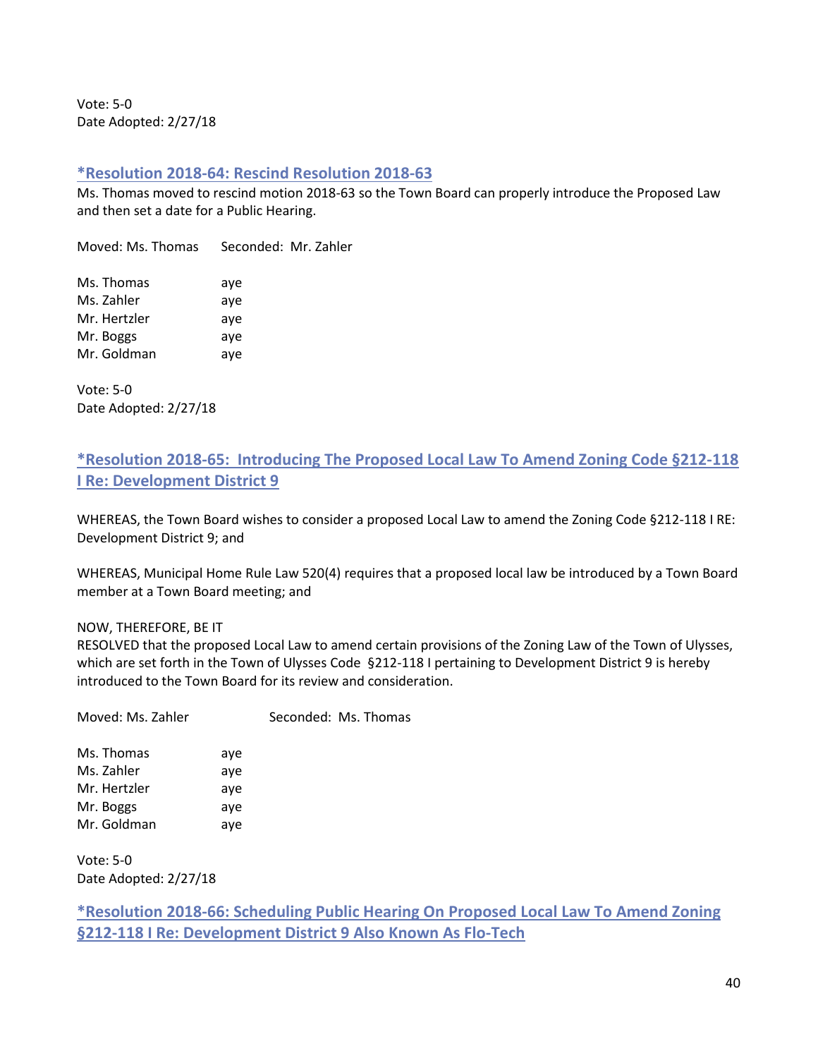Vote: 5-0
Date Adopted: 2/27/18

### *Resolution 2018-64: Rescind Resolution 2018-63

Ms. Thomas moved to rescind motion 2018-63 so the Town Board can properly introduce the Proposed Law and then set a date for a Public Hearing.

Moved: Ms. Thomas  Seconded: Mr. Zahler

| | |
|---|---|
| Ms. Thomas | aye |
| Ms. Zahler | aye |
| Mr. Hertzler | aye |
| Mr. Boggs | aye |
| Mr. Goldman | aye |

Vote: 5-0
Date Adopted: 2/27/18

### *Resolution 2018-65: Introducing The Proposed Local Law To Amend Zoning Code §212-118 I Re: Development District 9

WHEREAS, the Town Board wishes to consider a proposed Local Law to amend the Zoning Code §212-118 I RE: Development District 9; and

WHEREAS, Municipal Home Rule Law 520(4) requires that a proposed local law be introduced by a Town Board member at a Town Board meeting; and

NOW, THEREFORE, BE IT
RESOLVED that the proposed Local Law to amend certain provisions of the Zoning Law of the Town of Ulysses, which are set forth in the Town of Ulysses Code §212-118 I pertaining to Development District 9 is hereby introduced to the Town Board for its review and consideration.

Moved: Ms. Zahler  Seconded: Ms. Thomas

| | |
|---|---|
| Ms. Thomas | aye |
| Ms. Zahler | aye |
| Mr. Hertzler | aye |
| Mr. Boggs | aye |
| Mr. Goldman | aye |

Vote: 5-0
Date Adopted: 2/27/18

### *Resolution 2018-66: Scheduling Public Hearing On Proposed Local Law To Amend Zoning §212-118 I Re: Development District 9 Also Known As Flo-Tech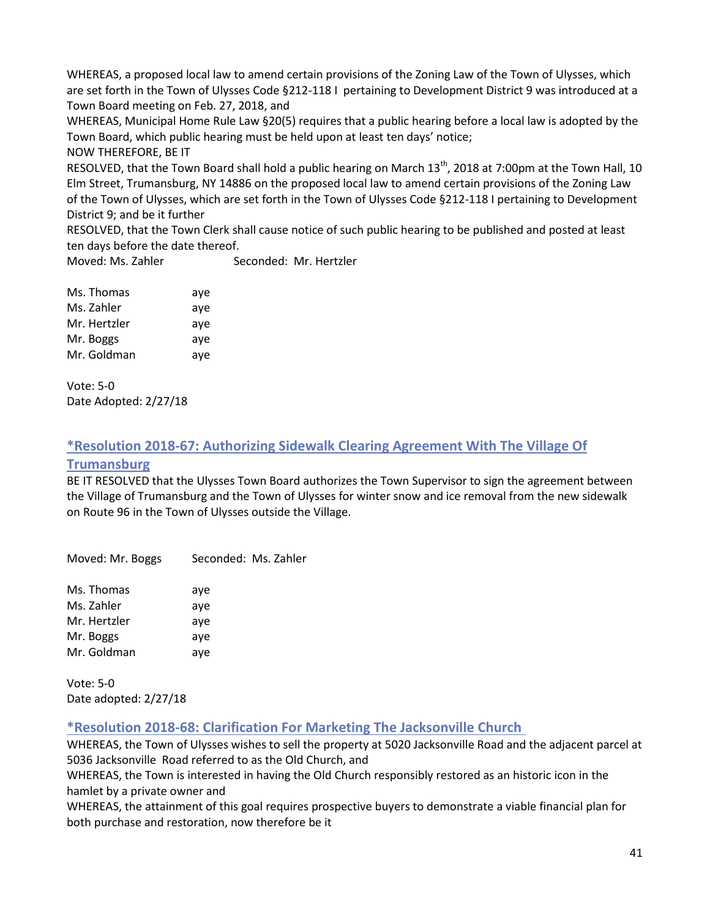WHEREAS, a proposed local law to amend certain provisions of the Zoning Law of the Town of Ulysses, which are set forth in the Town of Ulysses Code §212-118 I pertaining to Development District 9 was introduced at a Town Board meeting on Feb. 27, 2018, and

WHEREAS, Municipal Home Rule Law §20(5) requires that a public hearing before a local law is adopted by the Town Board, which public hearing must be held upon at least ten days' notice;

NOW THEREFORE, BE IT

RESOLVED, that the Town Board shall hold a public hearing on March 13th, 2018 at 7:00pm at the Town Hall, 10 Elm Street, Trumansburg, NY 14886 on the proposed local law to amend certain provisions of the Zoning Law of the Town of Ulysses, which are set forth in the Town of Ulysses Code §212-118 I pertaining to Development District 9; and be it further

RESOLVED, that the Town Clerk shall cause notice of such public hearing to be published and posted at least ten days before the date thereof.

Moved: Ms. Zahler Seconded: Mr. Hertzler

| | |
|---|---|
| Ms. Thomas | aye |
| Ms. Zahler | aye |
| Mr. Hertzler | aye |
| Mr. Boggs | aye |
| Mr. Goldman | aye |

Vote: 5-0
Date Adopted: 2/27/18

## *Resolution 2018-67: Authorizing Sidewalk Clearing Agreement With The Village Of Trumansburg

BE IT RESOLVED that the Ulysses Town Board authorizes the Town Supervisor to sign the agreement between the Village of Trumansburg and the Town of Ulysses for winter snow and ice removal from the new sidewalk on Route 96 in the Town of Ulysses outside the Village.

Moved: Mr. Boggs Seconded: Ms. Zahler

| | |
|---|---|
| Ms. Thomas | aye |
| Ms. Zahler | aye |
| Mr. Hertzler | aye |
| Mr. Boggs | aye |
| Mr. Goldman | aye |

Vote: 5-0
Date adopted: 2/27/18

## *Resolution 2018-68: Clarification For Marketing The Jacksonville Church

WHEREAS, the Town of Ulysses wishes to sell the property at 5020 Jacksonville Road and the adjacent parcel at 5036 Jacksonville Road referred to as the Old Church, and

WHEREAS, the Town is interested in having the Old Church responsibly restored as an historic icon in the hamlet by a private owner and

WHEREAS, the attainment of this goal requires prospective buyers to demonstrate a viable financial plan for both purchase and restoration, now therefore be it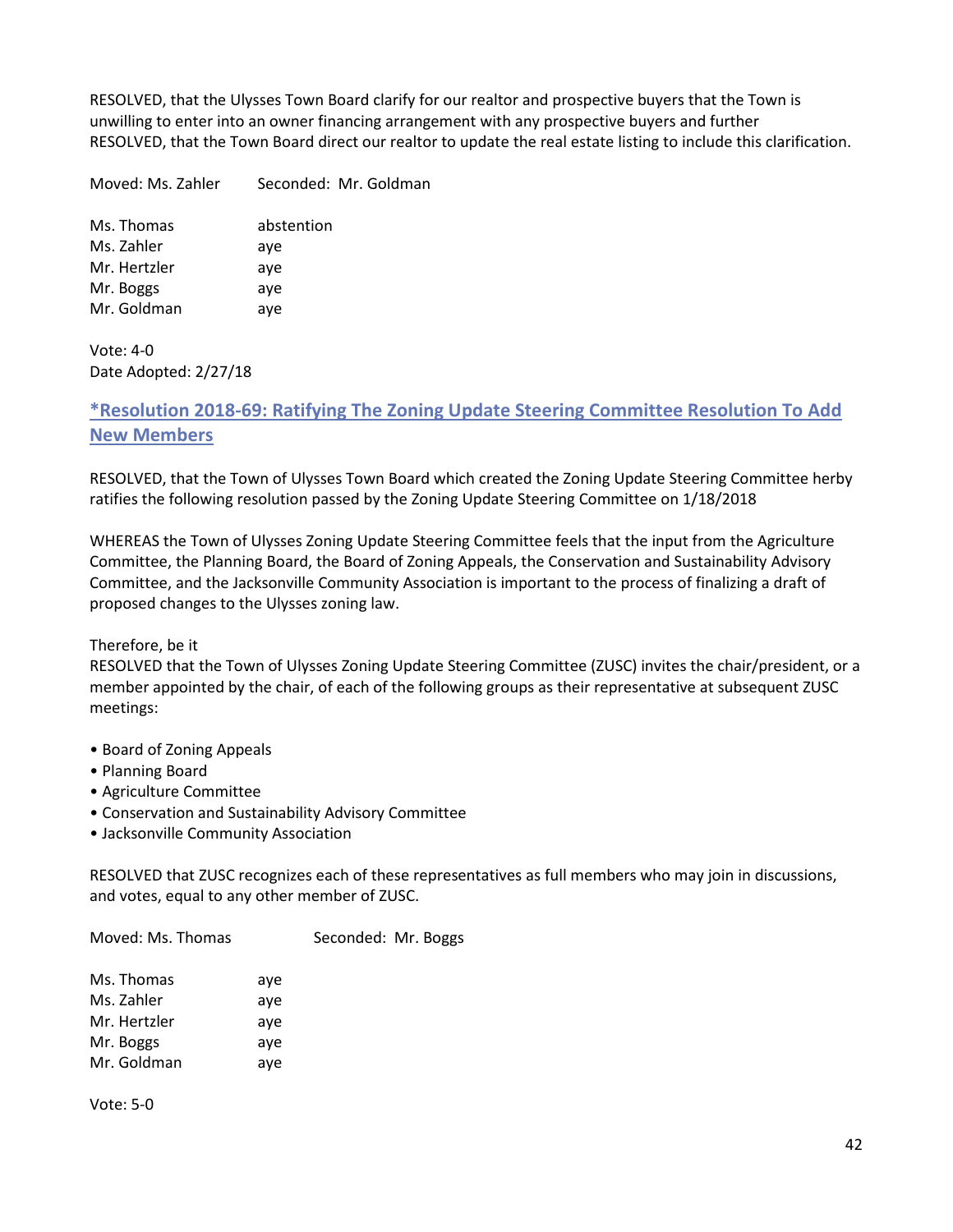RESOLVED, that the Ulysses Town Board clarify for our realtor and prospective buyers that the Town is unwilling to enter into an owner financing arrangement with any prospective buyers and further
RESOLVED, that the Town Board direct our realtor to update the real estate listing to include this clarification.

Moved: Ms. Zahler Seconded: Mr. Goldman

Ms. Thomas abstention
Ms. Zahler aye
Mr. Hertzler aye
Mr. Boggs aye
Mr. Goldman aye

Vote: 4-0
Date Adopted: 2/27/18

## *Resolution 2018-69: Ratifying The Zoning Update Steering Committee Resolution To Add New Members

RESOLVED, that the Town of Ulysses Town Board which created the Zoning Update Steering Committee herby ratifies the following resolution passed by the Zoning Update Steering Committee on 1/18/2018

WHEREAS the Town of Ulysses Zoning Update Steering Committee feels that the input from the Agriculture Committee, the Planning Board, the Board of Zoning Appeals, the Conservation and Sustainability Advisory Committee, and the Jacksonville Community Association is important to the process of finalizing a draft of proposed changes to the Ulysses zoning law.

Therefore, be it
RESOLVED that the Town of Ulysses Zoning Update Steering Committee (ZUSC) invites the chair/president, or a member appointed by the chair, of each of the following groups as their representative at subsequent ZUSC meetings:

- Board of Zoning Appeals
- Planning Board
- Agriculture Committee
- Conservation and Sustainability Advisory Committee
- Jacksonville Community Association

RESOLVED that ZUSC recognizes each of these representatives as full members who may join in discussions, and votes, equal to any other member of ZUSC.

Moved: Ms. Thomas Seconded: Mr. Boggs

Ms. Thomas aye
Ms. Zahler aye
Mr. Hertzler aye
Mr. Boggs aye
Mr. Goldman aye

Vote: 5-0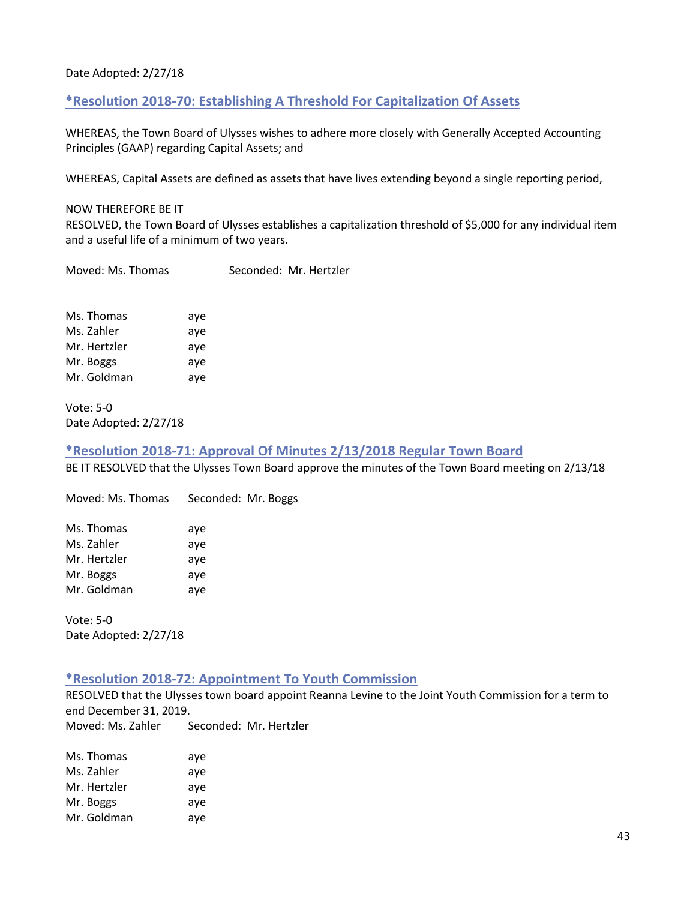Date Adopted: 2/27/18

## *Resolution 2018-70: Establishing A Threshold For Capitalization Of Assets

WHEREAS, the Town Board of Ulysses wishes to adhere more closely with Generally Accepted Accounting Principles (GAAP) regarding Capital Assets; and

WHEREAS, Capital Assets are defined as assets that have lives extending beyond a single reporting period,

NOW THEREFORE BE IT
RESOLVED, the Town Board of Ulysses establishes a capitalization threshold of $5,000 for any individual item and a useful life of a minimum of two years.

Moved: Ms. Thomas Seconded: Mr. Hertzler

Ms. Thomas aye
Ms. Zahler aye
Mr. Hertzler aye
Mr. Boggs aye
Mr. Goldman aye

Vote: 5-0
Date Adopted: 2/27/18

## *Resolution 2018-71: Approval Of Minutes 2/13/2018 Regular Town Board

BE IT RESOLVED that the Ulysses Town Board approve the minutes of the Town Board meeting on 2/13/18

Moved: Ms. Thomas Seconded: Mr. Boggs

Ms. Thomas aye
Ms. Zahler aye
Mr. Hertzler aye
Mr. Boggs aye
Mr. Goldman aye

Vote: 5-0
Date Adopted: 2/27/18

## *Resolution 2018-72: Appointment To Youth Commission

RESOLVED that the Ulysses town board appoint Reanna Levine to the Joint Youth Commission for a term to end December 31, 2019.
Moved: Ms. Zahler Seconded: Mr. Hertzler

Ms. Thomas aye
Ms. Zahler aye
Mr. Hertzler aye
Mr. Boggs aye
Mr. Goldman aye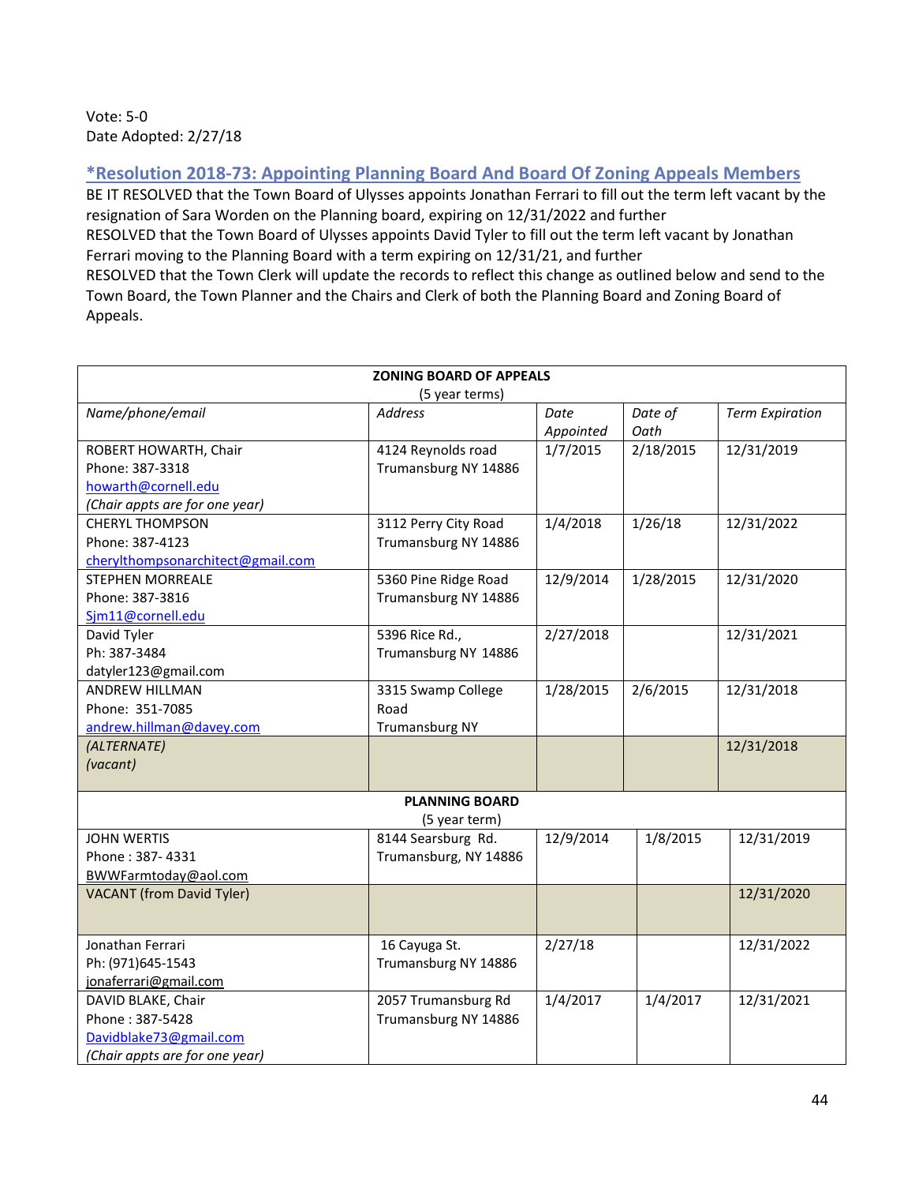Vote: 5-0
Date Adopted: 2/27/18

### *Resolution 2018-73: Appointing Planning Board And Board Of Zoning Appeals Members

BE IT RESOLVED that the Town Board of Ulysses appoints Jonathan Ferrari to fill out the term left vacant by the resignation of Sara Worden on the Planning board, expiring on 12/31/2022 and further
RESOLVED that the Town Board of Ulysses appoints David Tyler to fill out the term left vacant by Jonathan Ferrari moving to the Planning Board with a term expiring on 12/31/21, and further
RESOLVED that the Town Clerk will update the records to reflect this change as outlined below and send to the Town Board, the Town Planner and the Chairs and Clerk of both the Planning Board and Zoning Board of Appeals.

| **ZONING BOARD OF APPEALS** (5 year terms) | | | | |
|---|---|---|---|---|
| *Name/phone/email* | *Address* | *Date Appointed* | *Date of Oath* | *Term Expiration* |
| ROBERT HOWARTH, Chair<br>Phone: 387-3318<br>howarth@cornell.edu<br>*(Chair appts are for one year)* | 4124 Reynolds road<br>Trumansburg NY 14886 | 1/7/2015 | 2/18/2015 | 12/31/2019 |
| CHERYL THOMPSON<br>Phone: 387-4123<br>cherylthompsonarchitect@gmail.com | 3112 Perry City Road<br>Trumansburg NY 14886 | 1/4/2018 | 1/26/18 | 12/31/2022 |
| STEPHEN MORREALE<br>Phone: 387-3816<br>Sjm11@cornell.edu | 5360 Pine Ridge Road<br>Trumansburg NY 14886 | 12/9/2014 | 1/28/2015 | 12/31/2020 |
| David Tyler<br>Ph: 387-3484<br>datyler123@gmail.com | 5396 Rice Rd.,<br>Trumansburg NY 14886 | 2/27/2018 | | 12/31/2021 |
| ANDREW HILLMAN<br>Phone: 351-7085<br>andrew.hillman@davey.com | 3315 Swamp College Road<br>Trumansburg NY | 1/28/2015 | 2/6/2015 | 12/31/2018 |
| *(ALTERNATE)*<br>*(vacant)* | | | | 12/31/2018 |
| **PLANNING BOARD** (5 year term) | | | | |
| JOHN WERTIS<br>Phone : 387- 4331<br>BWWFarmtoday@aol.com | 8144 Searsburg Rd.<br>Trumansburg, NY 14886 | 12/9/2014 | 1/8/2015 | 12/31/2019 |
| VACANT (from David Tyler) | | | | 12/31/2020 |
| Jonathan Ferrari<br>Ph: (971)645-1543<br>jonaferrari@gmail.com | 16 Cayuga St.<br>Trumansburg NY 14886 | 2/27/18 | | 12/31/2022 |
| DAVID BLAKE, Chair<br>Phone : 387-5428<br>Davidblake73@gmail.com<br>*(Chair appts are for one year)* | 2057 Trumansburg Rd<br>Trumansburg NY 14886 | 1/4/2017 | 1/4/2017 | 12/31/2021 |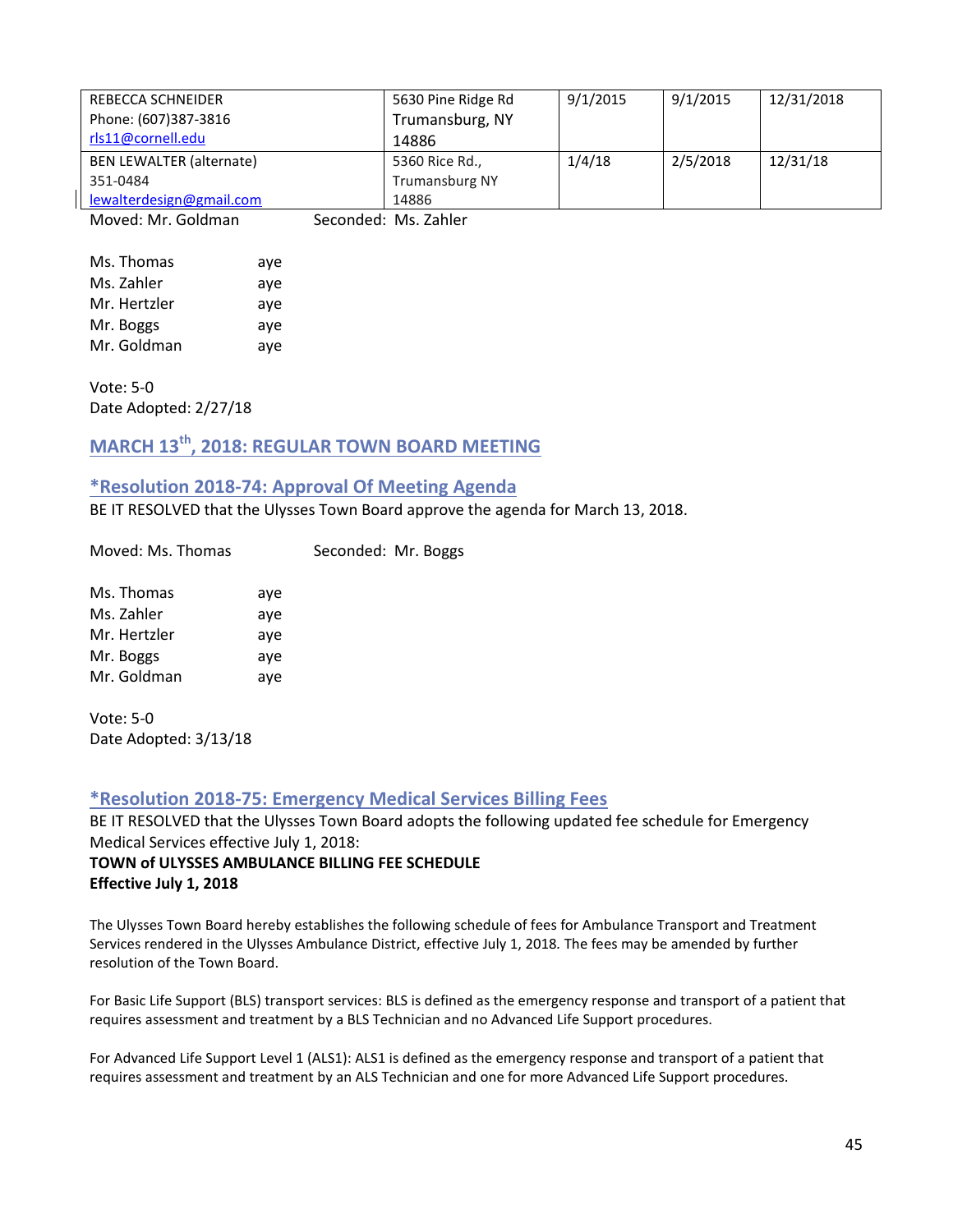| | | | | |
|---|---|---|---|---|
| REBECCA SCHNEIDER<br>Phone: (607)387-3816<br>rls11@cornell.edu | 5630 Pine Ridge Rd<br>Trumansburg, NY<br>14886 | 9/1/2015 | 9/1/2015 | 12/31/2018 |
| BEN LEWALTER (alternate)<br>351-0484<br>lewalterdesign@gmail.com | 5360 Rice Rd.,<br>Trumansburg NY<br>14886 | 1/4/18 | 2/5/2018 | 12/31/18 |

Moved: Mr. Goldman Seconded: Ms. Zahler

Ms. Thomas aye
Ms. Zahler aye
Mr. Hertzler aye
Mr. Boggs aye
Mr. Goldman aye

Vote: 5-0
Date Adopted: 2/27/18

## MARCH 13th, 2018: REGULAR TOWN BOARD MEETING

### *Resolution 2018-74: Approval Of Meeting Agenda

BE IT RESOLVED that the Ulysses Town Board approve the agenda for March 13, 2018.

Moved: Ms. Thomas Seconded: Mr. Boggs

Ms. Thomas aye
Ms. Zahler aye
Mr. Hertzler aye
Mr. Boggs aye
Mr. Goldman aye

Vote: 5-0
Date Adopted: 3/13/18

### *Resolution 2018-75: Emergency Medical Services Billing Fees

BE IT RESOLVED that the Ulysses Town Board adopts the following updated fee schedule for Emergency Medical Services effective July 1, 2018:

**TOWN of ULYSSES AMBULANCE BILLING FEE SCHEDULE**
**Effective July 1, 2018**

The Ulysses Town Board hereby establishes the following schedule of fees for Ambulance Transport and Treatment Services rendered in the Ulysses Ambulance District, effective July 1, 2018. The fees may be amended by further resolution of the Town Board.

For Basic Life Support (BLS) transport services: BLS is defined as the emergency response and transport of a patient that requires assessment and treatment by a BLS Technician and no Advanced Life Support procedures.

For Advanced Life Support Level 1 (ALS1): ALS1 is defined as the emergency response and transport of a patient that requires assessment and treatment by an ALS Technician and one for more Advanced Life Support procedures.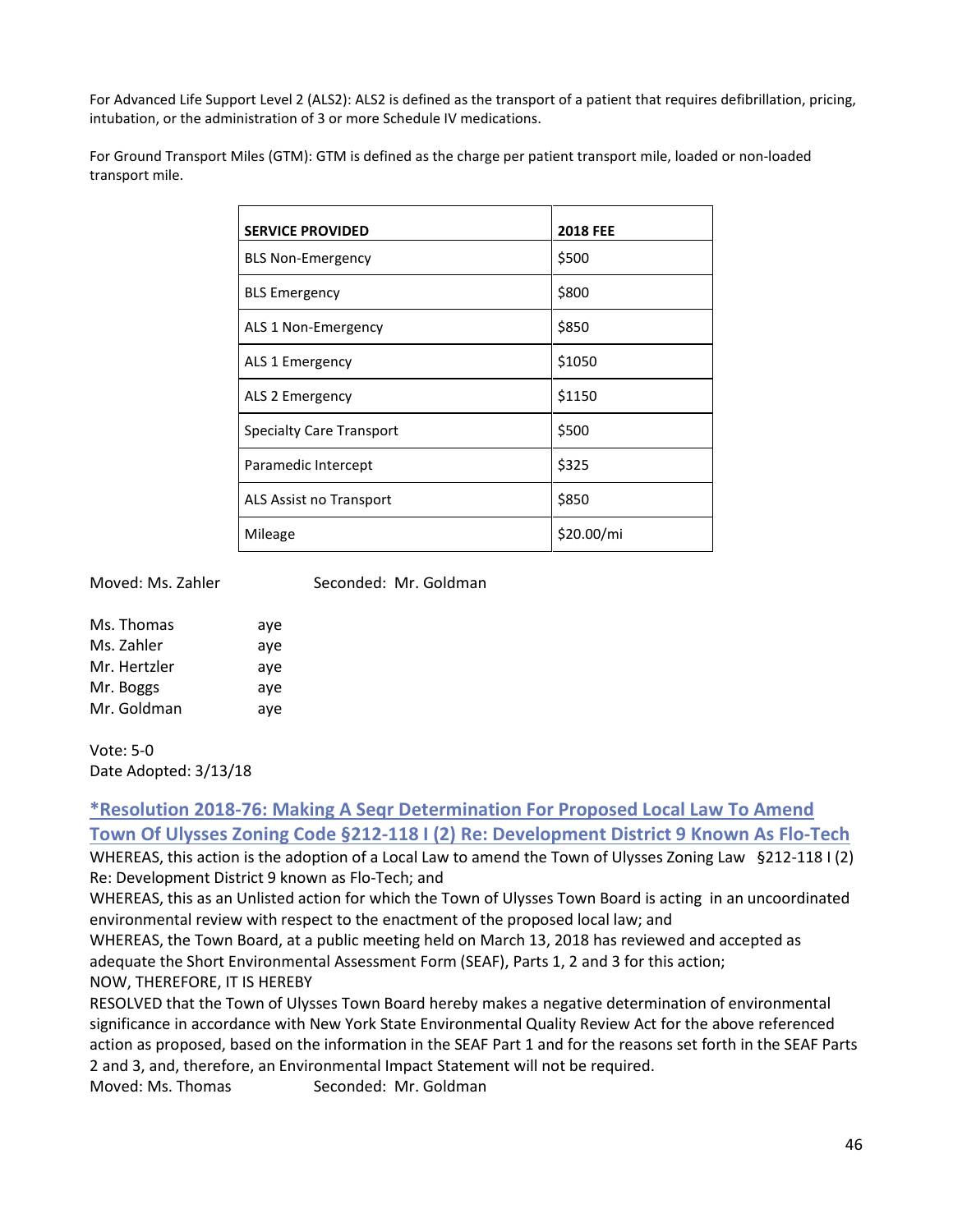For Advanced Life Support Level 2 (ALS2): ALS2 is defined as the transport of a patient that requires defibrillation, pricing, intubation, or the administration of 3 or more Schedule IV medications.

For Ground Transport Miles (GTM): GTM is defined as the charge per patient transport mile, loaded or non-loaded transport mile.

| SERVICE PROVIDED | 2018 FEE |
|---|---|
| BLS Non-Emergency | $500 |
| BLS Emergency | $800 |
| ALS 1 Non-Emergency | $850 |
| ALS 1 Emergency | $1050 |
| ALS 2 Emergency | $1150 |
| Specialty Care Transport | $500 |
| Paramedic Intercept | $325 |
| ALS Assist no Transport | $850 |
| Mileage | $20.00/mi |

Moved: Ms. Zahler Seconded: Mr. Goldman

Ms. Thomas aye
Ms. Zahler aye
Mr. Hertzler aye
Mr. Boggs aye
Mr. Goldman aye

Vote: 5-0
Date Adopted: 3/13/18

### *Resolution 2018-76: Making A Seqr Determination For Proposed Local Law To Amend Town Of Ulysses Zoning Code §212-118 I (2) Re: Development District 9 Known As Flo-Tech

WHEREAS, this action is the adoption of a Local Law to amend the Town of Ulysses Zoning Law §212-118 I (2) Re: Development District 9 known as Flo-Tech; and

WHEREAS, this as an Unlisted action for which the Town of Ulysses Town Board is acting in an uncoordinated environmental review with respect to the enactment of the proposed local law; and

WHEREAS, the Town Board, at a public meeting held on March 13, 2018 has reviewed and accepted as adequate the Short Environmental Assessment Form (SEAF), Parts 1, 2 and 3 for this action;

NOW, THEREFORE, IT IS HEREBY

RESOLVED that the Town of Ulysses Town Board hereby makes a negative determination of environmental significance in accordance with New York State Environmental Quality Review Act for the above referenced action as proposed, based on the information in the SEAF Part 1 and for the reasons set forth in the SEAF Parts 2 and 3, and, therefore, an Environmental Impact Statement will not be required.

Moved: Ms. Thomas Seconded: Mr. Goldman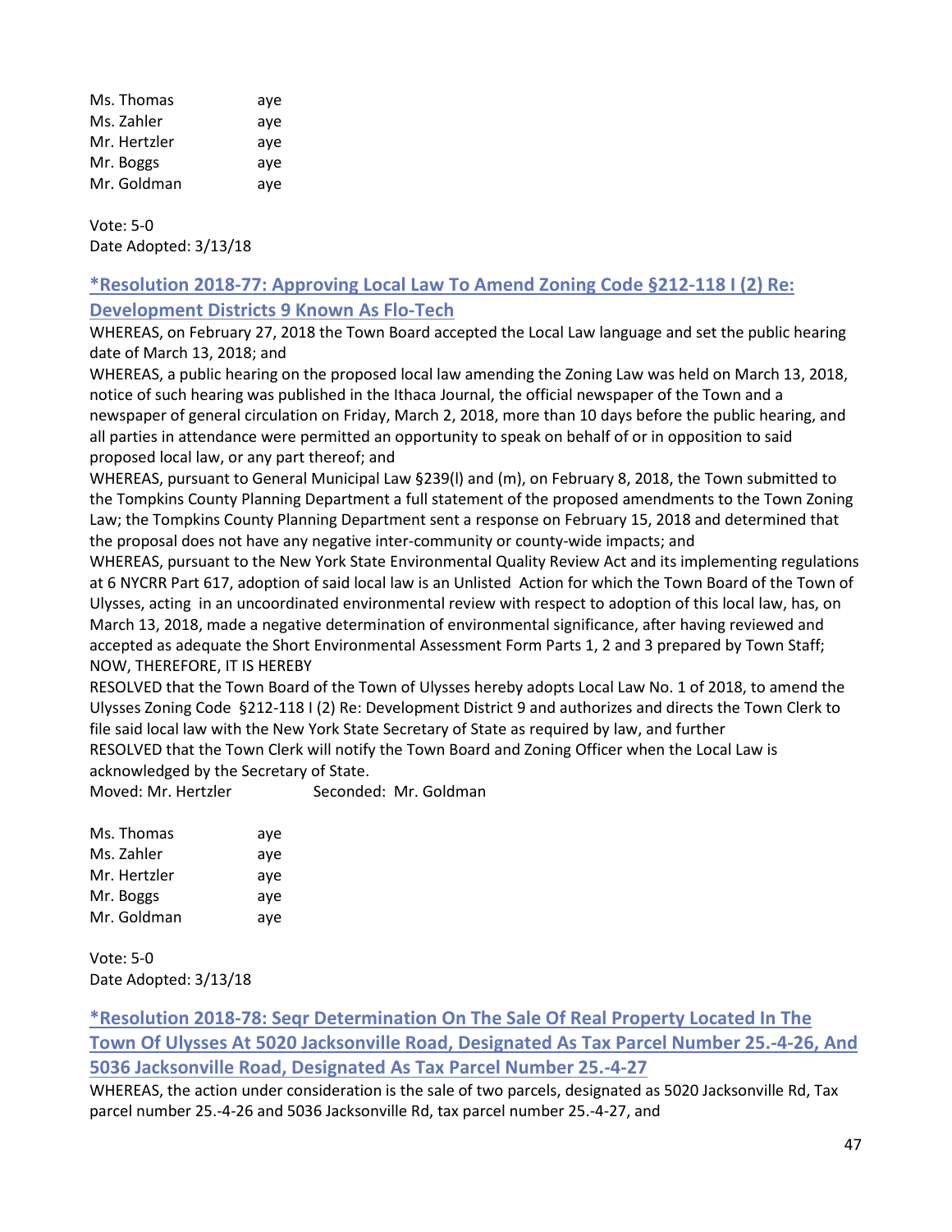| | |
|---|---|
| Ms. Thomas | aye |
| Ms. Zahler | aye |
| Mr. Hertzler | aye |
| Mr. Boggs | aye |
| Mr. Goldman | aye |

Vote: 5-0
Date Adopted: 3/13/18

## *Resolution 2018-77: Approving Local Law To Amend Zoning Code §212-118 I (2) Re: Development Districts 9 Known As Flo-Tech

WHEREAS, on February 27, 2018 the Town Board accepted the Local Law language and set the public hearing date of March 13, 2018; and

WHEREAS, a public hearing on the proposed local law amending the Zoning Law was held on March 13, 2018, notice of such hearing was published in the Ithaca Journal, the official newspaper of the Town and a newspaper of general circulation on Friday, March 2, 2018, more than 10 days before the public hearing, and all parties in attendance were permitted an opportunity to speak on behalf of or in opposition to said proposed local law, or any part thereof; and

WHEREAS, pursuant to General Municipal Law §239(l) and (m), on February 8, 2018, the Town submitted to the Tompkins County Planning Department a full statement of the proposed amendments to the Town Zoning Law; the Tompkins County Planning Department sent a response on February 15, 2018 and determined that the proposal does not have any negative inter-community or county-wide impacts; and

WHEREAS, pursuant to the New York State Environmental Quality Review Act and its implementing regulations at 6 NYCRR Part 617, adoption of said local law is an Unlisted Action for which the Town Board of the Town of Ulysses, acting in an uncoordinated environmental review with respect to adoption of this local law, has, on March 13, 2018, made a negative determination of environmental significance, after having reviewed and accepted as adequate the Short Environmental Assessment Form Parts 1, 2 and 3 prepared by Town Staff;

NOW, THEREFORE, IT IS HEREBY

RESOLVED that the Town Board of the Town of Ulysses hereby adopts Local Law No. 1 of 2018, to amend the Ulysses Zoning Code §212-118 I (2) Re: Development District 9 and authorizes and directs the Town Clerk to file said local law with the New York State Secretary of State as required by law, and further

RESOLVED that the Town Clerk will notify the Town Board and Zoning Officer when the Local Law is acknowledged by the Secretary of State.

Moved: Mr. Hertzler Seconded: Mr. Goldman

| | |
|---|---|
| Ms. Thomas | aye |
| Ms. Zahler | aye |
| Mr. Hertzler | aye |
| Mr. Boggs | aye |
| Mr. Goldman | aye |

Vote: 5-0
Date Adopted: 3/13/18

## *Resolution 2018-78: Seqr Determination On The Sale Of Real Property Located In The Town Of Ulysses At 5020 Jacksonville Road, Designated As Tax Parcel Number 25.-4-26, And 5036 Jacksonville Road, Designated As Tax Parcel Number 25.-4-27

WHEREAS, the action under consideration is the sale of two parcels, designated as 5020 Jacksonville Rd, Tax parcel number 25.-4-26 and 5036 Jacksonville Rd, tax parcel number 25.-4-27, and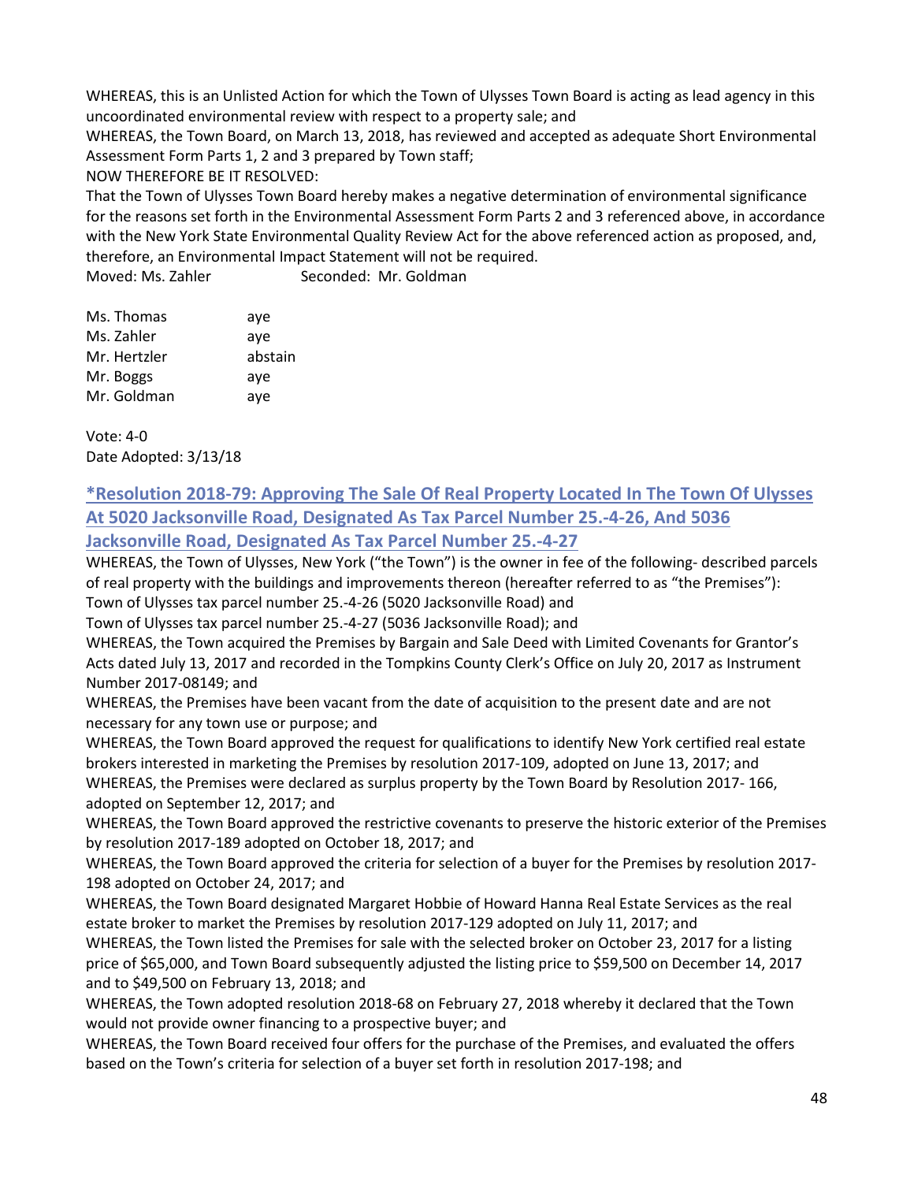WHEREAS, this is an Unlisted Action for which the Town of Ulysses Town Board is acting as lead agency in this uncoordinated environmental review with respect to a property sale; and

WHEREAS, the Town Board, on March 13, 2018, has reviewed and accepted as adequate Short Environmental Assessment Form Parts 1, 2 and 3 prepared by Town staff;

NOW THEREFORE BE IT RESOLVED:

That the Town of Ulysses Town Board hereby makes a negative determination of environmental significance for the reasons set forth in the Environmental Assessment Form Parts 2 and 3 referenced above, in accordance with the New York State Environmental Quality Review Act for the above referenced action as proposed, and, therefore, an Environmental Impact Statement will not be required.

Moved: Ms. Zahler Seconded: Mr. Goldman

| | |
|---|---|
| Ms. Thomas | aye |
| Ms. Zahler | aye |
| Mr. Hertzler | abstain |
| Mr. Boggs | aye |
| Mr. Goldman | aye |

Vote: 4-0
Date Adopted: 3/13/18

### *Resolution 2018-79: Approving The Sale Of Real Property Located In The Town Of Ulysses At 5020 Jacksonville Road, Designated As Tax Parcel Number 25.-4-26, And 5036 Jacksonville Road, Designated As Tax Parcel Number 25.-4-27

WHEREAS, the Town of Ulysses, New York ("the Town") is the owner in fee of the following- described parcels of real property with the buildings and improvements thereon (hereafter referred to as "the Premises"):

Town of Ulysses tax parcel number 25.-4-26 (5020 Jacksonville Road) and

Town of Ulysses tax parcel number 25.-4-27 (5036 Jacksonville Road); and

WHEREAS, the Town acquired the Premises by Bargain and Sale Deed with Limited Covenants for Grantor's Acts dated July 13, 2017 and recorded in the Tompkins County Clerk's Office on July 20, 2017 as Instrument Number 2017-08149; and

WHEREAS, the Premises have been vacant from the date of acquisition to the present date and are not necessary for any town use or purpose; and

WHEREAS, the Town Board approved the request for qualifications to identify New York certified real estate brokers interested in marketing the Premises by resolution 2017-109, adopted on June 13, 2017; and

WHEREAS, the Premises were declared as surplus property by the Town Board by Resolution 2017- 166, adopted on September 12, 2017; and

WHEREAS, the Town Board approved the restrictive covenants to preserve the historic exterior of the Premises by resolution 2017-189 adopted on October 18, 2017; and

WHEREAS, the Town Board approved the criteria for selection of a buyer for the Premises by resolution 2017-198 adopted on October 24, 2017; and

WHEREAS, the Town Board designated Margaret Hobbie of Howard Hanna Real Estate Services as the real estate broker to market the Premises by resolution 2017-129 adopted on July 11, 2017; and

WHEREAS, the Town listed the Premises for sale with the selected broker on October 23, 2017 for a listing price of $65,000, and Town Board subsequently adjusted the listing price to $59,500 on December 14, 2017 and to $49,500 on February 13, 2018; and

WHEREAS, the Town adopted resolution 2018-68 on February 27, 2018 whereby it declared that the Town would not provide owner financing to a prospective buyer; and

WHEREAS, the Town Board received four offers for the purchase of the Premises, and evaluated the offers based on the Town's criteria for selection of a buyer set forth in resolution 2017-198; and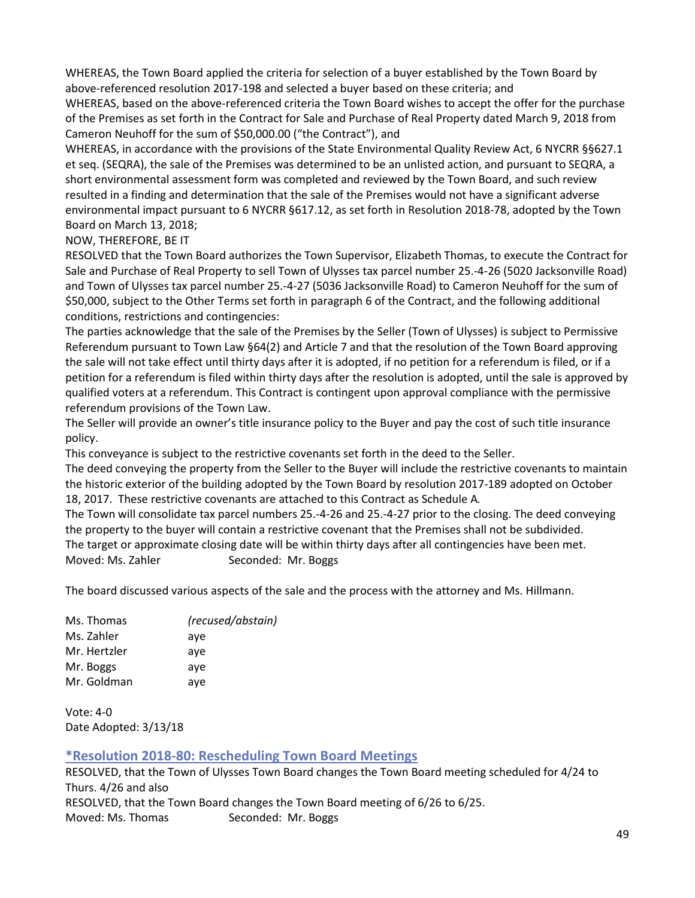WHEREAS, the Town Board applied the criteria for selection of a buyer established by the Town Board by above-referenced resolution 2017-198 and selected a buyer based on these criteria; and

WHEREAS, based on the above-referenced criteria the Town Board wishes to accept the offer for the purchase of the Premises as set forth in the Contract for Sale and Purchase of Real Property dated March 9, 2018 from Cameron Neuhoff for the sum of $50,000.00 ("the Contract"), and

WHEREAS, in accordance with the provisions of the State Environmental Quality Review Act, 6 NYCRR §§627.1 et seq. (SEQRA), the sale of the Premises was determined to be an unlisted action, and pursuant to SEQRA, a short environmental assessment form was completed and reviewed by the Town Board, and such review resulted in a finding and determination that the sale of the Premises would not have a significant adverse environmental impact pursuant to 6 NYCRR §617.12, as set forth in Resolution 2018-78, adopted by the Town Board on March 13, 2018;

NOW, THEREFORE, BE IT

RESOLVED that the Town Board authorizes the Town Supervisor, Elizabeth Thomas, to execute the Contract for Sale and Purchase of Real Property to sell Town of Ulysses tax parcel number 25.-4-26 (5020 Jacksonville Road) and Town of Ulysses tax parcel number 25.-4-27 (5036 Jacksonville Road) to Cameron Neuhoff for the sum of $50,000, subject to the Other Terms set forth in paragraph 6 of the Contract, and the following additional conditions, restrictions and contingencies:

The parties acknowledge that the sale of the Premises by the Seller (Town of Ulysses) is subject to Permissive Referendum pursuant to Town Law §64(2) and Article 7 and that the resolution of the Town Board approving the sale will not take effect until thirty days after it is adopted, if no petition for a referendum is filed, or if a petition for a referendum is filed within thirty days after the resolution is adopted, until the sale is approved by qualified voters at a referendum. This Contract is contingent upon approval compliance with the permissive referendum provisions of the Town Law.

The Seller will provide an owner's title insurance policy to the Buyer and pay the cost of such title insurance policy.

This conveyance is subject to the restrictive covenants set forth in the deed to the Seller.

The deed conveying the property from the Seller to the Buyer will include the restrictive covenants to maintain the historic exterior of the building adopted by the Town Board by resolution 2017-189 adopted on October 18, 2017. These restrictive covenants are attached to this Contract as Schedule A.

The Town will consolidate tax parcel numbers 25.-4-26 and 25.-4-27 prior to the closing. The deed conveying the property to the buyer will contain a restrictive covenant that the Premises shall not be subdivided.

The target or approximate closing date will be within thirty days after all contingencies have been met.

Moved: Ms. Zahler Seconded: Mr. Boggs

The board discussed various aspects of the sale and the process with the attorney and Ms. Hillmann.

| | |
|---|---|
| Ms. Thomas | *(recused/abstain)* |
| Ms. Zahler | aye |
| Mr. Hertzler | aye |
| Mr. Boggs | aye |
| Mr. Goldman | aye |

Vote: 4-0
Date Adopted: 3/13/18

## *Resolution 2018-80: Rescheduling Town Board Meetings

RESOLVED, that the Town of Ulysses Town Board changes the Town Board meeting scheduled for 4/24 to Thurs. 4/26 and also

RESOLVED, that the Town Board changes the Town Board meeting of 6/26 to 6/25.

Moved: Ms. Thomas Seconded: Mr. Boggs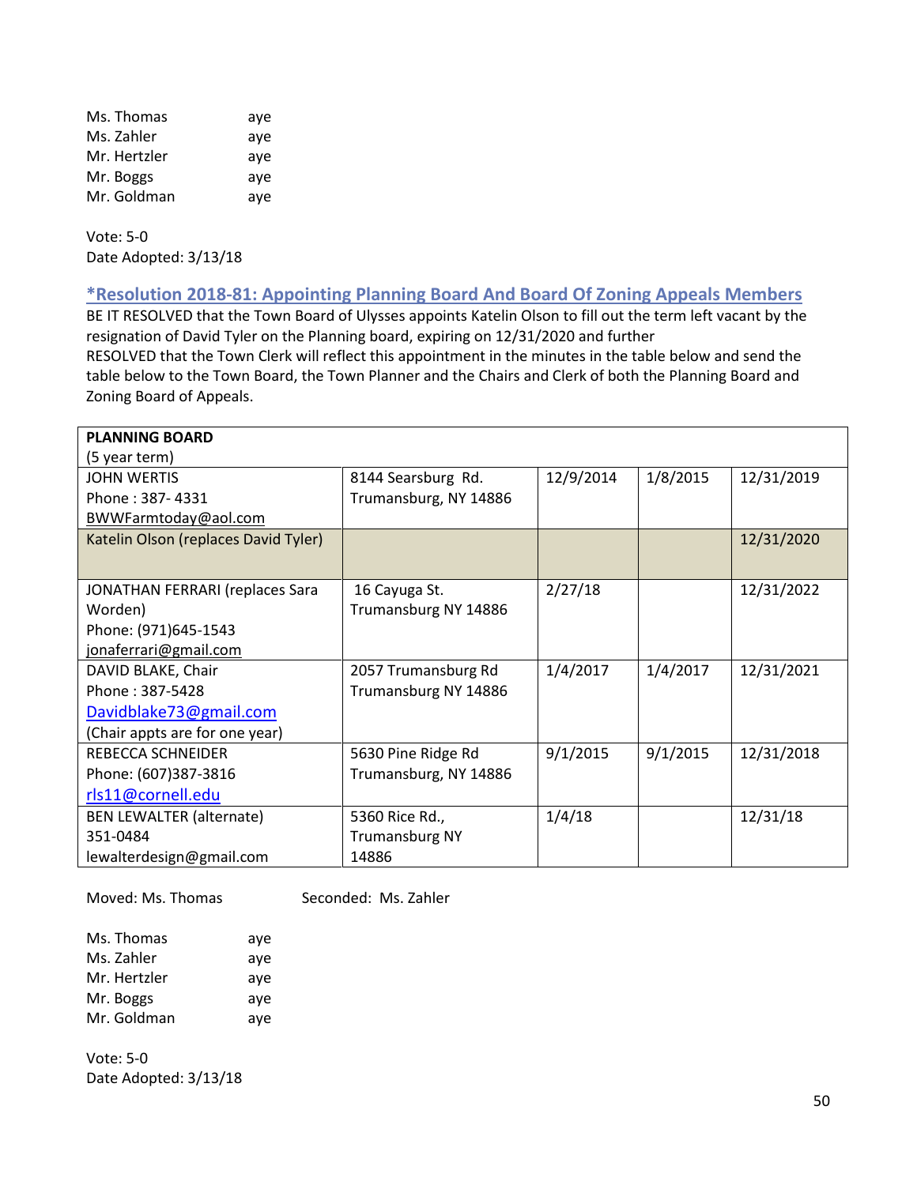| | |
|---|---|
| Ms. Thomas | aye |
| Ms. Zahler | aye |
| Mr. Hertzler | aye |
| Mr. Boggs | aye |
| Mr. Goldman | aye |

Vote: 5-0
Date Adopted: 3/13/18

## *Resolution 2018-81: Appointing Planning Board And Board Of Zoning Appeals Members

BE IT RESOLVED that the Town Board of Ulysses appoints Katelin Olson to fill out the term left vacant by the resignation of David Tyler on the Planning board, expiring on 12/31/2020 and further
RESOLVED that the Town Clerk will reflect this appointment in the minutes in the table below and send the table below to the Town Board, the Town Planner and the Chairs and Clerk of both the Planning Board and Zoning Board of Appeals.

| PLANNING BOARD (5 year term) | | | | |
|---|---|---|---|---|
| JOHN WERTIS<br>Phone : 387- 4331<br>BWWFarmtoday@aol.com | 8144 Searsburg Rd.<br>Trumansburg, NY 14886 | 12/9/2014 | 1/8/2015 | 12/31/2019 |
| Katelin Olson (replaces David Tyler) | | | | 12/31/2020 |
| JONATHAN FERRARI (replaces Sara Worden)<br>Phone: (971)645-1543<br>jonaferrari@gmail.com | 16 Cayuga St.<br>Trumansburg NY 14886 | 2/27/18 | | 12/31/2022 |
| DAVID BLAKE, Chair<br>Phone : 387-5428<br>Davidblake73@gmail.com<br>(Chair appts are for one year) | 2057 Trumansburg Rd<br>Trumansburg NY 14886 | 1/4/2017 | 1/4/2017 | 12/31/2021 |
| REBECCA SCHNEIDER<br>Phone: (607)387-3816<br>rls11@cornell.edu | 5630 Pine Ridge Rd<br>Trumansburg, NY 14886 | 9/1/2015 | 9/1/2015 | 12/31/2018 |
| BEN LEWALTER (alternate)<br>351-0484<br>lewalterdesign@gmail.com | 5360 Rice Rd.,<br>Trumansburg NY<br>14886 | 1/4/18 | | 12/31/18 |

Moved: Ms. Thomas　　　　Seconded: Ms. Zahler

| | |
|---|---|
| Ms. Thomas | aye |
| Ms. Zahler | aye |
| Mr. Hertzler | aye |
| Mr. Boggs | aye |
| Mr. Goldman | aye |

Vote: 5-0
Date Adopted: 3/13/18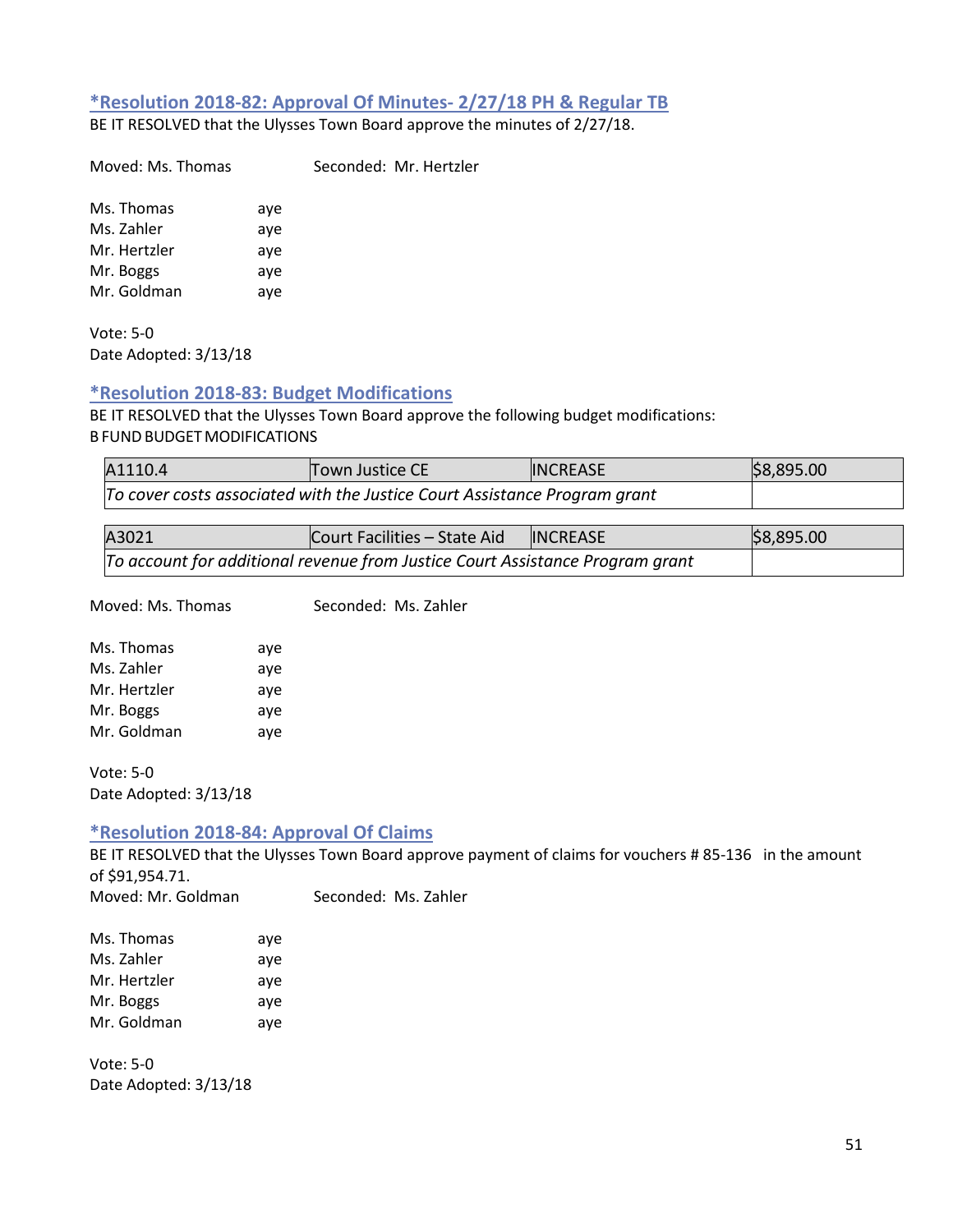### *Resolution 2018-82: Approval Of Minutes- 2/27/18 PH & Regular TB

BE IT RESOLVED that the Ulysses Town Board approve the minutes of 2/27/18.

Moved: Ms. Thomas Seconded: Mr. Hertzler

Ms. Thomas aye
Ms. Zahler aye
Mr. Hertzler aye
Mr. Boggs aye
Mr. Goldman aye

Vote: 5-0
Date Adopted: 3/13/18

### *Resolution 2018-83: Budget Modifications

BE IT RESOLVED that the Ulysses Town Board approve the following budget modifications:
B FUND BUDGET MODIFICATIONS

| A1110.4 | Town Justice CE | INCREASE | $8,895.00 |
|---|---|---|---|
| *To cover costs associated with the Justice Court Assistance Program grant* | | | |

| A3021 | Court Facilities – State Aid | INCREASE | $8,895.00 |
|---|---|---|---|
| *To account for additional revenue from Justice Court Assistance Program grant* | | | |

Moved: Ms. Thomas Seconded: Ms. Zahler

Ms. Thomas aye
Ms. Zahler aye
Mr. Hertzler aye
Mr. Boggs aye
Mr. Goldman aye

Vote: 5-0
Date Adopted: 3/13/18

### *Resolution 2018-84: Approval Of Claims

BE IT RESOLVED that the Ulysses Town Board approve payment of claims for vouchers # 85-136 in the amount of $91,954.71.

Moved: Mr. Goldman Seconded: Ms. Zahler

Ms. Thomas aye
Ms. Zahler aye
Mr. Hertzler aye
Mr. Boggs aye
Mr. Goldman aye

Vote: 5-0
Date Adopted: 3/13/18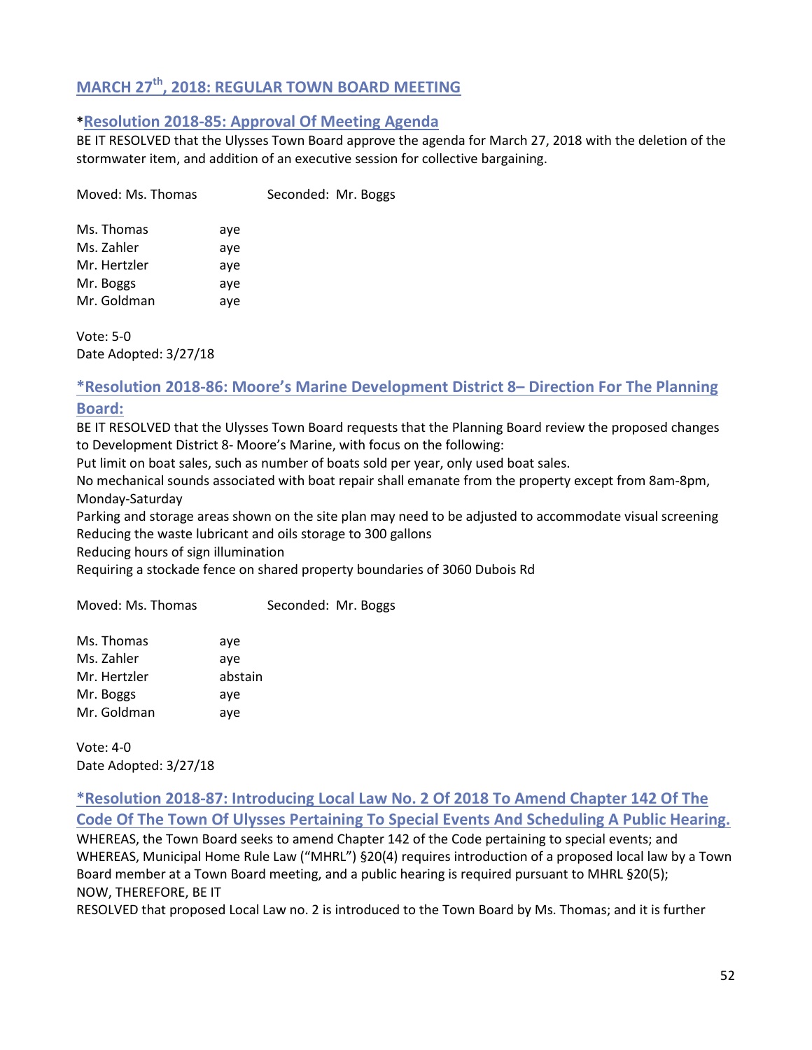## MARCH 27th, 2018: REGULAR TOWN BOARD MEETING

### *Resolution 2018-85: Approval Of Meeting Agenda

BE IT RESOLVED that the Ulysses Town Board approve the agenda for March 27, 2018 with the deletion of the stormwater item, and addition of an executive session for collective bargaining.

Moved: Ms. Thomas Seconded: Mr. Boggs

Ms. Thomas aye
Ms. Zahler aye
Mr. Hertzler aye
Mr. Boggs aye
Mr. Goldman aye

Vote: 5-0
Date Adopted: 3/27/18

### *Resolution 2018-86: Moore's Marine Development District 8– Direction For The Planning Board:

BE IT RESOLVED that the Ulysses Town Board requests that the Planning Board review the proposed changes to Development District 8- Moore's Marine, with focus on the following:
Put limit on boat sales, such as number of boats sold per year, only used boat sales.
No mechanical sounds associated with boat repair shall emanate from the property except from 8am-8pm, Monday-Saturday
Parking and storage areas shown on the site plan may need to be adjusted to accommodate visual screening
Reducing the waste lubricant and oils storage to 300 gallons
Reducing hours of sign illumination
Requiring a stockade fence on shared property boundaries of 3060 Dubois Rd

Moved: Ms. Thomas Seconded: Mr. Boggs

Ms. Thomas aye
Ms. Zahler aye
Mr. Hertzler abstain
Mr. Boggs aye
Mr. Goldman aye

Vote: 4-0
Date Adopted: 3/27/18

### *Resolution 2018-87: Introducing Local Law No. 2 Of 2018 To Amend Chapter 142 Of The Code Of The Town Of Ulysses Pertaining To Special Events And Scheduling A Public Hearing.

WHEREAS, the Town Board seeks to amend Chapter 142 of the Code pertaining to special events; and
WHEREAS, Municipal Home Rule Law ("MHRL") §20(4) requires introduction of a proposed local law by a Town Board member at a Town Board meeting, and a public hearing is required pursuant to MHRL §20(5);
NOW, THEREFORE, BE IT
RESOLVED that proposed Local Law no. 2 is introduced to the Town Board by Ms. Thomas; and it is further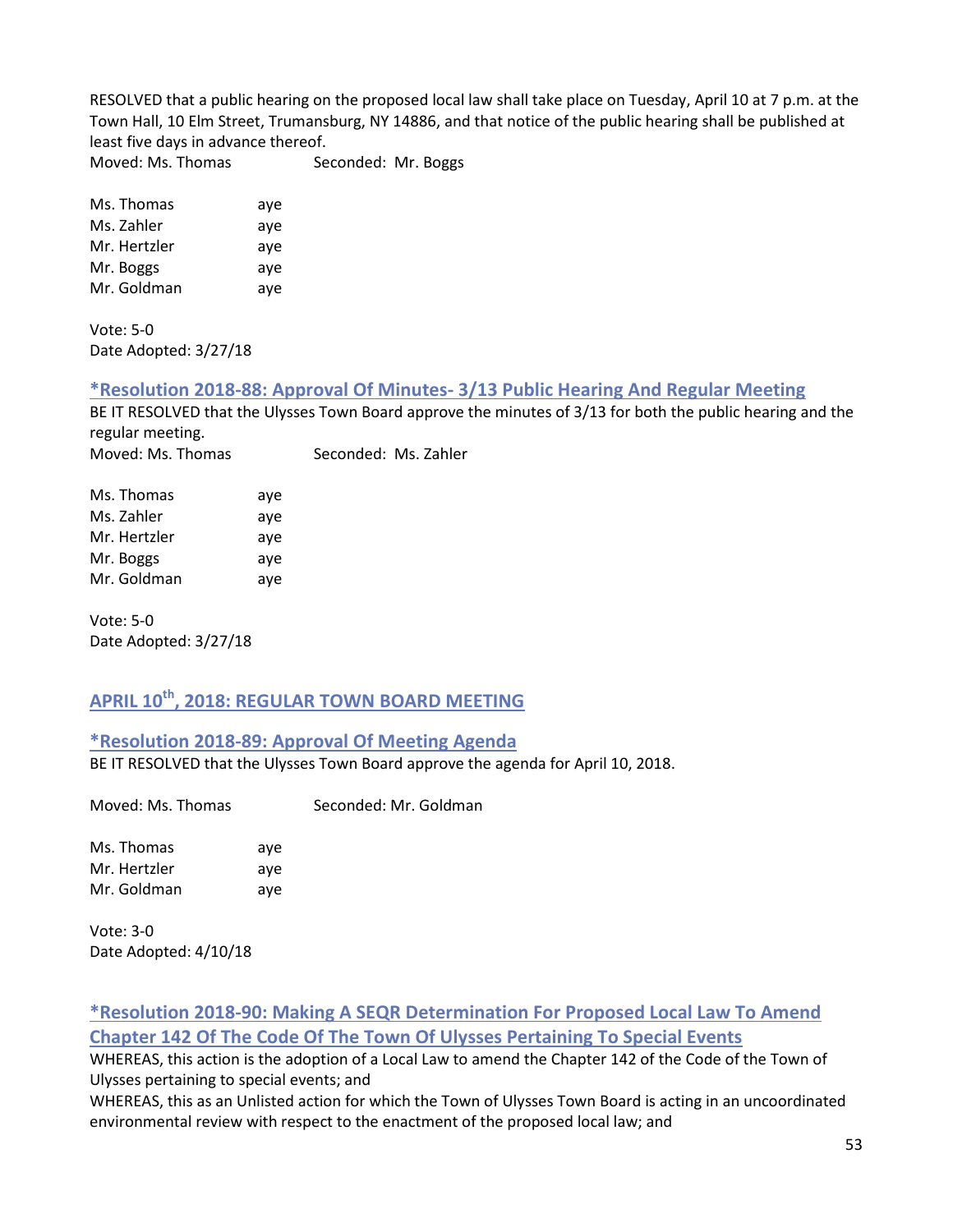RESOLVED that a public hearing on the proposed local law shall take place on Tuesday, April 10 at 7 p.m. at the Town Hall, 10 Elm Street, Trumansburg, NY 14886, and that notice of the public hearing shall be published at least five days in advance thereof.

Moved: Ms. Thomas Seconded: Mr. Boggs

| | |
|---|---|
| Ms. Thomas | aye |
| Ms. Zahler | aye |
| Mr. Hertzler | aye |
| Mr. Boggs | aye |
| Mr. Goldman | aye |

Vote: 5-0
Date Adopted: 3/27/18

### *Resolution 2018-88: Approval Of Minutes- 3/13 Public Hearing And Regular Meeting

BE IT RESOLVED that the Ulysses Town Board approve the minutes of 3/13 for both the public hearing and the regular meeting.

Moved: Ms. Thomas Seconded: Ms. Zahler

| | |
|---|---|
| Ms. Thomas | aye |
| Ms. Zahler | aye |
| Mr. Hertzler | aye |
| Mr. Boggs | aye |
| Mr. Goldman | aye |

Vote: 5-0
Date Adopted: 3/27/18

## APRIL 10th, 2018: REGULAR TOWN BOARD MEETING

### *Resolution 2018-89: Approval Of Meeting Agenda

BE IT RESOLVED that the Ulysses Town Board approve the agenda for April 10, 2018.

Moved: Ms. Thomas Seconded: Mr. Goldman

| | |
|---|---|
| Ms. Thomas | aye |
| Mr. Hertzler | aye |
| Mr. Goldman | aye |

Vote: 3-0
Date Adopted: 4/10/18

### *Resolution 2018-90: Making A SEQR Determination For Proposed Local Law To Amend Chapter 142 Of The Code Of The Town Of Ulysses Pertaining To Special Events

WHEREAS, this action is the adoption of a Local Law to amend the Chapter 142 of the Code of the Town of Ulysses pertaining to special events; and

WHEREAS, this as an Unlisted action for which the Town of Ulysses Town Board is acting in an uncoordinated environmental review with respect to the enactment of the proposed local law; and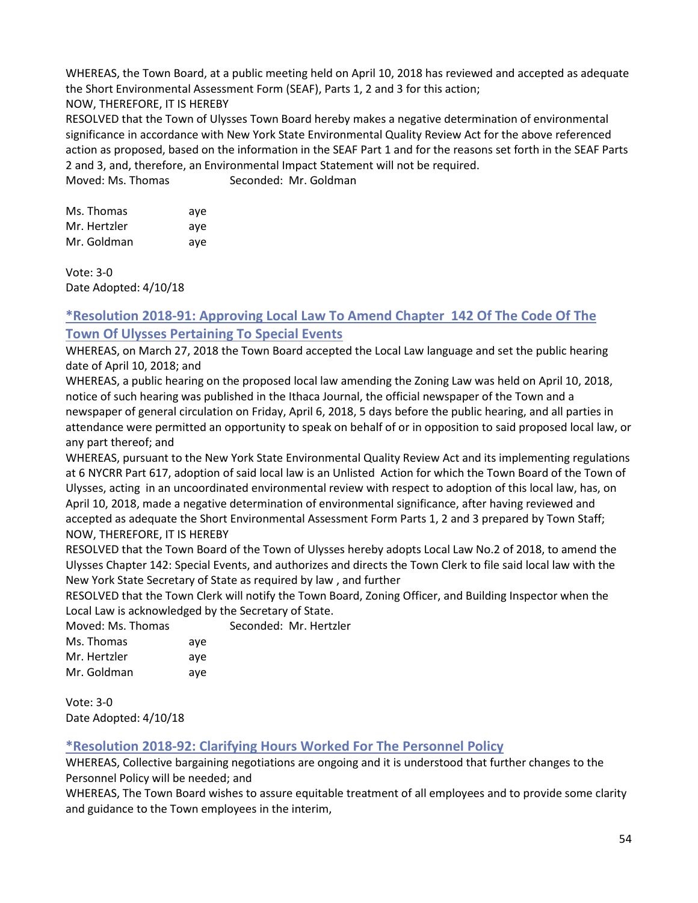WHEREAS, the Town Board, at a public meeting held on April 10, 2018 has reviewed and accepted as adequate the Short Environmental Assessment Form (SEAF), Parts 1, 2 and 3 for this action;
NOW, THEREFORE, IT IS HEREBY
RESOLVED that the Town of Ulysses Town Board hereby makes a negative determination of environmental significance in accordance with New York State Environmental Quality Review Act for the above referenced action as proposed, based on the information in the SEAF Part 1 and for the reasons set forth in the SEAF Parts 2 and 3, and, therefore, an Environmental Impact Statement will not be required.
Moved: Ms. Thomas Seconded: Mr. Goldman

Ms. Thomas aye
Mr. Hertzler aye
Mr. Goldman aye

Vote: 3-0
Date Adopted: 4/10/18

## *Resolution 2018-91: Approving Local Law To Amend Chapter 142 Of The Code Of The Town Of Ulysses Pertaining To Special Events

WHEREAS, on March 27, 2018 the Town Board accepted the Local Law language and set the public hearing date of April 10, 2018; and
WHEREAS, a public hearing on the proposed local law amending the Zoning Law was held on April 10, 2018, notice of such hearing was published in the Ithaca Journal, the official newspaper of the Town and a newspaper of general circulation on Friday, April 6, 2018, 5 days before the public hearing, and all parties in attendance were permitted an opportunity to speak on behalf of or in opposition to said proposed local law, or any part thereof; and
WHEREAS, pursuant to the New York State Environmental Quality Review Act and its implementing regulations at 6 NYCRR Part 617, adoption of said local law is an Unlisted Action for which the Town Board of the Town of Ulysses, acting in an uncoordinated environmental review with respect to adoption of this local law, has, on April 10, 2018, made a negative determination of environmental significance, after having reviewed and accepted as adequate the Short Environmental Assessment Form Parts 1, 2 and 3 prepared by Town Staff;
NOW, THEREFORE, IT IS HEREBY
RESOLVED that the Town Board of the Town of Ulysses hereby adopts Local Law No.2 of 2018, to amend the Ulysses Chapter 142: Special Events, and authorizes and directs the Town Clerk to file said local law with the New York State Secretary of State as required by law , and further
RESOLVED that the Town Clerk will notify the Town Board, Zoning Officer, and Building Inspector when the Local Law is acknowledged by the Secretary of State.
Moved: Ms. Thomas Seconded: Mr. Hertzler
Ms. Thomas aye
Mr. Hertzler aye
Mr. Goldman aye

Vote: 3-0
Date Adopted: 4/10/18

## *Resolution 2018-92: Clarifying Hours Worked For The Personnel Policy

WHEREAS, Collective bargaining negotiations are ongoing and it is understood that further changes to the Personnel Policy will be needed; and
WHEREAS, The Town Board wishes to assure equitable treatment of all employees and to provide some clarity and guidance to the Town employees in the interim,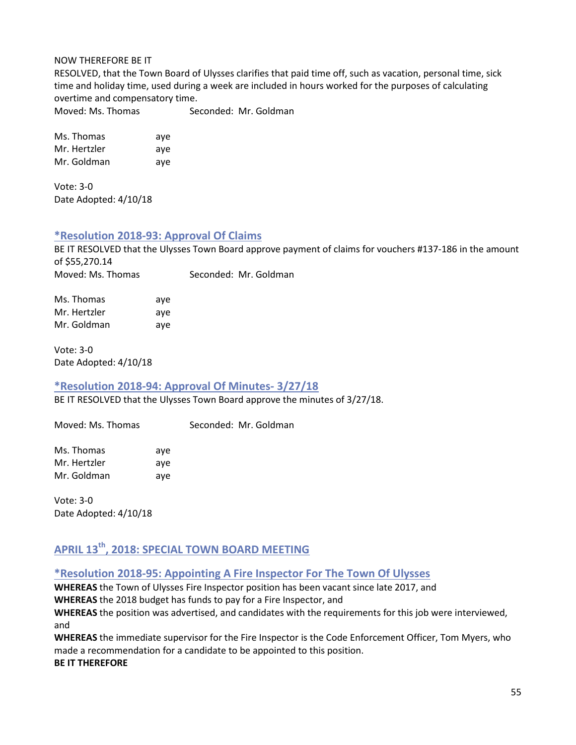NOW THEREFORE BE IT
RESOLVED, that the Town Board of Ulysses clarifies that paid time off, such as vacation, personal time, sick time and holiday time, used during a week are included in hours worked for the purposes of calculating overtime and compensatory time.
Moved: Ms. Thomas    Seconded: Mr. Goldman

Ms. Thomas    aye
Mr. Hertzler    aye
Mr. Goldman    aye

Vote: 3-0
Date Adopted: 4/10/18

### *Resolution 2018-93: Approval Of Claims

BE IT RESOLVED that the Ulysses Town Board approve payment of claims for vouchers #137-186 in the amount of $55,270.14
Moved: Ms. Thomas    Seconded: Mr. Goldman

Ms. Thomas    aye
Mr. Hertzler    aye
Mr. Goldman    aye

Vote: 3-0
Date Adopted: 4/10/18

### *Resolution 2018-94: Approval Of Minutes- 3/27/18

BE IT RESOLVED that the Ulysses Town Board approve the minutes of 3/27/18.

Moved: Ms. Thomas    Seconded: Mr. Goldman

Ms. Thomas    aye
Mr. Hertzler    aye
Mr. Goldman    aye

Vote: 3-0
Date Adopted: 4/10/18

## APRIL 13th, 2018: SPECIAL TOWN BOARD MEETING

### *Resolution 2018-95: Appointing A Fire Inspector For The Town Of Ulysses

**WHEREAS** the Town of Ulysses Fire Inspector position has been vacant since late 2017, and
**WHEREAS** the 2018 budget has funds to pay for a Fire Inspector, and
**WHEREAS** the position was advertised, and candidates with the requirements for this job were interviewed, and
**WHEREAS** the immediate supervisor for the Fire Inspector is the Code Enforcement Officer, Tom Myers, who made a recommendation for a candidate to be appointed to this position.
**BE IT THEREFORE**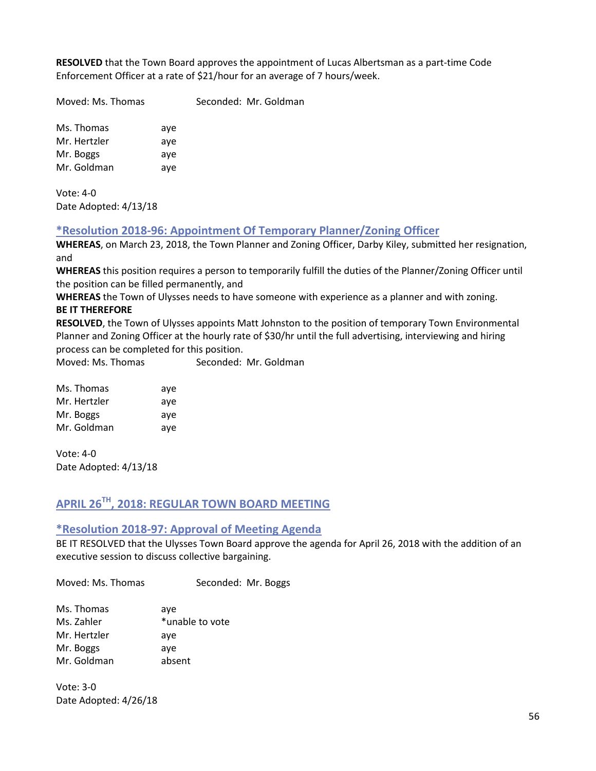**RESOLVED** that the Town Board approves the appointment of Lucas Albertsman as a part-time Code Enforcement Officer at a rate of $21/hour for an average of 7 hours/week.

Moved: Ms. Thomas Seconded: Mr. Goldman

Ms. Thomas aye
Mr. Hertzler aye
Mr. Boggs aye
Mr. Goldman aye

Vote: 4-0
Date Adopted: 4/13/18

### *Resolution 2018-96: Appointment Of Temporary Planner/Zoning Officer

**WHEREAS**, on March 23, 2018, the Town Planner and Zoning Officer, Darby Kiley, submitted her resignation, and
**WHEREAS** this position requires a person to temporarily fulfill the duties of the Planner/Zoning Officer until the position can be filled permanently, and
**WHEREAS** the Town of Ulysses needs to have someone with experience as a planner and with zoning.
**BE IT THEREFORE**
**RESOLVED**, the Town of Ulysses appoints Matt Johnston to the position of temporary Town Environmental Planner and Zoning Officer at the hourly rate of $30/hr until the full advertising, interviewing and hiring process can be completed for this position.
Moved: Ms. Thomas Seconded: Mr. Goldman

Ms. Thomas aye
Mr. Hertzler aye
Mr. Boggs aye
Mr. Goldman aye

Vote: 4-0
Date Adopted: 4/13/18

## APRIL 26TH, 2018: REGULAR TOWN BOARD MEETING

### *Resolution 2018-97: Approval of Meeting Agenda

BE IT RESOLVED that the Ulysses Town Board approve the agenda for April 26, 2018 with the addition of an executive session to discuss collective bargaining.

Moved: Ms. Thomas Seconded: Mr. Boggs

Ms. Thomas aye
Ms. Zahler *unable to vote
Mr. Hertzler aye
Mr. Boggs aye
Mr. Goldman absent

Vote: 3-0
Date Adopted: 4/26/18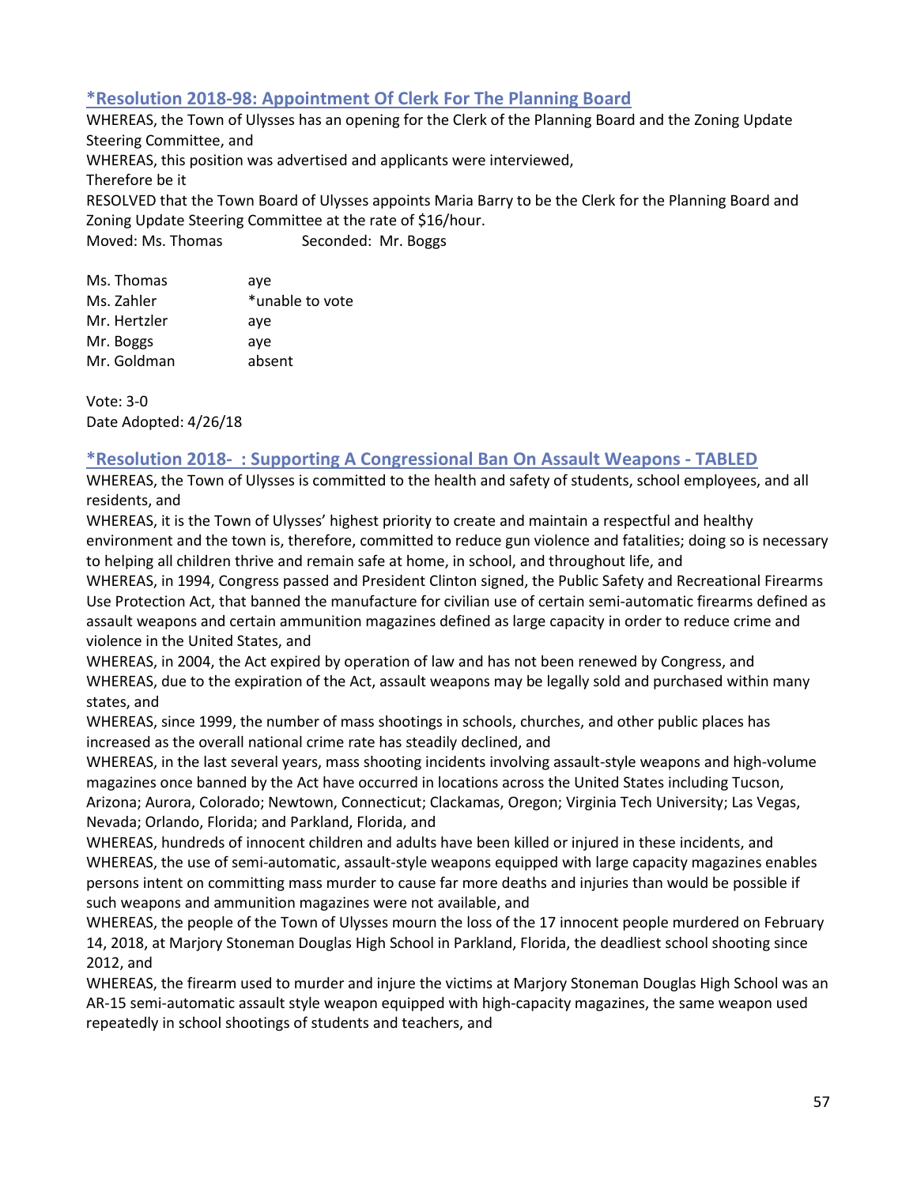### *Resolution 2018-98: Appointment Of Clerk For The Planning Board

WHEREAS, the Town of Ulysses has an opening for the Clerk of the Planning Board and the Zoning Update Steering Committee, and
WHEREAS, this position was advertised and applicants were interviewed,
Therefore be it
RESOLVED that the Town Board of Ulysses appoints Maria Barry to be the Clerk for the Planning Board and Zoning Update Steering Committee at the rate of $16/hour.
Moved: Ms. Thomas Seconded: Mr. Boggs

| | |
|---|---|
| Ms. Thomas | aye |
| Ms. Zahler | *unable to vote |
| Mr. Hertzler | aye |
| Mr. Boggs | aye |
| Mr. Goldman | absent |

Vote: 3-0
Date Adopted: 4/26/18

### *Resolution 2018- : Supporting A Congressional Ban On Assault Weapons - TABLED

WHEREAS, the Town of Ulysses is committed to the health and safety of students, school employees, and all residents, and
WHEREAS, it is the Town of Ulysses' highest priority to create and maintain a respectful and healthy environment and the town is, therefore, committed to reduce gun violence and fatalities; doing so is necessary to helping all children thrive and remain safe at home, in school, and throughout life, and
WHEREAS, in 1994, Congress passed and President Clinton signed, the Public Safety and Recreational Firearms Use Protection Act, that banned the manufacture for civilian use of certain semi-automatic firearms defined as assault weapons and certain ammunition magazines defined as large capacity in order to reduce crime and violence in the United States, and
WHEREAS, in 2004, the Act expired by operation of law and has not been renewed by Congress, and
WHEREAS, due to the expiration of the Act, assault weapons may be legally sold and purchased within many states, and
WHEREAS, since 1999, the number of mass shootings in schools, churches, and other public places has increased as the overall national crime rate has steadily declined, and
WHEREAS, in the last several years, mass shooting incidents involving assault-style weapons and high-volume magazines once banned by the Act have occurred in locations across the United States including Tucson, Arizona; Aurora, Colorado; Newtown, Connecticut; Clackamas, Oregon; Virginia Tech University; Las Vegas, Nevada; Orlando, Florida; and Parkland, Florida, and
WHEREAS, hundreds of innocent children and adults have been killed or injured in these incidents, and
WHEREAS, the use of semi-automatic, assault-style weapons equipped with large capacity magazines enables persons intent on committing mass murder to cause far more deaths and injuries than would be possible if such weapons and ammunition magazines were not available, and
WHEREAS, the people of the Town of Ulysses mourn the loss of the 17 innocent people murdered on February 14, 2018, at Marjory Stoneman Douglas High School in Parkland, Florida, the deadliest school shooting since 2012, and
WHEREAS, the firearm used to murder and injure the victims at Marjory Stoneman Douglas High School was an AR-15 semi-automatic assault style weapon equipped with high-capacity magazines, the same weapon used repeatedly in school shootings of students and teachers, and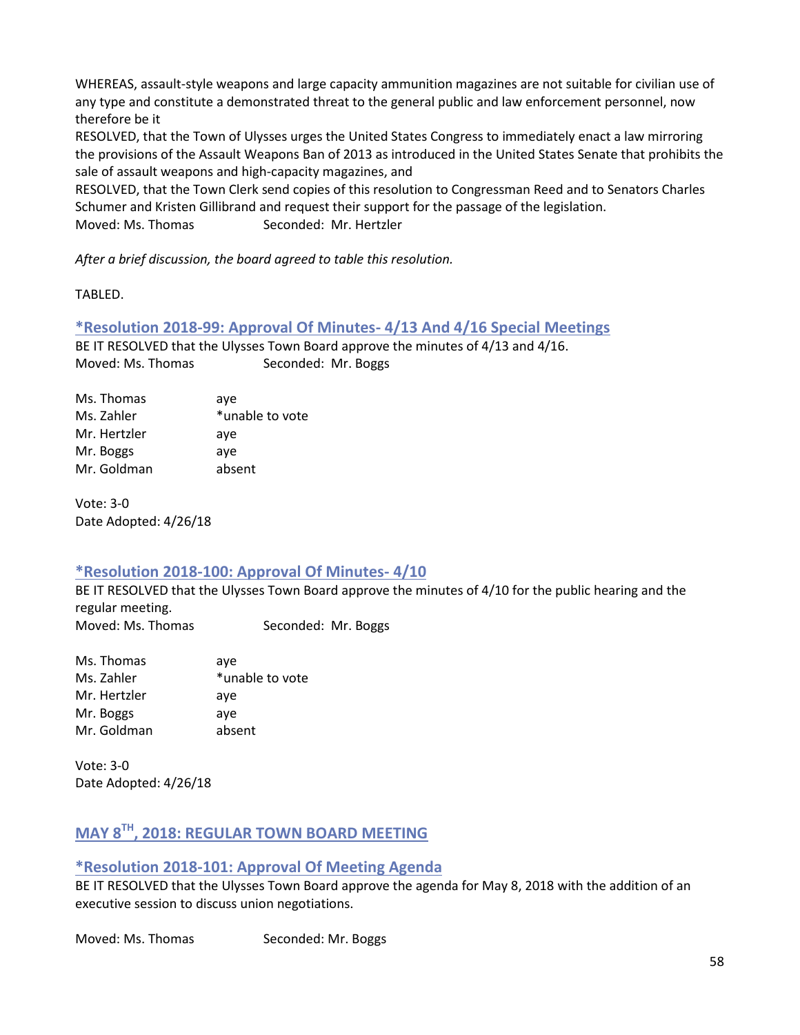WHEREAS, assault-style weapons and large capacity ammunition magazines are not suitable for civilian use of any type and constitute a demonstrated threat to the general public and law enforcement personnel, now therefore be it

RESOLVED, that the Town of Ulysses urges the United States Congress to immediately enact a law mirroring the provisions of the Assault Weapons Ban of 2013 as introduced in the United States Senate that prohibits the sale of assault weapons and high-capacity magazines, and

RESOLVED, that the Town Clerk send copies of this resolution to Congressman Reed and to Senators Charles Schumer and Kristen Gillibrand and request their support for the passage of the legislation.

Moved: Ms. Thomas Seconded: Mr. Hertzler

*After a brief discussion, the board agreed to table this resolution.*

TABLED.

### *Resolution 2018-99: Approval Of Minutes- 4/13 And 4/16 Special Meetings

BE IT RESOLVED that the Ulysses Town Board approve the minutes of 4/13 and 4/16.

Moved: Ms. Thomas Seconded: Mr. Boggs

| | |
|---|---|
| Ms. Thomas | aye |
| Ms. Zahler | *unable to vote |
| Mr. Hertzler | aye |
| Mr. Boggs | aye |
| Mr. Goldman | absent |

Vote: 3-0

Date Adopted: 4/26/18

### *Resolution 2018-100: Approval Of Minutes- 4/10

BE IT RESOLVED that the Ulysses Town Board approve the minutes of 4/10 for the public hearing and the regular meeting.

Moved: Ms. Thomas Seconded: Mr. Boggs

| | |
|---|---|
| Ms. Thomas | aye |
| Ms. Zahler | *unable to vote |
| Mr. Hertzler | aye |
| Mr. Boggs | aye |
| Mr. Goldman | absent |

Vote: 3-0

Date Adopted: 4/26/18

## MAY 8TH, 2018: REGULAR TOWN BOARD MEETING

### *Resolution 2018-101: Approval Of Meeting Agenda

BE IT RESOLVED that the Ulysses Town Board approve the agenda for May 8, 2018 with the addition of an executive session to discuss union negotiations.

Moved: Ms. Thomas Seconded: Mr. Boggs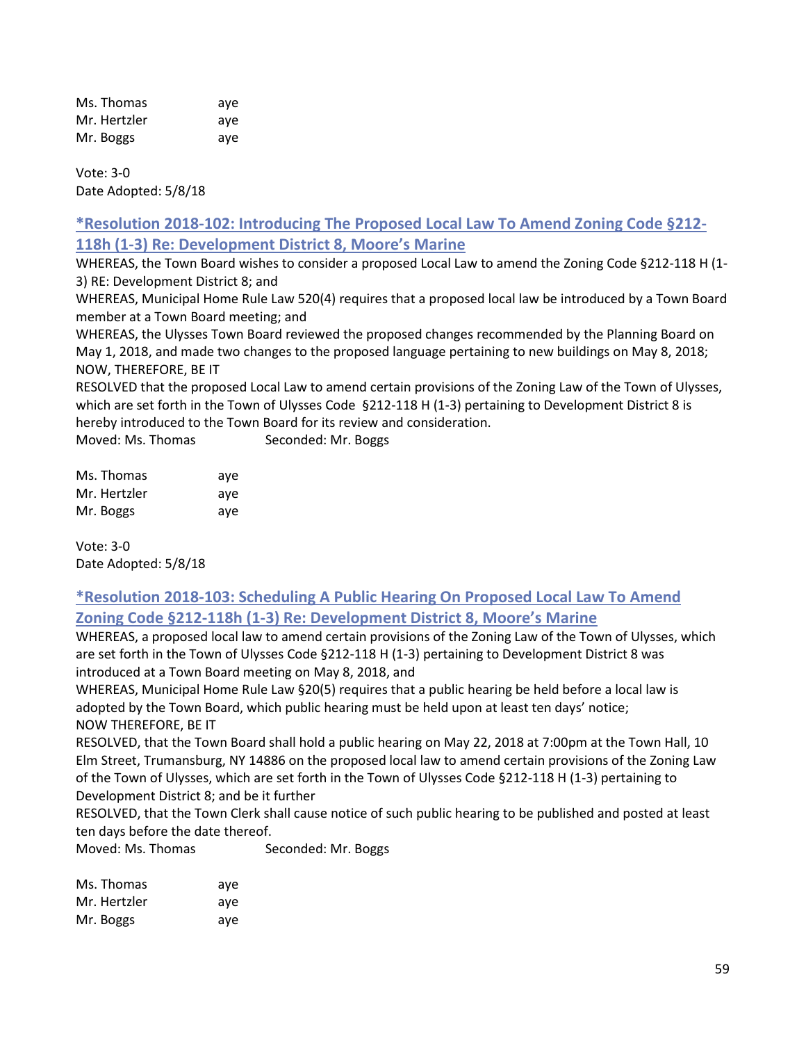| | |
|---|---|
| Ms. Thomas | aye |
| Mr. Hertzler | aye |
| Mr. Boggs | aye |

Vote: 3-0
Date Adopted: 5/8/18

### *Resolution 2018-102: Introducing The Proposed Local Law To Amend Zoning Code §212-118h (1-3) Re: Development District 8, Moore's Marine

WHEREAS, the Town Board wishes to consider a proposed Local Law to amend the Zoning Code §212-118 H (1-3) RE: Development District 8; and
WHEREAS, Municipal Home Rule Law 520(4) requires that a proposed local law be introduced by a Town Board member at a Town Board meeting; and
WHEREAS, the Ulysses Town Board reviewed the proposed changes recommended by the Planning Board on May 1, 2018, and made two changes to the proposed language pertaining to new buildings on May 8, 2018;
NOW, THEREFORE, BE IT
RESOLVED that the proposed Local Law to amend certain provisions of the Zoning Law of the Town of Ulysses, which are set forth in the Town of Ulysses Code §212-118 H (1-3) pertaining to Development District 8 is hereby introduced to the Town Board for its review and consideration.
Moved: Ms. Thomas Seconded: Mr. Boggs

| | |
|---|---|
| Ms. Thomas | aye |
| Mr. Hertzler | aye |
| Mr. Boggs | aye |

Vote: 3-0
Date Adopted: 5/8/18

### *Resolution 2018-103: Scheduling A Public Hearing On Proposed Local Law To Amend Zoning Code §212-118h (1-3) Re: Development District 8, Moore's Marine

WHEREAS, a proposed local law to amend certain provisions of the Zoning Law of the Town of Ulysses, which are set forth in the Town of Ulysses Code §212-118 H (1-3) pertaining to Development District 8 was introduced at a Town Board meeting on May 8, 2018, and
WHEREAS, Municipal Home Rule Law §20(5) requires that a public hearing be held before a local law is adopted by the Town Board, which public hearing must be held upon at least ten days' notice;
NOW THEREFORE, BE IT
RESOLVED, that the Town Board shall hold a public hearing on May 22, 2018 at 7:00pm at the Town Hall, 10 Elm Street, Trumansburg, NY 14886 on the proposed local law to amend certain provisions of the Zoning Law of the Town of Ulysses, which are set forth in the Town of Ulysses Code §212-118 H (1-3) pertaining to Development District 8; and be it further
RESOLVED, that the Town Clerk shall cause notice of such public hearing to be published and posted at least ten days before the date thereof.
Moved: Ms. Thomas Seconded: Mr. Boggs

| | |
|---|---|
| Ms. Thomas | aye |
| Mr. Hertzler | aye |
| Mr. Boggs | aye |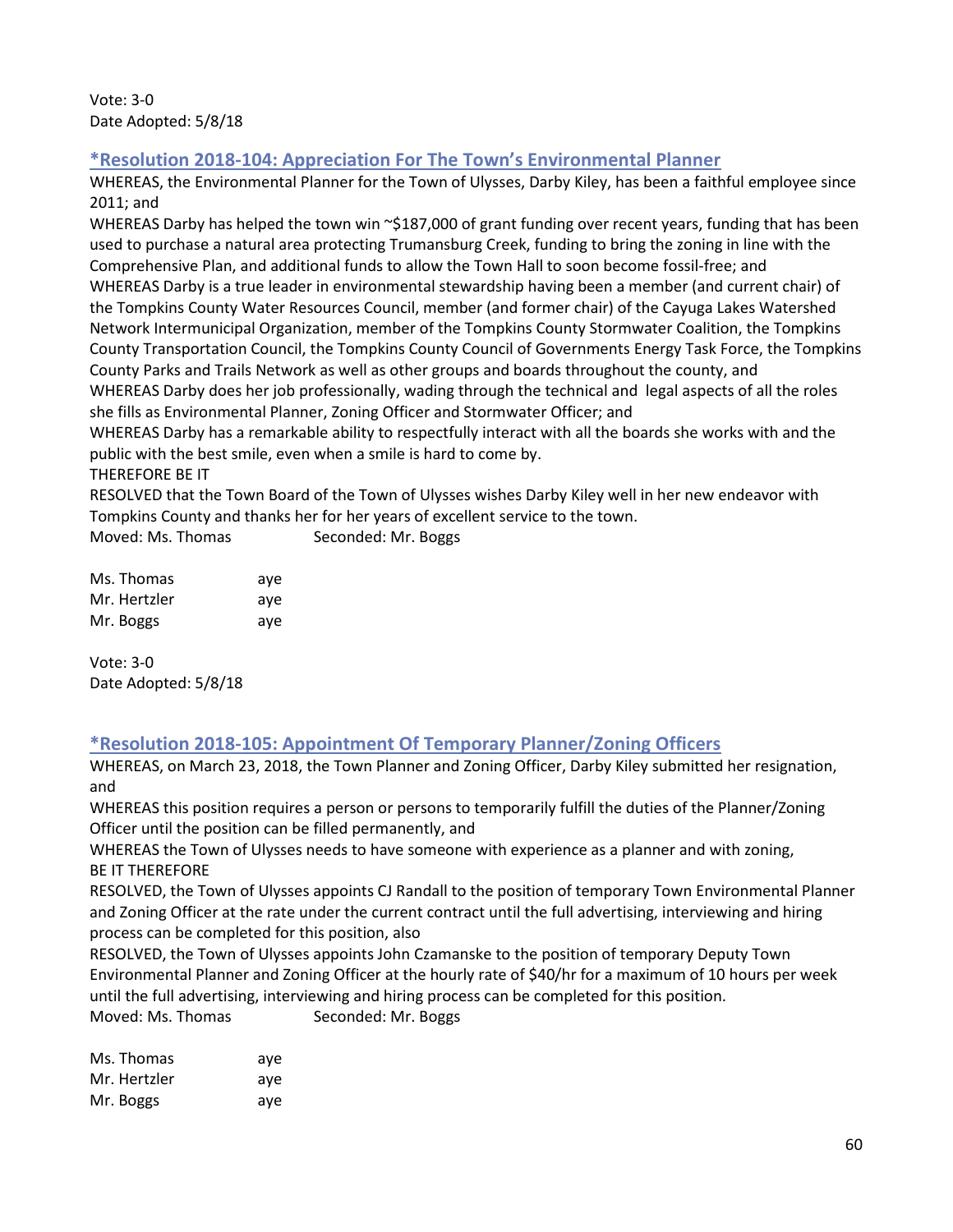Vote: 3-0
Date Adopted: 5/8/18

### *Resolution 2018-104: Appreciation For The Town's Environmental Planner

WHEREAS, the Environmental Planner for the Town of Ulysses, Darby Kiley, has been a faithful employee since 2011; and
WHEREAS Darby has helped the town win ~$187,000 of grant funding over recent years, funding that has been used to purchase a natural area protecting Trumansburg Creek, funding to bring the zoning in line with the Comprehensive Plan, and additional funds to allow the Town Hall to soon become fossil-free; and
WHEREAS Darby is a true leader in environmental stewardship having been a member (and current chair) of the Tompkins County Water Resources Council, member (and former chair) of the Cayuga Lakes Watershed Network Intermunicipal Organization, member of the Tompkins County Stormwater Coalition, the Tompkins County Transportation Council, the Tompkins County Council of Governments Energy Task Force, the Tompkins County Parks and Trails Network as well as other groups and boards throughout the county, and
WHEREAS Darby does her job professionally, wading through the technical and legal aspects of all the roles she fills as Environmental Planner, Zoning Officer and Stormwater Officer; and
WHEREAS Darby has a remarkable ability to respectfully interact with all the boards she works with and the public with the best smile, even when a smile is hard to come by.
THEREFORE BE IT
RESOLVED that the Town Board of the Town of Ulysses wishes Darby Kiley well in her new endeavor with Tompkins County and thanks her for her years of excellent service to the town.
Moved: Ms. Thomas Seconded: Mr. Boggs

| | |
|---|---|
| Ms. Thomas | aye |
| Mr. Hertzler | aye |
| Mr. Boggs | aye |

Vote: 3-0
Date Adopted: 5/8/18

### *Resolution 2018-105: Appointment Of Temporary Planner/Zoning Officers

WHEREAS, on March 23, 2018, the Town Planner and Zoning Officer, Darby Kiley submitted her resignation, and
WHEREAS this position requires a person or persons to temporarily fulfill the duties of the Planner/Zoning Officer until the position can be filled permanently, and
WHEREAS the Town of Ulysses needs to have someone with experience as a planner and with zoning,
BE IT THEREFORE
RESOLVED, the Town of Ulysses appoints CJ Randall to the position of temporary Town Environmental Planner and Zoning Officer at the rate under the current contract until the full advertising, interviewing and hiring process can be completed for this position, also
RESOLVED, the Town of Ulysses appoints John Czamanske to the position of temporary Deputy Town Environmental Planner and Zoning Officer at the hourly rate of $40/hr for a maximum of 10 hours per week until the full advertising, interviewing and hiring process can be completed for this position.
Moved: Ms. Thomas Seconded: Mr. Boggs

| | |
|---|---|
| Ms. Thomas | aye |
| Mr. Hertzler | aye |
| Mr. Boggs | aye |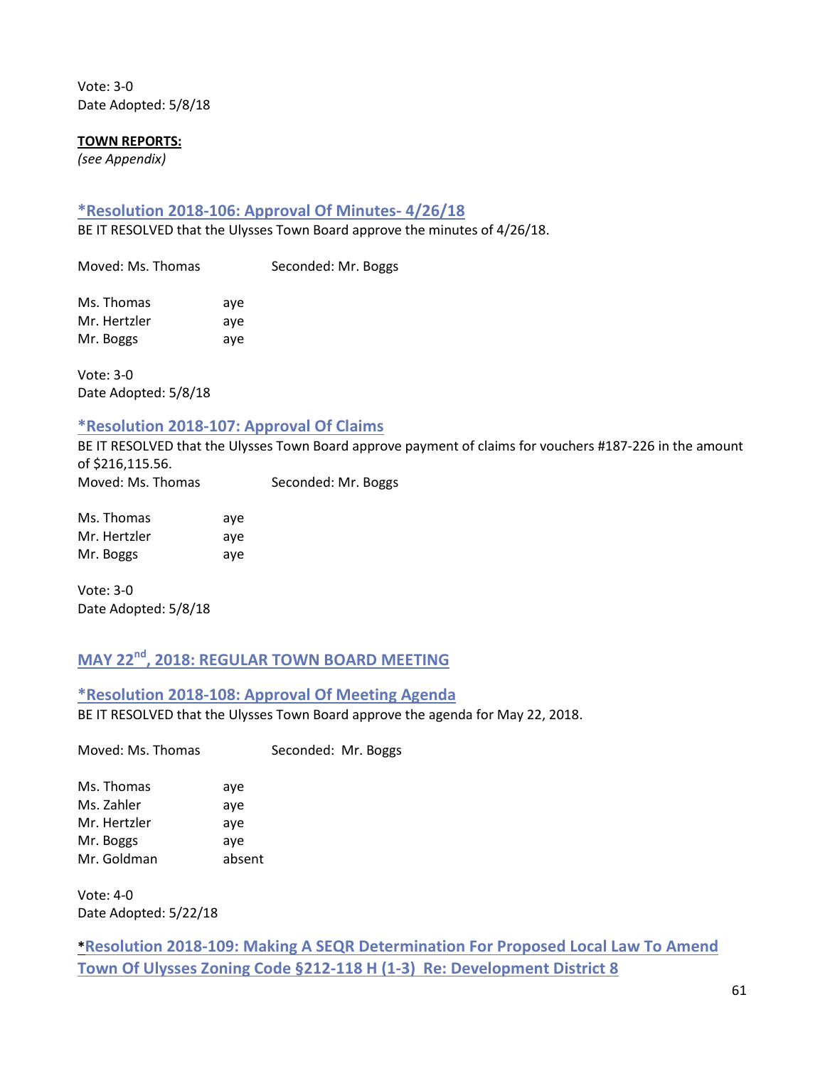Vote: 3-0
Date Adopted: 5/8/18

**TOWN REPORTS:**
*(see Appendix)*

### *Resolution 2018-106: Approval Of Minutes- 4/26/18

BE IT RESOLVED that the Ulysses Town Board approve the minutes of 4/26/18.

Moved: Ms. Thomas Seconded: Mr. Boggs

| | |
|---|---|
| Ms. Thomas | aye |
| Mr. Hertzler | aye |
| Mr. Boggs | aye |

Vote: 3-0
Date Adopted: 5/8/18

### *Resolution 2018-107: Approval Of Claims

BE IT RESOLVED that the Ulysses Town Board approve payment of claims for vouchers #187-226 in the amount of $216,115.56.

Moved: Ms. Thomas Seconded: Mr. Boggs

| | |
|---|---|
| Ms. Thomas | aye |
| Mr. Hertzler | aye |
| Mr. Boggs | aye |

Vote: 3-0
Date Adopted: 5/8/18

## MAY 22nd, 2018: REGULAR TOWN BOARD MEETING

### *Resolution 2018-108: Approval Of Meeting Agenda

BE IT RESOLVED that the Ulysses Town Board approve the agenda for May 22, 2018.

Moved: Ms. Thomas Seconded: Mr. Boggs

| | |
|---|---|
| Ms. Thomas | aye |
| Ms. Zahler | aye |
| Mr. Hertzler | aye |
| Mr. Boggs | aye |
| Mr. Goldman | absent |

Vote: 4-0
Date Adopted: 5/22/18

### *Resolution 2018-109: Making A SEQR Determination For Proposed Local Law To Amend Town Of Ulysses Zoning Code §212-118 H (1-3) Re: Development District 8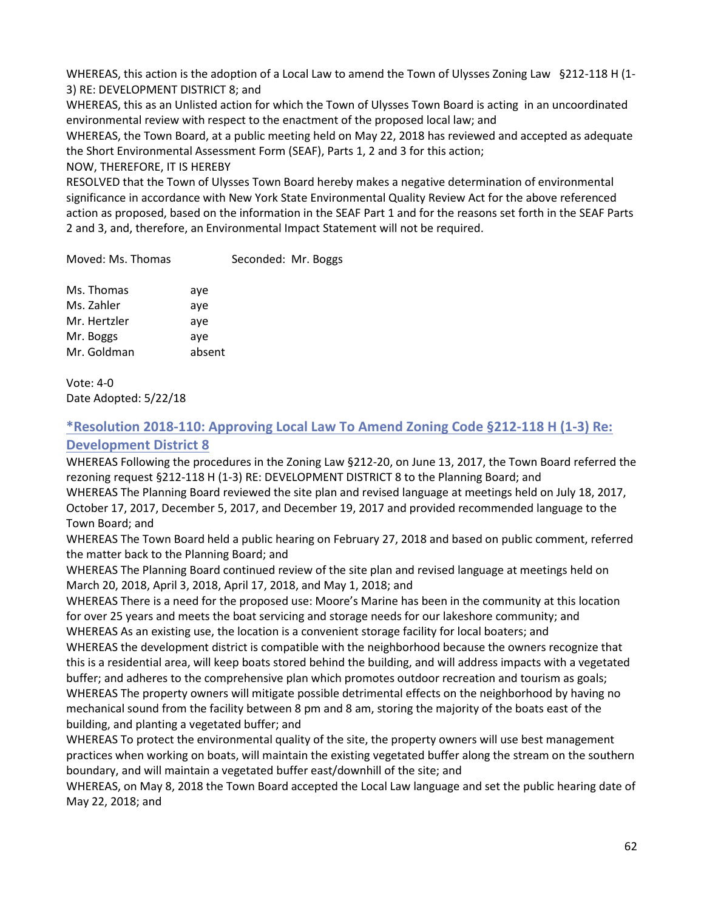WHEREAS, this action is the adoption of a Local Law to amend the Town of Ulysses Zoning Law §212-118 H (1-3) RE: DEVELOPMENT DISTRICT 8; and

WHEREAS, this as an Unlisted action for which the Town of Ulysses Town Board is acting in an uncoordinated environmental review with respect to the enactment of the proposed local law; and

WHEREAS, the Town Board, at a public meeting held on May 22, 2018 has reviewed and accepted as adequate the Short Environmental Assessment Form (SEAF), Parts 1, 2 and 3 for this action;

NOW, THEREFORE, IT IS HEREBY

RESOLVED that the Town of Ulysses Town Board hereby makes a negative determination of environmental significance in accordance with New York State Environmental Quality Review Act for the above referenced action as proposed, based on the information in the SEAF Part 1 and for the reasons set forth in the SEAF Parts 2 and 3, and, therefore, an Environmental Impact Statement will not be required.

Moved: Ms. Thomas Seconded: Mr. Boggs

| | |
|---|---|
| Ms. Thomas | aye |
| Ms. Zahler | aye |
| Mr. Hertzler | aye |
| Mr. Boggs | aye |
| Mr. Goldman | absent |

Vote: 4-0

Date Adopted: 5/22/18

## *Resolution 2018-110: Approving Local Law To Amend Zoning Code §212-118 H (1-3) Re: Development District 8

WHEREAS Following the procedures in the Zoning Law §212-20, on June 13, 2017, the Town Board referred the rezoning request §212-118 H (1-3) RE: DEVELOPMENT DISTRICT 8 to the Planning Board; and

WHEREAS The Planning Board reviewed the site plan and revised language at meetings held on July 18, 2017, October 17, 2017, December 5, 2017, and December 19, 2017 and provided recommended language to the Town Board; and

WHEREAS The Town Board held a public hearing on February 27, 2018 and based on public comment, referred the matter back to the Planning Board; and

WHEREAS The Planning Board continued review of the site plan and revised language at meetings held on March 20, 2018, April 3, 2018, April 17, 2018, and May 1, 2018; and

WHEREAS There is a need for the proposed use: Moore's Marine has been in the community at this location for over 25 years and meets the boat servicing and storage needs for our lakeshore community; and

WHEREAS As an existing use, the location is a convenient storage facility for local boaters; and

WHEREAS the development district is compatible with the neighborhood because the owners recognize that this is a residential area, will keep boats stored behind the building, and will address impacts with a vegetated buffer; and adheres to the comprehensive plan which promotes outdoor recreation and tourism as goals;

WHEREAS The property owners will mitigate possible detrimental effects on the neighborhood by having no mechanical sound from the facility between 8 pm and 8 am, storing the majority of the boats east of the building, and planting a vegetated buffer; and

WHEREAS To protect the environmental quality of the site, the property owners will use best management practices when working on boats, will maintain the existing vegetated buffer along the stream on the southern boundary, and will maintain a vegetated buffer east/downhill of the site; and

WHEREAS, on May 8, 2018 the Town Board accepted the Local Law language and set the public hearing date of May 22, 2018; and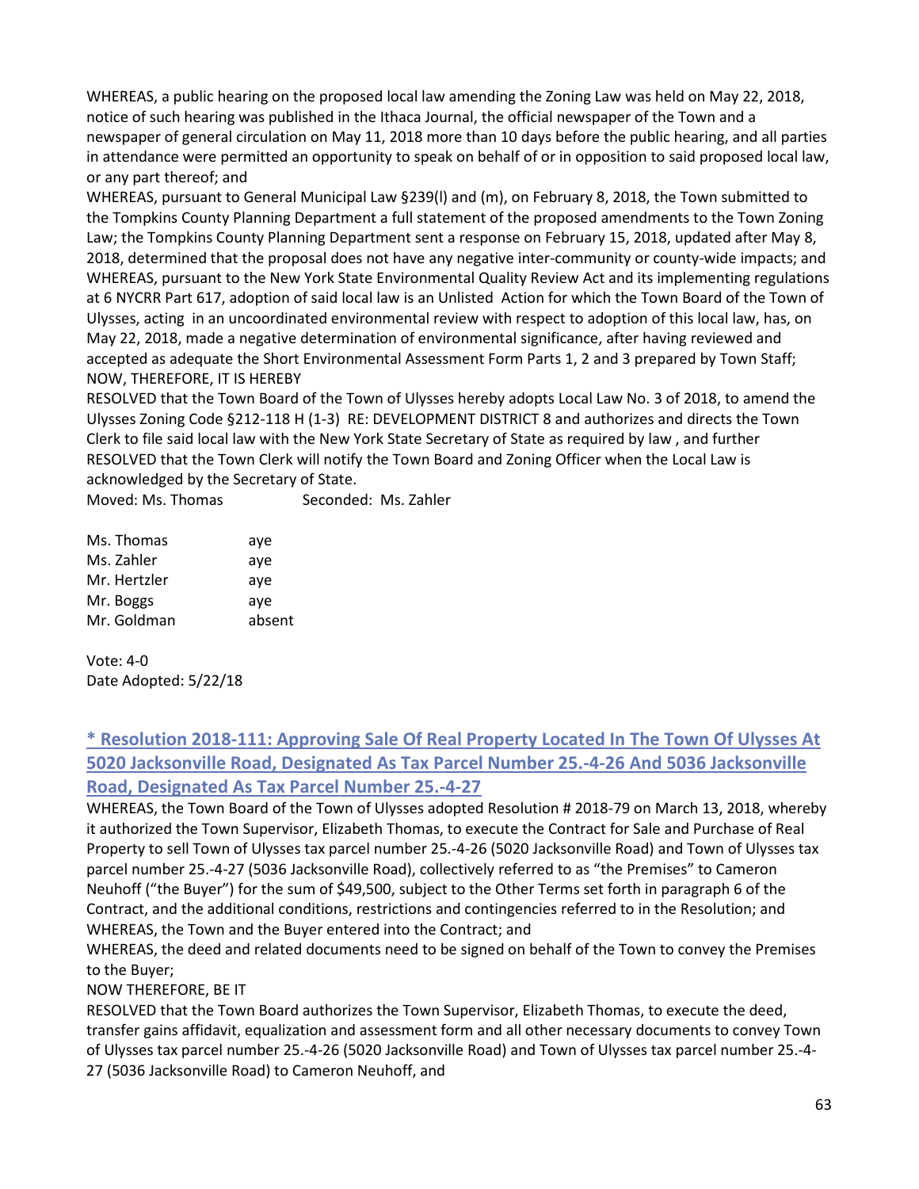WHEREAS, a public hearing on the proposed local law amending the Zoning Law was held on May 22, 2018, notice of such hearing was published in the Ithaca Journal, the official newspaper of the Town and a newspaper of general circulation on May 11, 2018 more than 10 days before the public hearing, and all parties in attendance were permitted an opportunity to speak on behalf of or in opposition to said proposed local law, or any part thereof; and

WHEREAS, pursuant to General Municipal Law §239(l) and (m), on February 8, 2018, the Town submitted to the Tompkins County Planning Department a full statement of the proposed amendments to the Town Zoning Law; the Tompkins County Planning Department sent a response on February 15, 2018, updated after May 8, 2018, determined that the proposal does not have any negative inter-community or county-wide impacts; and

WHEREAS, pursuant to the New York State Environmental Quality Review Act and its implementing regulations at 6 NYCRR Part 617, adoption of said local law is an Unlisted Action for which the Town Board of the Town of Ulysses, acting in an uncoordinated environmental review with respect to adoption of this local law, has, on May 22, 2018, made a negative determination of environmental significance, after having reviewed and accepted as adequate the Short Environmental Assessment Form Parts 1, 2 and 3 prepared by Town Staff;

NOW, THEREFORE, IT IS HEREBY

RESOLVED that the Town Board of the Town of Ulysses hereby adopts Local Law No. 3 of 2018, to amend the Ulysses Zoning Code §212-118 H (1-3) RE: DEVELOPMENT DISTRICT 8 and authorizes and directs the Town Clerk to file said local law with the New York State Secretary of State as required by law , and further

RESOLVED that the Town Clerk will notify the Town Board and Zoning Officer when the Local Law is acknowledged by the Secretary of State.

Moved: Ms. Thomas Seconded: Ms. Zahler

| | |
|---|---|
| Ms. Thomas | aye |
| Ms. Zahler | aye |
| Mr. Hertzler | aye |
| Mr. Boggs | aye |
| Mr. Goldman | absent |

Vote: 4-0
Date Adopted: 5/22/18

## * Resolution 2018-111: Approving Sale Of Real Property Located In The Town Of Ulysses At 5020 Jacksonville Road, Designated As Tax Parcel Number 25.-4-26 And 5036 Jacksonville Road, Designated As Tax Parcel Number 25.-4-27

WHEREAS, the Town Board of the Town of Ulysses adopted Resolution # 2018-79 on March 13, 2018, whereby it authorized the Town Supervisor, Elizabeth Thomas, to execute the Contract for Sale and Purchase of Real Property to sell Town of Ulysses tax parcel number 25.-4-26 (5020 Jacksonville Road) and Town of Ulysses tax parcel number 25.-4-27 (5036 Jacksonville Road), collectively referred to as "the Premises" to Cameron Neuhoff ("the Buyer") for the sum of $49,500, subject to the Other Terms set forth in paragraph 6 of the Contract, and the additional conditions, restrictions and contingencies referred to in the Resolution; and

WHEREAS, the Town and the Buyer entered into the Contract; and

WHEREAS, the deed and related documents need to be signed on behalf of the Town to convey the Premises to the Buyer;

NOW THEREFORE, BE IT

RESOLVED that the Town Board authorizes the Town Supervisor, Elizabeth Thomas, to execute the deed, transfer gains affidavit, equalization and assessment form and all other necessary documents to convey Town of Ulysses tax parcel number 25.-4-26 (5020 Jacksonville Road) and Town of Ulysses tax parcel number 25.-4-27 (5036 Jacksonville Road) to Cameron Neuhoff, and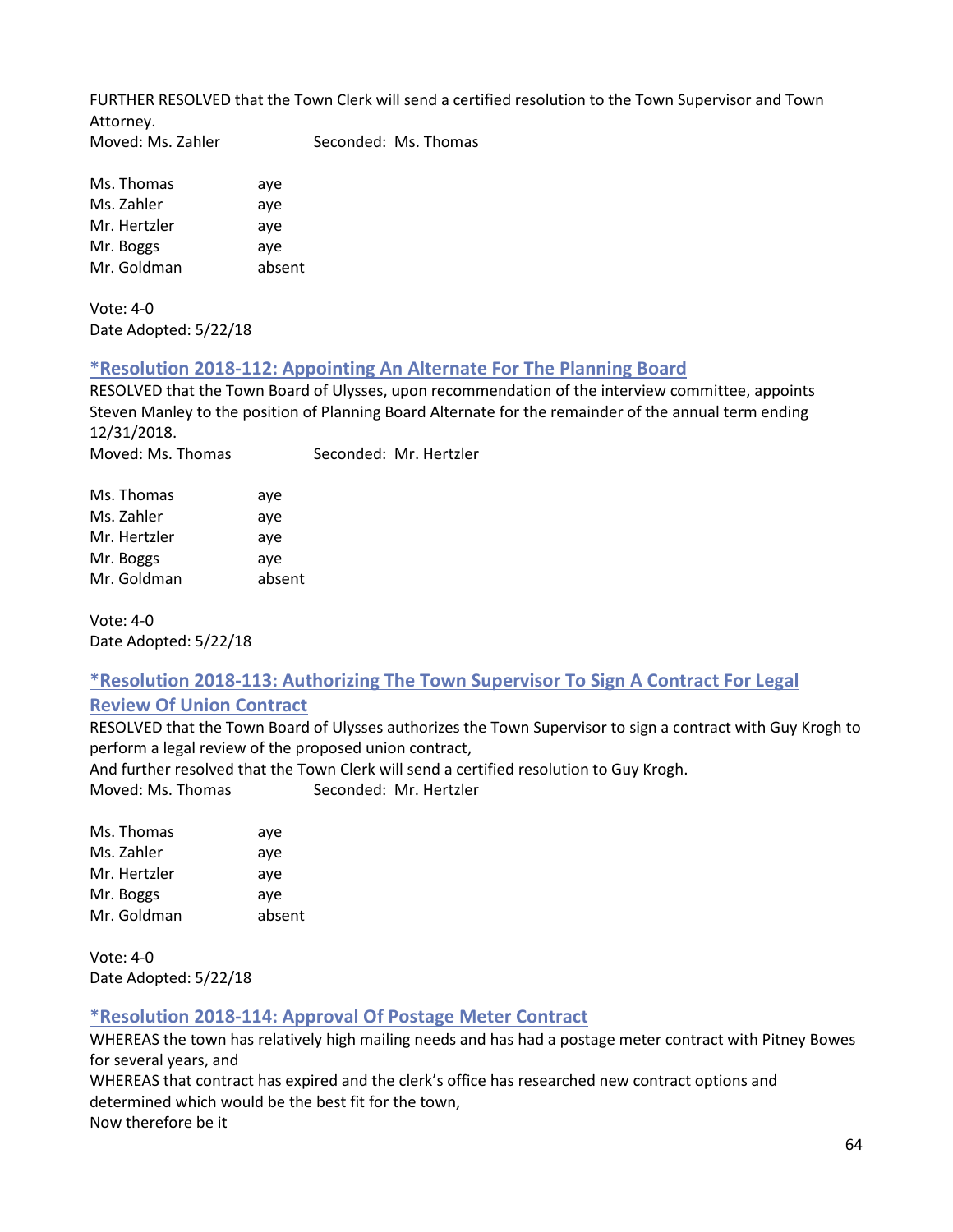FURTHER RESOLVED that the Town Clerk will send a certified resolution to the Town Supervisor and Town Attorney.

Moved: Ms. Zahler Seconded: Ms. Thomas

| | |
|---|---|
| Ms. Thomas | aye |
| Ms. Zahler | aye |
| Mr. Hertzler | aye |
| Mr. Boggs | aye |
| Mr. Goldman | absent |

Vote: 4-0
Date Adopted: 5/22/18

### *Resolution 2018-112: Appointing An Alternate For The Planning Board

RESOLVED that the Town Board of Ulysses, upon recommendation of the interview committee, appoints Steven Manley to the position of Planning Board Alternate for the remainder of the annual term ending 12/31/2018.

Moved: Ms. Thomas Seconded: Mr. Hertzler

| | |
|---|---|
| Ms. Thomas | aye |
| Ms. Zahler | aye |
| Mr. Hertzler | aye |
| Mr. Boggs | aye |
| Mr. Goldman | absent |

Vote: 4-0
Date Adopted: 5/22/18

### *Resolution 2018-113: Authorizing The Town Supervisor To Sign A Contract For Legal Review Of Union Contract

RESOLVED that the Town Board of Ulysses authorizes the Town Supervisor to sign a contract with Guy Krogh to perform a legal review of the proposed union contract,
And further resolved that the Town Clerk will send a certified resolution to Guy Krogh.

Moved: Ms. Thomas Seconded: Mr. Hertzler

| | |
|---|---|
| Ms. Thomas | aye |
| Ms. Zahler | aye |
| Mr. Hertzler | aye |
| Mr. Boggs | aye |
| Mr. Goldman | absent |

Vote: 4-0
Date Adopted: 5/22/18

### *Resolution 2018-114: Approval Of Postage Meter Contract

WHEREAS the town has relatively high mailing needs and has had a postage meter contract with Pitney Bowes for several years, and
WHEREAS that contract has expired and the clerk's office has researched new contract options and determined which would be the best fit for the town,
Now therefore be it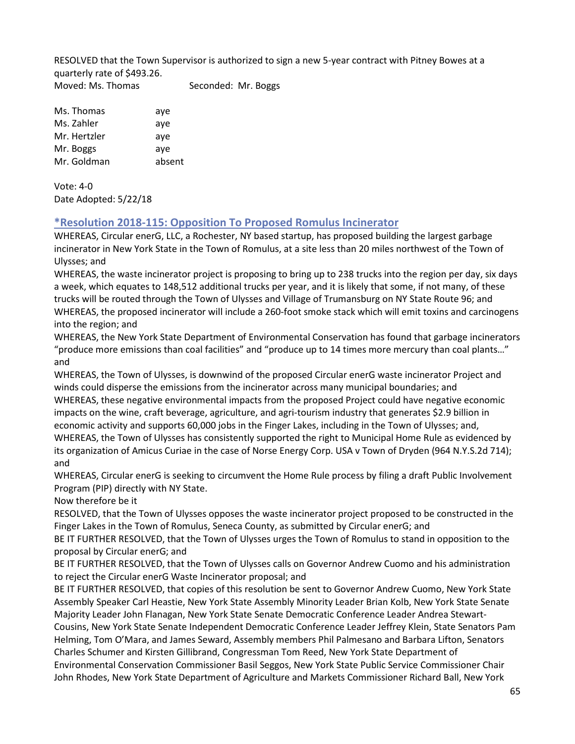RESOLVED that the Town Supervisor is authorized to sign a new 5-year contract with Pitney Bowes at a quarterly rate of $493.26.

Moved: Ms. Thomas Seconded: Mr. Boggs

| | |
|---|---|
| Ms. Thomas | aye |
| Ms. Zahler | aye |
| Mr. Hertzler | aye |
| Mr. Boggs | aye |
| Mr. Goldman | absent |

Vote: 4-0
Date Adopted: 5/22/18

## *Resolution 2018-115: Opposition To Proposed Romulus Incinerator

WHEREAS, Circular enerG, LLC, a Rochester, NY based startup, has proposed building the largest garbage incinerator in New York State in the Town of Romulus, at a site less than 20 miles northwest of the Town of Ulysses; and

WHEREAS, the waste incinerator project is proposing to bring up to 238 trucks into the region per day, six days a week, which equates to 148,512 additional trucks per year, and it is likely that some, if not many, of these trucks will be routed through the Town of Ulysses and Village of Trumansburg on NY State Route 96; and

WHEREAS, the proposed incinerator will include a 260-foot smoke stack which will emit toxins and carcinogens into the region; and

WHEREAS, the New York State Department of Environmental Conservation has found that garbage incinerators "produce more emissions than coal facilities" and "produce up to 14 times more mercury than coal plants…" and

WHEREAS, the Town of Ulysses, is downwind of the proposed Circular enerG waste incinerator Project and winds could disperse the emissions from the incinerator across many municipal boundaries; and

WHEREAS, these negative environmental impacts from the proposed Project could have negative economic impacts on the wine, craft beverage, agriculture, and agri-tourism industry that generates $2.9 billion in economic activity and supports 60,000 jobs in the Finger Lakes, including in the Town of Ulysses; and,

WHEREAS, the Town of Ulysses has consistently supported the right to Municipal Home Rule as evidenced by its organization of Amicus Curiae in the case of Norse Energy Corp. USA v Town of Dryden (964 N.Y.S.2d 714); and

WHEREAS, Circular enerG is seeking to circumvent the Home Rule process by filing a draft Public Involvement Program (PIP) directly with NY State.

Now therefore be it

RESOLVED, that the Town of Ulysses opposes the waste incinerator project proposed to be constructed in the Finger Lakes in the Town of Romulus, Seneca County, as submitted by Circular enerG; and

BE IT FURTHER RESOLVED, that the Town of Ulysses urges the Town of Romulus to stand in opposition to the proposal by Circular enerG; and

BE IT FURTHER RESOLVED, that the Town of Ulysses calls on Governor Andrew Cuomo and his administration to reject the Circular enerG Waste Incinerator proposal; and

BE IT FURTHER RESOLVED, that copies of this resolution be sent to Governor Andrew Cuomo, New York State Assembly Speaker Carl Heastie, New York State Assembly Minority Leader Brian Kolb, New York State Senate Majority Leader John Flanagan, New York State Senate Democratic Conference Leader Andrea Stewart-Cousins, New York State Senate Independent Democratic Conference Leader Jeffrey Klein, State Senators Pam Helming, Tom O'Mara, and James Seward, Assembly members Phil Palmesano and Barbara Lifton, Senators Charles Schumer and Kirsten Gillibrand, Congressman Tom Reed, New York State Department of Environmental Conservation Commissioner Basil Seggos, New York State Public Service Commissioner Chair John Rhodes, New York State Department of Agriculture and Markets Commissioner Richard Ball, New York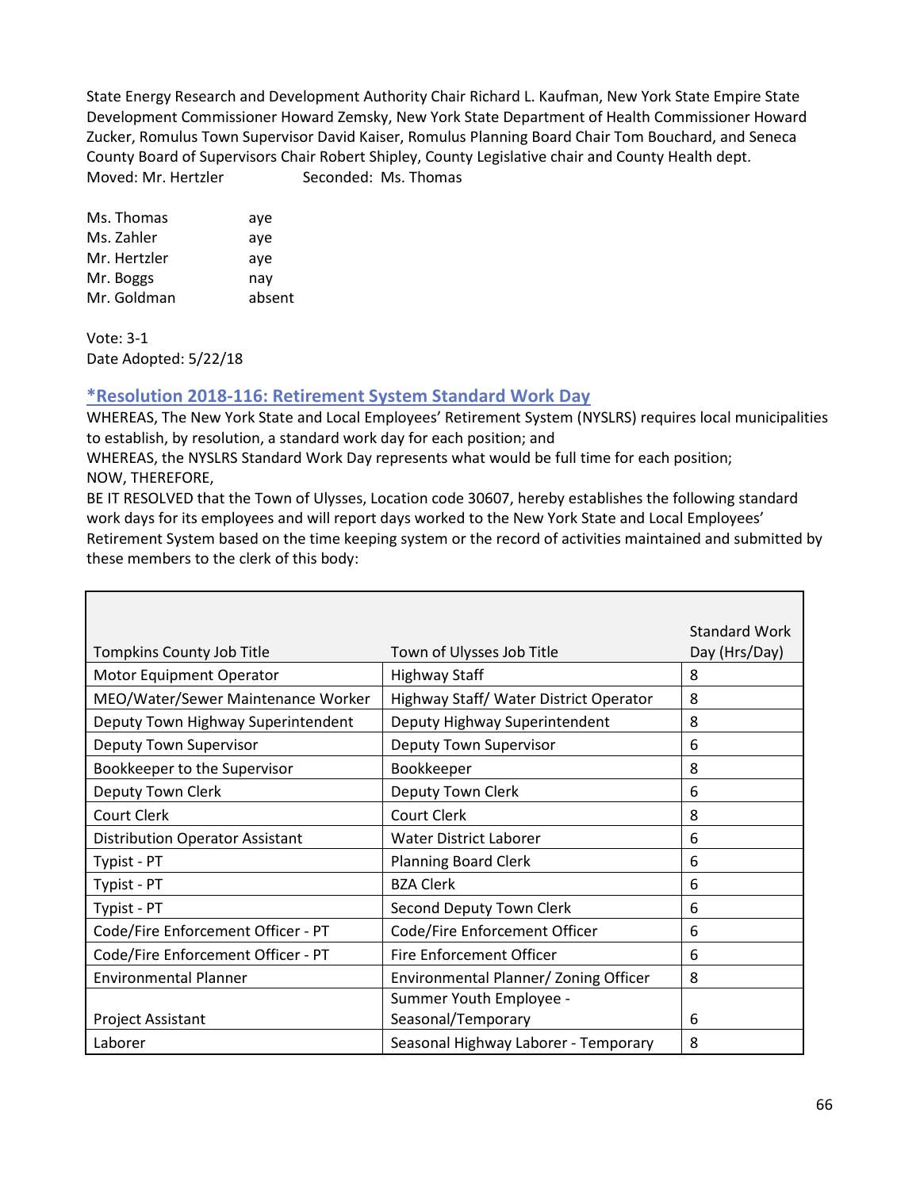State Energy Research and Development Authority Chair Richard L. Kaufman, New York State Empire State Development Commissioner Howard Zemsky, New York State Department of Health Commissioner Howard Zucker, Romulus Town Supervisor David Kaiser, Romulus Planning Board Chair Tom Bouchard, and Seneca County Board of Supervisors Chair Robert Shipley, County Legislative chair and County Health dept.

Moved: Mr. Hertzler Seconded: Ms. Thomas

Ms. Thomas aye
Ms. Zahler aye
Mr. Hertzler aye
Mr. Boggs nay
Mr. Goldman absent

Vote: 3-1
Date Adopted: 5/22/18

## *Resolution 2018-116: Retirement System Standard Work Day

WHEREAS, The New York State and Local Employees' Retirement System (NYSLRS) requires local municipalities to establish, by resolution, a standard work day for each position; and
WHEREAS, the NYSLRS Standard Work Day represents what would be full time for each position;
NOW, THEREFORE,
BE IT RESOLVED that the Town of Ulysses, Location code 30607, hereby establishes the following standard work days for its employees and will report days worked to the New York State and Local Employees' Retirement System based on the time keeping system or the record of activities maintained and submitted by these members to the clerk of this body:

| Tompkins County Job Title | Town of Ulysses Job Title | Standard Work Day (Hrs/Day) |
|---|---|---|
| Motor Equipment Operator | Highway Staff | 8 |
| MEO/Water/Sewer Maintenance Worker | Highway Staff/ Water District Operator | 8 |
| Deputy Town Highway Superintendent | Deputy Highway Superintendent | 8 |
| Deputy Town Supervisor | Deputy Town Supervisor | 6 |
| Bookkeeper to the Supervisor | Bookkeeper | 8 |
| Deputy Town Clerk | Deputy Town Clerk | 6 |
| Court Clerk | Court Clerk | 8 |
| Distribution Operator Assistant | Water District Laborer | 6 |
| Typist - PT | Planning Board Clerk | 6 |
| Typist - PT | BZA Clerk | 6 |
| Typist - PT | Second Deputy Town Clerk | 6 |
| Code/Fire Enforcement Officer - PT | Code/Fire Enforcement Officer | 6 |
| Code/Fire Enforcement Officer - PT | Fire Enforcement Officer | 6 |
| Environmental Planner | Environmental Planner/ Zoning Officer | 8 |
| Project Assistant | Summer Youth Employee - Seasonal/Temporary | 6 |
| Laborer | Seasonal Highway Laborer - Temporary | 8 |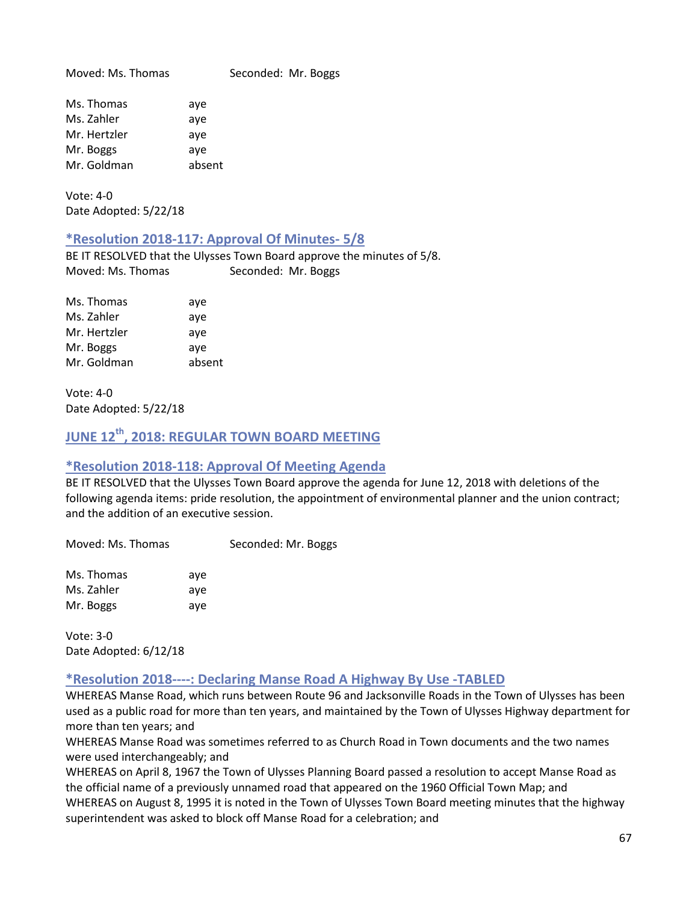Moved: Ms. Thomas Seconded: Mr. Boggs

| | |
|---|---|
| Ms. Thomas | aye |
| Ms. Zahler | aye |
| Mr. Hertzler | aye |
| Mr. Boggs | aye |
| Mr. Goldman | absent |

Vote: 4-0
Date Adopted: 5/22/18

### *Resolution 2018-117: Approval Of Minutes- 5/8

BE IT RESOLVED that the Ulysses Town Board approve the minutes of 5/8.
Moved: Ms. Thomas Seconded: Mr. Boggs

| | |
|---|---|
| Ms. Thomas | aye |
| Ms. Zahler | aye |
| Mr. Hertzler | aye |
| Mr. Boggs | aye |
| Mr. Goldman | absent |

Vote: 4-0
Date Adopted: 5/22/18

## JUNE 12th, 2018: REGULAR TOWN BOARD MEETING

### *Resolution 2018-118: Approval Of Meeting Agenda

BE IT RESOLVED that the Ulysses Town Board approve the agenda for June 12, 2018 with deletions of the following agenda items: pride resolution, the appointment of environmental planner and the union contract; and the addition of an executive session.

Moved: Ms. Thomas Seconded: Mr. Boggs

| | |
|---|---|
| Ms. Thomas | aye |
| Ms. Zahler | aye |
| Mr. Boggs | aye |

Vote: 3-0
Date Adopted: 6/12/18

### *Resolution 2018----: Declaring Manse Road A Highway By Use -TABLED

WHEREAS Manse Road, which runs between Route 96 and Jacksonville Roads in the Town of Ulysses has been used as a public road for more than ten years, and maintained by the Town of Ulysses Highway department for more than ten years; and

WHEREAS Manse Road was sometimes referred to as Church Road in Town documents and the two names were used interchangeably; and

WHEREAS on April 8, 1967 the Town of Ulysses Planning Board passed a resolution to accept Manse Road as the official name of a previously unnamed road that appeared on the 1960 Official Town Map; and

WHEREAS on August 8, 1995 it is noted in the Town of Ulysses Town Board meeting minutes that the highway superintendent was asked to block off Manse Road for a celebration; and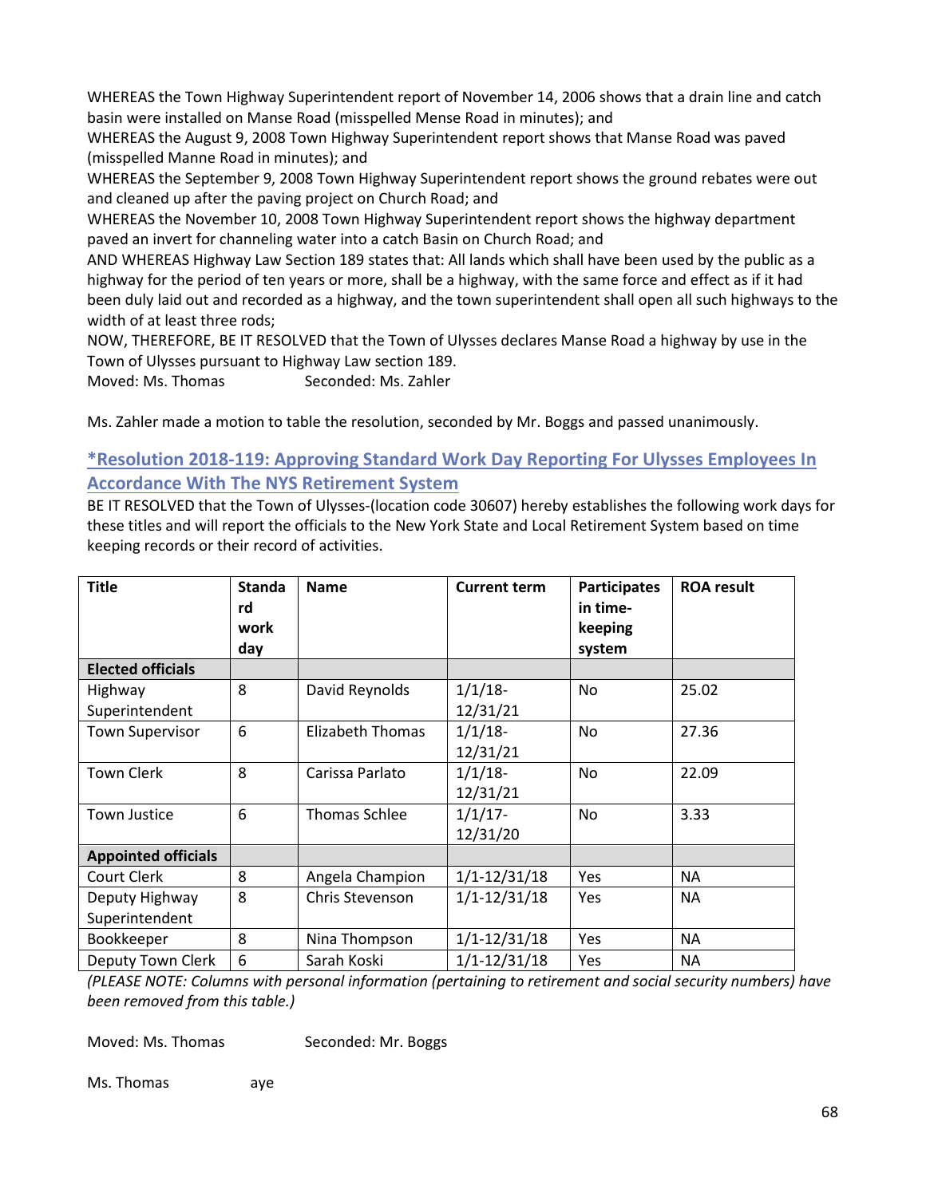WHEREAS the Town Highway Superintendent report of November 14, 2006 shows that a drain line and catch basin were installed on Manse Road (misspelled Mense Road in minutes); and

WHEREAS the August 9, 2008 Town Highway Superintendent report shows that Manse Road was paved (misspelled Manne Road in minutes); and

WHEREAS the September 9, 2008 Town Highway Superintendent report shows the ground rebates were out and cleaned up after the paving project on Church Road; and

WHEREAS the November 10, 2008 Town Highway Superintendent report shows the highway department paved an invert for channeling water into a catch Basin on Church Road; and

AND WHEREAS Highway Law Section 189 states that: All lands which shall have been used by the public as a highway for the period of ten years or more, shall be a highway, with the same force and effect as if it had been duly laid out and recorded as a highway, and the town superintendent shall open all such highways to the width of at least three rods;

NOW, THEREFORE, BE IT RESOLVED that the Town of Ulysses declares Manse Road a highway by use in the Town of Ulysses pursuant to Highway Law section 189.

Moved: Ms. Thomas Seconded: Ms. Zahler

Ms. Zahler made a motion to table the resolution, seconded by Mr. Boggs and passed unanimously.

## *Resolution 2018-119: Approving Standard Work Day Reporting For Ulysses Employees In Accordance With The NYS Retirement System

BE IT RESOLVED that the Town of Ulysses-(location code 30607) hereby establishes the following work days for these titles and will report the officials to the New York State and Local Retirement System based on time keeping records or their record of activities.

| Title | Standard work day | Name | Current term | Participates in time-keeping system | ROA result |
|---|---|---|---|---|---|
| **Elected officials** | | | | | |
| Highway Superintendent | 8 | David Reynolds | 1/1/18-12/31/21 | No | 25.02 |
| Town Supervisor | 6 | Elizabeth Thomas | 1/1/18-12/31/21 | No | 27.36 |
| Town Clerk | 8 | Carissa Parlato | 1/1/18-12/31/21 | No | 22.09 |
| Town Justice | 6 | Thomas Schlee | 1/1/17-12/31/20 | No | 3.33 |
| **Appointed officials** | | | | | |
| Court Clerk | 8 | Angela Champion | 1/1-12/31/18 | Yes | NA |
| Deputy Highway Superintendent | 8 | Chris Stevenson | 1/1-12/31/18 | Yes | NA |
| Bookkeeper | 8 | Nina Thompson | 1/1-12/31/18 | Yes | NA |
| Deputy Town Clerk | 6 | Sarah Koski | 1/1-12/31/18 | Yes | NA |

*(PLEASE NOTE: Columns with personal information (pertaining to retirement and social security numbers) have been removed from this table.)*

Moved: Ms. Thomas Seconded: Mr. Boggs

Ms. Thomas aye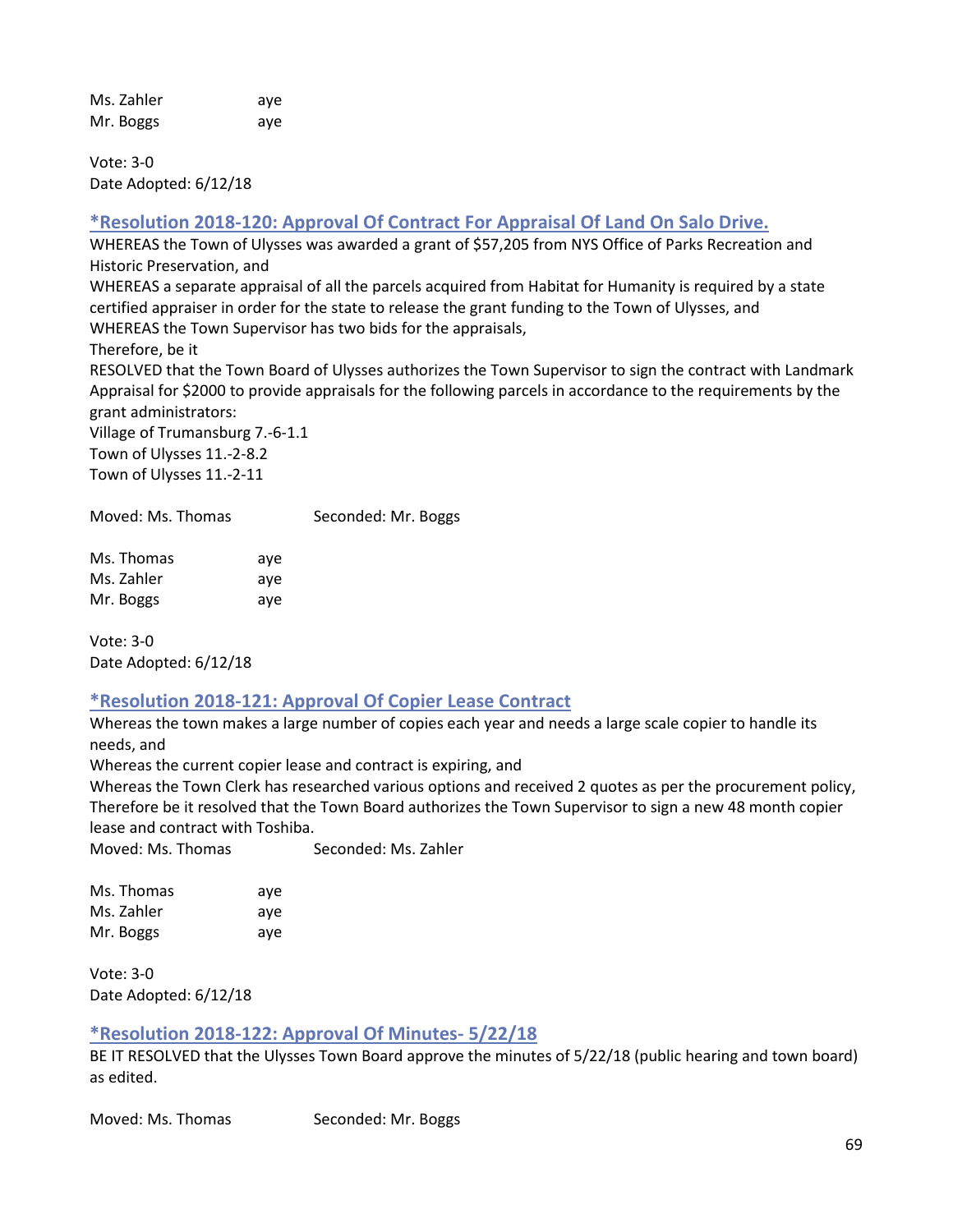Ms. Zahler aye
Mr. Boggs aye

Vote: 3-0
Date Adopted: 6/12/18

### *Resolution 2018-120: Approval Of Contract For Appraisal Of Land On Salo Drive.

WHEREAS the Town of Ulysses was awarded a grant of $57,205 from NYS Office of Parks Recreation and Historic Preservation, and
WHEREAS a separate appraisal of all the parcels acquired from Habitat for Humanity is required by a state certified appraiser in order for the state to release the grant funding to the Town of Ulysses, and
WHEREAS the Town Supervisor has two bids for the appraisals,
Therefore, be it
RESOLVED that the Town Board of Ulysses authorizes the Town Supervisor to sign the contract with Landmark Appraisal for $2000 to provide appraisals for the following parcels in accordance to the requirements by the grant administrators:
Village of Trumansburg 7.-6-1.1
Town of Ulysses 11.-2-8.2
Town of Ulysses 11.-2-11

Moved: Ms. Thomas Seconded: Mr. Boggs

Ms. Thomas aye
Ms. Zahler aye
Mr. Boggs aye

Vote: 3-0
Date Adopted: 6/12/18

### *Resolution 2018-121: Approval Of Copier Lease Contract

Whereas the town makes a large number of copies each year and needs a large scale copier to handle its needs, and
Whereas the current copier lease and contract is expiring, and
Whereas the Town Clerk has researched various options and received 2 quotes as per the procurement policy,
Therefore be it resolved that the Town Board authorizes the Town Supervisor to sign a new 48 month copier lease and contract with Toshiba.
Moved: Ms. Thomas Seconded: Ms. Zahler

Ms. Thomas aye
Ms. Zahler aye
Mr. Boggs aye

Vote: 3-0
Date Adopted: 6/12/18

### *Resolution 2018-122: Approval Of Minutes- 5/22/18

BE IT RESOLVED that the Ulysses Town Board approve the minutes of 5/22/18 (public hearing and town board) as edited.

Moved: Ms. Thomas Seconded: Mr. Boggs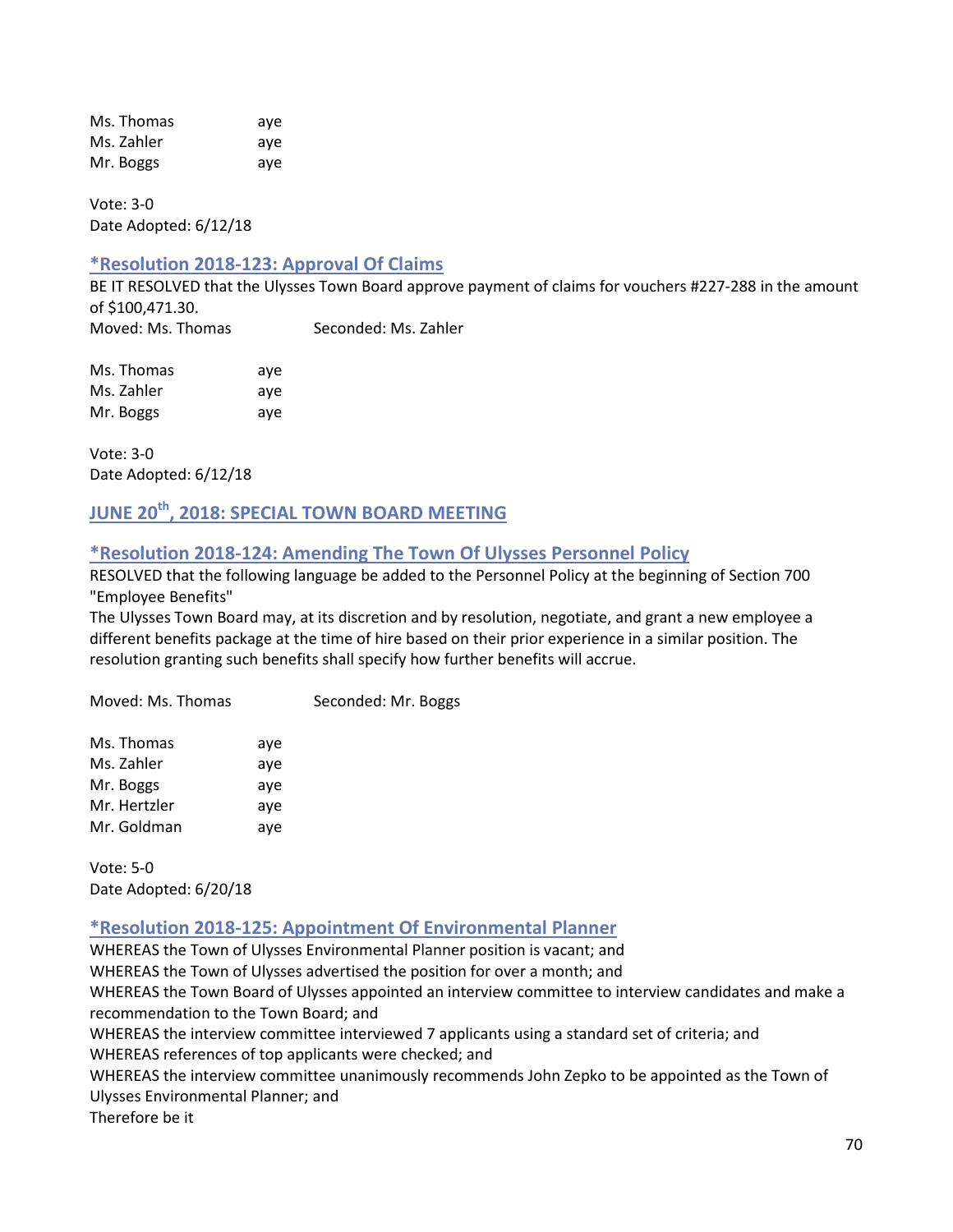| | |
|---|---|
| Ms. Thomas | aye |
| Ms. Zahler | aye |
| Mr. Boggs | aye |

Vote: 3-0
Date Adopted: 6/12/18

### *Resolution 2018-123: Approval Of Claims

BE IT RESOLVED that the Ulysses Town Board approve payment of claims for vouchers #227-288 in the amount of $100,471.30.

Moved: Ms. Thomas Seconded: Ms. Zahler

| | |
|---|---|
| Ms. Thomas | aye |
| Ms. Zahler | aye |
| Mr. Boggs | aye |

Vote: 3-0
Date Adopted: 6/12/18

## JUNE 20th, 2018: SPECIAL TOWN BOARD MEETING

### *Resolution 2018-124: Amending The Town Of Ulysses Personnel Policy

RESOLVED that the following language be added to the Personnel Policy at the beginning of Section 700 "Employee Benefits"

The Ulysses Town Board may, at its discretion and by resolution, negotiate, and grant a new employee a different benefits package at the time of hire based on their prior experience in a similar position. The resolution granting such benefits shall specify how further benefits will accrue.

Moved: Ms. Thomas Seconded: Mr. Boggs

| | |
|---|---|
| Ms. Thomas | aye |
| Ms. Zahler | aye |
| Mr. Boggs | aye |
| Mr. Hertzler | aye |
| Mr. Goldman | aye |

Vote: 5-0
Date Adopted: 6/20/18

### *Resolution 2018-125: Appointment Of Environmental Planner

WHEREAS the Town of Ulysses Environmental Planner position is vacant; and
WHEREAS the Town of Ulysses advertised the position for over a month; and
WHEREAS the Town Board of Ulysses appointed an interview committee to interview candidates and make a recommendation to the Town Board; and
WHEREAS the interview committee interviewed 7 applicants using a standard set of criteria; and
WHEREAS references of top applicants were checked; and
WHEREAS the interview committee unanimously recommends John Zepko to be appointed as the Town of Ulysses Environmental Planner; and
Therefore be it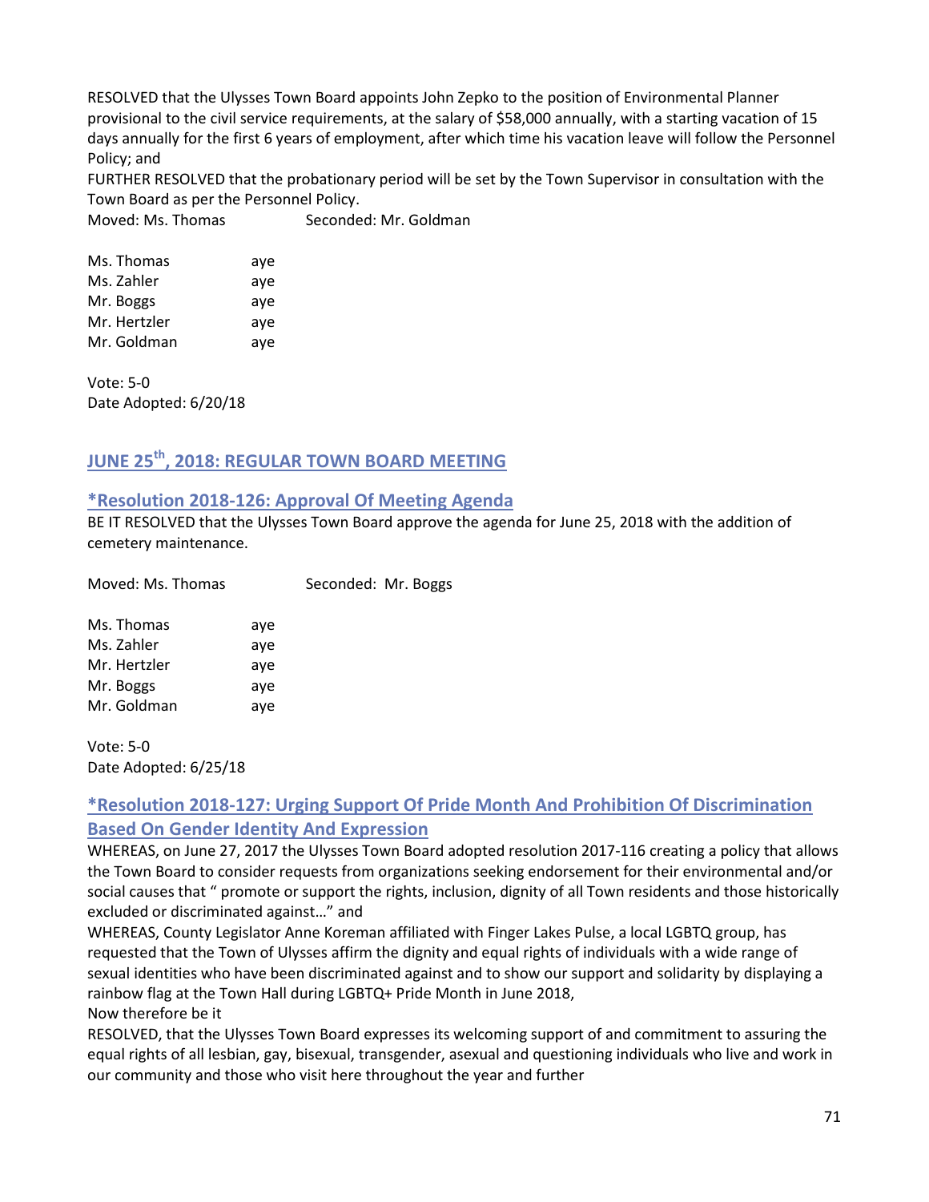RESOLVED that the Ulysses Town Board appoints John Zepko to the position of Environmental Planner provisional to the civil service requirements, at the salary of $58,000 annually, with a starting vacation of 15 days annually for the first 6 years of employment, after which time his vacation leave will follow the Personnel Policy; and

FURTHER RESOLVED that the probationary period will be set by the Town Supervisor in consultation with the Town Board as per the Personnel Policy.

Moved: Ms. Thomas  Seconded: Mr. Goldman

Ms. Thomas aye
Ms. Zahler aye
Mr. Boggs aye
Mr. Hertzler aye
Mr. Goldman aye

Vote: 5-0
Date Adopted: 6/20/18

## JUNE 25th, 2018: REGULAR TOWN BOARD MEETING

### *Resolution 2018-126: Approval Of Meeting Agenda

BE IT RESOLVED that the Ulysses Town Board approve the agenda for June 25, 2018 with the addition of cemetery maintenance.

Moved: Ms. Thomas  Seconded: Mr. Boggs

Ms. Thomas aye
Ms. Zahler aye
Mr. Hertzler aye
Mr. Boggs aye
Mr. Goldman aye

Vote: 5-0
Date Adopted: 6/25/18

### *Resolution 2018-127: Urging Support Of Pride Month And Prohibition Of Discrimination Based On Gender Identity And Expression

WHEREAS, on June 27, 2017 the Ulysses Town Board adopted resolution 2017-116 creating a policy that allows the Town Board to consider requests from organizations seeking endorsement for their environmental and/or social causes that " promote or support the rights, inclusion, dignity of all Town residents and those historically excluded or discriminated against…" and

WHEREAS, County Legislator Anne Koreman affiliated with Finger Lakes Pulse, a local LGBTQ group, has requested that the Town of Ulysses affirm the dignity and equal rights of individuals with a wide range of sexual identities who have been discriminated against and to show our support and solidarity by displaying a rainbow flag at the Town Hall during LGBTQ+ Pride Month in June 2018,

Now therefore be it

RESOLVED, that the Ulysses Town Board expresses its welcoming support of and commitment to assuring the equal rights of all lesbian, gay, bisexual, transgender, asexual and questioning individuals who live and work in our community and those who visit here throughout the year and further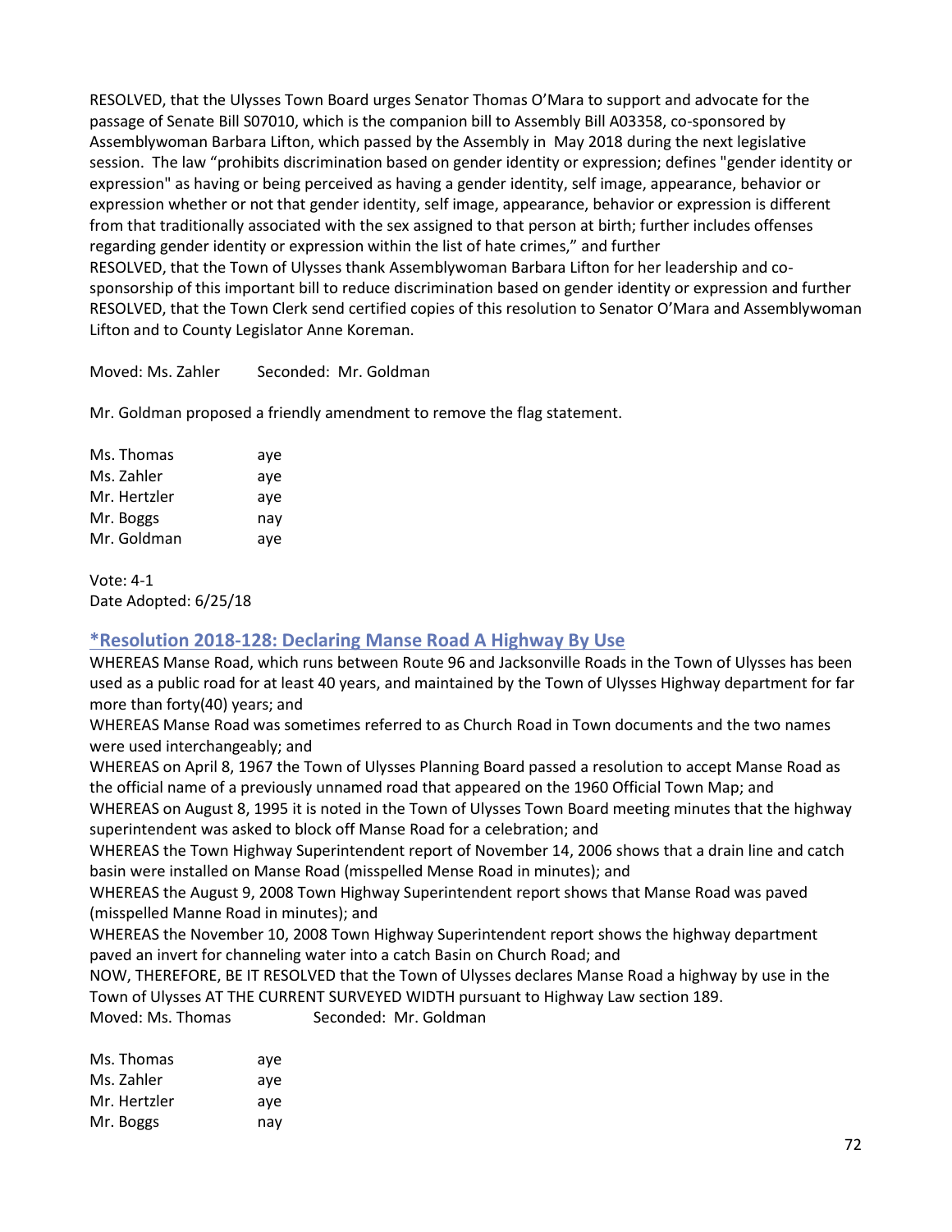RESOLVED, that the Ulysses Town Board urges Senator Thomas O'Mara to support and advocate for the passage of Senate Bill S07010, which is the companion bill to Assembly Bill A03358, co-sponsored by Assemblywoman Barbara Lifton, which passed by the Assembly in May 2018 during the next legislative session. The law "prohibits discrimination based on gender identity or expression; defines "gender identity or expression" as having or being perceived as having a gender identity, self image, appearance, behavior or expression whether or not that gender identity, self image, appearance, behavior or expression is different from that traditionally associated with the sex assigned to that person at birth; further includes offenses regarding gender identity or expression within the list of hate crimes," and further

RESOLVED, that the Town of Ulysses thank Assemblywoman Barbara Lifton for her leadership and co-sponsorship of this important bill to reduce discrimination based on gender identity or expression and further

RESOLVED, that the Town Clerk send certified copies of this resolution to Senator O'Mara and Assemblywoman Lifton and to County Legislator Anne Koreman.

Moved: Ms. Zahler Seconded: Mr. Goldman

Mr. Goldman proposed a friendly amendment to remove the flag statement.

| | |
|---|---|
| Ms. Thomas | aye |
| Ms. Zahler | aye |
| Mr. Hertzler | aye |
| Mr. Boggs | nay |
| Mr. Goldman | aye |

Vote: 4-1
Date Adopted: 6/25/18

## *Resolution 2018-128: Declaring Manse Road A Highway By Use

WHEREAS Manse Road, which runs between Route 96 and Jacksonville Roads in the Town of Ulysses has been used as a public road for at least 40 years, and maintained by the Town of Ulysses Highway department for far more than forty(40) years; and

WHEREAS Manse Road was sometimes referred to as Church Road in Town documents and the two names were used interchangeably; and

WHEREAS on April 8, 1967 the Town of Ulysses Planning Board passed a resolution to accept Manse Road as the official name of a previously unnamed road that appeared on the 1960 Official Town Map; and

WHEREAS on August 8, 1995 it is noted in the Town of Ulysses Town Board meeting minutes that the highway superintendent was asked to block off Manse Road for a celebration; and

WHEREAS the Town Highway Superintendent report of November 14, 2006 shows that a drain line and catch basin were installed on Manse Road (misspelled Mense Road in minutes); and

WHEREAS the August 9, 2008 Town Highway Superintendent report shows that Manse Road was paved (misspelled Manne Road in minutes); and

WHEREAS the November 10, 2008 Town Highway Superintendent report shows the highway department paved an invert for channeling water into a catch Basin on Church Road; and

NOW, THEREFORE, BE IT RESOLVED that the Town of Ulysses declares Manse Road a highway by use in the Town of Ulysses AT THE CURRENT SURVEYED WIDTH pursuant to Highway Law section 189.

Moved: Ms. Thomas Seconded: Mr. Goldman

| | |
|---|---|
| Ms. Thomas | aye |
| Ms. Zahler | aye |
| Mr. Hertzler | aye |
| Mr. Boggs | nay |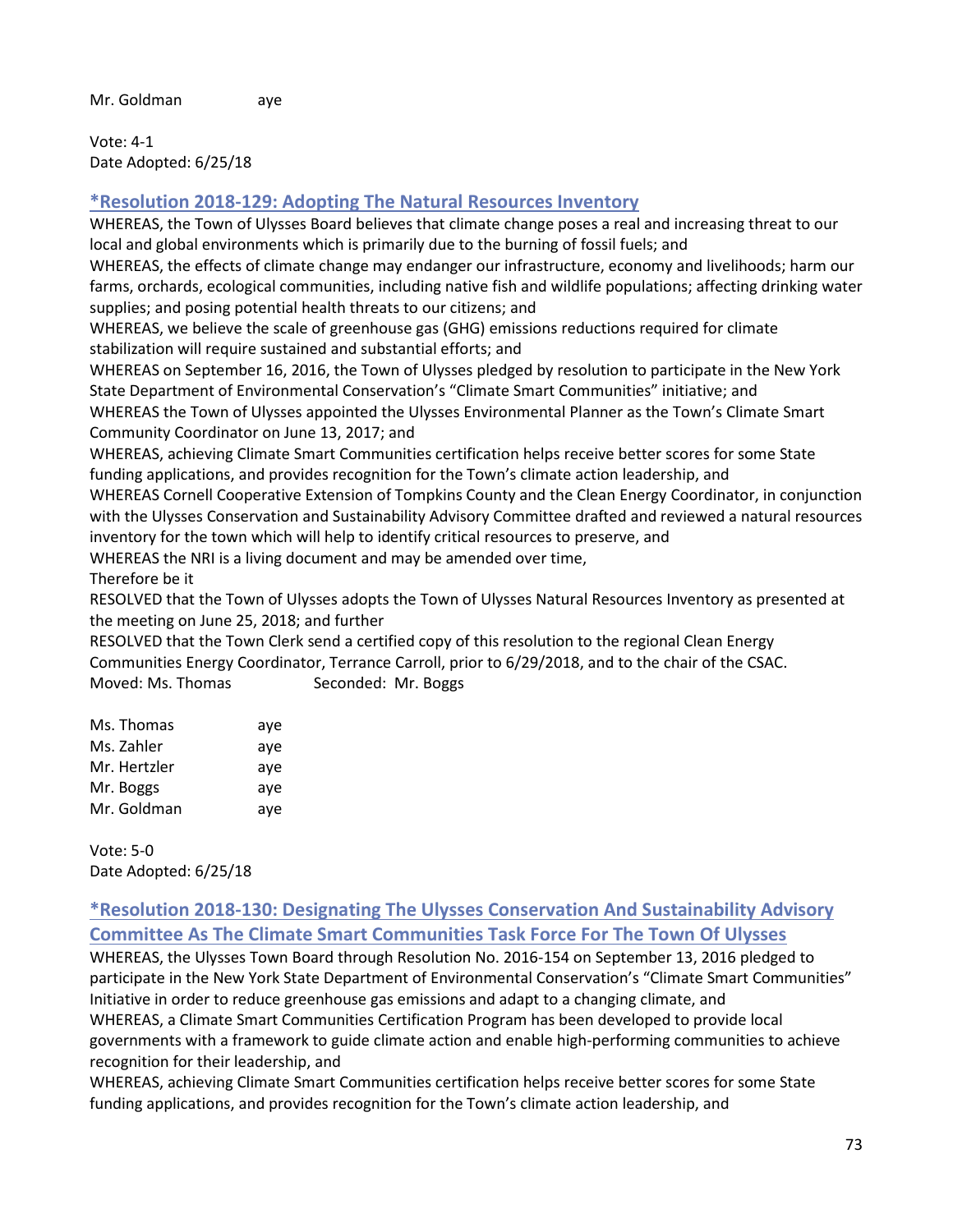Mr. Goldman aye

Vote: 4-1
Date Adopted: 6/25/18

## *Resolution 2018-129: Adopting The Natural Resources Inventory

WHEREAS, the Town of Ulysses Board believes that climate change poses a real and increasing threat to our local and global environments which is primarily due to the burning of fossil fuels; and
WHEREAS, the effects of climate change may endanger our infrastructure, economy and livelihoods; harm our farms, orchards, ecological communities, including native fish and wildlife populations; affecting drinking water supplies; and posing potential health threats to our citizens; and
WHEREAS, we believe the scale of greenhouse gas (GHG) emissions reductions required for climate stabilization will require sustained and substantial efforts; and
WHEREAS on September 16, 2016, the Town of Ulysses pledged by resolution to participate in the New York State Department of Environmental Conservation's "Climate Smart Communities" initiative; and
WHEREAS the Town of Ulysses appointed the Ulysses Environmental Planner as the Town's Climate Smart Community Coordinator on June 13, 2017; and
WHEREAS, achieving Climate Smart Communities certification helps receive better scores for some State funding applications, and provides recognition for the Town's climate action leadership, and
WHEREAS Cornell Cooperative Extension of Tompkins County and the Clean Energy Coordinator, in conjunction with the Ulysses Conservation and Sustainability Advisory Committee drafted and reviewed a natural resources inventory for the town which will help to identify critical resources to preserve, and
WHEREAS the NRI is a living document and may be amended over time,
Therefore be it
RESOLVED that the Town of Ulysses adopts the Town of Ulysses Natural Resources Inventory as presented at the meeting on June 25, 2018; and further
RESOLVED that the Town Clerk send a certified copy of this resolution to the regional Clean Energy Communities Energy Coordinator, Terrance Carroll, prior to 6/29/2018, and to the chair of the CSAC.
Moved: Ms. Thomas Seconded: Mr. Boggs

Ms. Thomas aye
Ms. Zahler aye
Mr. Hertzler aye
Mr. Boggs aye
Mr. Goldman aye

Vote: 5-0
Date Adopted: 6/25/18

## *Resolution 2018-130: Designating The Ulysses Conservation And Sustainability Advisory Committee As The Climate Smart Communities Task Force For The Town Of Ulysses

WHEREAS, the Ulysses Town Board through Resolution No. 2016-154 on September 13, 2016 pledged to participate in the New York State Department of Environmental Conservation's "Climate Smart Communities" Initiative in order to reduce greenhouse gas emissions and adapt to a changing climate, and
WHEREAS, a Climate Smart Communities Certification Program has been developed to provide local governments with a framework to guide climate action and enable high-performing communities to achieve recognition for their leadership, and
WHEREAS, achieving Climate Smart Communities certification helps receive better scores for some State funding applications, and provides recognition for the Town's climate action leadership, and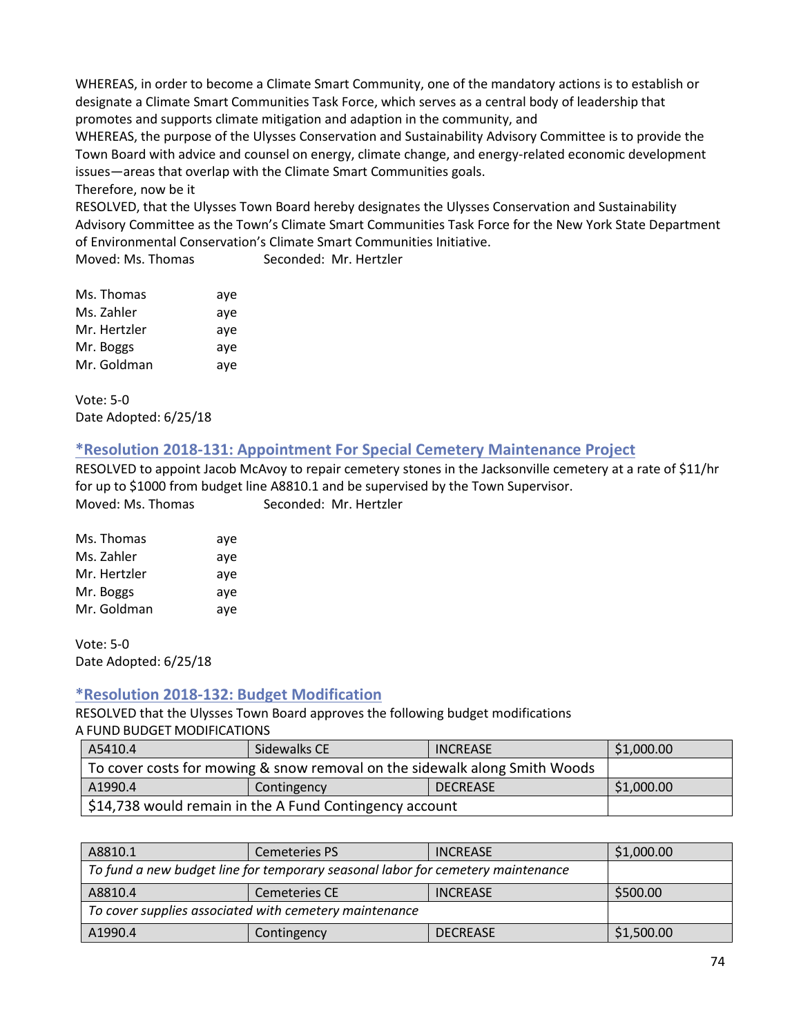WHEREAS, in order to become a Climate Smart Community, one of the mandatory actions is to establish or designate a Climate Smart Communities Task Force, which serves as a central body of leadership that promotes and supports climate mitigation and adaption in the community, and
WHEREAS, the purpose of the Ulysses Conservation and Sustainability Advisory Committee is to provide the Town Board with advice and counsel on energy, climate change, and energy-related economic development issues—areas that overlap with the Climate Smart Communities goals.
Therefore, now be it
RESOLVED, that the Ulysses Town Board hereby designates the Ulysses Conservation and Sustainability Advisory Committee as the Town's Climate Smart Communities Task Force for the New York State Department of Environmental Conservation's Climate Smart Communities Initiative.
Moved: Ms. Thomas Seconded: Mr. Hertzler

Ms. Thomas aye
Ms. Zahler aye
Mr. Hertzler aye
Mr. Boggs aye
Mr. Goldman aye

Vote: 5-0
Date Adopted: 6/25/18

## *Resolution 2018-131: Appointment For Special Cemetery Maintenance Project

RESOLVED to appoint Jacob McAvoy to repair cemetery stones in the Jacksonville cemetery at a rate of $11/hr for up to $1000 from budget line A8810.1 and be supervised by the Town Supervisor.
Moved: Ms. Thomas Seconded: Mr. Hertzler

Ms. Thomas aye
Ms. Zahler aye
Mr. Hertzler aye
Mr. Boggs aye
Mr. Goldman aye

Vote: 5-0
Date Adopted: 6/25/18

## *Resolution 2018-132: Budget Modification

RESOLVED that the Ulysses Town Board approves the following budget modifications
A FUND BUDGET MODIFICATIONS

| A5410.4 | Sidewalks CE | INCREASE | $1,000.00 |
|---|---|---|---|
| To cover costs for mowing & snow removal on the sidewalk along Smith Woods | | | |
| A1990.4 | Contingency | DECREASE | $1,000.00 |
| $14,738 would remain in the A Fund Contingency account | | | |

| A8810.1 | Cemeteries PS | INCREASE | $1,000.00 |
|---|---|---|---|
| *To fund a new budget line for temporary seasonal labor for cemetery maintenance* | | | |
| A8810.4 | Cemeteries CE | INCREASE | $500.00 |
| *To cover supplies associated with cemetery maintenance* | | | |
| A1990.4 | Contingency | DECREASE | $1,500.00 |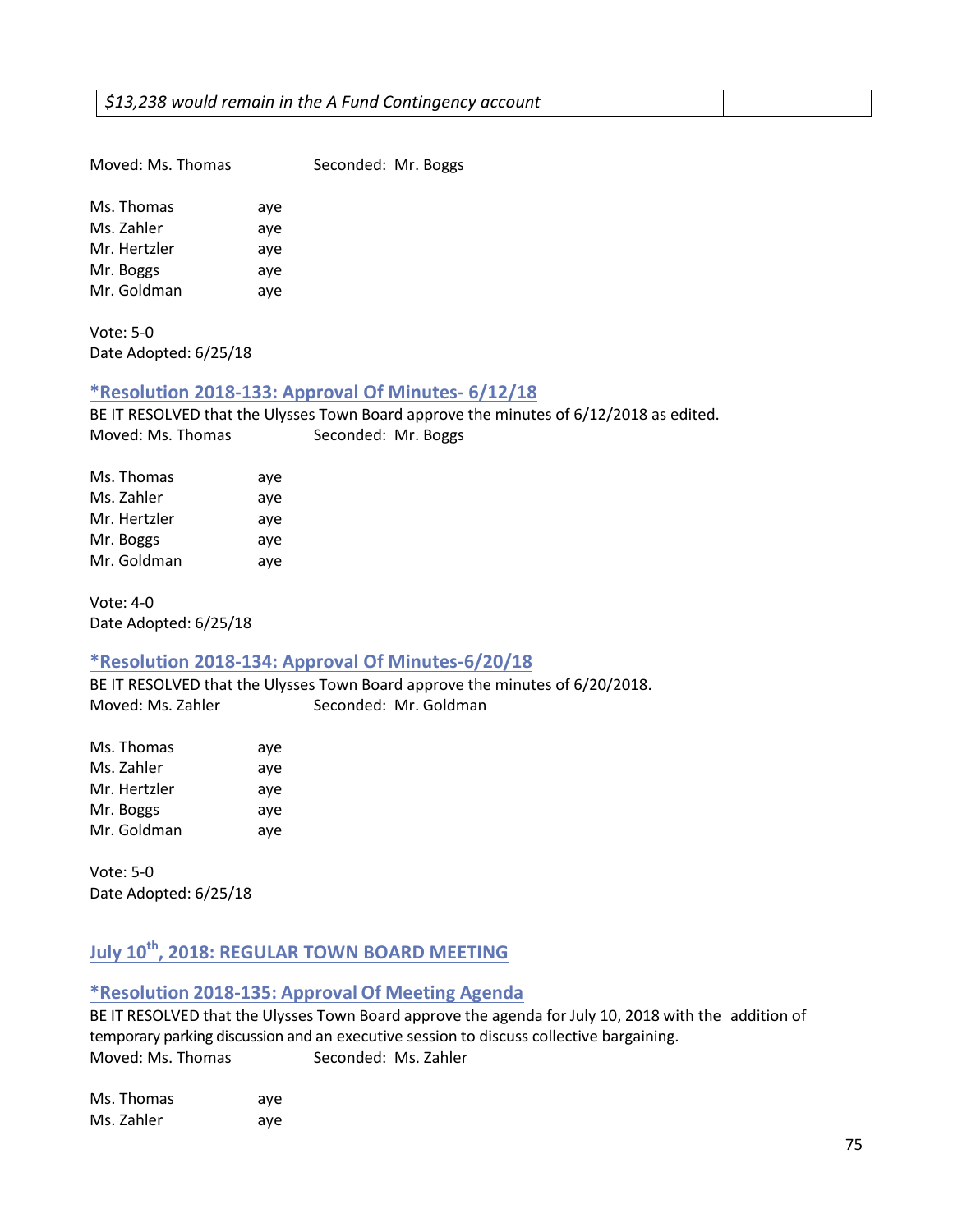| *$13,238 would remain in the A Fund Contingency account* | |
|---|---|

Moved: Ms. Thomas Seconded: Mr. Boggs

Ms. Thomas aye
Ms. Zahler aye
Mr. Hertzler aye
Mr. Boggs aye
Mr. Goldman aye

Vote: 5-0
Date Adopted: 6/25/18

### *Resolution 2018-133: Approval Of Minutes- 6/12/18

BE IT RESOLVED that the Ulysses Town Board approve the minutes of 6/12/2018 as edited.
Moved: Ms. Thomas Seconded: Mr. Boggs

Ms. Thomas aye
Ms. Zahler aye
Mr. Hertzler aye
Mr. Boggs aye
Mr. Goldman aye

Vote: 4-0
Date Adopted: 6/25/18

### *Resolution 2018-134: Approval Of Minutes-6/20/18

BE IT RESOLVED that the Ulysses Town Board approve the minutes of 6/20/2018.
Moved: Ms. Zahler Seconded: Mr. Goldman

Ms. Thomas aye
Ms. Zahler aye
Mr. Hertzler aye
Mr. Boggs aye
Mr. Goldman aye

Vote: 5-0
Date Adopted: 6/25/18

## July 10th, 2018: REGULAR TOWN BOARD MEETING

### *Resolution 2018-135: Approval Of Meeting Agenda

BE IT RESOLVED that the Ulysses Town Board approve the agenda for July 10, 2018 with the addition of temporary parking discussion and an executive session to discuss collective bargaining.
Moved: Ms. Thomas Seconded: Ms. Zahler

Ms. Thomas aye
Ms. Zahler aye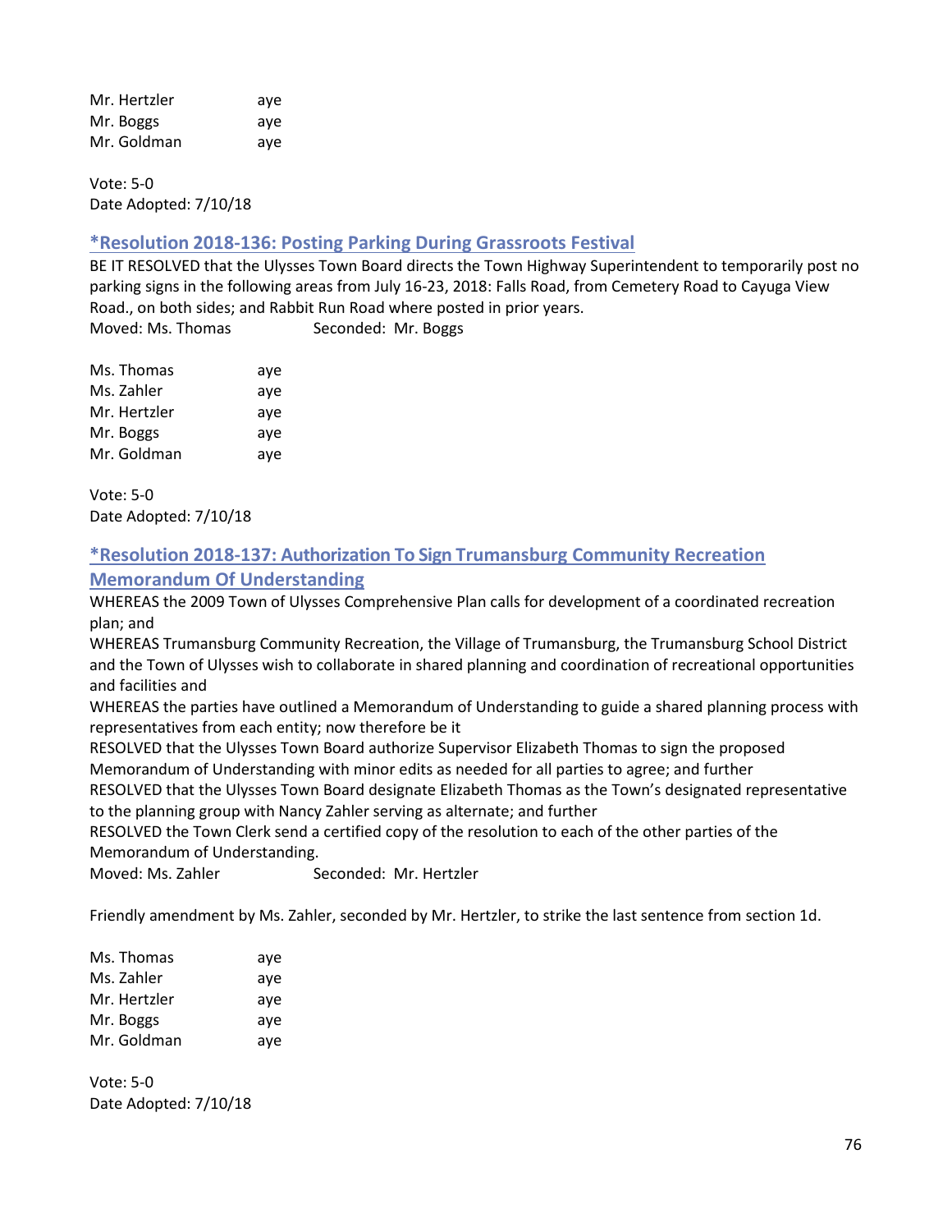Mr. Hertzler aye
Mr. Boggs aye
Mr. Goldman aye

Vote: 5-0
Date Adopted: 7/10/18

### *Resolution 2018-136: Posting Parking During Grassroots Festival

BE IT RESOLVED that the Ulysses Town Board directs the Town Highway Superintendent to temporarily post no parking signs in the following areas from July 16-23, 2018: Falls Road, from Cemetery Road to Cayuga View Road., on both sides; and Rabbit Run Road where posted in prior years.
Moved: Ms. Thomas Seconded: Mr. Boggs

Ms. Thomas aye
Ms. Zahler aye
Mr. Hertzler aye
Mr. Boggs aye
Mr. Goldman aye

Vote: 5-0
Date Adopted: 7/10/18

### *Resolution 2018-137: Authorization To Sign Trumansburg Community Recreation Memorandum Of Understanding

WHEREAS the 2009 Town of Ulysses Comprehensive Plan calls for development of a coordinated recreation plan; and
WHEREAS Trumansburg Community Recreation, the Village of Trumansburg, the Trumansburg School District and the Town of Ulysses wish to collaborate in shared planning and coordination of recreational opportunities and facilities and
WHEREAS the parties have outlined a Memorandum of Understanding to guide a shared planning process with representatives from each entity; now therefore be it
RESOLVED that the Ulysses Town Board authorize Supervisor Elizabeth Thomas to sign the proposed Memorandum of Understanding with minor edits as needed for all parties to agree; and further
RESOLVED that the Ulysses Town Board designate Elizabeth Thomas as the Town's designated representative to the planning group with Nancy Zahler serving as alternate; and further
RESOLVED the Town Clerk send a certified copy of the resolution to each of the other parties of the Memorandum of Understanding.
Moved: Ms. Zahler Seconded: Mr. Hertzler

Friendly amendment by Ms. Zahler, seconded by Mr. Hertzler, to strike the last sentence from section 1d.

Ms. Thomas aye
Ms. Zahler aye
Mr. Hertzler aye
Mr. Boggs aye
Mr. Goldman aye

Vote: 5-0
Date Adopted: 7/10/18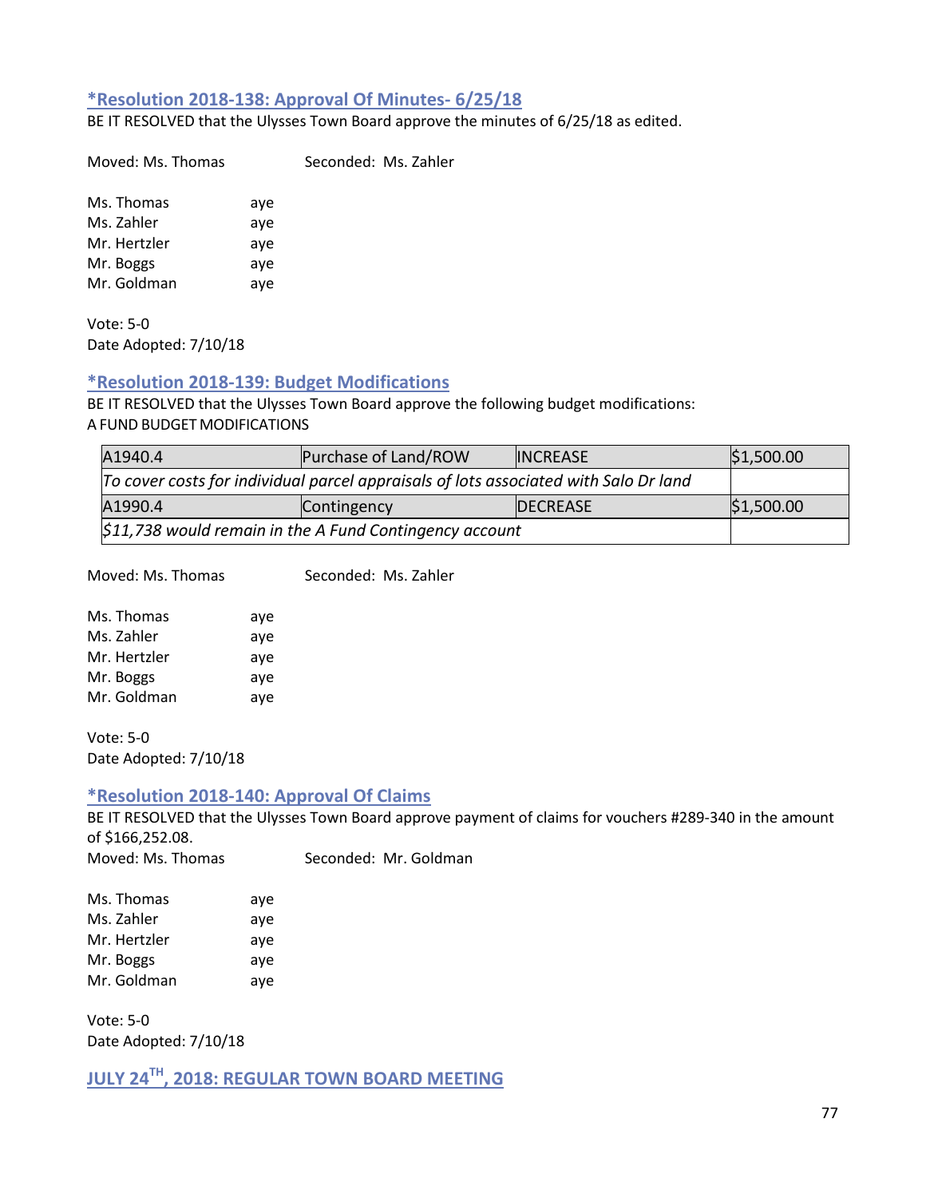### *Resolution 2018-138: Approval Of Minutes- 6/25/18

BE IT RESOLVED that the Ulysses Town Board approve the minutes of 6/25/18 as edited.

Moved: Ms. Thomas Seconded: Ms. Zahler

Ms. Thomas aye
Ms. Zahler aye
Mr. Hertzler aye
Mr. Boggs aye
Mr. Goldman aye

Vote: 5-0
Date Adopted: 7/10/18

### *Resolution 2018-139: Budget Modifications

BE IT RESOLVED that the Ulysses Town Board approve the following budget modifications:
A FUND BUDGET MODIFICATIONS

| A1940.4 | Purchase of Land/ROW | INCREASE | $1,500.00 |
|---|---|---|---|
| *To cover costs for individual parcel appraisals of lots associated with Salo Dr land* | | | |
| A1990.4 | Contingency | DECREASE | $1,500.00 |
| *$11,738 would remain in the A Fund Contingency account* | | | |

Moved: Ms. Thomas Seconded: Ms. Zahler

Ms. Thomas aye
Ms. Zahler aye
Mr. Hertzler aye
Mr. Boggs aye
Mr. Goldman aye

Vote: 5-0
Date Adopted: 7/10/18

### *Resolution 2018-140: Approval Of Claims

BE IT RESOLVED that the Ulysses Town Board approve payment of claims for vouchers #289-340 in the amount of $166,252.08.
Moved: Ms. Thomas Seconded: Mr. Goldman

Ms. Thomas aye
Ms. Zahler aye
Mr. Hertzler aye
Mr. Boggs aye
Mr. Goldman aye

Vote: 5-0
Date Adopted: 7/10/18

## JULY 24TH, 2018: REGULAR TOWN BOARD MEETING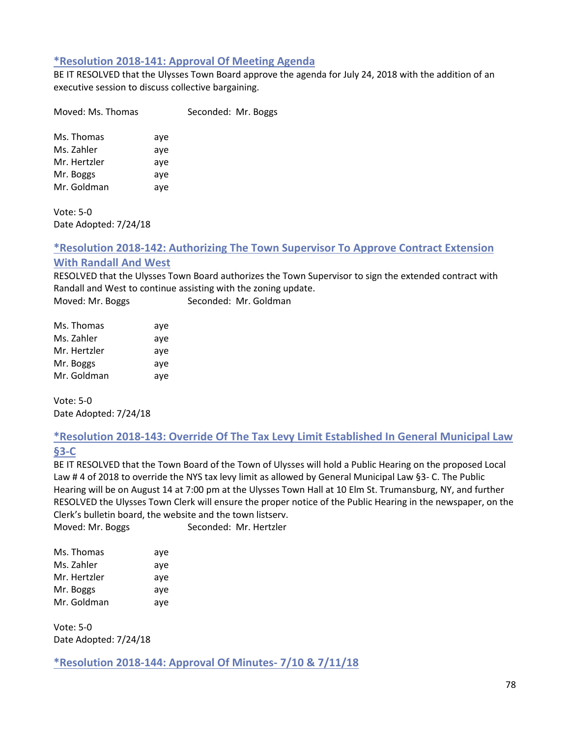### *Resolution 2018-141: Approval Of Meeting Agenda

BE IT RESOLVED that the Ulysses Town Board approve the agenda for July 24, 2018 with the addition of an executive session to discuss collective bargaining.

Moved: Ms. Thomas Seconded: Mr. Boggs

Ms. Thomas aye
Ms. Zahler aye
Mr. Hertzler aye
Mr. Boggs aye
Mr. Goldman aye

Vote: 5-0
Date Adopted: 7/24/18

### *Resolution 2018-142: Authorizing The Town Supervisor To Approve Contract Extension With Randall And West

RESOLVED that the Ulysses Town Board authorizes the Town Supervisor to sign the extended contract with Randall and West to continue assisting with the zoning update.
Moved: Mr. Boggs Seconded: Mr. Goldman

Ms. Thomas aye
Ms. Zahler aye
Mr. Hertzler aye
Mr. Boggs aye
Mr. Goldman aye

Vote: 5-0
Date Adopted: 7/24/18

### *Resolution 2018-143: Override Of The Tax Levy Limit Established In General Municipal Law §3-C

BE IT RESOLVED that the Town Board of the Town of Ulysses will hold a Public Hearing on the proposed Local Law # 4 of 2018 to override the NYS tax levy limit as allowed by General Municipal Law §3- C. The Public Hearing will be on August 14 at 7:00 pm at the Ulysses Town Hall at 10 Elm St. Trumansburg, NY, and further RESOLVED the Ulysses Town Clerk will ensure the proper notice of the Public Hearing in the newspaper, on the Clerk's bulletin board, the website and the town listserv.
Moved: Mr. Boggs Seconded: Mr. Hertzler

Ms. Thomas aye
Ms. Zahler aye
Mr. Hertzler aye
Mr. Boggs aye
Mr. Goldman aye

Vote: 5-0
Date Adopted: 7/24/18

### *Resolution 2018-144: Approval Of Minutes- 7/10 & 7/11/18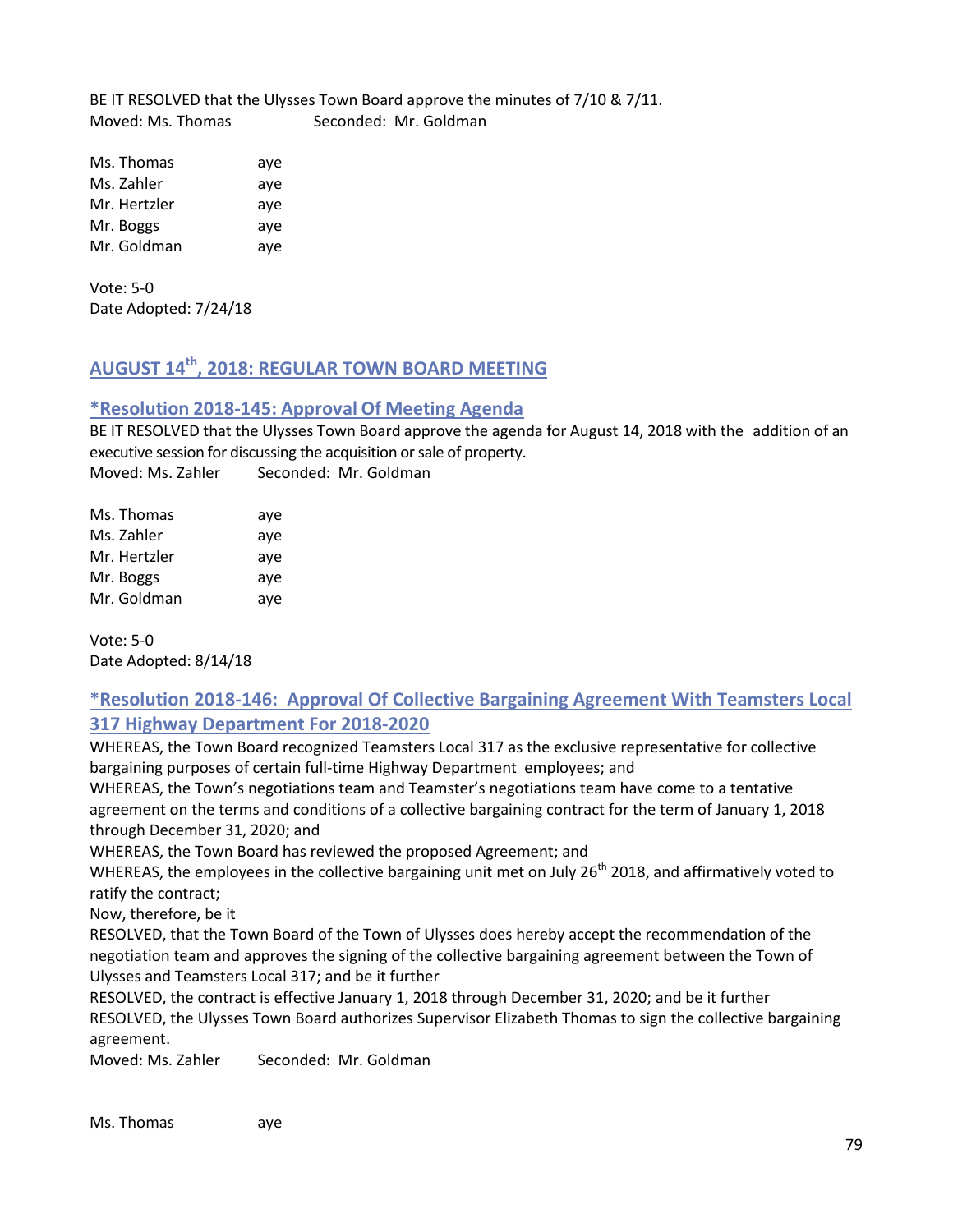BE IT RESOLVED that the Ulysses Town Board approve the minutes of 7/10 & 7/11.
Moved: Ms. Thomas Seconded: Mr. Goldman

| | |
|---|---|
| Ms. Thomas | aye |
| Ms. Zahler | aye |
| Mr. Hertzler | aye |
| Mr. Boggs | aye |
| Mr. Goldman | aye |

Vote: 5-0
Date Adopted: 7/24/18

## AUGUST 14th, 2018: REGULAR TOWN BOARD MEETING

### *Resolution 2018-145: Approval Of Meeting Agenda

BE IT RESOLVED that the Ulysses Town Board approve the agenda for August 14, 2018 with the addition of an executive session for discussing the acquisition or sale of property.
Moved: Ms. Zahler Seconded: Mr. Goldman

| | |
|---|---|
| Ms. Thomas | aye |
| Ms. Zahler | aye |
| Mr. Hertzler | aye |
| Mr. Boggs | aye |
| Mr. Goldman | aye |

Vote: 5-0
Date Adopted: 8/14/18

### *Resolution 2018-146: Approval Of Collective Bargaining Agreement With Teamsters Local 317 Highway Department For 2018-2020

WHEREAS, the Town Board recognized Teamsters Local 317 as the exclusive representative for collective bargaining purposes of certain full-time Highway Department employees; and
WHEREAS, the Town's negotiations team and Teamster's negotiations team have come to a tentative agreement on the terms and conditions of a collective bargaining contract for the term of January 1, 2018 through December 31, 2020; and
WHEREAS, the Town Board has reviewed the proposed Agreement; and
WHEREAS, the employees in the collective bargaining unit met on July 26th 2018, and affirmatively voted to ratify the contract;
Now, therefore, be it
RESOLVED, that the Town Board of the Town of Ulysses does hereby accept the recommendation of the negotiation team and approves the signing of the collective bargaining agreement between the Town of Ulysses and Teamsters Local 317; and be it further
RESOLVED, the contract is effective January 1, 2018 through December 31, 2020; and be it further
RESOLVED, the Ulysses Town Board authorizes Supervisor Elizabeth Thomas to sign the collective bargaining agreement.
Moved: Ms. Zahler Seconded: Mr. Goldman

| | |
|---|---|
| Ms. Thomas | aye |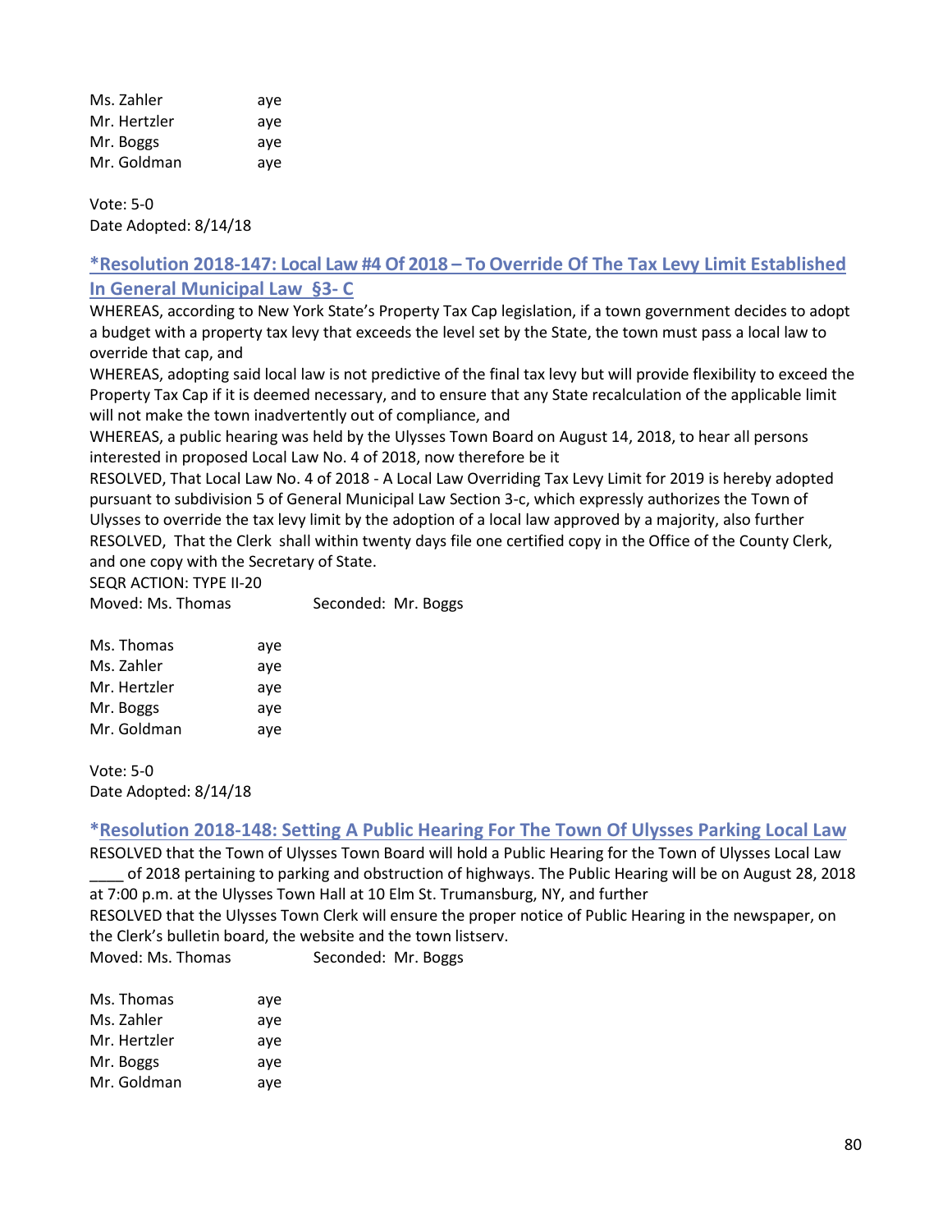| | |
|---|---|
| Ms. Zahler | aye |
| Mr. Hertzler | aye |
| Mr. Boggs | aye |
| Mr. Goldman | aye |

Vote: 5-0
Date Adopted: 8/14/18

## *Resolution 2018-147: Local Law #4 Of 2018 – To Override Of The Tax Levy Limit Established In General Municipal Law §3- C

WHEREAS, according to New York State's Property Tax Cap legislation, if a town government decides to adopt a budget with a property tax levy that exceeds the level set by the State, the town must pass a local law to override that cap, and
WHEREAS, adopting said local law is not predictive of the final tax levy but will provide flexibility to exceed the Property Tax Cap if it is deemed necessary, and to ensure that any State recalculation of the applicable limit will not make the town inadvertently out of compliance, and
WHEREAS, a public hearing was held by the Ulysses Town Board on August 14, 2018, to hear all persons interested in proposed Local Law No. 4 of 2018, now therefore be it
RESOLVED, That Local Law No. 4 of 2018 - A Local Law Overriding Tax Levy Limit for 2019 is hereby adopted pursuant to subdivision 5 of General Municipal Law Section 3-c, which expressly authorizes the Town of Ulysses to override the tax levy limit by the adoption of a local law approved by a majority, also further
RESOLVED, That the Clerk shall within twenty days file one certified copy in the Office of the County Clerk, and one copy with the Secretary of State.
SEQR ACTION: TYPE II-20
Moved: Ms. Thomas Seconded: Mr. Boggs

| | |
|---|---|
| Ms. Thomas | aye |
| Ms. Zahler | aye |
| Mr. Hertzler | aye |
| Mr. Boggs | aye |
| Mr. Goldman | aye |

Vote: 5-0
Date Adopted: 8/14/18

## *Resolution 2018-148: Setting A Public Hearing For The Town Of Ulysses Parking Local Law

RESOLVED that the Town of Ulysses Town Board will hold a Public Hearing for the Town of Ulysses Local Law ____ of 2018 pertaining to parking and obstruction of highways. The Public Hearing will be on August 28, 2018 at 7:00 p.m. at the Ulysses Town Hall at 10 Elm St. Trumansburg, NY, and further
RESOLVED that the Ulysses Town Clerk will ensure the proper notice of Public Hearing in the newspaper, on the Clerk's bulletin board, the website and the town listserv.
Moved: Ms. Thomas Seconded: Mr. Boggs

| | |
|---|---|
| Ms. Thomas | aye |
| Ms. Zahler | aye |
| Mr. Hertzler | aye |
| Mr. Boggs | aye |
| Mr. Goldman | aye |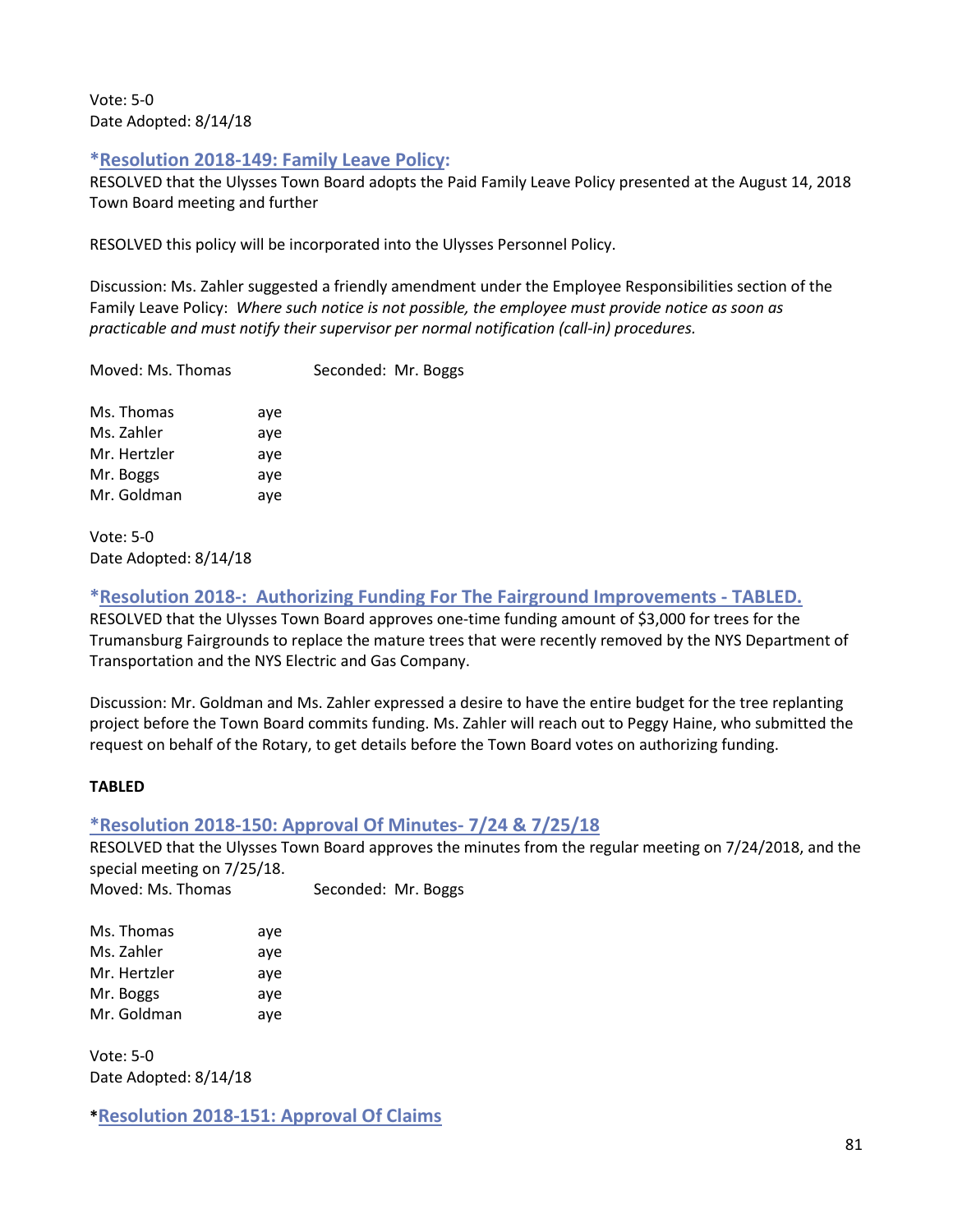Vote: 5-0
Date Adopted: 8/14/18

### *Resolution 2018-149: Family Leave Policy:

RESOLVED that the Ulysses Town Board adopts the Paid Family Leave Policy presented at the August 14, 2018 Town Board meeting and further

RESOLVED this policy will be incorporated into the Ulysses Personnel Policy.

Discussion: Ms. Zahler suggested a friendly amendment under the Employee Responsibilities section of the Family Leave Policy: *Where such notice is not possible, the employee must provide notice as soon as practicable and must notify their supervisor per normal notification (call-in) procedures.*

Moved: Ms. Thomas Seconded: Mr. Boggs

Ms. Thomas aye
Ms. Zahler aye
Mr. Hertzler aye
Mr. Boggs aye
Mr. Goldman aye

Vote: 5-0
Date Adopted: 8/14/18

### *Resolution 2018-: Authorizing Funding For The Fairground Improvements - TABLED.

RESOLVED that the Ulysses Town Board approves one-time funding amount of $3,000 for trees for the Trumansburg Fairgrounds to replace the mature trees that were recently removed by the NYS Department of Transportation and the NYS Electric and Gas Company.

Discussion: Mr. Goldman and Ms. Zahler expressed a desire to have the entire budget for the tree replanting project before the Town Board commits funding. Ms. Zahler will reach out to Peggy Haine, who submitted the request on behalf of the Rotary, to get details before the Town Board votes on authorizing funding.

**TABLED**

### *Resolution 2018-150: Approval Of Minutes- 7/24 & 7/25/18

RESOLVED that the Ulysses Town Board approves the minutes from the regular meeting on 7/24/2018, and the special meeting on 7/25/18.
Moved: Ms. Thomas Seconded: Mr. Boggs

Ms. Thomas aye
Ms. Zahler aye
Mr. Hertzler aye
Mr. Boggs aye
Mr. Goldman aye

Vote: 5-0
Date Adopted: 8/14/18

### *Resolution 2018-151: Approval Of Claims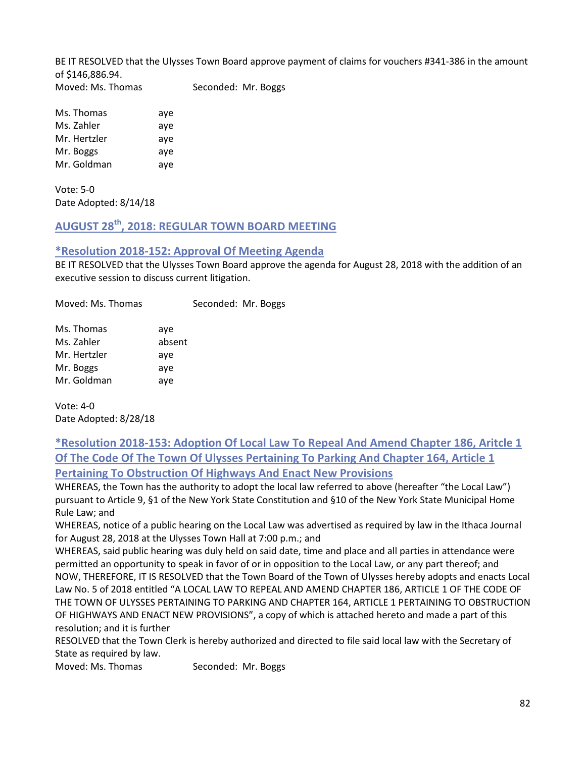BE IT RESOLVED that the Ulysses Town Board approve payment of claims for vouchers #341-386 in the amount of $146,886.94.

Moved: Ms. Thomas Seconded: Mr. Boggs

| | |
|---|---|
| Ms. Thomas | aye |
| Ms. Zahler | aye |
| Mr. Hertzler | aye |
| Mr. Boggs | aye |
| Mr. Goldman | aye |

Vote: 5-0
Date Adopted: 8/14/18

## AUGUST 28th, 2018: REGULAR TOWN BOARD MEETING

### *Resolution 2018-152: Approval Of Meeting Agenda

BE IT RESOLVED that the Ulysses Town Board approve the agenda for August 28, 2018 with the addition of an executive session to discuss current litigation.

Moved: Ms. Thomas Seconded: Mr. Boggs

| | |
|---|---|
| Ms. Thomas | aye |
| Ms. Zahler | absent |
| Mr. Hertzler | aye |
| Mr. Boggs | aye |
| Mr. Goldman | aye |

Vote: 4-0
Date Adopted: 8/28/18

### *Resolution 2018-153: Adoption Of Local Law To Repeal And Amend Chapter 186, Aritcle 1 Of The Code Of The Town Of Ulysses Pertaining To Parking And Chapter 164, Article 1 Pertaining To Obstruction Of Highways And Enact New Provisions

WHEREAS, the Town has the authority to adopt the local law referred to above (hereafter "the Local Law") pursuant to Article 9, §1 of the New York State Constitution and §10 of the New York State Municipal Home Rule Law; and

WHEREAS, notice of a public hearing on the Local Law was advertised as required by law in the Ithaca Journal for August 28, 2018 at the Ulysses Town Hall at 7:00 p.m.; and

WHEREAS, said public hearing was duly held on said date, time and place and all parties in attendance were permitted an opportunity to speak in favor of or in opposition to the Local Law, or any part thereof; and

NOW, THEREFORE, IT IS RESOLVED that the Town Board of the Town of Ulysses hereby adopts and enacts Local Law No. 5 of 2018 entitled "A LOCAL LAW TO REPEAL AND AMEND CHAPTER 186, ARTICLE 1 OF THE CODE OF THE TOWN OF ULYSSES PERTAINING TO PARKING AND CHAPTER 164, ARTICLE 1 PERTAINING TO OBSTRUCTION OF HIGHWAYS AND ENACT NEW PROVISIONS", a copy of which is attached hereto and made a part of this resolution; and it is further

RESOLVED that the Town Clerk is hereby authorized and directed to file said local law with the Secretary of State as required by law.

Moved: Ms. Thomas Seconded: Mr. Boggs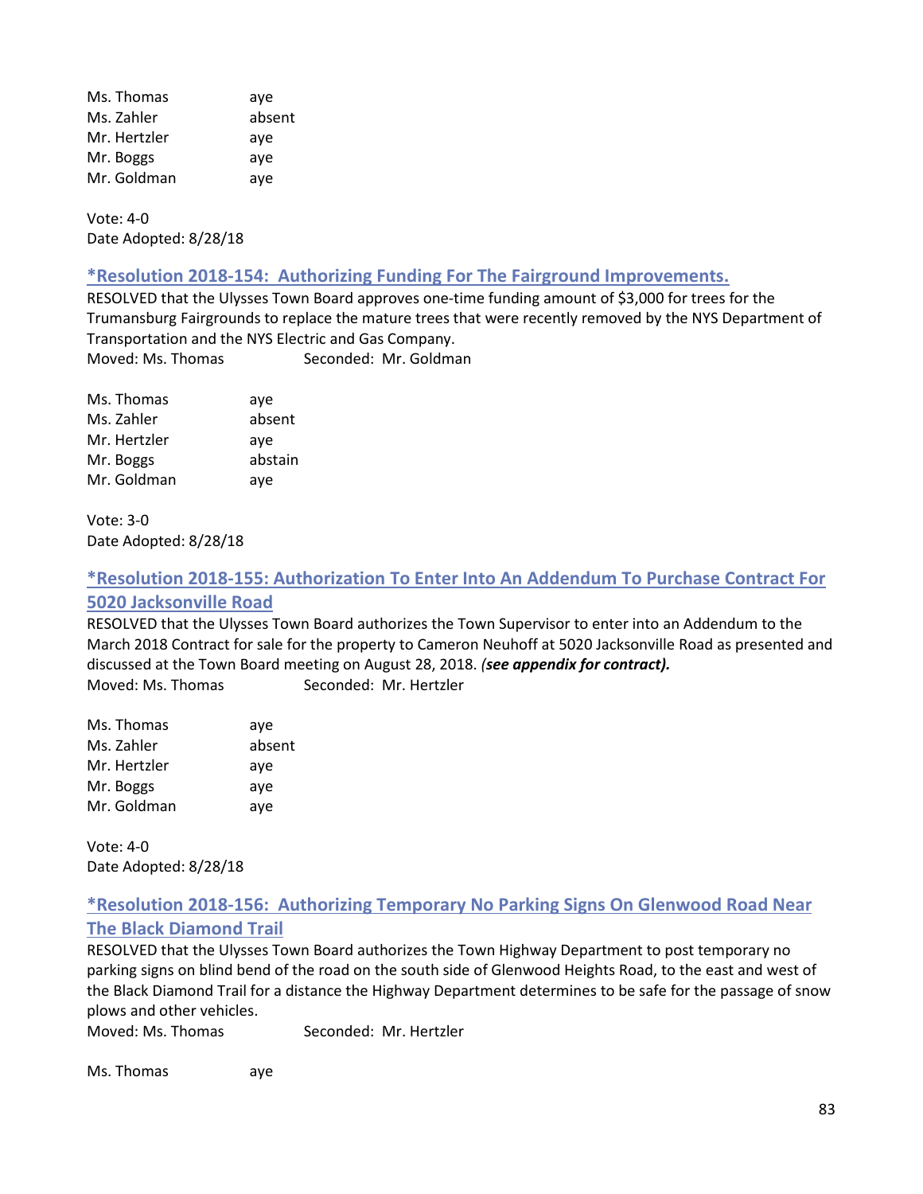| | |
|---|---|
| Ms. Thomas | aye |
| Ms. Zahler | absent |
| Mr. Hertzler | aye |
| Mr. Boggs | aye |
| Mr. Goldman | aye |

Vote: 4-0
Date Adopted: 8/28/18

## *Resolution 2018-154: Authorizing Funding For The Fairground Improvements.

RESOLVED that the Ulysses Town Board approves one-time funding amount of $3,000 for trees for the Trumansburg Fairgrounds to replace the mature trees that were recently removed by the NYS Department of Transportation and the NYS Electric and Gas Company.
Moved: Ms. Thomas Seconded: Mr. Goldman

| | |
|---|---|
| Ms. Thomas | aye |
| Ms. Zahler | absent |
| Mr. Hertzler | aye |
| Mr. Boggs | abstain |
| Mr. Goldman | aye |

Vote: 3-0
Date Adopted: 8/28/18

## *Resolution 2018-155: Authorization To Enter Into An Addendum To Purchase Contract For 5020 Jacksonville Road

RESOLVED that the Ulysses Town Board authorizes the Town Supervisor to enter into an Addendum to the March 2018 Contract for sale for the property to Cameron Neuhoff at 5020 Jacksonville Road as presented and discussed at the Town Board meeting on August 28, 2018. ***(see appendix for contract).***
Moved: Ms. Thomas Seconded: Mr. Hertzler

| | |
|---|---|
| Ms. Thomas | aye |
| Ms. Zahler | absent |
| Mr. Hertzler | aye |
| Mr. Boggs | aye |
| Mr. Goldman | aye |

Vote: 4-0
Date Adopted: 8/28/18

## *Resolution 2018-156: Authorizing Temporary No Parking Signs On Glenwood Road Near The Black Diamond Trail

RESOLVED that the Ulysses Town Board authorizes the Town Highway Department to post temporary no parking signs on blind bend of the road on the south side of Glenwood Heights Road, to the east and west of the Black Diamond Trail for a distance the Highway Department determines to be safe for the passage of snow plows and other vehicles.
Moved: Ms. Thomas Seconded: Mr. Hertzler

| | |
|---|---|
| Ms. Thomas | aye |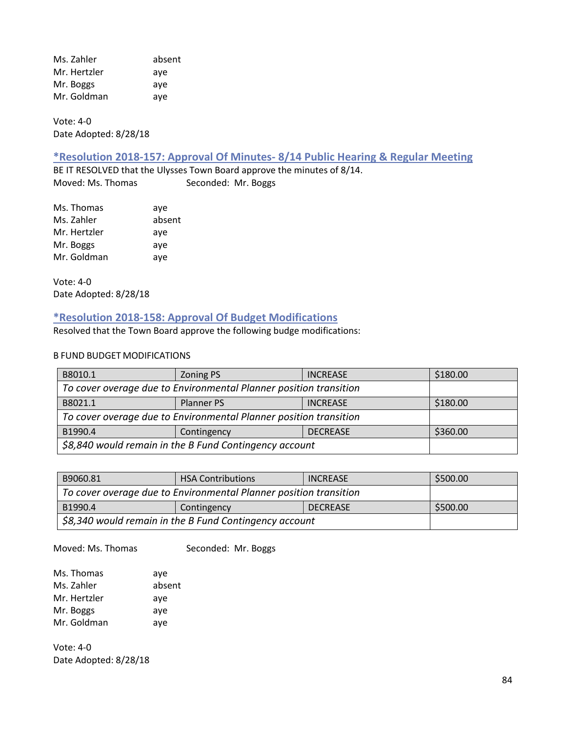Ms. Zahler absent
Mr. Hertzler aye
Mr. Boggs aye
Mr. Goldman aye

Vote: 4-0
Date Adopted: 8/28/18

## *Resolution 2018-157: Approval Of Minutes- 8/14 Public Hearing & Regular Meeting

BE IT RESOLVED that the Ulysses Town Board approve the minutes of 8/14.
Moved: Ms. Thomas Seconded: Mr. Boggs

Ms. Thomas aye
Ms. Zahler absent
Mr. Hertzler aye
Mr. Boggs aye
Mr. Goldman aye

Vote: 4-0
Date Adopted: 8/28/18

## *Resolution 2018-158: Approval Of Budget Modifications

Resolved that the Town Board approve the following budge modifications:

B FUND BUDGET MODIFICATIONS

| B8010.1 | Zoning PS | INCREASE | $180.00 |
|---|---|---|---|
| *To cover overage due to Environmental Planner position transition* | | | |
| B8021.1 | Planner PS | INCREASE | $180.00 |
| *To cover overage due to Environmental Planner position transition* | | | |
| B1990.4 | Contingency | DECREASE | $360.00 |
| *$8,840 would remain in the B Fund Contingency account* | | | |

| B9060.81 | HSA Contributions | INCREASE | $500.00 |
|---|---|---|---|
| *To cover overage due to Environmental Planner position transition* | | | |
| B1990.4 | Contingency | DECREASE | $500.00 |
| *$8,340 would remain in the B Fund Contingency account* | | | |

Moved: Ms. Thomas Seconded: Mr. Boggs

Ms. Thomas aye
Ms. Zahler absent
Mr. Hertzler aye
Mr. Boggs aye
Mr. Goldman aye

Vote: 4-0
Date Adopted: 8/28/18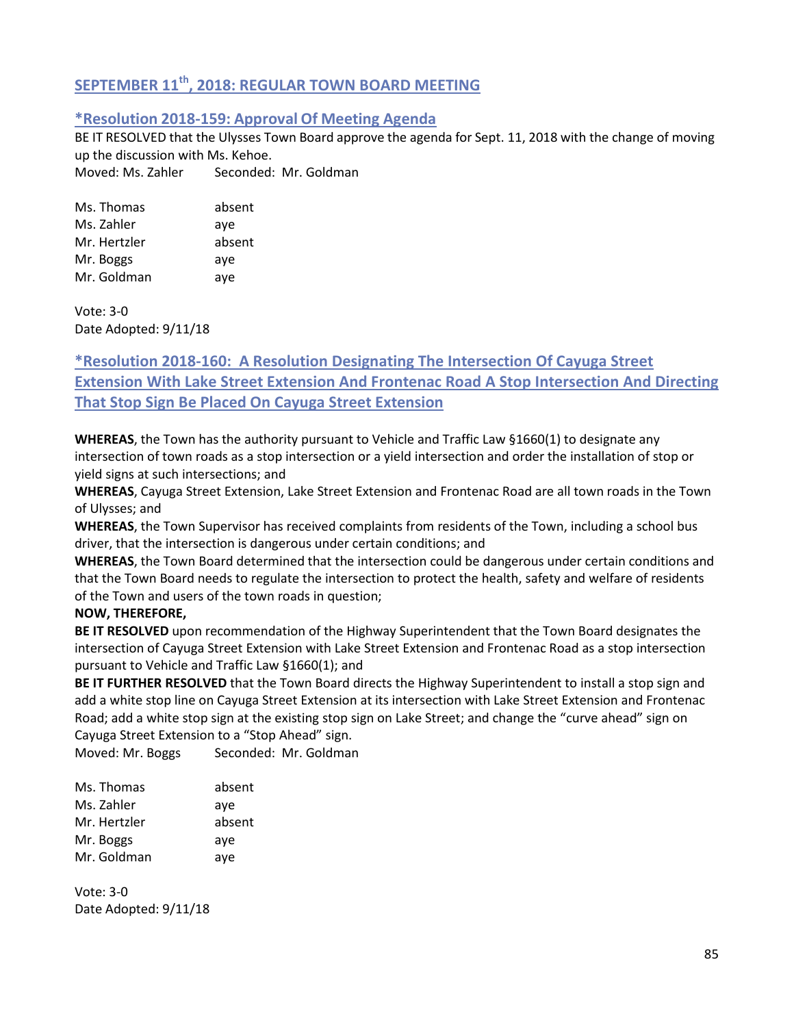## SEPTEMBER 11th, 2018: REGULAR TOWN BOARD MEETING

### *Resolution 2018-159: Approval Of Meeting Agenda

BE IT RESOLVED that the Ulysses Town Board approve the agenda for Sept. 11, 2018 with the change of moving up the discussion with Ms. Kehoe.

Moved: Ms. Zahler Seconded: Mr. Goldman

| | |
|---|---|
| Ms. Thomas | absent |
| Ms. Zahler | aye |
| Mr. Hertzler | absent |
| Mr. Boggs | aye |
| Mr. Goldman | aye |

Vote: 3-0
Date Adopted: 9/11/18

### *Resolution 2018-160: A Resolution Designating The Intersection Of Cayuga Street Extension With Lake Street Extension And Frontenac Road A Stop Intersection And Directing That Stop Sign Be Placed On Cayuga Street Extension

**WHEREAS**, the Town has the authority pursuant to Vehicle and Traffic Law §1660(1) to designate any intersection of town roads as a stop intersection or a yield intersection and order the installation of stop or yield signs at such intersections; and

**WHEREAS**, Cayuga Street Extension, Lake Street Extension and Frontenac Road are all town roads in the Town of Ulysses; and

**WHEREAS**, the Town Supervisor has received complaints from residents of the Town, including a school bus driver, that the intersection is dangerous under certain conditions; and

**WHEREAS**, the Town Board determined that the intersection could be dangerous under certain conditions and that the Town Board needs to regulate the intersection to protect the health, safety and welfare of residents of the Town and users of the town roads in question;

**NOW, THEREFORE,**

**BE IT RESOLVED** upon recommendation of the Highway Superintendent that the Town Board designates the intersection of Cayuga Street Extension with Lake Street Extension and Frontenac Road as a stop intersection pursuant to Vehicle and Traffic Law §1660(1); and

**BE IT FURTHER RESOLVED** that the Town Board directs the Highway Superintendent to install a stop sign and add a white stop line on Cayuga Street Extension at its intersection with Lake Street Extension and Frontenac Road; add a white stop sign at the existing stop sign on Lake Street; and change the "curve ahead" sign on Cayuga Street Extension to a "Stop Ahead" sign.

Moved: Mr. Boggs Seconded: Mr. Goldman

| | |
|---|---|
| Ms. Thomas | absent |
| Ms. Zahler | aye |
| Mr. Hertzler | absent |
| Mr. Boggs | aye |
| Mr. Goldman | aye |

Vote: 3-0
Date Adopted: 9/11/18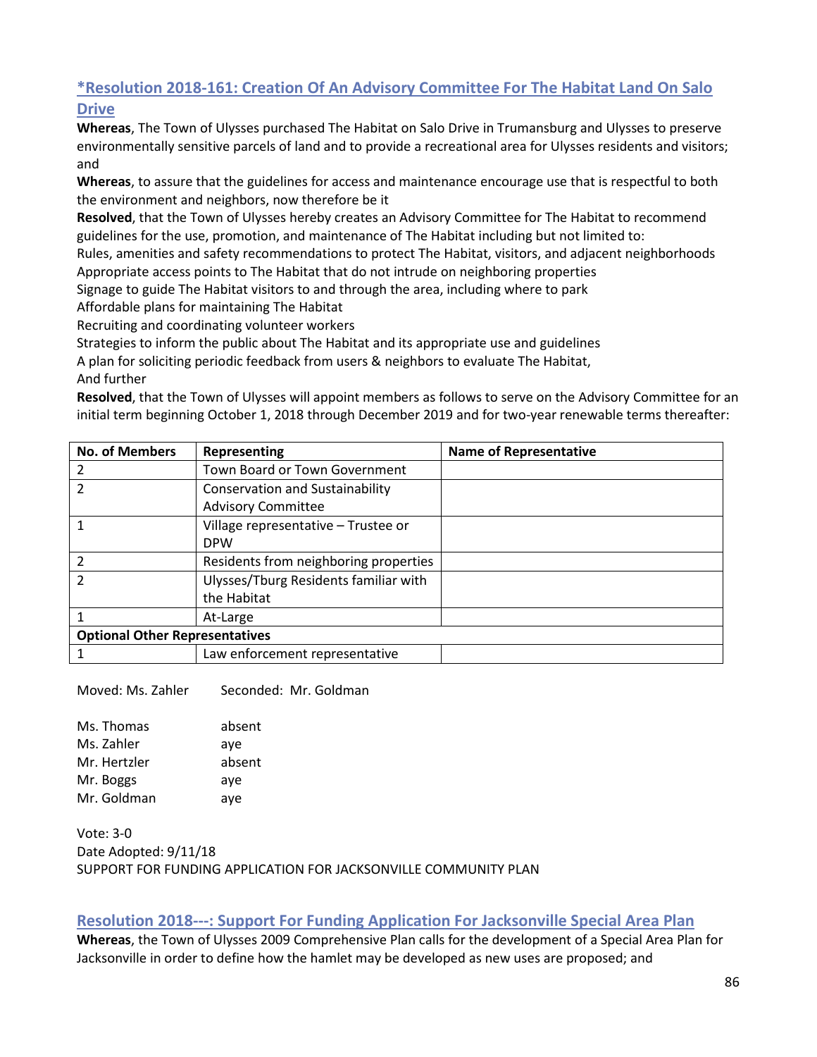## *Resolution 2018-161: Creation Of An Advisory Committee For The Habitat Land On Salo Drive

**Whereas**, The Town of Ulysses purchased The Habitat on Salo Drive in Trumansburg and Ulysses to preserve environmentally sensitive parcels of land and to provide a recreational area for Ulysses residents and visitors; and

**Whereas**, to assure that the guidelines for access and maintenance encourage use that is respectful to both the environment and neighbors, now therefore be it

**Resolved**, that the Town of Ulysses hereby creates an Advisory Committee for The Habitat to recommend guidelines for the use, promotion, and maintenance of The Habitat including but not limited to:

Rules, amenities and safety recommendations to protect The Habitat, visitors, and adjacent neighborhoods

Appropriate access points to The Habitat that do not intrude on neighboring properties

Signage to guide The Habitat visitors to and through the area, including where to park

Affordable plans for maintaining The Habitat

Recruiting and coordinating volunteer workers

Strategies to inform the public about The Habitat and its appropriate use and guidelines

A plan for soliciting periodic feedback from users & neighbors to evaluate The Habitat,

And further

**Resolved**, that the Town of Ulysses will appoint members as follows to serve on the Advisory Committee for an initial term beginning October 1, 2018 through December 2019 and for two-year renewable terms thereafter:

| No. of Members | Representing | Name of Representative |
|---|---|---|
| 2 | Town Board or Town Government | |
| 2 | Conservation and Sustainability Advisory Committee | |
| 1 | Village representative – Trustee or DPW | |
| 2 | Residents from neighboring properties | |
| 2 | Ulysses/Tburg Residents familiar with the Habitat | |
| 1 | At-Large | |
| **Optional Other Representatives** | | |
| 1 | Law enforcement representative | |

Moved: Ms. Zahler    Seconded: Mr. Goldman

Ms. Thomas    absent
Ms. Zahler    aye
Mr. Hertzler    absent
Mr. Boggs    aye
Mr. Goldman    aye

Vote: 3-0
Date Adopted: 9/11/18
SUPPORT FOR FUNDING APPLICATION FOR JACKSONVILLE COMMUNITY PLAN

## Resolution 2018---: Support For Funding Application For Jacksonville Special Area Plan

**Whereas**, the Town of Ulysses 2009 Comprehensive Plan calls for the development of a Special Area Plan for Jacksonville in order to define how the hamlet may be developed as new uses are proposed; and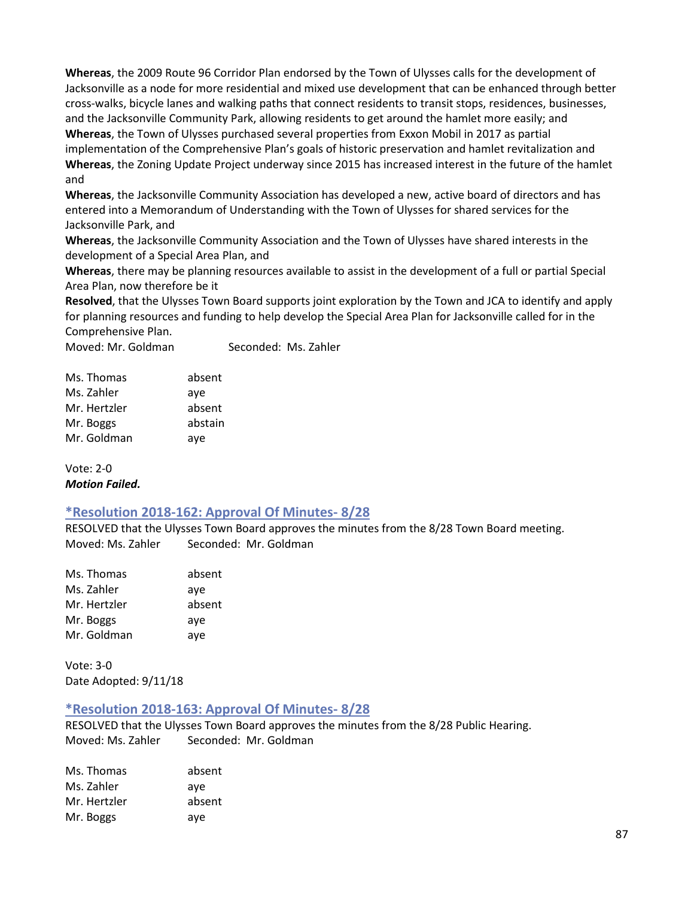**Whereas**, the 2009 Route 96 Corridor Plan endorsed by the Town of Ulysses calls for the development of Jacksonville as a node for more residential and mixed use development that can be enhanced through better cross-walks, bicycle lanes and walking paths that connect residents to transit stops, residences, businesses, and the Jacksonville Community Park, allowing residents to get around the hamlet more easily; and

**Whereas**, the Town of Ulysses purchased several properties from Exxon Mobil in 2017 as partial implementation of the Comprehensive Plan's goals of historic preservation and hamlet revitalization and

**Whereas**, the Zoning Update Project underway since 2015 has increased interest in the future of the hamlet and

**Whereas**, the Jacksonville Community Association has developed a new, active board of directors and has entered into a Memorandum of Understanding with the Town of Ulysses for shared services for the Jacksonville Park, and

**Whereas**, the Jacksonville Community Association and the Town of Ulysses have shared interests in the development of a Special Area Plan, and

**Whereas**, there may be planning resources available to assist in the development of a full or partial Special Area Plan, now therefore be it

**Resolved**, that the Ulysses Town Board supports joint exploration by the Town and JCA to identify and apply for planning resources and funding to help develop the Special Area Plan for Jacksonville called for in the Comprehensive Plan.

Moved: Mr. Goldman Seconded: Ms. Zahler

Ms. Thomas absent
Ms. Zahler aye
Mr. Hertzler absent
Mr. Boggs abstain
Mr. Goldman aye

Vote: 2-0
***Motion Failed.***

## *Resolution 2018-162: Approval Of Minutes- 8/28

RESOLVED that the Ulysses Town Board approves the minutes from the 8/28 Town Board meeting.
Moved: Ms. Zahler Seconded: Mr. Goldman

Ms. Thomas absent
Ms. Zahler aye
Mr. Hertzler absent
Mr. Boggs aye
Mr. Goldman aye

Vote: 3-0
Date Adopted: 9/11/18

## *Resolution 2018-163: Approval Of Minutes- 8/28

RESOLVED that the Ulysses Town Board approves the minutes from the 8/28 Public Hearing.
Moved: Ms. Zahler Seconded: Mr. Goldman

Ms. Thomas absent
Ms. Zahler aye
Mr. Hertzler absent
Mr. Boggs aye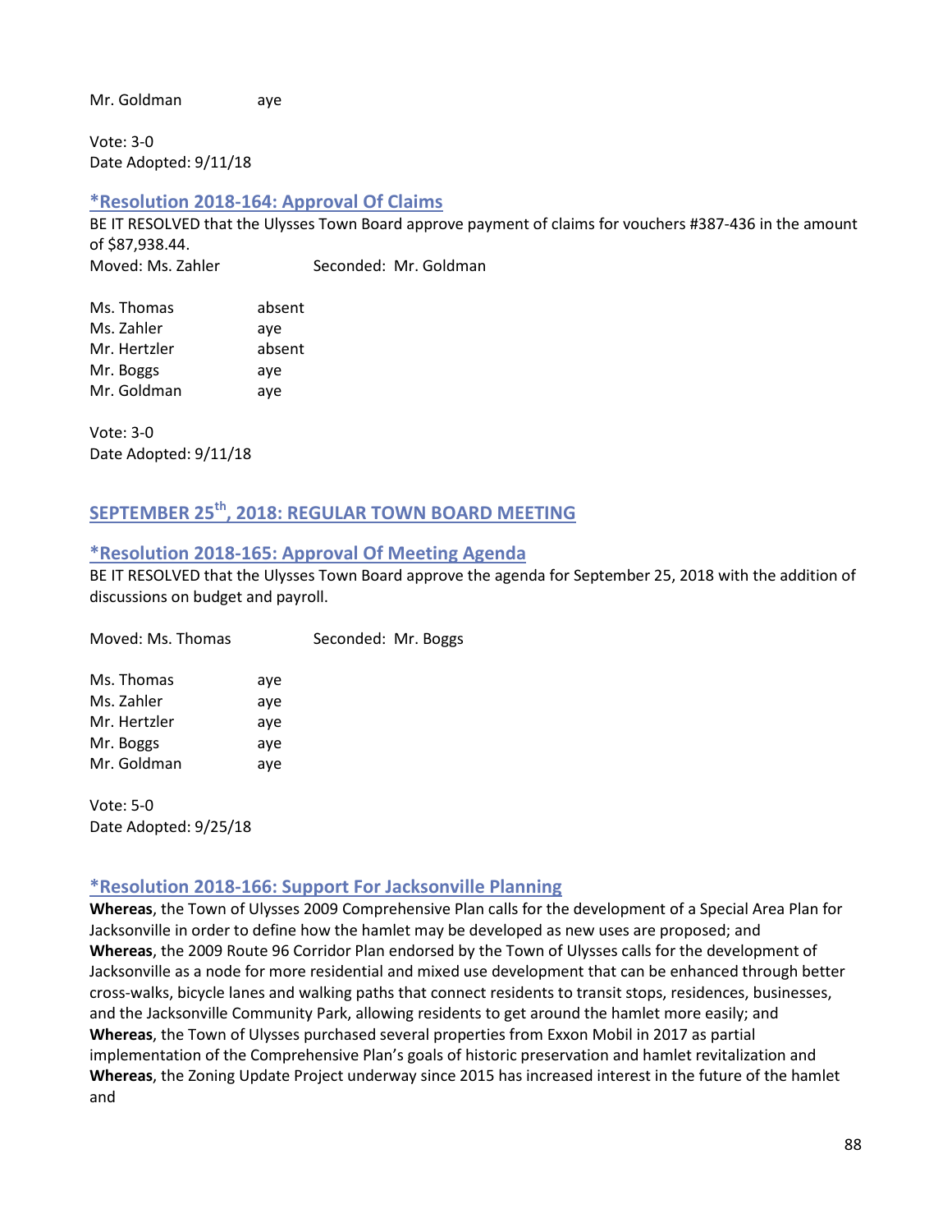Mr. Goldman aye

Vote: 3-0
Date Adopted: 9/11/18

### *Resolution 2018-164: Approval Of Claims

BE IT RESOLVED that the Ulysses Town Board approve payment of claims for vouchers #387-436 in the amount of $87,938.44.

Moved: Ms. Zahler Seconded: Mr. Goldman

Ms. Thomas absent
Ms. Zahler aye
Mr. Hertzler absent
Mr. Boggs aye
Mr. Goldman aye

Vote: 3-0
Date Adopted: 9/11/18

## SEPTEMBER 25th, 2018: REGULAR TOWN BOARD MEETING

### *Resolution 2018-165: Approval Of Meeting Agenda

BE IT RESOLVED that the Ulysses Town Board approve the agenda for September 25, 2018 with the addition of discussions on budget and payroll.

Moved: Ms. Thomas Seconded: Mr. Boggs

Ms. Thomas aye
Ms. Zahler aye
Mr. Hertzler aye
Mr. Boggs aye
Mr. Goldman aye

Vote: 5-0
Date Adopted: 9/25/18

### *Resolution 2018-166: Support For Jacksonville Planning

**Whereas**, the Town of Ulysses 2009 Comprehensive Plan calls for the development of a Special Area Plan for Jacksonville in order to define how the hamlet may be developed as new uses are proposed; and
**Whereas**, the 2009 Route 96 Corridor Plan endorsed by the Town of Ulysses calls for the development of Jacksonville as a node for more residential and mixed use development that can be enhanced through better cross-walks, bicycle lanes and walking paths that connect residents to transit stops, residences, businesses, and the Jacksonville Community Park, allowing residents to get around the hamlet more easily; and
**Whereas**, the Town of Ulysses purchased several properties from Exxon Mobil in 2017 as partial implementation of the Comprehensive Plan's goals of historic preservation and hamlet revitalization and
**Whereas**, the Zoning Update Project underway since 2015 has increased interest in the future of the hamlet and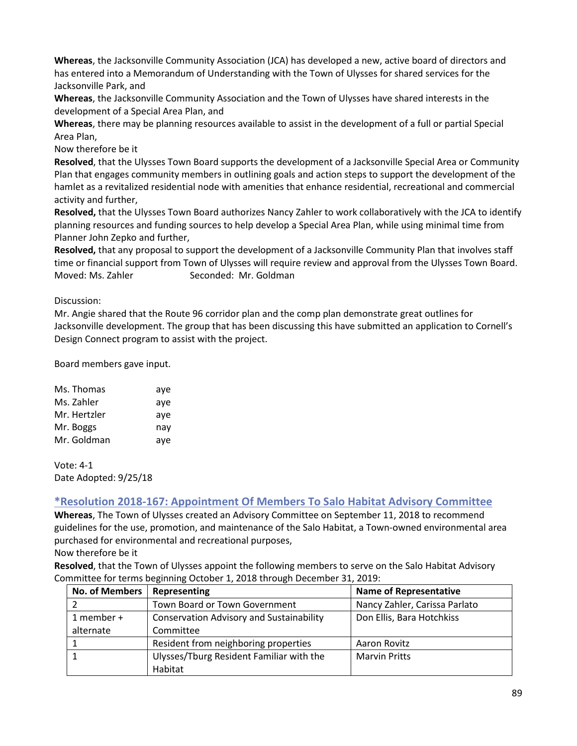**Whereas**, the Jacksonville Community Association (JCA) has developed a new, active board of directors and has entered into a Memorandum of Understanding with the Town of Ulysses for shared services for the Jacksonville Park, and

**Whereas**, the Jacksonville Community Association and the Town of Ulysses have shared interests in the development of a Special Area Plan, and

**Whereas**, there may be planning resources available to assist in the development of a full or partial Special Area Plan,

Now therefore be it

**Resolved**, that the Ulysses Town Board supports the development of a Jacksonville Special Area or Community Plan that engages community members in outlining goals and action steps to support the development of the hamlet as a revitalized residential node with amenities that enhance residential, recreational and commercial activity and further,

**Resolved,** that the Ulysses Town Board authorizes Nancy Zahler to work collaboratively with the JCA to identify planning resources and funding sources to help develop a Special Area Plan, while using minimal time from Planner John Zepko and further,

**Resolved,** that any proposal to support the development of a Jacksonville Community Plan that involves staff time or financial support from Town of Ulysses will require review and approval from the Ulysses Town Board.

Moved: Ms. Zahler Seconded: Mr. Goldman

Discussion:

Mr. Angie shared that the Route 96 corridor plan and the comp plan demonstrate great outlines for Jacksonville development. The group that has been discussing this have submitted an application to Cornell's Design Connect program to assist with the project.

Board members gave input.

Ms. Thomas aye
Ms. Zahler aye
Mr. Hertzler aye
Mr. Boggs nay
Mr. Goldman aye

Vote: 4-1
Date Adopted: 9/25/18

## *Resolution 2018-167: Appointment Of Members To Salo Habitat Advisory Committee

**Whereas**, The Town of Ulysses created an Advisory Committee on September 11, 2018 to recommend guidelines for the use, promotion, and maintenance of the Salo Habitat, a Town-owned environmental area purchased for environmental and recreational purposes,

Now therefore be it

**Resolved**, that the Town of Ulysses appoint the following members to serve on the Salo Habitat Advisory Committee for terms beginning October 1, 2018 through December 31, 2019:

| No. of Members | Representing | Name of Representative |
|---|---|---|
| 2 | Town Board or Town Government | Nancy Zahler, Carissa Parlato |
| 1 member + alternate | Conservation Advisory and Sustainability Committee | Don Ellis, Bara Hotchkiss |
| 1 | Resident from neighboring properties | Aaron Rovitz |
| 1 | Ulysses/Tburg Resident Familiar with the Habitat | Marvin Pritts |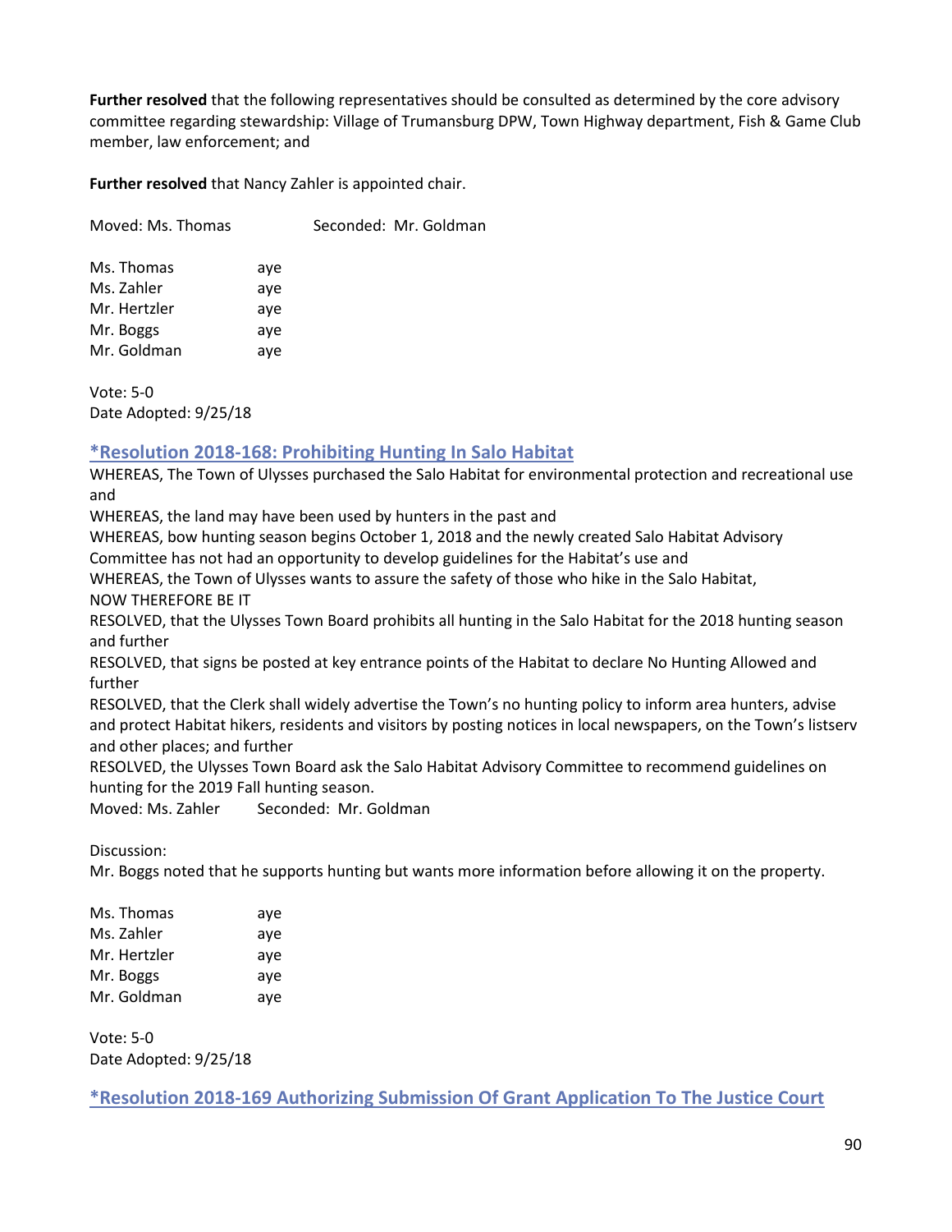**Further resolved** that the following representatives should be consulted as determined by the core advisory committee regarding stewardship: Village of Trumansburg DPW, Town Highway department, Fish & Game Club member, law enforcement; and

**Further resolved** that Nancy Zahler is appointed chair.

Moved: Ms. Thomas Seconded: Mr. Goldman

| | |
|---|---|
| Ms. Thomas | aye |
| Ms. Zahler | aye |
| Mr. Hertzler | aye |
| Mr. Boggs | aye |
| Mr. Goldman | aye |

Vote: 5-0
Date Adopted: 9/25/18

## *Resolution 2018-168: Prohibiting Hunting In Salo Habitat

WHEREAS, The Town of Ulysses purchased the Salo Habitat for environmental protection and recreational use and
WHEREAS, the land may have been used by hunters in the past and
WHEREAS, bow hunting season begins October 1, 2018 and the newly created Salo Habitat Advisory Committee has not had an opportunity to develop guidelines for the Habitat's use and
WHEREAS, the Town of Ulysses wants to assure the safety of those who hike in the Salo Habitat,
NOW THEREFORE BE IT
RESOLVED, that the Ulysses Town Board prohibits all hunting in the Salo Habitat for the 2018 hunting season and further
RESOLVED, that signs be posted at key entrance points of the Habitat to declare No Hunting Allowed and further
RESOLVED, that the Clerk shall widely advertise the Town's no hunting policy to inform area hunters, advise and protect Habitat hikers, residents and visitors by posting notices in local newspapers, on the Town's listserv and other places; and further
RESOLVED, the Ulysses Town Board ask the Salo Habitat Advisory Committee to recommend guidelines on hunting for the 2019 Fall hunting season.
Moved: Ms. Zahler Seconded: Mr. Goldman

Discussion:
Mr. Boggs noted that he supports hunting but wants more information before allowing it on the property.

| | |
|---|---|
| Ms. Thomas | aye |
| Ms. Zahler | aye |
| Mr. Hertzler | aye |
| Mr. Boggs | aye |
| Mr. Goldman | aye |

Vote: 5-0
Date Adopted: 9/25/18

## *Resolution 2018-169 Authorizing Submission Of Grant Application To The Justice Court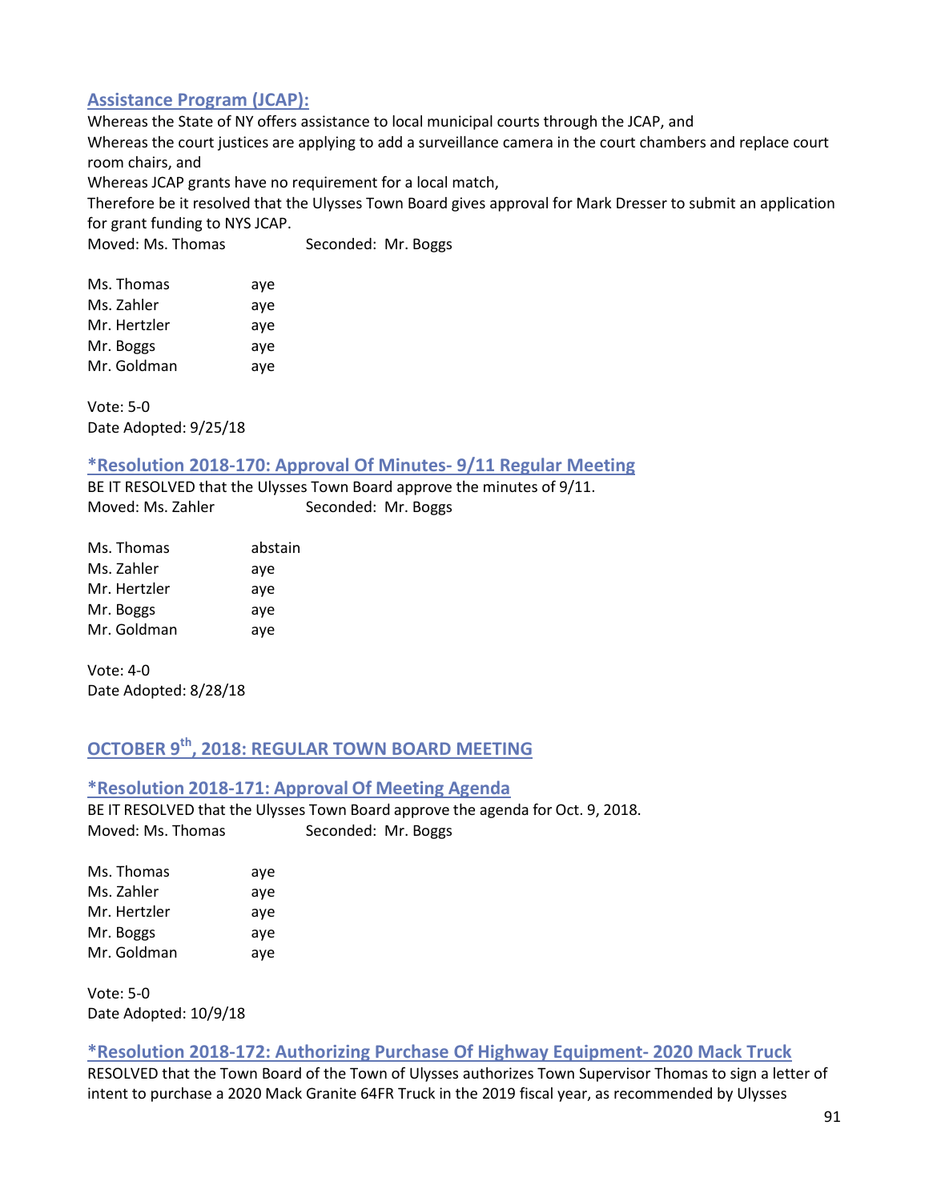### Assistance Program (JCAP):

Whereas the State of NY offers assistance to local municipal courts through the JCAP, and
Whereas the court justices are applying to add a surveillance camera in the court chambers and replace court room chairs, and
Whereas JCAP grants have no requirement for a local match,
Therefore be it resolved that the Ulysses Town Board gives approval for Mark Dresser to submit an application for grant funding to NYS JCAP.
Moved: Ms. Thomas Seconded: Mr. Boggs

| | |
|---|---|
| Ms. Thomas | aye |
| Ms. Zahler | aye |
| Mr. Hertzler | aye |
| Mr. Boggs | aye |
| Mr. Goldman | aye |

Vote: 5-0
Date Adopted: 9/25/18

### *Resolution 2018-170: Approval Of Minutes- 9/11 Regular Meeting

BE IT RESOLVED that the Ulysses Town Board approve the minutes of 9/11.
Moved: Ms. Zahler Seconded: Mr. Boggs

| | |
|---|---|
| Ms. Thomas | abstain |
| Ms. Zahler | aye |
| Mr. Hertzler | aye |
| Mr. Boggs | aye |
| Mr. Goldman | aye |

Vote: 4-0
Date Adopted: 8/28/18

## OCTOBER 9th, 2018: REGULAR TOWN BOARD MEETING

### *Resolution 2018-171: Approval Of Meeting Agenda

BE IT RESOLVED that the Ulysses Town Board approve the agenda for Oct. 9, 2018.
Moved: Ms. Thomas Seconded: Mr. Boggs

| | |
|---|---|
| Ms. Thomas | aye |
| Ms. Zahler | aye |
| Mr. Hertzler | aye |
| Mr. Boggs | aye |
| Mr. Goldman | aye |

Vote: 5-0
Date Adopted: 10/9/18

### *Resolution 2018-172: Authorizing Purchase Of Highway Equipment- 2020 Mack Truck

RESOLVED that the Town Board of the Town of Ulysses authorizes Town Supervisor Thomas to sign a letter of intent to purchase a 2020 Mack Granite 64FR Truck in the 2019 fiscal year, as recommended by Ulysses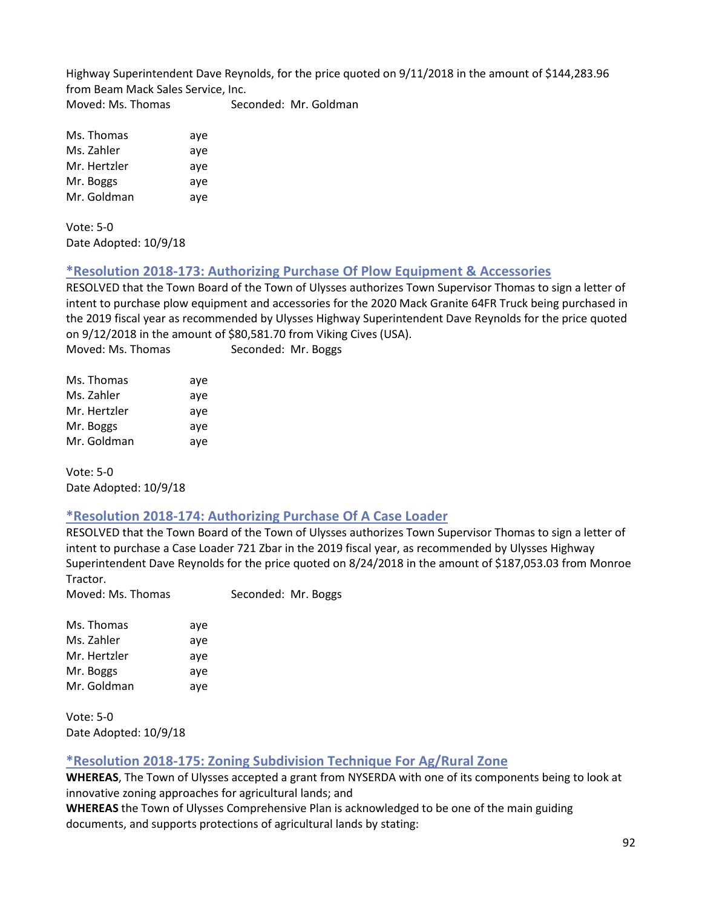Highway Superintendent Dave Reynolds, for the price quoted on 9/11/2018 in the amount of $144,283.96 from Beam Mack Sales Service, Inc.
Moved: Ms. Thomas Seconded: Mr. Goldman

Ms. Thomas aye
Ms. Zahler aye
Mr. Hertzler aye
Mr. Boggs aye
Mr. Goldman aye

Vote: 5-0
Date Adopted: 10/9/18

### *Resolution 2018-173: Authorizing Purchase Of Plow Equipment & Accessories

RESOLVED that the Town Board of the Town of Ulysses authorizes Town Supervisor Thomas to sign a letter of intent to purchase plow equipment and accessories for the 2020 Mack Granite 64FR Truck being purchased in the 2019 fiscal year as recommended by Ulysses Highway Superintendent Dave Reynolds for the price quoted on 9/12/2018 in the amount of $80,581.70 from Viking Cives (USA).
Moved: Ms. Thomas Seconded: Mr. Boggs

Ms. Thomas aye
Ms. Zahler aye
Mr. Hertzler aye
Mr. Boggs aye
Mr. Goldman aye

Vote: 5-0
Date Adopted: 10/9/18

### *Resolution 2018-174: Authorizing Purchase Of A Case Loader

RESOLVED that the Town Board of the Town of Ulysses authorizes Town Supervisor Thomas to sign a letter of intent to purchase a Case Loader 721 Zbar in the 2019 fiscal year, as recommended by Ulysses Highway Superintendent Dave Reynolds for the price quoted on 8/24/2018 in the amount of $187,053.03 from Monroe Tractor.
Moved: Ms. Thomas Seconded: Mr. Boggs

Ms. Thomas aye
Ms. Zahler aye
Mr. Hertzler aye
Mr. Boggs aye
Mr. Goldman aye

Vote: 5-0
Date Adopted: 10/9/18

### *Resolution 2018-175: Zoning Subdivision Technique For Ag/Rural Zone

**WHEREAS**, The Town of Ulysses accepted a grant from NYSERDA with one of its components being to look at innovative zoning approaches for agricultural lands; and
**WHEREAS** the Town of Ulysses Comprehensive Plan is acknowledged to be one of the main guiding documents, and supports protections of agricultural lands by stating: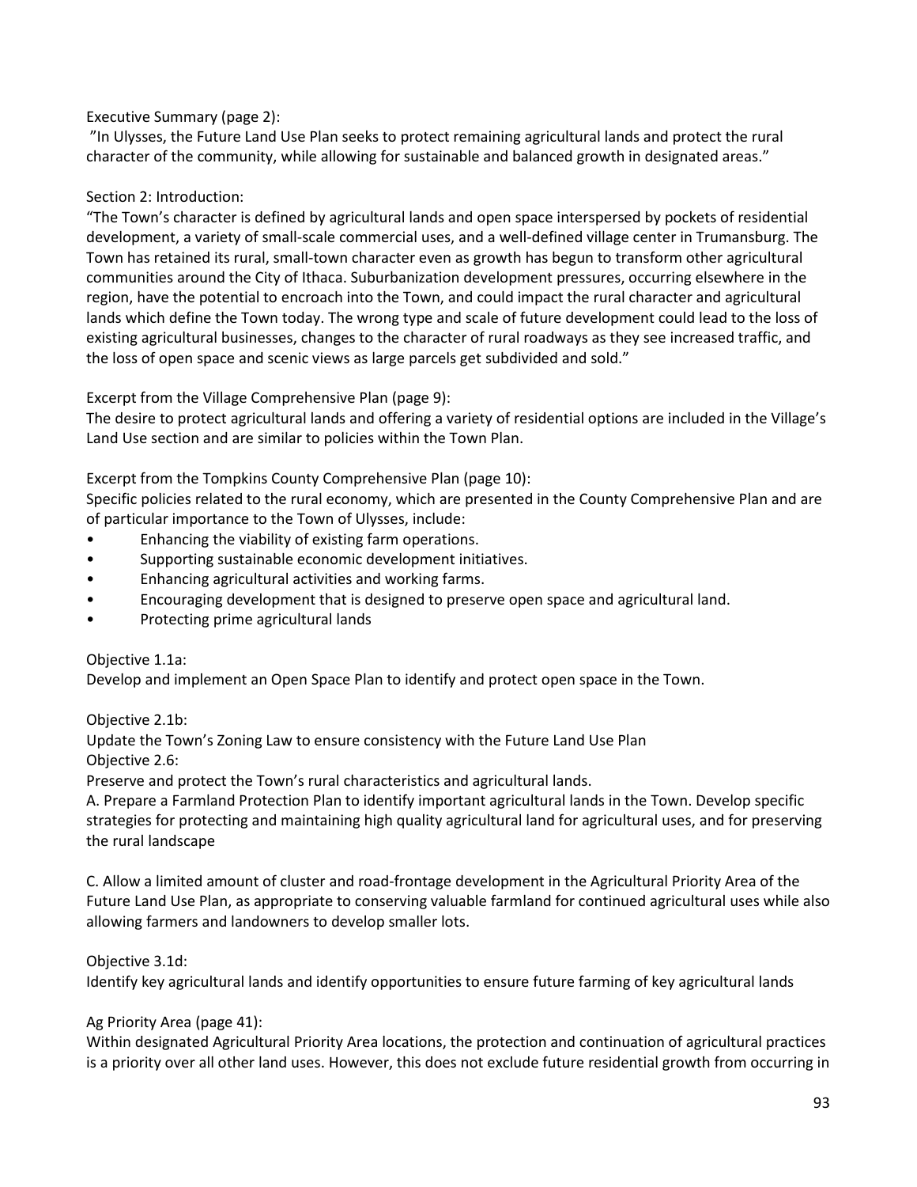Executive Summary (page 2):
"In Ulysses, the Future Land Use Plan seeks to protect remaining agricultural lands and protect the rural character of the community, while allowing for sustainable and balanced growth in designated areas."

Section 2: Introduction:
"The Town's character is defined by agricultural lands and open space interspersed by pockets of residential development, a variety of small-scale commercial uses, and a well-defined village center in Trumansburg. The Town has retained its rural, small-town character even as growth has begun to transform other agricultural communities around the City of Ithaca. Suburbanization development pressures, occurring elsewhere in the region, have the potential to encroach into the Town, and could impact the rural character and agricultural lands which define the Town today. The wrong type and scale of future development could lead to the loss of existing agricultural businesses, changes to the character of rural roadways as they see increased traffic, and the loss of open space and scenic views as large parcels get subdivided and sold."

Excerpt from the Village Comprehensive Plan (page 9):
The desire to protect agricultural lands and offering a variety of residential options are included in the Village's Land Use section and are similar to policies within the Town Plan.

Excerpt from the Tompkins County Comprehensive Plan (page 10):
Specific policies related to the rural economy, which are presented in the County Comprehensive Plan and are of particular importance to the Town of Ulysses, include:

- Enhancing the viability of existing farm operations.
- Supporting sustainable economic development initiatives.
- Enhancing agricultural activities and working farms.
- Encouraging development that is designed to preserve open space and agricultural land.
- Protecting prime agricultural lands

Objective 1.1a:
Develop and implement an Open Space Plan to identify and protect open space in the Town.

Objective 2.1b:
Update the Town's Zoning Law to ensure consistency with the Future Land Use Plan
Objective 2.6:
Preserve and protect the Town's rural characteristics and agricultural lands.
A. Prepare a Farmland Protection Plan to identify important agricultural lands in the Town. Develop specific strategies for protecting and maintaining high quality agricultural land for agricultural uses, and for preserving the rural landscape

C. Allow a limited amount of cluster and road-frontage development in the Agricultural Priority Area of the Future Land Use Plan, as appropriate to conserving valuable farmland for continued agricultural uses while also allowing farmers and landowners to develop smaller lots.

Objective 3.1d:
Identify key agricultural lands and identify opportunities to ensure future farming of key agricultural lands

Ag Priority Area (page 41):
Within designated Agricultural Priority Area locations, the protection and continuation of agricultural practices is a priority over all other land uses. However, this does not exclude future residential growth from occurring in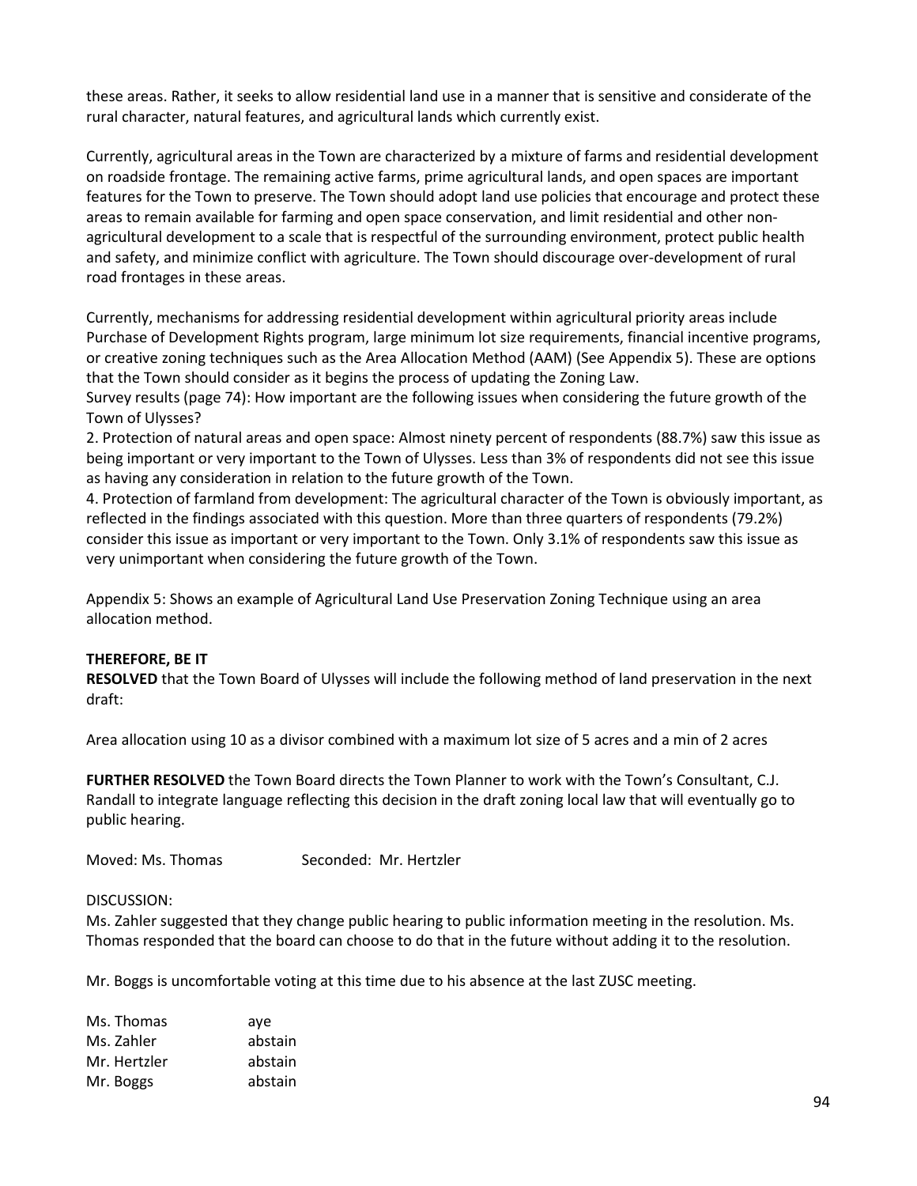these areas. Rather, it seeks to allow residential land use in a manner that is sensitive and considerate of the rural character, natural features, and agricultural lands which currently exist.

Currently, agricultural areas in the Town are characterized by a mixture of farms and residential development on roadside frontage. The remaining active farms, prime agricultural lands, and open spaces are important features for the Town to preserve. The Town should adopt land use policies that encourage and protect these areas to remain available for farming and open space conservation, and limit residential and other non-agricultural development to a scale that is respectful of the surrounding environment, protect public health and safety, and minimize conflict with agriculture. The Town should discourage over-development of rural road frontages in these areas.

Currently, mechanisms for addressing residential development within agricultural priority areas include Purchase of Development Rights program, large minimum lot size requirements, financial incentive programs, or creative zoning techniques such as the Area Allocation Method (AAM) (See Appendix 5). These are options that the Town should consider as it begins the process of updating the Zoning Law.
Survey results (page 74): How important are the following issues when considering the future growth of the Town of Ulysses?
2. Protection of natural areas and open space: Almost ninety percent of respondents (88.7%) saw this issue as being important or very important to the Town of Ulysses. Less than 3% of respondents did not see this issue as having any consideration in relation to the future growth of the Town.
4. Protection of farmland from development: The agricultural character of the Town is obviously important, as reflected in the findings associated with this question. More than three quarters of respondents (79.2%) consider this issue as important or very important to the Town. Only 3.1% of respondents saw this issue as very unimportant when considering the future growth of the Town.

Appendix 5: Shows an example of Agricultural Land Use Preservation Zoning Technique using an area allocation method.

**THEREFORE, BE IT**
**RESOLVED** that the Town Board of Ulysses will include the following method of land preservation in the next draft:

Area allocation using 10 as a divisor combined with a maximum lot size of 5 acres and a min of 2 acres

**FURTHER RESOLVED** the Town Board directs the Town Planner to work with the Town's Consultant, C.J. Randall to integrate language reflecting this decision in the draft zoning local law that will eventually go to public hearing.

Moved: Ms. Thomas Seconded: Mr. Hertzler

DISCUSSION:
Ms. Zahler suggested that they change public hearing to public information meeting in the resolution. Ms. Thomas responded that the board can choose to do that in the future without adding it to the resolution.

Mr. Boggs is uncomfortable voting at this time due to his absence at the last ZUSC meeting.

Ms. Thomas aye
Ms. Zahler abstain
Mr. Hertzler abstain
Mr. Boggs abstain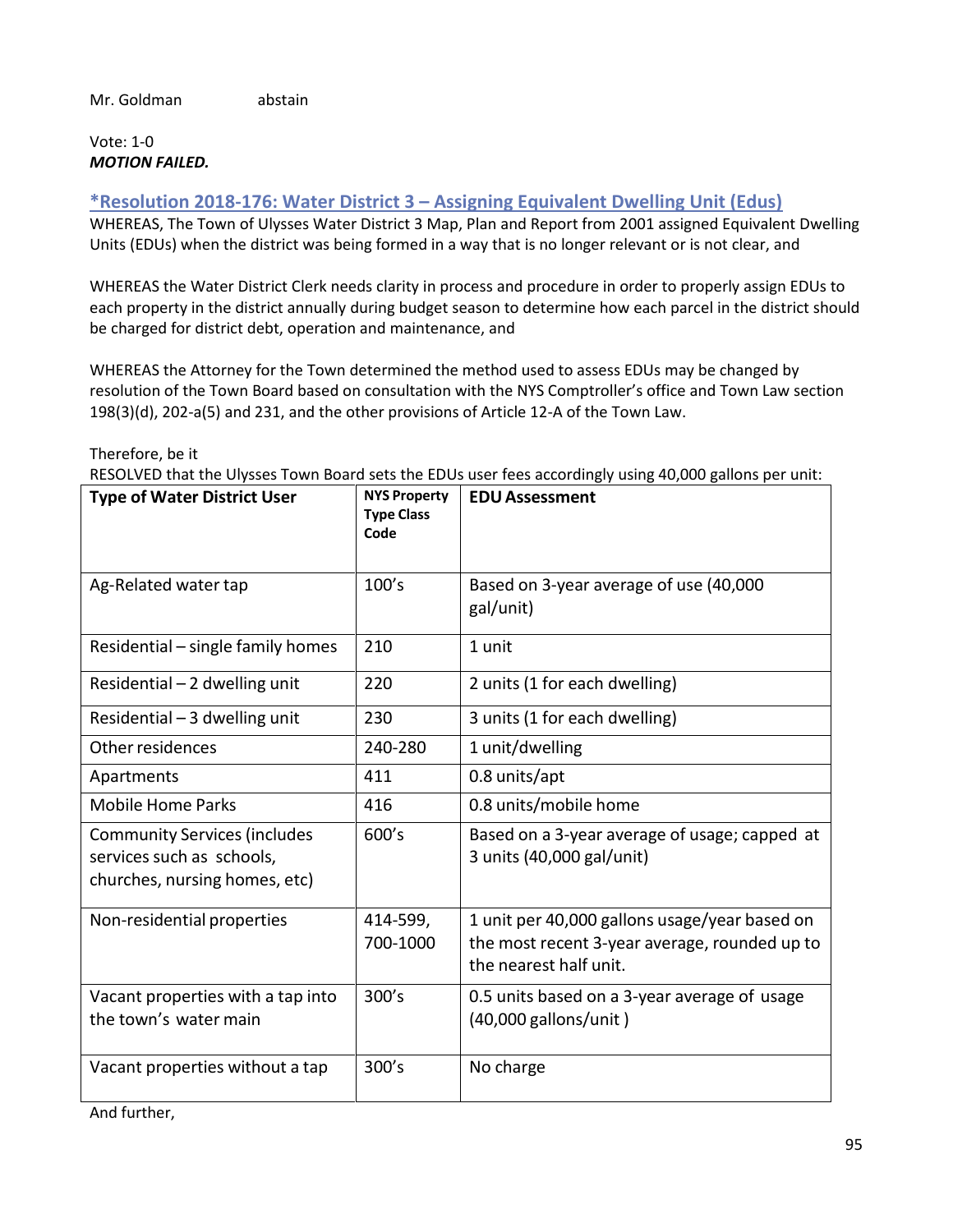Mr. Goldman abstain

Vote: 1-0
***MOTION FAILED.***

### *Resolution 2018-176: Water District 3 – Assigning Equivalent Dwelling Unit (Edus)

WHEREAS, The Town of Ulysses Water District 3 Map, Plan and Report from 2001 assigned Equivalent Dwelling Units (EDUs) when the district was being formed in a way that is no longer relevant or is not clear, and

WHEREAS the Water District Clerk needs clarity in process and procedure in order to properly assign EDUs to each property in the district annually during budget season to determine how each parcel in the district should be charged for district debt, operation and maintenance, and

WHEREAS the Attorney for the Town determined the method used to assess EDUs may be changed by resolution of the Town Board based on consultation with the NYS Comptroller's office and Town Law section 198(3)(d), 202-a(5) and 231, and the other provisions of Article 12-A of the Town Law.

Therefore, be it

RESOLVED that the Ulysses Town Board sets the EDUs user fees accordingly using 40,000 gallons per unit:

| Type of Water District User | NYS Property Type Class Code | EDU Assessment |
|---|---|---|
| Ag-Related water tap | 100's | Based on 3-year average of use (40,000 gal/unit) |
| Residential – single family homes | 210 | 1 unit |
| Residential – 2 dwelling unit | 220 | 2 units (1 for each dwelling) |
| Residential – 3 dwelling unit | 230 | 3 units (1 for each dwelling) |
| Other residences | 240-280 | 1 unit/dwelling |
| Apartments | 411 | 0.8 units/apt |
| Mobile Home Parks | 416 | 0.8 units/mobile home |
| Community Services (includes services such as schools, churches, nursing homes, etc) | 600's | Based on a 3-year average of usage; capped at 3 units (40,000 gal/unit) |
| Non-residential properties | 414-599, 700-1000 | 1 unit per 40,000 gallons usage/year based on the most recent 3-year average, rounded up to the nearest half unit. |
| Vacant properties with a tap into the town's water main | 300's | 0.5 units based on a 3-year average of usage (40,000 gallons/unit ) |
| Vacant properties without a tap | 300's | No charge |

And further,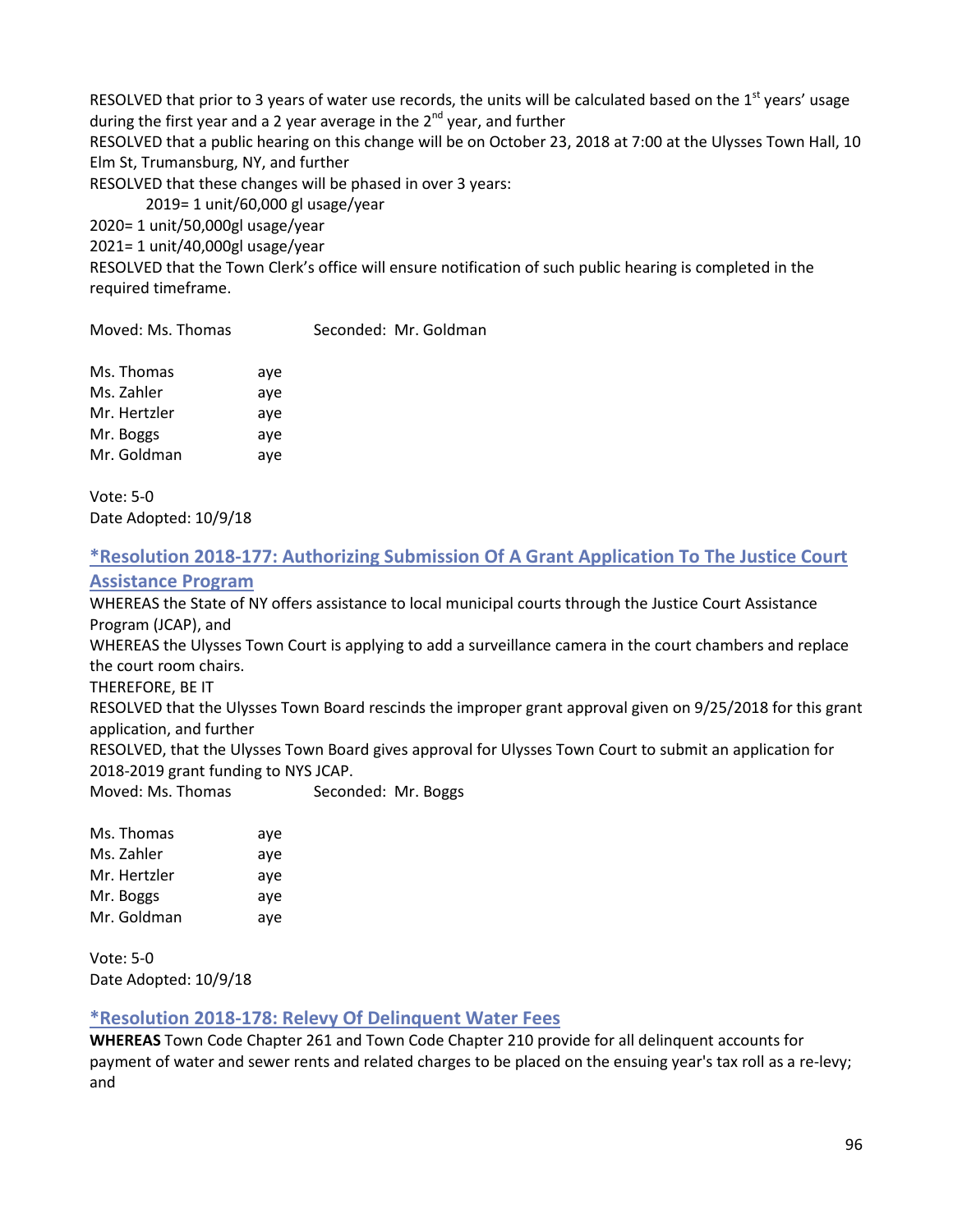RESOLVED that prior to 3 years of water use records, the units will be calculated based on the 1st years' usage during the first year and a 2 year average in the 2nd year, and further

RESOLVED that a public hearing on this change will be on October 23, 2018 at 7:00 at the Ulysses Town Hall, 10 Elm St, Trumansburg, NY, and further

RESOLVED that these changes will be phased in over 3 years:

2019= 1 unit/60,000 gl usage/year

2020= 1 unit/50,000gl usage/year

2021= 1 unit/40,000gl usage/year

RESOLVED that the Town Clerk's office will ensure notification of such public hearing is completed in the required timeframe.

Moved: Ms. Thomas Seconded: Mr. Goldman

| | |
|---|---|
| Ms. Thomas | aye |
| Ms. Zahler | aye |
| Mr. Hertzler | aye |
| Mr. Boggs | aye |
| Mr. Goldman | aye |

Vote: 5-0
Date Adopted: 10/9/18

## *Resolution 2018-177: Authorizing Submission Of A Grant Application To The Justice Court Assistance Program

WHEREAS the State of NY offers assistance to local municipal courts through the Justice Court Assistance Program (JCAP), and

WHEREAS the Ulysses Town Court is applying to add a surveillance camera in the court chambers and replace the court room chairs.

THEREFORE, BE IT

RESOLVED that the Ulysses Town Board rescinds the improper grant approval given on 9/25/2018 for this grant application, and further

RESOLVED, that the Ulysses Town Board gives approval for Ulysses Town Court to submit an application for 2018-2019 grant funding to NYS JCAP.

Moved: Ms. Thomas Seconded: Mr. Boggs

| | |
|---|---|
| Ms. Thomas | aye |
| Ms. Zahler | aye |
| Mr. Hertzler | aye |
| Mr. Boggs | aye |
| Mr. Goldman | aye |

Vote: 5-0
Date Adopted: 10/9/18

## *Resolution 2018-178: Relevy Of Delinquent Water Fees

**WHEREAS** Town Code Chapter 261 and Town Code Chapter 210 provide for all delinquent accounts for payment of water and sewer rents and related charges to be placed on the ensuing year's tax roll as a re-levy; and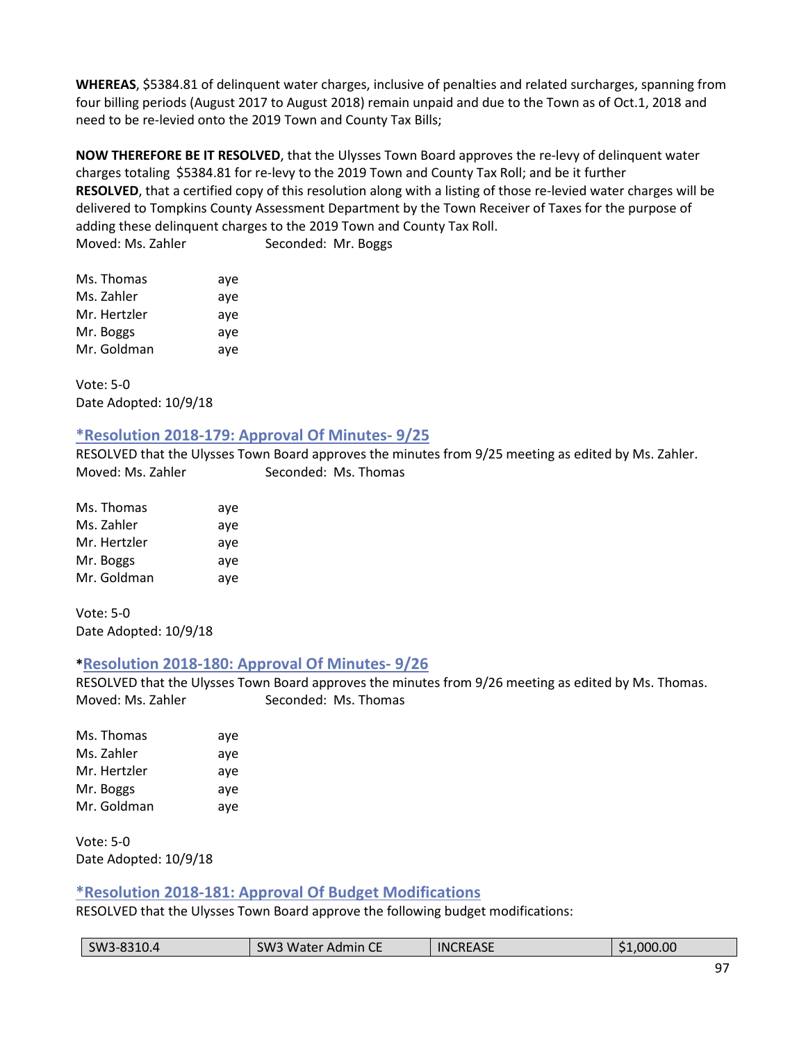**WHEREAS**, $5384.81 of delinquent water charges, inclusive of penalties and related surcharges, spanning from four billing periods (August 2017 to August 2018) remain unpaid and due to the Town as of Oct.1, 2018 and need to be re-levied onto the 2019 Town and County Tax Bills;

**NOW THEREFORE BE IT RESOLVED**, that the Ulysses Town Board approves the re-levy of delinquent water charges totaling $5384.81 for re-levy to the 2019 Town and County Tax Roll; and be it further
**RESOLVED**, that a certified copy of this resolution along with a listing of those re-levied water charges will be delivered to Tompkins County Assessment Department by the Town Receiver of Taxes for the purpose of adding these delinquent charges to the 2019 Town and County Tax Roll.
Moved: Ms. Zahler Seconded: Mr. Boggs

Ms. Thomas aye
Ms. Zahler aye
Mr. Hertzler aye
Mr. Boggs aye
Mr. Goldman aye

Vote: 5-0
Date Adopted: 10/9/18

### *Resolution 2018-179: Approval Of Minutes- 9/25

RESOLVED that the Ulysses Town Board approves the minutes from 9/25 meeting as edited by Ms. Zahler.
Moved: Ms. Zahler Seconded: Ms. Thomas

Ms. Thomas aye
Ms. Zahler aye
Mr. Hertzler aye
Mr. Boggs aye
Mr. Goldman aye

Vote: 5-0
Date Adopted: 10/9/18

### *Resolution 2018-180: Approval Of Minutes- 9/26

RESOLVED that the Ulysses Town Board approves the minutes from 9/26 meeting as edited by Ms. Thomas.
Moved: Ms. Zahler Seconded: Ms. Thomas

Ms. Thomas aye
Ms. Zahler aye
Mr. Hertzler aye
Mr. Boggs aye
Mr. Goldman aye

Vote: 5-0
Date Adopted: 10/9/18

### *Resolution 2018-181: Approval Of Budget Modifications

RESOLVED that the Ulysses Town Board approve the following budget modifications:

| | | | |
|---|---|---|---|
| SW3-8310.4 | SW3 Water Admin CE | INCREASE | $1,000.00 |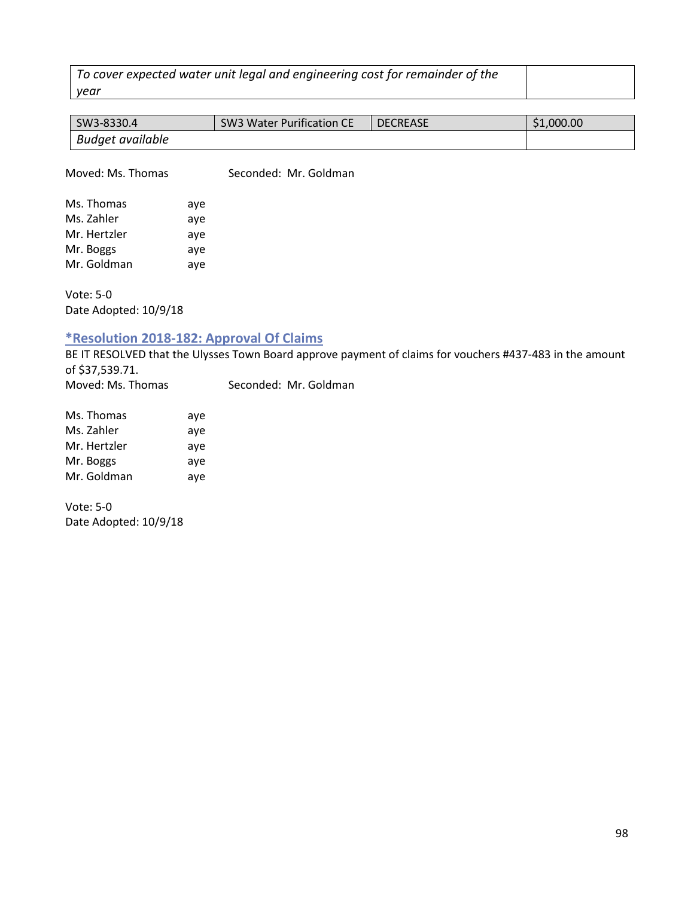| | |
|---|---|
| *To cover expected water unit legal and engineering cost for remainder of the year* | |

| | | | |
|---|---|---|---|
| SW3-8330.4 | SW3 Water Purification CE | DECREASE | $1,000.00 |
| *Budget available* | | | |

Moved: Ms. Thomas Seconded: Mr. Goldman

Ms. Thomas aye
Ms. Zahler aye
Mr. Hertzler aye
Mr. Boggs aye
Mr. Goldman aye

Vote: 5-0
Date Adopted: 10/9/18

## *Resolution 2018-182: Approval Of Claims

BE IT RESOLVED that the Ulysses Town Board approve payment of claims for vouchers #437-483 in the amount of $37,539.71.

Moved: Ms. Thomas Seconded: Mr. Goldman

Ms. Thomas aye
Ms. Zahler aye
Mr. Hertzler aye
Mr. Boggs aye
Mr. Goldman aye

Vote: 5-0
Date Adopted: 10/9/18